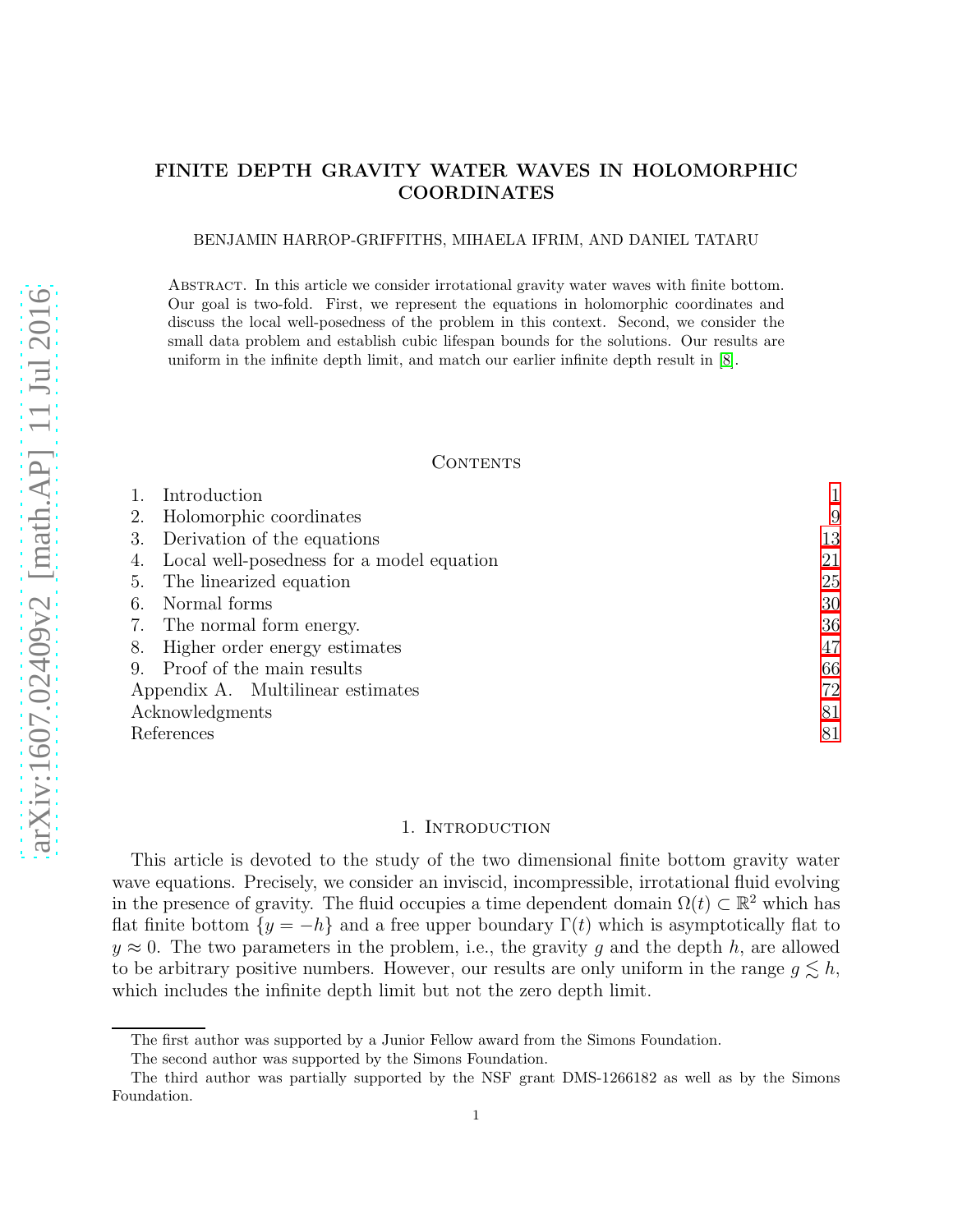# FINITE DEPTH GRAVITY WATER WAVES IN HOLOMORPHIC COORDINATES

BENJAMIN HARROP-GRIFFITHS, MIHAELA IFRIM, AND DANIEL TATARU

Abstract. In this article we consider irrotational gravity water waves with finite bottom. Our goal is two-fold. First, we represent the equations in holomorphic coordinates and discuss the local well-posedness of the problem in this context. Second, we consider the small data problem and establish cubic lifespan bounds for the solutions. Our results are uniform in the infinite depth limit, and match our earlier infinite depth result in [8].

## Contents

1. Introduction 1
2. Holomorphic coordinates 9
3. Derivation of the equations 13
4. Local well-posedness for a model equation 21
5. The linearized equation 25
6. Normal forms 30
7. The normal form energy. 36
8. Higher order energy estimates 47
9. Proof of the main results 66

Appendix A. Multilinear estimates 72

Acknowledgments 81

References 81

## 1. Introduction

This article is devoted to the study of the two dimensional finite bottom gravity water wave equations. Precisely, we consider an inviscid, incompressible, irrotational fluid evolving in the presence of gravity. The fluid occupies a time dependent domain $\Omega(t) \subset \mathbb{R}^2$ which has flat finite bottom $\{y = -h\}$ and a free upper boundary $\Gamma(t)$ which is asymptotically flat to $y \approx 0$. The two parameters in the problem, i.e., the gravity $g$ and the depth $h$, are allowed to be arbitrary positive numbers. However, our results are only uniform in the range $g \lesssim h$, which includes the infinite depth limit but not the zero depth limit.

The first author was supported by a Junior Fellow award from the Simons Foundation.

The second author was supported by the Simons Foundation.

The third author was partially supported by the NSF grant DMS-1266182 as well as by the Simons Foundation.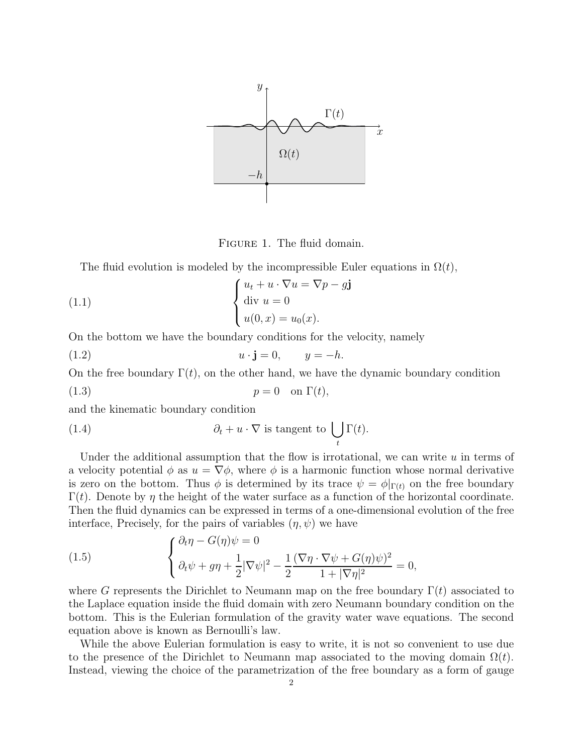$y$

$\Gamma(t)$

$x$

$\Omega(t)$

$-h$

Figure 1. The fluid domain.

The fluid evolution is modeled by the incompressible Euler equations in $\Omega(t)$,

$$
\begin{cases}
u_t + u \cdot \nabla u = \nabla p - g\mathbf{j} \\
\text{div } u = 0 \\
u(0, x) = u_0(x).
\end{cases}
\tag{1.1}
$$

On the bottom we have the boundary conditions for the velocity, namely

$$
u \cdot \mathbf{j} = 0, \qquad y = -h. \tag{1.2}
$$

On the free boundary $\Gamma(t)$, on the other hand, we have the dynamic boundary condition

$$
p = 0 \quad \text{on } \Gamma(t), \tag{1.3}
$$

and the kinematic boundary condition

$$
\partial_t + u \cdot \nabla \text{ is tangent to } \bigcup_t \Gamma(t). \tag{1.4}
$$

Under the additional assumption that the flow is irrotational, we can write $u$ in terms of a velocity potential $\phi$ as $u = \nabla\phi$, where $\phi$ is a harmonic function whose normal derivative is zero on the bottom. Thus $\phi$ is determined by its trace $\psi = \phi|_{\Gamma(t)}$ on the free boundary $\Gamma(t)$. Denote by $\eta$ the height of the water surface as a function of the horizontal coordinate. Then the fluid dynamics can be expressed in terms of a one-dimensional evolution of the free interface, Precisely, for the pairs of variables $(\eta, \psi)$ we have

$$
\begin{cases}
\partial_t \eta - G(\eta)\psi = 0 \\
\partial_t \psi + g\eta + \dfrac{1}{2}|\nabla\psi|^2 - \dfrac{1}{2}\dfrac{(\nabla\eta \cdot \nabla\psi + G(\eta)\psi)^2}{1 + |\nabla\eta|^2} = 0,
\end{cases}
\tag{1.5}
$$

where $G$ represents the Dirichlet to Neumann map on the free boundary $\Gamma(t)$ associated to the Laplace equation inside the fluid domain with zero Neumann boundary condition on the bottom. This is the Eulerian formulation of the gravity water wave equations. The second equation above is known as Bernoulli's law.

While the above Eulerian formulation is easy to write, it is not so convenient to use due to the presence of the Dirichlet to Neumann map associated to the moving domain $\Omega(t)$. Instead, viewing the choice of the parametrization of the free boundary as a form of gauge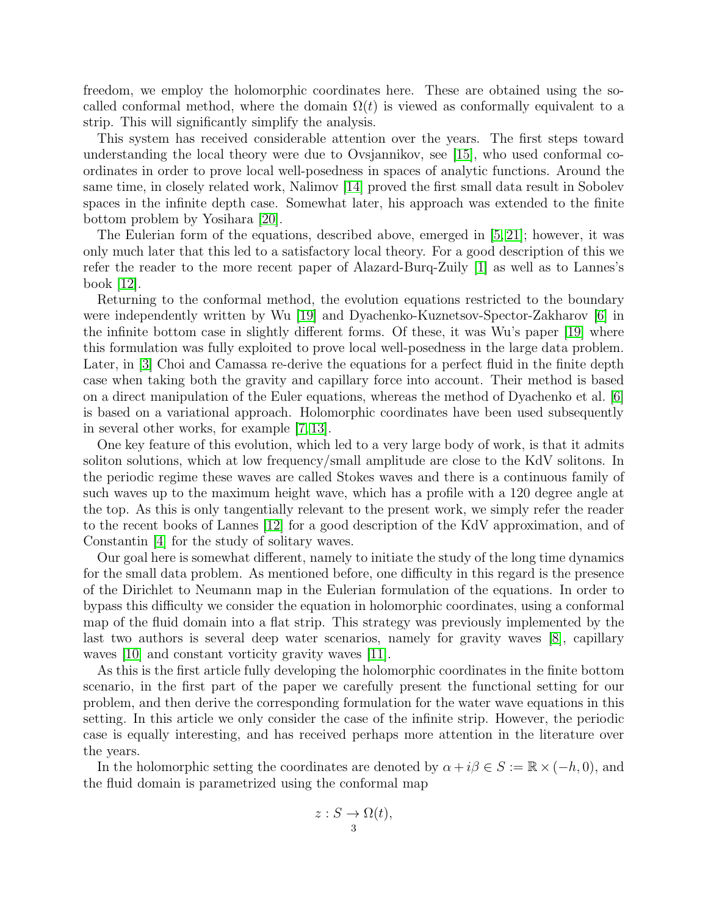freedom, we employ the holomorphic coordinates here. These are obtained using the so-called conformal method, where the domain $\Omega(t)$ is viewed as conformally equivalent to a strip. This will significantly simplify the analysis.

This system has received considerable attention over the years. The first steps toward understanding the local theory were due to Ovsjannikov, see [15], who used conformal coordinates in order to prove local well-posedness in spaces of analytic functions. Around the same time, in closely related work, Nalimov [14] proved the first small data result in Sobolev spaces in the infinite depth case. Somewhat later, his approach was extended to the finite bottom problem by Yosihara [20].

The Eulerian form of the equations, described above, emerged in [5,21]; however, it was only much later that this led to a satisfactory local theory. For a good description of this we refer the reader to the more recent paper of Alazard-Burq-Zuily [1] as well as to Lannes's book [12].

Returning to the conformal method, the evolution equations restricted to the boundary were independently written by Wu [19] and Dyachenko-Kuznetsov-Spector-Zakharov [6] in the infinite bottom case in slightly different forms. Of these, it was Wu's paper [19] where this formulation was fully exploited to prove local well-posedness in the large data problem. Later, in [3] Choi and Camassa re-derive the equations for a perfect fluid in the finite depth case when taking both the gravity and capillary force into account. Their method is based on a direct manipulation of the Euler equations, whereas the method of Dyachenko et al. [6] is based on a variational approach. Holomorphic coordinates have been used subsequently in several other works, for example [7,13].

One key feature of this evolution, which led to a very large body of work, is that it admits soliton solutions, which at low frequency/small amplitude are close to the KdV solitons. In the periodic regime these waves are called Stokes waves and there is a continuous family of such waves up to the maximum height wave, which has a profile with a 120 degree angle at the top. As this is only tangentially relevant to the present work, we simply refer the reader to the recent books of Lannes [12] for a good description of the KdV approximation, and of Constantin [4] for the study of solitary waves.

Our goal here is somewhat different, namely to initiate the study of the long time dynamics for the small data problem. As mentioned before, one difficulty in this regard is the presence of the Dirichlet to Neumann map in the Eulerian formulation of the equations. In order to bypass this difficulty we consider the equation in holomorphic coordinates, using a conformal map of the fluid domain into a flat strip. This strategy was previously implemented by the last two authors is several deep water scenarios, namely for gravity waves [8], capillary waves [10] and constant vorticity gravity waves [11].

As this is the first article fully developing the holomorphic coordinates in the finite bottom scenario, in the first part of the paper we carefully present the functional setting for our problem, and then derive the corresponding formulation for the water wave equations in this setting. In this article we only consider the case of the infinite strip. However, the periodic case is equally interesting, and has received perhaps more attention in the literature over the years.

In the holomorphic setting the coordinates are denoted by $\alpha + i\beta \in S := \mathbb{R} \times (-h, 0)$, and the fluid domain is parametrized using the conformal map

$$z : S \to \Omega(t),$$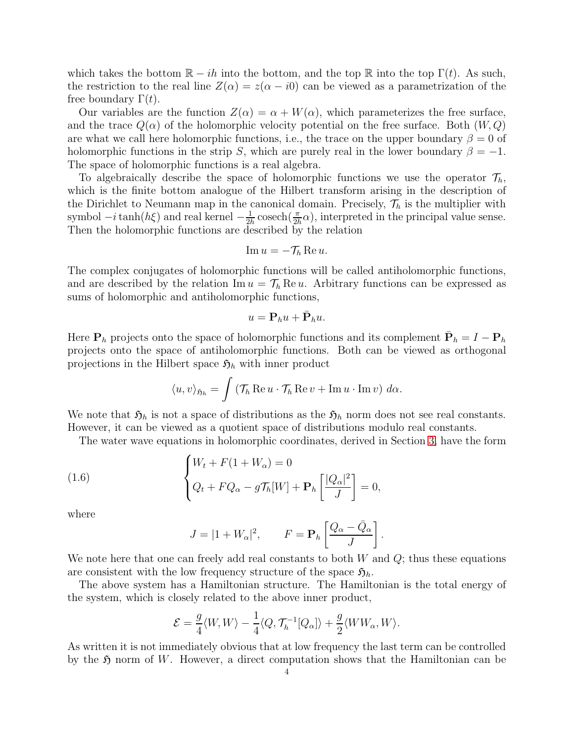which takes the bottom $\mathbb{R} - ih$ into the bottom, and the top $\mathbb{R}$ into the top $\Gamma(t)$. As such, the restriction to the real line $Z(\alpha) = z(\alpha - i0)$ can be viewed as a parametrization of the free boundary $\Gamma(t)$.

Our variables are the function $Z(\alpha) = \alpha + W(\alpha)$, which parameterizes the free surface, and the trace $Q(\alpha)$ of the holomorphic velocity potential on the free surface. Both $(W, Q)$ are what we call here holomorphic functions, i.e., the trace on the upper boundary $\beta = 0$ of holomorphic functions in the strip $S$, which are purely real in the lower boundary $\beta = -1$. The space of holomorphic functions is a real algebra.

To algebraically describe the space of holomorphic functions we use the operator $\mathcal{T}_h$, which is the finite bottom analogue of the Hilbert transform arising in the description of the Dirichlet to Neumann map in the canonical domain. Precisely, $\mathcal{T}_h$ is the multiplier with symbol $-i\tanh(h\xi)$ and real kernel $-\frac{1}{2h}\operatorname{cosech}(\frac{\pi}{2h}\alpha)$, interpreted in the principal value sense. Then the holomorphic functions are described by the relation

$$\operatorname{Im} u = -\mathcal{T}_h \operatorname{Re} u.$$

The complex conjugates of holomorphic functions will be called antiholomorphic functions, and are described by the relation $\operatorname{Im} u = \mathcal{T}_h \operatorname{Re} u$. Arbitrary functions can be expressed as sums of holomorphic and antiholomorphic functions,

$$u = \mathbf{P}_h u + \bar{\mathbf{P}}_h u.$$

Here $\mathbf{P}_h$ projects onto the space of holomorphic functions and its complement $\bar{\mathbf{P}}_h = I - \mathbf{P}_h$ projects onto the space of antiholomorphic functions. Both can be viewed as orthogonal projections in the Hilbert space $\mathfrak{H}_h$ with inner product

$$\langle u, v \rangle_{\mathfrak{H}_h} = \int \left( \mathcal{T}_h \operatorname{Re} u \cdot \mathcal{T}_h \operatorname{Re} v + \operatorname{Im} u \cdot \operatorname{Im} v \right) \, d\alpha.$$

We note that $\mathfrak{H}_h$ is not a space of distributions as the $\mathfrak{H}_h$ norm does not see real constants. However, it can be viewed as a quotient space of distributions modulo real constants.

The water wave equations in holomorphic coordinates, derived in Section 3, have the form

$$\begin{cases} W_t + F(1 + W_\alpha) = 0 \\ Q_t + FQ_\alpha - g\mathcal{T}_h[W] + \mathbf{P}_h \left[ \dfrac{|Q_\alpha|^2}{J} \right] = 0, \end{cases} \tag{1.6}$$

where

$$J = |1 + W_\alpha|^2, \qquad F = \mathbf{P}_h \left[ \frac{Q_\alpha - \bar{Q}_\alpha}{J} \right].$$

We note here that one can freely add real constants to both $W$ and $Q$; thus these equations are consistent with the low frequency structure of the space $\mathfrak{H}_h$.

The above system has a Hamiltonian structure. The Hamiltonian is the total energy of the system, which is closely related to the above inner product,

$$\mathcal{E} = \frac{g}{4}\langle W, W \rangle - \frac{1}{4}\langle Q, \mathcal{T}_h^{-1}[Q_\alpha] \rangle + \frac{g}{2}\langle WW_\alpha, W \rangle.$$

As written it is not immediately obvious that at low frequency the last term can be controlled by the $\mathfrak{H}$ norm of $W$. However, a direct computation shows that the Hamiltonian can be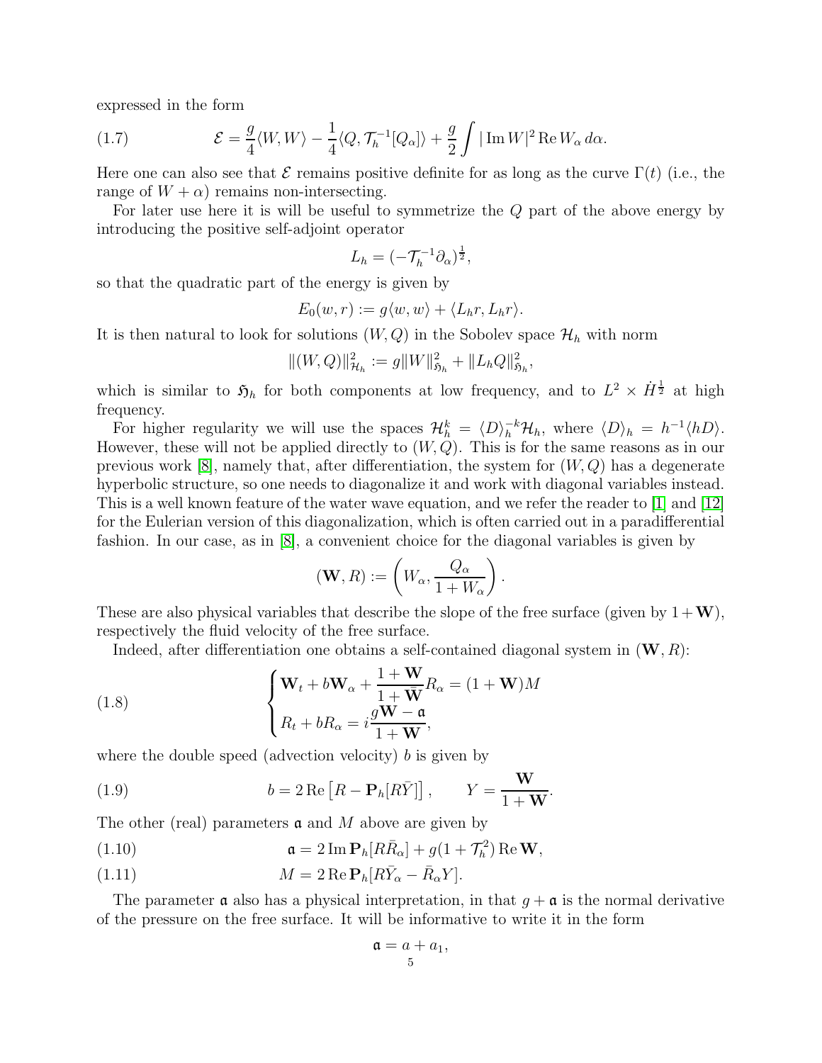expressed in the form

$$
\mathcal{E} = \frac{g}{4}\langle W, W\rangle - \frac{1}{4}\langle Q, \mathcal{T}_h^{-1}[Q_\alpha]\rangle + \frac{g}{2}\int |\operatorname{Im} W|^2 \operatorname{Re} W_\alpha \, d\alpha. \tag{1.7}
$$

Here one can also see that $\mathcal{E}$ remains positive definite for as long as the curve $\Gamma(t)$ (i.e., the range of $W + \alpha$) remains non-intersecting.

For later use here it is will be useful to symmetrize the $Q$ part of the above energy by introducing the positive self-adjoint operator

$$
L_h = (-\mathcal{T}_h^{-1}\partial_\alpha)^{\frac{1}{2}},
$$

so that the quadratic part of the energy is given by

$$
E_0(w, r) := g\langle w, w\rangle + \langle L_h r, L_h r\rangle.
$$

It is then natural to look for solutions $(W, Q)$ in the Sobolev space $\mathcal{H}_h$ with norm

$$
\|(W, Q)\|_{\mathcal{H}_h}^2 := g\|W\|_{\mathfrak{H}_h}^2 + \|L_h Q\|_{\mathfrak{H}_h}^2,
$$

which is similar to $\mathfrak{H}_h$ for both components at low frequency, and to $L^2 \times \dot{H}^{\frac{1}{2}}$ at high frequency.

For higher regularity we will use the spaces $\mathcal{H}_h^k = \langle D\rangle_h^{-k}\mathcal{H}_h$, where $\langle D\rangle_h = h^{-1}\langle hD\rangle$. However, these will not be applied directly to $(W, Q)$. This is for the same reasons as in our previous work [8], namely that, after differentiation, the system for $(W, Q)$ has a degenerate hyperbolic structure, so one needs to diagonalize it and work with diagonal variables instead. This is a well known feature of the water wave equation, and we refer the reader to [1] and [12] for the Eulerian version of this diagonalization, which is often carried out in a paradifferential fashion. In our case, as in [8], a convenient choice for the diagonal variables is given by

$$
(\mathbf{W}, R) := \left(W_\alpha, \frac{Q_\alpha}{1 + W_\alpha}\right).
$$

These are also physical variables that describe the slope of the free surface (given by $1+\mathbf{W}$), respectively the fluid velocity of the free surface.

Indeed, after differentiation one obtains a self-contained diagonal system in $(\mathbf{W}, R)$:

$$
\begin{cases}
\mathbf{W}_t + b\mathbf{W}_\alpha + \dfrac{1+\mathbf{W}}{1+\bar{\mathbf{W}}}R_\alpha = (1+\mathbf{W})M \\[2mm]
R_t + bR_\alpha = i\dfrac{g\mathbf{W} - \mathfrak{a}}{1+\mathbf{W}},
\end{cases} \tag{1.8}
$$

where the double speed (advection velocity) $b$ is given by

$$
b = 2\operatorname{Re}\left[R - \mathbf{P}_h[R\bar{Y}]\right], \qquad Y = \frac{\mathbf{W}}{1+\mathbf{W}}. \tag{1.9}
$$

The other (real) parameters $\mathfrak{a}$ and $M$ above are given by

$$
\mathfrak{a} = 2\operatorname{Im}\mathbf{P}_h[R\bar{R}_\alpha] + g(1+\mathcal{T}_h^2)\operatorname{Re}\mathbf{W}, \tag{1.10}
$$

$$
M = 2\operatorname{Re}\mathbf{P}_h[R\bar{Y}_\alpha - \bar{R}_\alpha Y]. \tag{1.11}
$$

The parameter $\mathfrak{a}$ also has a physical interpretation, in that $g + \mathfrak{a}$ is the normal derivative of the pressure on the free surface. It will be informative to write it in the form

$$
\mathfrak{a} = a + a_1,
$$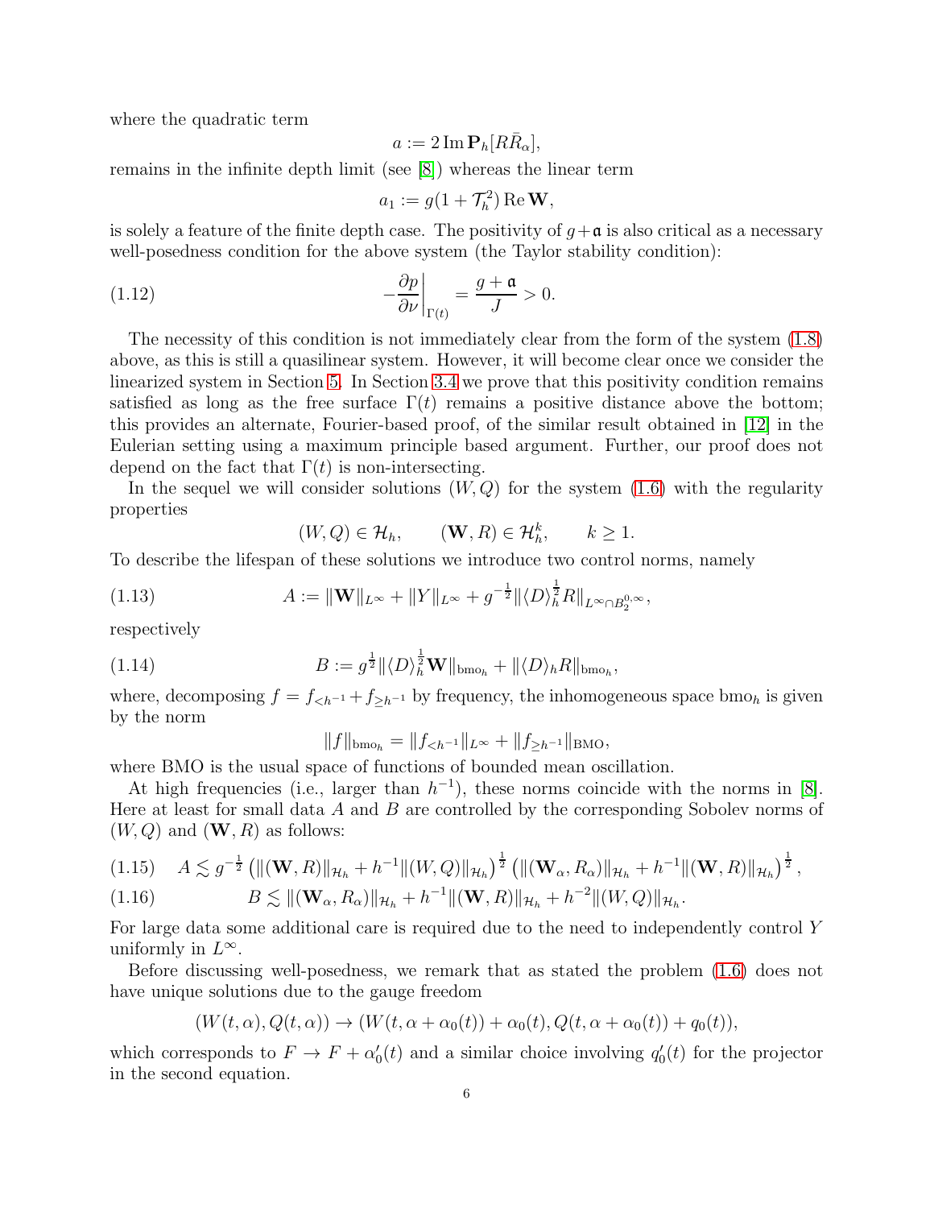where the quadratic term

$$a := 2\operatorname{Im}\mathbf{P}_h[R\bar{R}_\alpha],$$

remains in the infinite depth limit (see [8]) whereas the linear term

$$a_1 := g(1+\mathcal{T}_h^2)\operatorname{Re}\mathbf{W},$$

is solely a feature of the finite depth case. The positivity of $g+\mathfrak{a}$ is also critical as a necessary well-posedness condition for the above system (the Taylor stability condition):

$$-\frac{\partial p}{\partial \nu}\bigg|_{\Gamma(t)} = \frac{g+\mathfrak{a}}{J} > 0. \tag{1.12}$$

The necessity of this condition is not immediately clear from the form of the system (1.8) above, as this is still a quasilinear system. However, it will become clear once we consider the linearized system in Section 5. In Section 3.4 we prove that this positivity condition remains satisfied as long as the free surface $\Gamma(t)$ remains a positive distance above the bottom; this provides an alternate, Fourier-based proof, of the similar result obtained in [12] in the Eulerian setting using a maximum principle based argument. Further, our proof does not depend on the fact that $\Gamma(t)$ is non-intersecting.

In the sequel we will consider solutions $(W,Q)$ for the system (1.6) with the regularity properties

$$(W,Q)\in\mathcal{H}_h, \qquad (\mathbf{W},R)\in\mathcal{H}_h^k, \qquad k\geq 1.$$

To describe the lifespan of these solutions we introduce two control norms, namely

$$A := \|\mathbf{W}\|_{L^\infty} + \|Y\|_{L^\infty} + g^{-\frac{1}{2}}\|\langle D\rangle_h^{\frac{1}{2}} R\|_{L^\infty\cap B_2^{0,\infty}}, \tag{1.13}$$

respectively

$$B := g^{\frac{1}{2}}\|\langle D\rangle_h^{\frac{1}{2}}\mathbf{W}\|_{\mathrm{bmo}_h} + \|\langle D\rangle_h R\|_{\mathrm{bmo}_h}, \tag{1.14}$$

where, decomposing $f = f_{<h^{-1}} + f_{\geq h^{-1}}$ by frequency, the inhomogeneous space $\mathrm{bmo}_h$ is given by the norm

$$\|f\|_{\mathrm{bmo}_h} = \|f_{<h^{-1}}\|_{L^\infty} + \|f_{\geq h^{-1}}\|_{\mathrm{BMO}},$$

where BMO is the usual space of functions of bounded mean oscillation.

At high frequencies (i.e., larger than $h^{-1}$), these norms coincide with the norms in [8]. Here at least for small data $A$ and $B$ are controlled by the corresponding Sobolev norms of $(W,Q)$ and $(\mathbf{W},R)$ as follows:

$$A \lesssim g^{-\frac{1}{2}}\left(\|(\mathbf{W},R)\|_{\mathcal{H}_h} + h^{-1}\|(W,Q)\|_{\mathcal{H}_h}\right)^{\frac{1}{2}}\left(\|(\mathbf{W}_\alpha,R_\alpha)\|_{\mathcal{H}_h} + h^{-1}\|(\mathbf{W},R)\|_{\mathcal{H}_h}\right)^{\frac{1}{2}}, \tag{1.15}$$

$$B \lesssim \|(\mathbf{W}_\alpha,R_\alpha)\|_{\mathcal{H}_h} + h^{-1}\|(\mathbf{W},R)\|_{\mathcal{H}_h} + h^{-2}\|(W,Q)\|_{\mathcal{H}_h}. \tag{1.16}$$

For large data some additional care is required due to the need to independently control $Y$ uniformly in $L^\infty$.

Before discussing well-posedness, we remark that as stated the problem (1.6) does not have unique solutions due to the gauge freedom

$$(W(t,\alpha),Q(t,\alpha)) \to (W(t,\alpha+\alpha_0(t))+\alpha_0(t), Q(t,\alpha+\alpha_0(t))+q_0(t)),$$

which corresponds to $F\to F+\alpha_0'(t)$ and a similar choice involving $q_0'(t)$ for the projector in the second equation.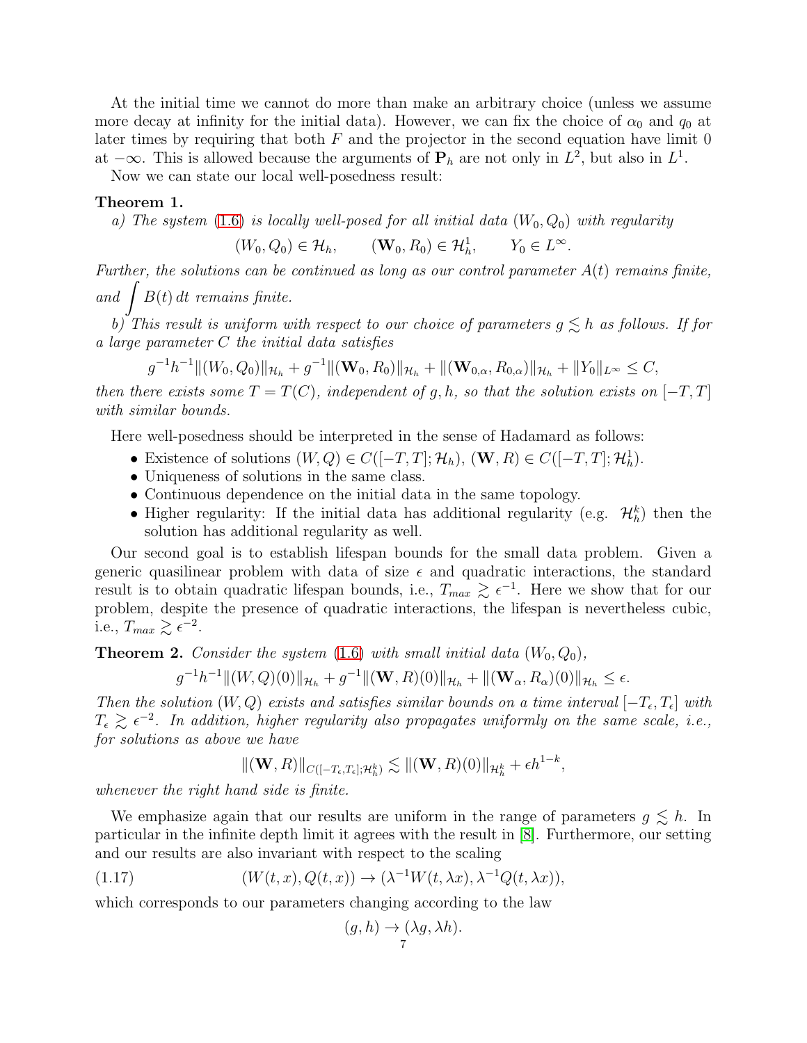At the initial time we cannot do more than make an arbitrary choice (unless we assume more decay at infinity for the initial data). However, we can fix the choice of $\alpha_0$ and $q_0$ at later times by requiring that both $F$ and the projector in the second equation have limit 0 at $-\infty$. This is allowed because the arguments of $\mathbf{P}_h$ are not only in $L^2$, but also in $L^1$.

Now we can state our local well-posedness result:

**Theorem 1.**

*a) The system (1.6) is locally well-posed for all initial data $(W_0, Q_0)$ with regularity*

$$(W_0, Q_0) \in \mathcal{H}_h, \qquad (\mathbf{W}_0, R_0) \in \mathcal{H}_h^1, \qquad Y_0 \in L^\infty.$$

*Further, the solutions can be continued as long as our control parameter $A(t)$ remains finite, and $\int B(t)\, dt$ remains finite.*

*b) This result is uniform with respect to our choice of parameters $g \lesssim h$ as follows. If for a large parameter $C$ the initial data satisfies*

$$g^{-1}h^{-1}\|(W_0, Q_0)\|_{\mathcal{H}_h} + g^{-1}\|(\mathbf{W}_0, R_0)\|_{\mathcal{H}_h} + \|(\mathbf{W}_{0,\alpha}, R_{0,\alpha})\|_{\mathcal{H}_h} + \|Y_0\|_{L^\infty} \leq C,$$

*then there exists some $T = T(C)$, independent of $g, h$, so that the solution exists on $[-T, T]$ with similar bounds.*

Here well-posedness should be interpreted in the sense of Hadamard as follows:

- Existence of solutions $(W, Q) \in C([-T, T]; \mathcal{H}_h)$, $(\mathbf{W}, R) \in C([-T, T]; \mathcal{H}_h^1)$.
- Uniqueness of solutions in the same class.
- Continuous dependence on the initial data in the same topology.
- Higher regularity: If the initial data has additional regularity (e.g. $\mathcal{H}_h^k$) then the solution has additional regularity as well.

Our second goal is to establish lifespan bounds for the small data problem. Given a generic quasilinear problem with data of size $\epsilon$ and quadratic interactions, the standard result is to obtain quadratic lifespan bounds, i.e., $T_{max} \gtrsim \epsilon^{-1}$. Here we show that for our problem, despite the presence of quadratic interactions, the lifespan is nevertheless cubic, i.e., $T_{max} \gtrsim \epsilon^{-2}$.

**Theorem 2.** *Consider the system (1.6) with small initial data $(W_0, Q_0)$,*

$$g^{-1}h^{-1}\|(W, Q)(0)\|_{\mathcal{H}_h} + g^{-1}\|(\mathbf{W}, R)(0)\|_{\mathcal{H}_h} + \|(\mathbf{W}_\alpha, R_\alpha)(0)\|_{\mathcal{H}_h} \leq \epsilon.$$

*Then the solution $(W, Q)$ exists and satisfies similar bounds on a time interval $[-T_\epsilon, T_\epsilon]$ with $T_\epsilon \gtrsim \epsilon^{-2}$. In addition, higher regularity also propagates uniformly on the same scale, i.e., for solutions as above we have*

$$\|(\mathbf{W}, R)\|_{C([-T_\epsilon, T_\epsilon]; \mathcal{H}_h^k)} \lesssim \|(\mathbf{W}, R)(0)\|_{\mathcal{H}_h^k} + \epsilon h^{1-k},$$

*whenever the right hand side is finite.*

We emphasize again that our results are uniform in the range of parameters $g \lesssim h$. In particular in the infinite depth limit it agrees with the result in [8]. Furthermore, our setting and our results are also invariant with respect to the scaling

$$(W(t, x), Q(t, x)) \to (\lambda^{-1}W(t, \lambda x), \lambda^{-1}Q(t, \lambda x)), \tag{1.17}$$

which corresponds to our parameters changing according to the law

$$(g, h) \to (\lambda g, \lambda h).$$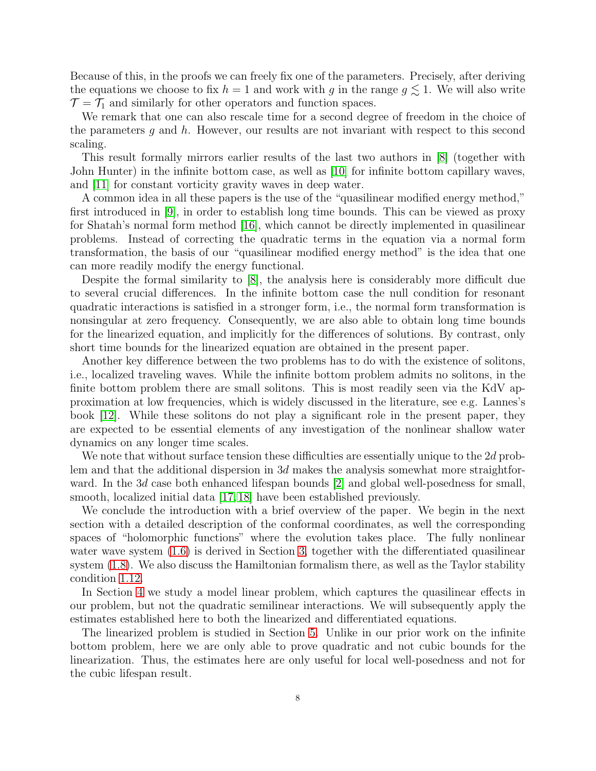Because of this, in the proofs we can freely fix one of the parameters. Precisely, after deriving the equations we choose to fix $h = 1$ and work with $g$ in the range $g \lesssim 1$. We will also write $\mathcal{T} = \mathcal{T}_1$ and similarly for other operators and function spaces.

We remark that one can also rescale time for a second degree of freedom in the choice of the parameters $g$ and $h$. However, our results are not invariant with respect to this second scaling.

This result formally mirrors earlier results of the last two authors in [8] (together with John Hunter) in the infinite bottom case, as well as [10] for infinite bottom capillary waves, and [11] for constant vorticity gravity waves in deep water.

A common idea in all these papers is the use of the "quasilinear modified energy method," first introduced in [9], in order to establish long time bounds. This can be viewed as proxy for Shatah's normal form method [16], which cannot be directly implemented in quasilinear problems. Instead of correcting the quadratic terms in the equation via a normal form transformation, the basis of our "quasilinear modified energy method" is the idea that one can more readily modify the energy functional.

Despite the formal similarity to [8], the analysis here is considerably more difficult due to several crucial differences. In the infinite bottom case the null condition for resonant quadratic interactions is satisfied in a stronger form, i.e., the normal form transformation is nonsingular at zero frequency. Consequently, we are also able to obtain long time bounds for the linearized equation, and implicitly for the differences of solutions. By contrast, only short time bounds for the linearized equation are obtained in the present paper.

Another key difference between the two problems has to do with the existence of solitons, i.e., localized traveling waves. While the infinite bottom problem admits no solitons, in the finite bottom problem there are small solitons. This is most readily seen via the KdV approximation at low frequencies, which is widely discussed in the literature, see e.g. Lannes's book [12]. While these solitons do not play a significant role in the present paper, they are expected to be essential elements of any investigation of the nonlinear shallow water dynamics on any longer time scales.

We note that without surface tension these difficulties are essentially unique to the $2d$ problem and that the additional dispersion in $3d$ makes the analysis somewhat more straightforward. In the $3d$ case both enhanced lifespan bounds [2] and global well-posedness for small, smooth, localized initial data [17, 18] have been established previously.

We conclude the introduction with a brief overview of the paper. We begin in the next section with a detailed description of the conformal coordinates, as well the corresponding spaces of "holomorphic functions" where the evolution takes place. The fully nonlinear water wave system (1.6) is derived in Section 3, together with the differentiated quasilinear system (1.8). We also discuss the Hamiltonian formalism there, as well as the Taylor stability condition 1.12.

In Section 4 we study a model linear problem, which captures the quasilinear effects in our problem, but not the quadratic semilinear interactions. We will subsequently apply the estimates established here to both the linearized and differentiated equations.

The linearized problem is studied in Section 5. Unlike in our prior work on the infinite bottom problem, here we are only able to prove quadratic and not cubic bounds for the linearization. Thus, the estimates here are only useful for local well-posedness and not for the cubic lifespan result.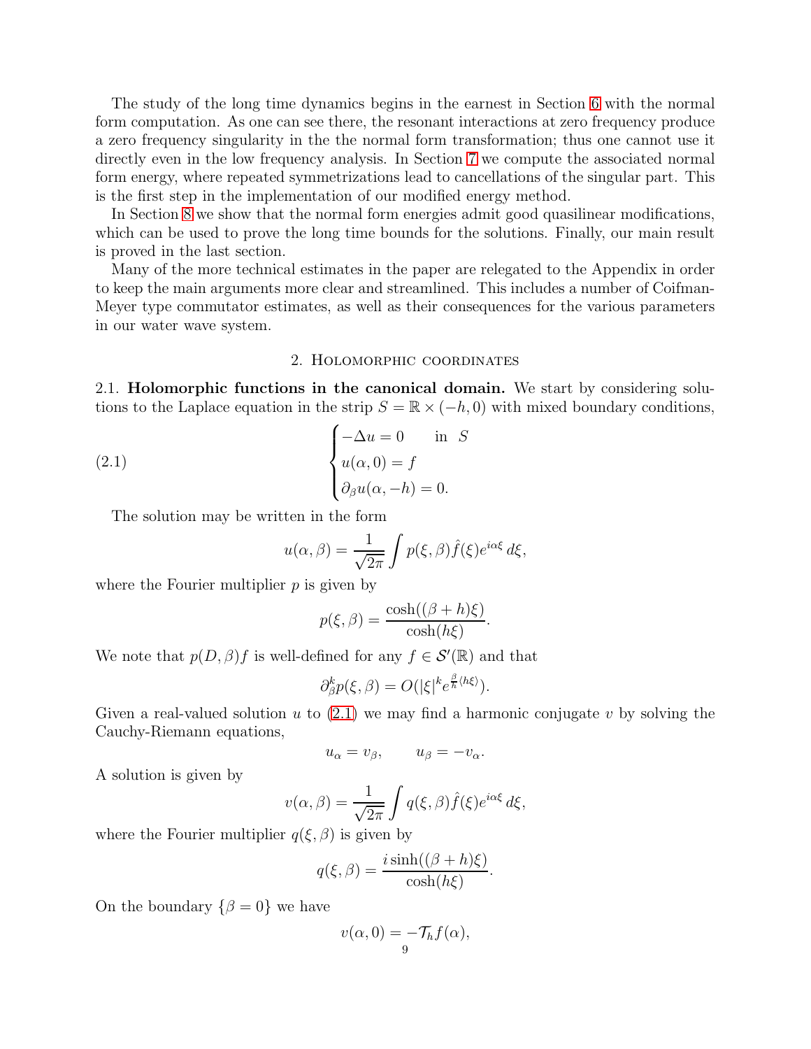The study of the long time dynamics begins in the earnest in Section 6 with the normal form computation. As one can see there, the resonant interactions at zero frequency produce a zero frequency singularity in the the normal form transformation; thus one cannot use it directly even in the low frequency analysis. In Section 7 we compute the associated normal form energy, where repeated symmetrizations lead to cancellations of the singular part. This is the first step in the implementation of our modified energy method.

In Section 8 we show that the normal form energies admit good quasilinear modifications, which can be used to prove the long time bounds for the solutions. Finally, our main result is proved in the last section.

Many of the more technical estimates in the paper are relegated to the Appendix in order to keep the main arguments more clear and streamlined. This includes a number of Coifman-Meyer type commutator estimates, as well as their consequences for the various parameters in our water wave system.

## 2. Holomorphic coordinates

**2.1. Holomorphic functions in the canonical domain.** We start by considering solutions to the Laplace equation in the strip $S = \mathbb{R} \times (-h, 0)$ with mixed boundary conditions,

$$
\begin{cases} -\Delta u = 0 \qquad \text{in} \;\; S \\ u(\alpha, 0) = f \\ \partial_\beta u(\alpha, -h) = 0. \end{cases} \tag{2.1}
$$

The solution may be written in the form

$$
u(\alpha, \beta) = \frac{1}{\sqrt{2\pi}} \int p(\xi, \beta) \hat{f}(\xi) e^{i\alpha\xi} \, d\xi,
$$

where the Fourier multiplier $p$ is given by

$$
p(\xi, \beta) = \frac{\cosh((\beta + h)\xi)}{\cosh(h\xi)}.
$$

We note that $p(D, \beta) f$ is well-defined for any $f \in \mathcal{S}'(\mathbb{R})$ and that

$$
\partial_\beta^k p(\xi, \beta) = O(|\xi|^k e^{\frac{\beta}{h}\langle h\xi \rangle}).
$$

Given a real-valued solution $u$ to (2.1) we may find a harmonic conjugate $v$ by solving the Cauchy-Riemann equations,

$$
u_\alpha = v_\beta, \qquad u_\beta = -v_\alpha.
$$

A solution is given by

$$
v(\alpha, \beta) = \frac{1}{\sqrt{2\pi}} \int q(\xi, \beta) \hat{f}(\xi) e^{i\alpha\xi} \, d\xi,
$$

where the Fourier multiplier $q(\xi, \beta)$ is given by

$$
q(\xi, \beta) = \frac{i \sinh((\beta + h)\xi)}{\cosh(h\xi)}.
$$

On the boundary $\{\beta = 0\}$ we have

$$
v(\alpha, 0) = -\mathcal{T}_h f(\alpha),
$$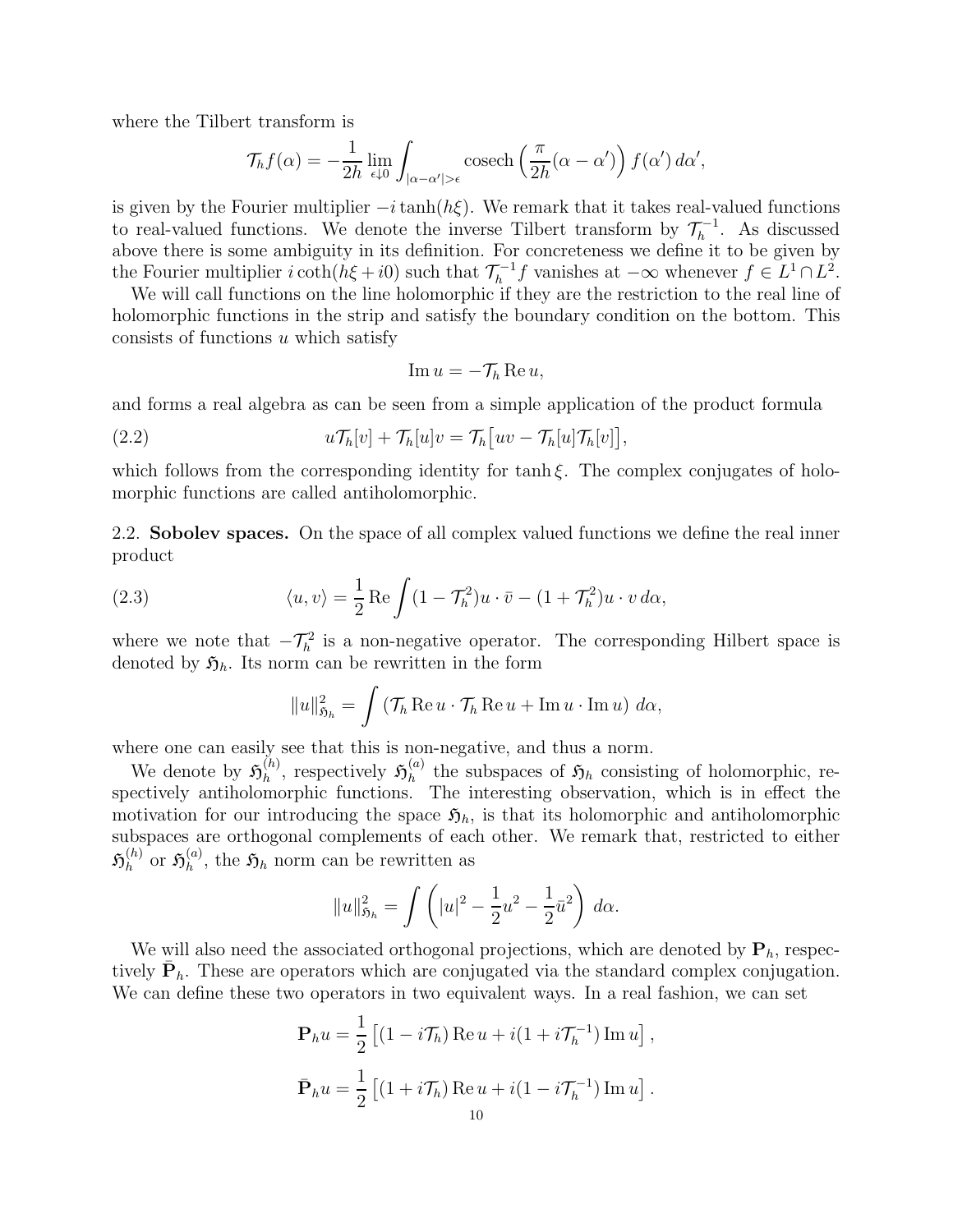where the Tilbert transform is

$$\mathcal{T}_h f(\alpha) = -\frac{1}{2h} \lim_{\epsilon \downarrow 0} \int_{|\alpha - \alpha'| > \epsilon} \operatorname{cosech}\left(\frac{\pi}{2h}(\alpha - \alpha')\right) f(\alpha')\, d\alpha',$$

is given by the Fourier multiplier $-i\tanh(h\xi)$. We remark that it takes real-valued functions to real-valued functions. We denote the inverse Tilbert transform by $\mathcal{T}_h^{-1}$. As discussed above there is some ambiguity in its definition. For concreteness we define it to be given by the Fourier multiplier $i\coth(h\xi + i0)$ such that $\mathcal{T}_h^{-1} f$ vanishes at $-\infty$ whenever $f \in L^1 \cap L^2$.

We will call functions on the line holomorphic if they are the restriction to the real line of holomorphic functions in the strip and satisfy the boundary condition on the bottom. This consists of functions $u$ which satisfy

$$\operatorname{Im} u = -\mathcal{T}_h \operatorname{Re} u,$$

and forms a real algebra as can be seen from a simple application of the product formula

$$u\mathcal{T}_h[v] + \mathcal{T}_h[u]v = \mathcal{T}_h\big[uv - \mathcal{T}_h[u]\mathcal{T}_h[v]\big], \tag{2.2}$$

which follows from the corresponding identity for $\tanh \xi$. The complex conjugates of holomorphic functions are called antiholomorphic.

## 2.2. Sobolev spaces.

On the space of all complex valued functions we define the real inner product

$$\langle u, v\rangle = \frac{1}{2}\operatorname{Re}\int (1 - \mathcal{T}_h^2)u \cdot \bar{v} - (1 + \mathcal{T}_h^2)u \cdot v \, d\alpha, \tag{2.3}$$

where we note that $-\mathcal{T}_h^2$ is a non-negative operator. The corresponding Hilbert space is denoted by $\mathfrak{H}_h$. Its norm can be rewritten in the form

$$\|u\|_{\mathfrak{H}_h}^2 = \int \left(\mathcal{T}_h \operatorname{Re} u \cdot \mathcal{T}_h \operatorname{Re} u + \operatorname{Im} u \cdot \operatorname{Im} u\right)\, d\alpha,$$

where one can easily see that this is non-negative, and thus a norm.

We denote by $\mathfrak{H}_h^{(h)}$, respectively $\mathfrak{H}_h^{(a)}$ the subspaces of $\mathfrak{H}_h$ consisting of holomorphic, respectively antiholomorphic functions. The interesting observation, which is in effect the motivation for our introducing the space $\mathfrak{H}_h$, is that its holomorphic and antiholomorphic subspaces are orthogonal complements of each other. We remark that, restricted to either $\mathfrak{H}_h^{(h)}$ or $\mathfrak{H}_h^{(a)}$, the $\mathfrak{H}_h$ norm can be rewritten as

$$\|u\|_{\mathfrak{H}_h}^2 = \int \left(|u|^2 - \frac{1}{2}u^2 - \frac{1}{2}\bar{u}^2\right)\, d\alpha.$$

We will also need the associated orthogonal projections, which are denoted by $\mathbf{P}_h$, respectively $\bar{\mathbf{P}}_h$. These are operators which are conjugated via the standard complex conjugation. We can define these two operators in two equivalent ways. In a real fashion, we can set

$$\mathbf{P}_h u = \frac{1}{2}\left[(1 - i\mathcal{T}_h)\operatorname{Re} u + i(1 + i\mathcal{T}_h^{-1})\operatorname{Im} u\right],$$

$$\bar{\mathbf{P}}_h u = \frac{1}{2}\left[(1 + i\mathcal{T}_h)\operatorname{Re} u + i(1 - i\mathcal{T}_h^{-1})\operatorname{Im} u\right].$$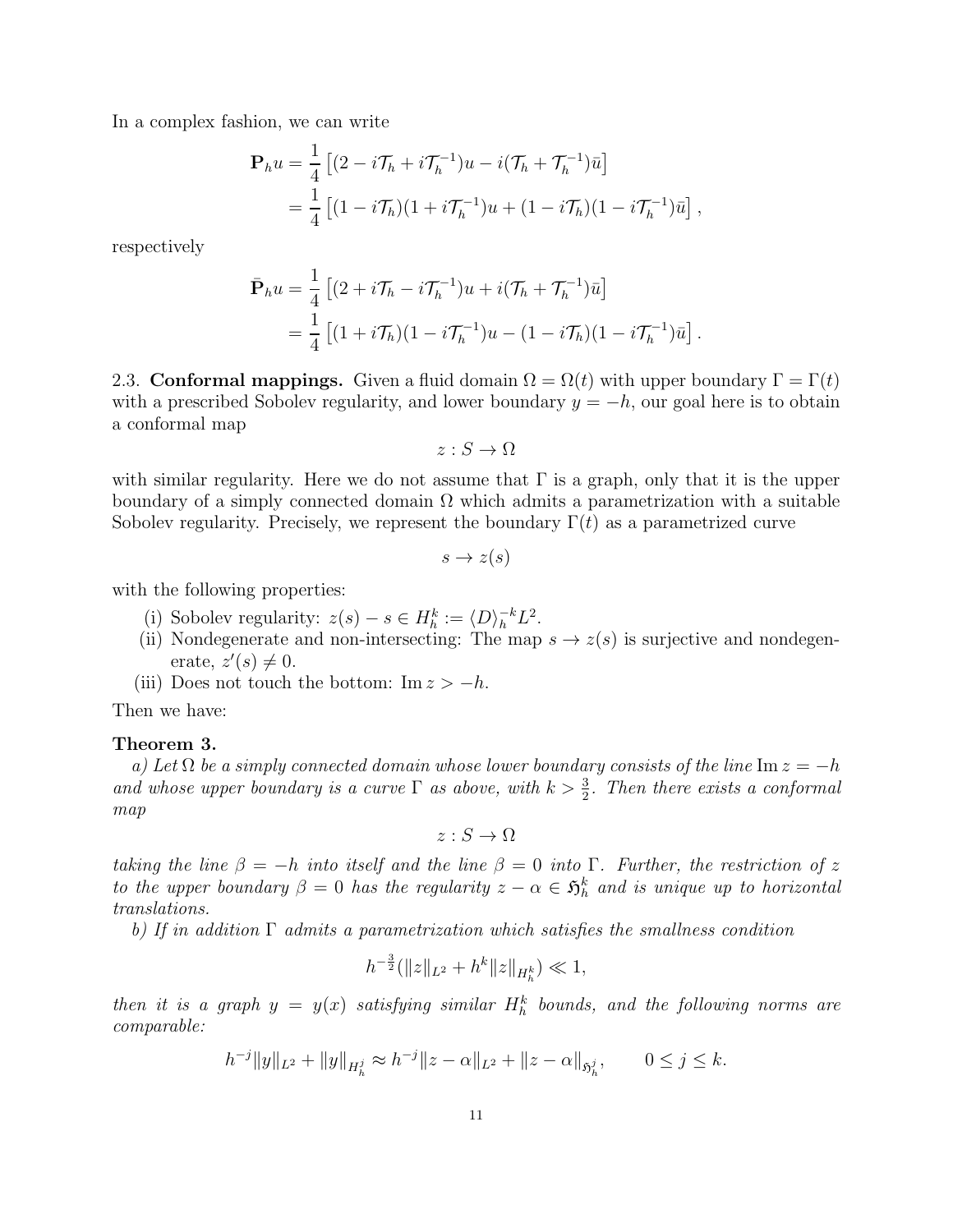In a complex fashion, we can write

$$
\begin{aligned}
\mathbf{P}_h u &= \frac{1}{4}\left[(2 - i\mathcal{T}_h + i\mathcal{T}_h^{-1})u - i(\mathcal{T}_h + \mathcal{T}_h^{-1})\bar{u}\right] \\
&= \frac{1}{4}\left[(1 - i\mathcal{T}_h)(1 + i\mathcal{T}_h^{-1})u + (1 - i\mathcal{T}_h)(1 - i\mathcal{T}_h^{-1})\bar{u}\right],
\end{aligned}
$$

respectively

$$
\begin{aligned}
\bar{\mathbf{P}}_h u &= \frac{1}{4}\left[(2 + i\mathcal{T}_h - i\mathcal{T}_h^{-1})u + i(\mathcal{T}_h + \mathcal{T}_h^{-1})\bar{u}\right] \\
&= \frac{1}{4}\left[(1 + i\mathcal{T}_h)(1 - i\mathcal{T}_h^{-1})u - (1 - i\mathcal{T}_h)(1 - i\mathcal{T}_h^{-1})\bar{u}\right].
\end{aligned}
$$

2.3. **Conformal mappings.** Given a fluid domain $\Omega = \Omega(t)$ with upper boundary $\Gamma = \Gamma(t)$ with a prescribed Sobolev regularity, and lower boundary $y = -h$, our goal here is to obtain a conformal map

$$
z : S \to \Omega
$$

with similar regularity. Here we do not assume that $\Gamma$ is a graph, only that it is the upper boundary of a simply connected domain $\Omega$ which admits a parametrization with a suitable Sobolev regularity. Precisely, we represent the boundary $\Gamma(t)$ as a parametrized curve

$$
s \to z(s)
$$

with the following properties:

(i) Sobolev regularity: $z(s) - s \in H_h^k := \langle D \rangle_h^{-k} L^2$.

(ii) Nondegenerate and non-intersecting: The map $s \to z(s)$ is surjective and nondegenerate, $z'(s) \neq 0$.

(iii) Does not touch the bottom: $\operatorname{Im} z > -h$.

Then we have:

**Theorem 3.**

*a) Let $\Omega$ be a simply connected domain whose lower boundary consists of the line $\operatorname{Im} z = -h$ and whose upper boundary is a curve $\Gamma$ as above, with $k > \frac{3}{2}$. Then there exists a conformal map*

$$
z : S \to \Omega
$$

*taking the line $\beta = -h$ into itself and the line $\beta = 0$ into $\Gamma$. Further, the restriction of $z$ to the upper boundary $\beta = 0$ has the regularity $z - \alpha \in \mathfrak{H}_h^k$ and is unique up to horizontal translations.*

*b) If in addition $\Gamma$ admits a parametrization which satisfies the smallness condition*

$$
h^{-\frac{3}{2}}(\|z\|_{L^2} + h^k \|z\|_{H_h^k}) \ll 1,
$$

*then it is a graph $y = y(x)$ satisfying similar $H_h^k$ bounds, and the following norms are comparable:*

$$
h^{-j}\|y\|_{L^2} + \|y\|_{H_h^j} \approx h^{-j}\|z - \alpha\|_{L^2} + \|z - \alpha\|_{\mathfrak{H}_h^j}, \qquad 0 \le j \le k.
$$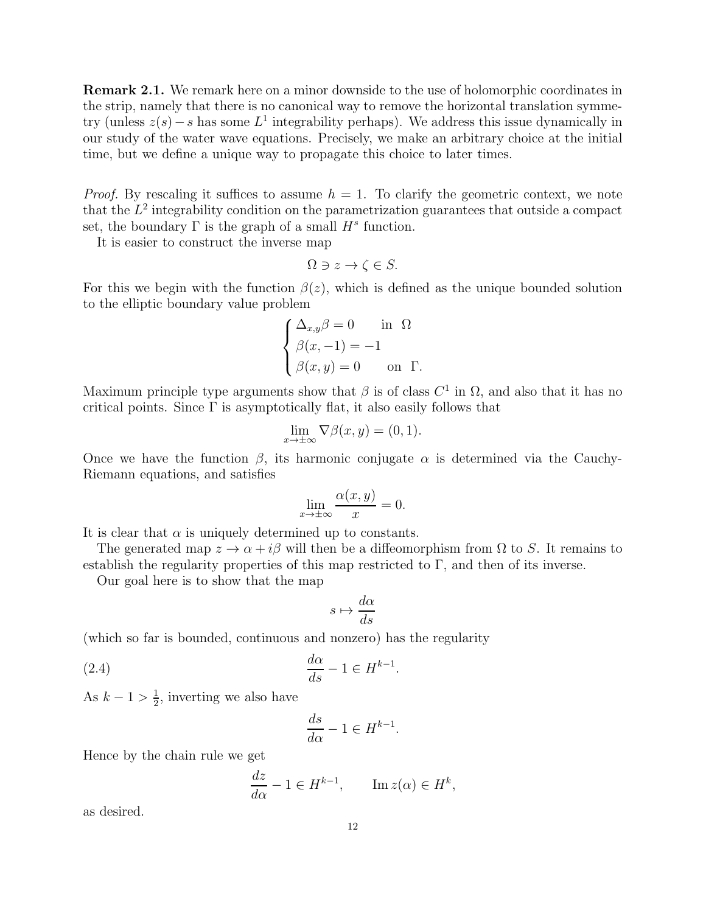**Remark 2.1.** We remark here on a minor downside to the use of holomorphic coordinates in the strip, namely that there is no canonical way to remove the horizontal translation symmetry (unless $z(s) - s$ has some $L^1$ integrability perhaps). We address this issue dynamically in our study of the water wave equations. Precisely, we make an arbitrary choice at the initial time, but we define a unique way to propagate this choice to later times.

*Proof.* By rescaling it suffices to assume $h = 1$. To clarify the geometric context, we note that the $L^2$ integrability condition on the parametrization guarantees that outside a compact set, the boundary $\Gamma$ is the graph of a small $H^s$ function.

It is easier to construct the inverse map

$$\Omega \ni z \to \zeta \in S.$$

For this we begin with the function $\beta(z)$, which is defined as the unique bounded solution to the elliptic boundary value problem

$$\begin{cases} \Delta_{x,y}\beta = 0 \qquad \text{in} \ \ \Omega \\ \beta(x,-1) = -1 \\ \beta(x,y) = 0 \qquad \text{on} \ \ \Gamma. \end{cases}$$

Maximum principle type arguments show that $\beta$ is of class $C^1$ in $\Omega$, and also that it has no critical points. Since $\Gamma$ is asymptotically flat, it also easily follows that

$$\lim_{x \to \pm\infty} \nabla \beta(x,y) = (0,1).$$

Once we have the function $\beta$, its harmonic conjugate $\alpha$ is determined via the Cauchy-Riemann equations, and satisfies

$$\lim_{x \to \pm\infty} \frac{\alpha(x,y)}{x} = 0.$$

It is clear that $\alpha$ is uniquely determined up to constants.

The generated map $z \to \alpha + i\beta$ will then be a diffeomorphism from $\Omega$ to $S$. It remains to establish the regularity properties of this map restricted to $\Gamma$, and then of its inverse.

Our goal here is to show that the map

$$s \mapsto \frac{d\alpha}{ds}$$

(which so far is bounded, continuous and nonzero) has the regularity

$$\frac{d\alpha}{ds} - 1 \in H^{k-1}. \tag{2.4}$$

As $k - 1 > \frac{1}{2}$, inverting we also have

$$\frac{ds}{d\alpha} - 1 \in H^{k-1}.$$

Hence by the chain rule we get

$$\frac{dz}{d\alpha} - 1 \in H^{k-1}, \qquad \operatorname{Im} z(\alpha) \in H^k,$$

as desired.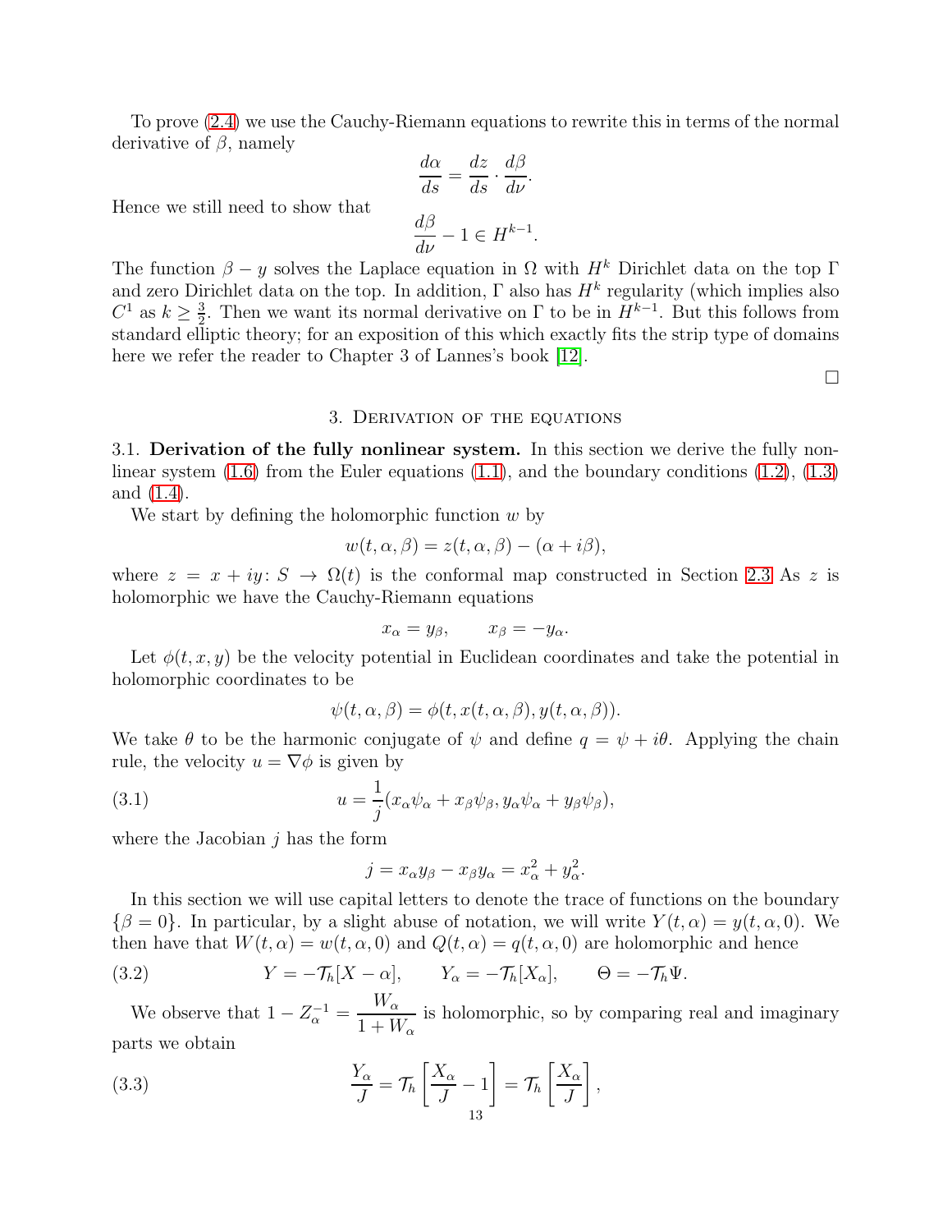To prove (2.4) we use the Cauchy-Riemann equations to rewrite this in terms of the normal derivative of $\beta$, namely

$$\frac{d\alpha}{ds} = \frac{dz}{ds} \cdot \frac{d\beta}{d\nu}.$$

Hence we still need to show that

$$\frac{d\beta}{d\nu} - 1 \in H^{k-1}.$$

The function $\beta - y$ solves the Laplace equation in $\Omega$ with $H^k$ Dirichlet data on the top $\Gamma$ and zero Dirichlet data on the top. In addition, $\Gamma$ also has $H^k$ regularity (which implies also $C^1$ as $k \geq \frac{3}{2}$. Then we want its normal derivative on $\Gamma$ to be in $H^{k-1}$. But this follows from standard elliptic theory; for an exposition of this which exactly fits the strip type of domains here we refer the reader to Chapter 3 of Lannes's book [12].

□

## 3. Derivation of the equations

3.1. **Derivation of the fully nonlinear system.** In this section we derive the fully nonlinear system (1.6) from the Euler equations (1.1), and the boundary conditions (1.2), (1.3) and (1.4).

We start by defining the holomorphic function $w$ by

$$w(t, \alpha, \beta) = z(t, \alpha, \beta) - (\alpha + i\beta),$$

where $z = x + iy \colon S \to \Omega(t)$ is the conformal map constructed in Section 2.3 As $z$ is holomorphic we have the Cauchy-Riemann equations

$$x_\alpha = y_\beta, \qquad x_\beta = -y_\alpha.$$

Let $\phi(t, x, y)$ be the velocity potential in Euclidean coordinates and take the potential in holomorphic coordinates to be

$$\psi(t, \alpha, \beta) = \phi(t, x(t, \alpha, \beta), y(t, \alpha, \beta)).$$

We take $\theta$ to be the harmonic conjugate of $\psi$ and define $q = \psi + i\theta$. Applying the chain rule, the velocity $u = \nabla \phi$ is given by

$$u = \frac{1}{j}(x_\alpha \psi_\alpha + x_\beta \psi_\beta, y_\alpha \psi_\alpha + y_\beta \psi_\beta), \tag{3.1}$$

where the Jacobian $j$ has the form

$$j = x_\alpha y_\beta - x_\beta y_\alpha = x_\alpha^2 + y_\alpha^2.$$

In this section we will use capital letters to denote the trace of functions on the boundary $\{\beta = 0\}$. In particular, by a slight abuse of notation, we will write $Y(t, \alpha) = y(t, \alpha, 0)$. We then have that $W(t, \alpha) = w(t, \alpha, 0)$ and $Q(t, \alpha) = q(t, \alpha, 0)$ are holomorphic and hence

$$Y = -\mathcal{T}_h[X - \alpha], \qquad Y_\alpha = -\mathcal{T}_h[X_\alpha], \qquad \Theta = -\mathcal{T}_h \Psi. \tag{3.2}$$

We observe that $1 - Z_\alpha^{-1} = \dfrac{W_\alpha}{1 + W_\alpha}$ is holomorphic, so by comparing real and imaginary parts we obtain

$$\frac{Y_\alpha}{J} = \mathcal{T}_h\left[\frac{X_\alpha}{J} - 1\right] = \mathcal{T}_h\left[\frac{X_\alpha}{J}\right], \tag{3.3}$$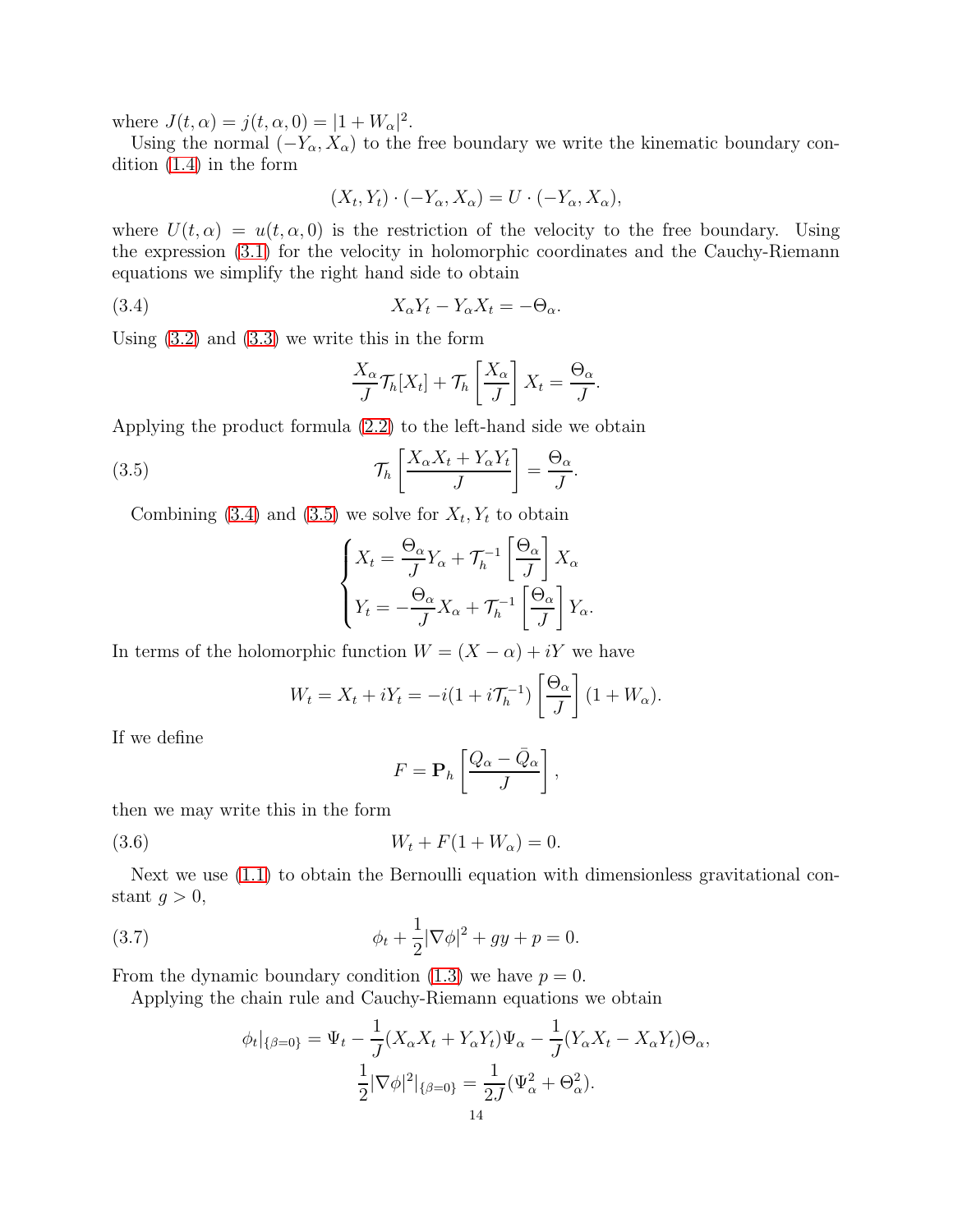where $J(t,\alpha) = j(t,\alpha,0) = |1+W_\alpha|^2$.

Using the normal $(-Y_\alpha, X_\alpha)$ to the free boundary we write the kinematic boundary condition (1.4) in the form

$$(X_t, Y_t)\cdot(-Y_\alpha, X_\alpha) = U\cdot(-Y_\alpha, X_\alpha),$$

where $U(t,\alpha) = u(t,\alpha,0)$ is the restriction of the velocity to the free boundary. Using the expression (3.1) for the velocity in holomorphic coordinates and the Cauchy-Riemann equations we simplify the right hand side to obtain

$$X_\alpha Y_t - Y_\alpha X_t = -\Theta_\alpha. \tag{3.4}$$

Using (3.2) and (3.3) we write this in the form

$$\frac{X_\alpha}{J}\mathcal{T}_h[X_t] + \mathcal{T}_h\left[\frac{X_\alpha}{J}\right]X_t = \frac{\Theta_\alpha}{J}.$$

Applying the product formula (2.2) to the left-hand side we obtain

$$\mathcal{T}_h\left[\frac{X_\alpha X_t + Y_\alpha Y_t}{J}\right] = \frac{\Theta_\alpha}{J}. \tag{3.5}$$

Combining (3.4) and (3.5) we solve for $X_t, Y_t$ to obtain

$$\begin{cases} X_t = \dfrac{\Theta_\alpha}{J}Y_\alpha + \mathcal{T}_h^{-1}\left[\dfrac{\Theta_\alpha}{J}\right]X_\alpha \\ Y_t = -\dfrac{\Theta_\alpha}{J}X_\alpha + \mathcal{T}_h^{-1}\left[\dfrac{\Theta_\alpha}{J}\right]Y_\alpha. \end{cases}$$

In terms of the holomorphic function $W = (X-\alpha) + iY$ we have

$$W_t = X_t + iY_t = -i(1 + i\mathcal{T}_h^{-1})\left[\frac{\Theta_\alpha}{J}\right](1+W_\alpha).$$

If we define

$$F = \mathbf{P}_h\left[\frac{Q_\alpha - \bar{Q}_\alpha}{J}\right],$$

then we may write this in the form

$$W_t + F(1+W_\alpha) = 0. \tag{3.6}$$

Next we use (1.1) to obtain the Bernoulli equation with dimensionless gravitational constant $g > 0$,

$$\phi_t + \frac{1}{2}|\nabla\phi|^2 + gy + p = 0. \tag{3.7}$$

From the dynamic boundary condition (1.3) we have $p = 0$.

Applying the chain rule and Cauchy-Riemann equations we obtain

$$\phi_t|_{\{\beta=0\}} = \Psi_t - \frac{1}{J}(X_\alpha X_t + Y_\alpha Y_t)\Psi_\alpha - \frac{1}{J}(Y_\alpha X_t - X_\alpha Y_t)\Theta_\alpha,$$

$$\frac{1}{2}|\nabla\phi|^2|_{\{\beta=0\}} = \frac{1}{2J}(\Psi_\alpha^2 + \Theta_\alpha^2).$$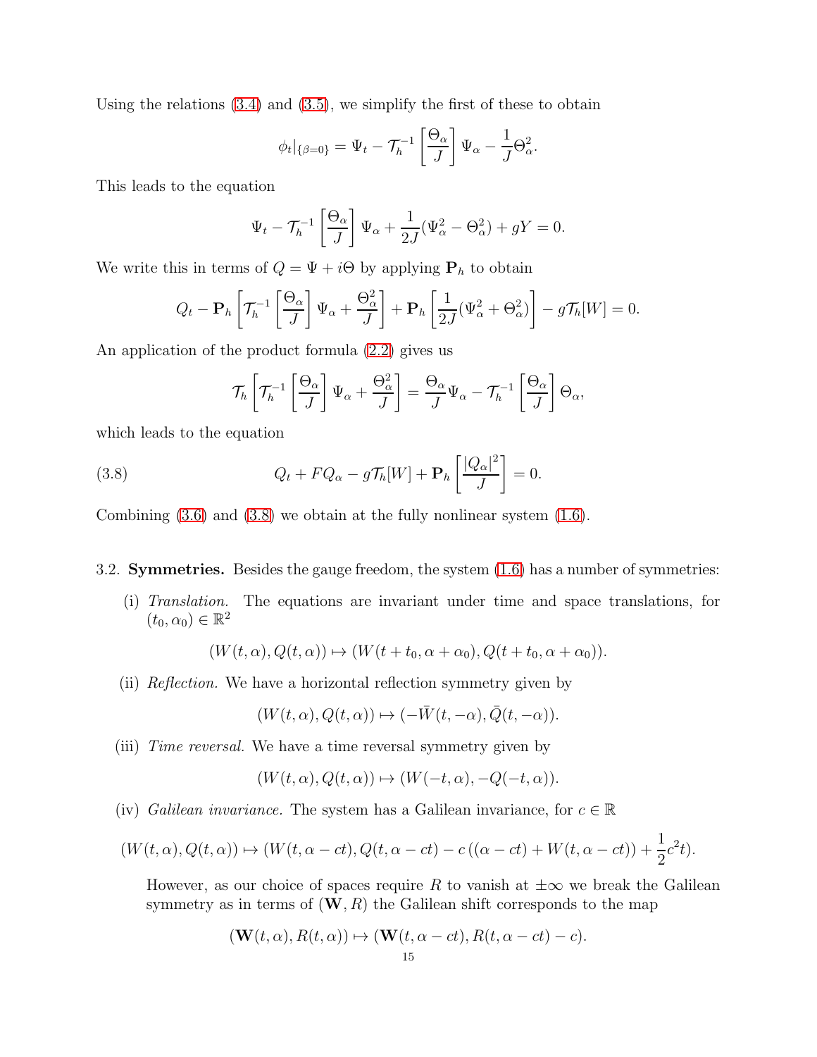Using the relations (3.4) and (3.5), we simplify the first of these to obtain

$$\phi_t|_{\{\beta=0\}} = \Psi_t - \mathcal{T}_h^{-1}\left[\frac{\Theta_\alpha}{J}\right]\Psi_\alpha - \frac{1}{J}\Theta_\alpha^2.$$

This leads to the equation

$$\Psi_t - \mathcal{T}_h^{-1}\left[\frac{\Theta_\alpha}{J}\right]\Psi_\alpha + \frac{1}{2J}(\Psi_\alpha^2 - \Theta_\alpha^2) + gY = 0.$$

We write this in terms of $Q = \Psi + i\Theta$ by applying $\mathbf{P}_h$ to obtain

$$Q_t - \mathbf{P}_h\left[\mathcal{T}_h^{-1}\left[\frac{\Theta_\alpha}{J}\right]\Psi_\alpha + \frac{\Theta_\alpha^2}{J}\right] + \mathbf{P}_h\left[\frac{1}{2J}(\Psi_\alpha^2 + \Theta_\alpha^2)\right] - g\mathcal{T}_h[W] = 0.$$

An application of the product formula (2.2) gives us

$$\mathcal{T}_h\left[\mathcal{T}_h^{-1}\left[\frac{\Theta_\alpha}{J}\right]\Psi_\alpha + \frac{\Theta_\alpha^2}{J}\right] = \frac{\Theta_\alpha}{J}\Psi_\alpha - \mathcal{T}_h^{-1}\left[\frac{\Theta_\alpha}{J}\right]\Theta_\alpha,$$

which leads to the equation

$$Q_t + FQ_\alpha - g\mathcal{T}_h[W] + \mathbf{P}_h\left[\frac{|Q_\alpha|^2}{J}\right] = 0. \tag{3.8}$$

Combining (3.6) and (3.8) we obtain at the fully nonlinear system (1.6).

### 3.2. Symmetries.

Besides the gauge freedom, the system (1.6) has a number of symmetries:

(i) *Translation.* The equations are invariant under time and space translations, for $(t_0, \alpha_0) \in \mathbb{R}^2$

$$(W(t,\alpha), Q(t,\alpha)) \mapsto (W(t+t_0, \alpha+\alpha_0), Q(t+t_0, \alpha+\alpha_0)).$$

(ii) *Reflection.* We have a horizontal reflection symmetry given by

$$(W(t,\alpha), Q(t,\alpha)) \mapsto (-\bar{W}(t,-\alpha), \bar{Q}(t,-\alpha)).$$

(iii) *Time reversal.* We have a time reversal symmetry given by

$$(W(t,\alpha), Q(t,\alpha)) \mapsto (W(-t,\alpha), -Q(-t,\alpha)).$$

(iv) *Galilean invariance.* The system has a Galilean invariance, for $c \in \mathbb{R}$

$$(W(t,\alpha), Q(t,\alpha)) \mapsto (W(t, \alpha - ct), Q(t, \alpha - ct) - c\left((\alpha - ct) + W(t, \alpha - ct)\right) + \frac{1}{2}c^2 t).$$

However, as our choice of spaces require $R$ to vanish at $\pm\infty$ we break the Galilean symmetry as in terms of $(\mathbf{W}, R)$ the Galilean shift corresponds to the map

$$(\mathbf{W}(t,\alpha), R(t,\alpha)) \mapsto (\mathbf{W}(t, \alpha - ct), R(t, \alpha - ct) - c).$$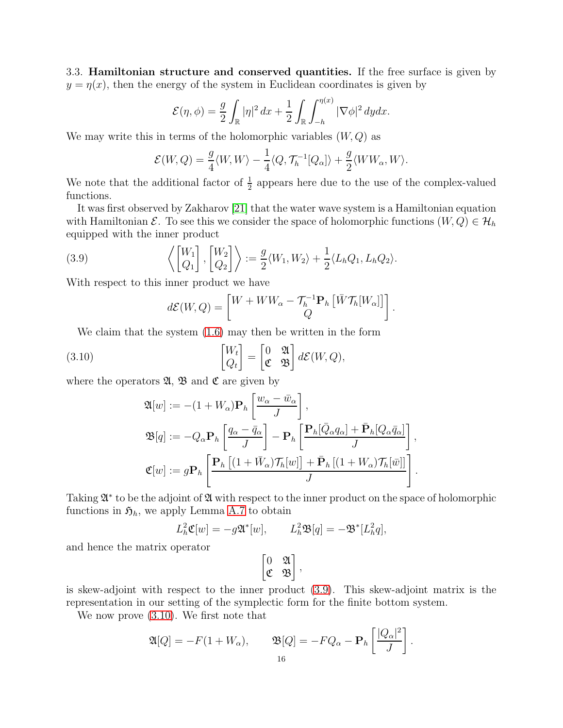3.3. **Hamiltonian structure and conserved quantities.** If the free surface is given by $y = \eta(x)$, then the energy of the system in Euclidean coordinates is given by

$$\mathcal{E}(\eta, \phi) = \frac{g}{2}\int_{\mathbb{R}} |\eta|^2 \, dx + \frac{1}{2}\int_{\mathbb{R}}\int_{-h}^{\eta(x)} |\nabla \phi|^2 \, dydx.$$

We may write this in terms of the holomorphic variables $(W, Q)$ as

$$\mathcal{E}(W, Q) = \frac{g}{4}\langle W, W\rangle - \frac{1}{4}\langle Q, \mathcal{T}_h^{-1}[Q_\alpha]\rangle + \frac{g}{2}\langle W W_\alpha, W\rangle.$$

We note that the additional factor of $\frac{1}{2}$ appears here due to the use of the complex-valued functions.

It was first observed by Zakharov [21] that the water wave system is a Hamiltonian equation with Hamiltonian $\mathcal{E}$. To see this we consider the space of holomorphic functions $(W, Q) \in \mathcal{H}_h$ equipped with the inner product

$$\left\langle \begin{bmatrix} W_1 \\ Q_1 \end{bmatrix}, \begin{bmatrix} W_2 \\ Q_2 \end{bmatrix} \right\rangle := \frac{g}{2}\langle W_1, W_2\rangle + \frac{1}{2}\langle L_h Q_1, L_h Q_2\rangle. \tag{3.9}$$

With respect to this inner product we have

$$d\mathcal{E}(W, Q) = \begin{bmatrix} W + W W_\alpha - \mathcal{T}_h^{-1}\mathbf{P}_h\left[\bar{W}\mathcal{T}_h[W_\alpha]\right] \\ Q \end{bmatrix}.$$

We claim that the system (1.6) may then be written in the form

$$\begin{bmatrix} W_t \\ Q_t \end{bmatrix} = \begin{bmatrix} 0 & \mathfrak{A} \\ \mathfrak{C} & \mathfrak{B} \end{bmatrix} d\mathcal{E}(W, Q), \tag{3.10}$$

where the operators $\mathfrak{A}$, $\mathfrak{B}$ and $\mathfrak{C}$ are given by

$$\begin{aligned}
\mathfrak{A}[w] &:= -(1 + W_\alpha)\mathbf{P}_h\left[\frac{w_\alpha - \bar{w}_\alpha}{J}\right], \\
\mathfrak{B}[q] &:= -Q_\alpha \mathbf{P}_h\left[\frac{q_\alpha - \bar{q}_\alpha}{J}\right] - \mathbf{P}_h\left[\frac{\mathbf{P}_h[\bar{Q}_\alpha q_\alpha] + \bar{\mathbf{P}}_h[Q_\alpha \bar{q}_\alpha]}{J}\right], \\
\mathfrak{C}[w] &:= g\mathbf{P}_h\left[\frac{\mathbf{P}_h\left[(1 + \bar{W}_\alpha)\mathcal{T}_h[w]\right] + \bar{\mathbf{P}}_h\left[(1 + W_\alpha)\mathcal{T}_h[\bar{w}]\right]}{J}\right].
\end{aligned}$$

Taking $\mathfrak{A}^*$ to be the adjoint of $\mathfrak{A}$ with respect to the inner product on the space of holomorphic functions in $\mathfrak{H}_h$, we apply Lemma A.7 to obtain

$$L_h^2 \mathfrak{C}[w] = -g\mathfrak{A}^*[w], \qquad L_h^2 \mathfrak{B}[q] = -\mathfrak{B}^*[L_h^2 q],$$

and hence the matrix operator

$$\begin{bmatrix} 0 & \mathfrak{A} \\ \mathfrak{C} & \mathfrak{B} \end{bmatrix},$$

is skew-adjoint with respect to the inner product (3.9). This skew-adjoint matrix is the representation in our setting of the symplectic form for the finite bottom system.

We now prove (3.10). We first note that

$$\mathfrak{A}[Q] = -F(1 + W_\alpha), \qquad \mathfrak{B}[Q] = -F Q_\alpha - \mathbf{P}_h\left[\frac{|Q_\alpha|^2}{J}\right].$$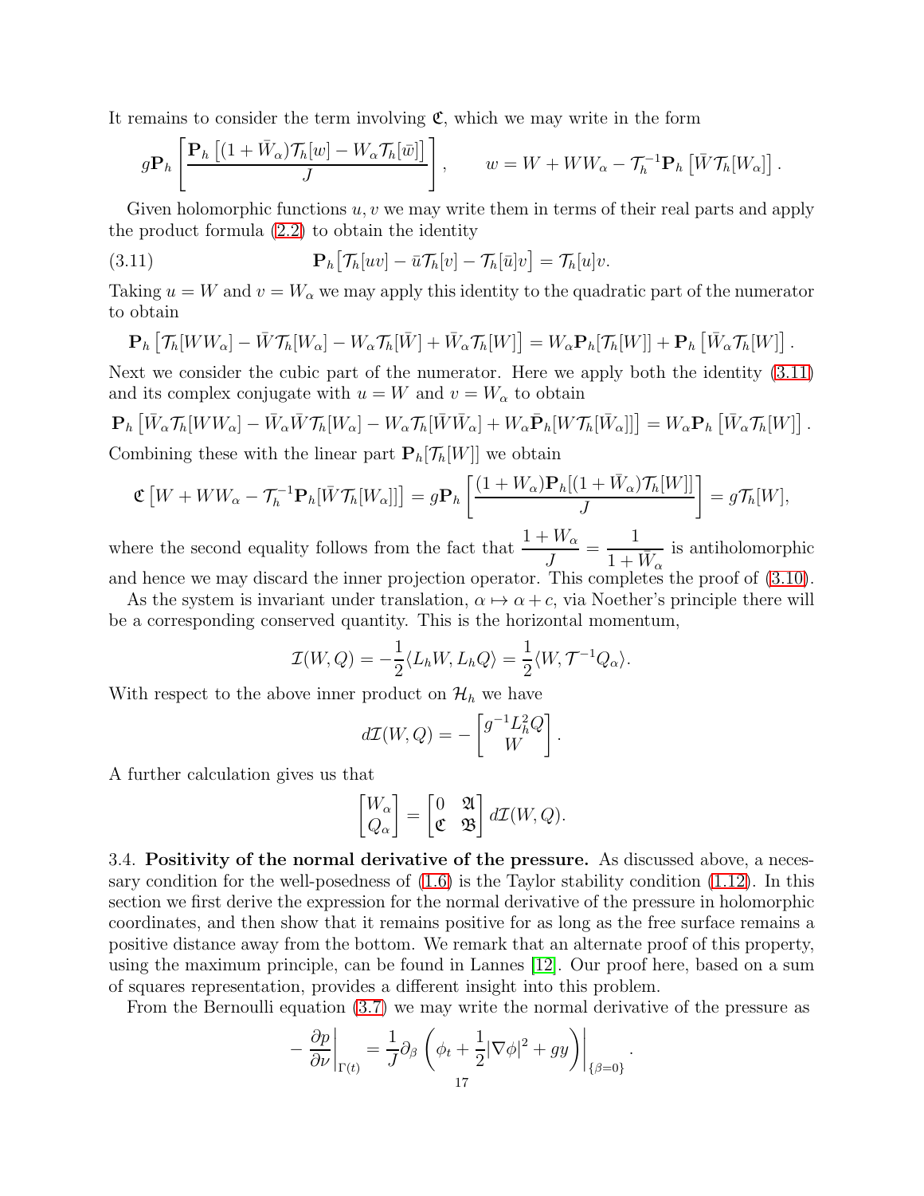It remains to consider the term involving $\mathfrak{C}$, which we may write in the form

$$g\mathbf{P}_h\left[\frac{\mathbf{P}_h\left[(1+\bar{W}_\alpha)\mathcal{T}_h[w]-W_\alpha\mathcal{T}_h[\bar{w}]\right]}{J}\right],\qquad w=W+WW_\alpha-\mathcal{T}_h^{-1}\mathbf{P}_h\left[\bar{W}\mathcal{T}_h[W_\alpha]\right].$$

Given holomorphic functions $u,v$ we may write them in terms of their real parts and apply the product formula (2.2) to obtain the identity

$$\mathbf{P}_h\big[\mathcal{T}_h[uv]-\bar{u}\mathcal{T}_h[v]-\mathcal{T}_h[\bar{u}]v\big]=\mathcal{T}_h[u]v. \tag{3.11}$$

Taking $u=W$ and $v=W_\alpha$ we may apply this identity to the quadratic part of the numerator to obtain

$$\mathbf{P}_h\left[\mathcal{T}_h[WW_\alpha]-\bar{W}\mathcal{T}_h[W_\alpha]-W_\alpha\mathcal{T}_h[\bar{W}]+\bar{W}_\alpha\mathcal{T}_h[W]\right]=W_\alpha\mathbf{P}_h[\mathcal{T}_h[W]]+\mathbf{P}_h\left[\bar{W}_\alpha\mathcal{T}_h[W]\right].$$

Next we consider the cubic part of the numerator. Here we apply both the identity (3.11) and its complex conjugate with $u=W$ and $v=W_\alpha$ to obtain

$$\mathbf{P}_h\left[\bar{W}_\alpha\mathcal{T}_h[WW_\alpha]-\bar{W}_\alpha\bar{W}\mathcal{T}_h[W_\alpha]-W_\alpha\mathcal{T}_h[\bar{W}\bar{W}_\alpha]+W_\alpha\bar{\mathbf{P}}_h[W\mathcal{T}_h[\bar{W}_\alpha]]\right]=W_\alpha\mathbf{P}_h\left[\bar{W}_\alpha\mathcal{T}_h[W]\right].$$

Combining these with the linear part $\mathbf{P}_h[\mathcal{T}_h[W]]$ we obtain

$$\mathfrak{C}\left[W+WW_\alpha-\mathcal{T}_h^{-1}\mathbf{P}_h[\bar{W}\mathcal{T}_h[W_\alpha]]\right]=g\mathbf{P}_h\left[\frac{(1+W_\alpha)\mathbf{P}_h[(1+\bar{W}_\alpha)\mathcal{T}_h[W]]}{J}\right]=g\mathcal{T}_h[W],$$

where the second equality follows from the fact that $\dfrac{1+W_\alpha}{J}=\dfrac{1}{1+\bar{W}_\alpha}$ is antiholomorphic and hence we may discard the inner projection operator. This completes the proof of (3.10).

As the system is invariant under translation, $\alpha\mapsto\alpha+c$, via Noether's principle there will be a corresponding conserved quantity. This is the horizontal momentum,

$$\mathcal{I}(W,Q)=-\frac{1}{2}\langle L_hW,L_hQ\rangle=\frac{1}{2}\langle W,\mathcal{T}^{-1}Q_\alpha\rangle.$$

With respect to the above inner product on $\mathcal{H}_h$ we have

$$d\mathcal{I}(W,Q)=-\begin{bmatrix}g^{-1}L_h^2Q\\ W\end{bmatrix}.$$

A further calculation gives us that

$$\begin{bmatrix}W_\alpha\\ Q_\alpha\end{bmatrix}=\begin{bmatrix}0 & \mathfrak{A}\\ \mathfrak{C} & \mathfrak{B}\end{bmatrix}d\mathcal{I}(W,Q).$$

3.4. **Positivity of the normal derivative of the pressure.** As discussed above, a necessary condition for the well-posedness of (1.6) is the Taylor stability condition (1.12). In this section we first derive the expression for the normal derivative of the pressure in holomorphic coordinates, and then show that it remains positive for as long as the free surface remains a positive distance away from the bottom. We remark that an alternate proof of this property, using the maximum principle, can be found in Lannes [12]. Our proof here, based on a sum of squares representation, provides a different insight into this problem.

From the Bernoulli equation (3.7) we may write the normal derivative of the pressure as

$$-\left.\frac{\partial p}{\partial\nu}\right|_{\Gamma(t)}=\frac{1}{J}\partial_\beta\left(\phi_t+\frac{1}{2}|\nabla\phi|^2+gy\right)\bigg|_{\{\beta=0\}}.$$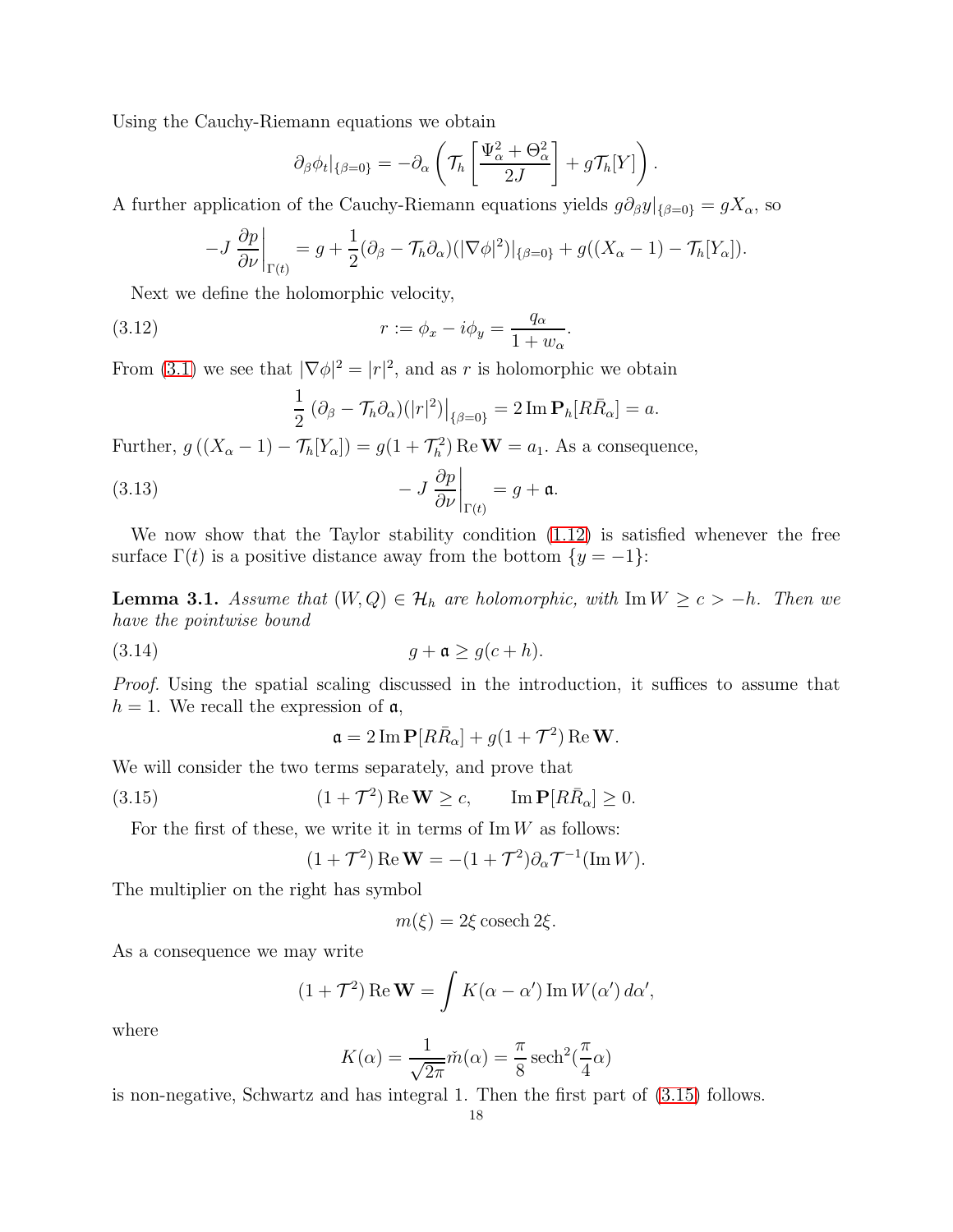Using the Cauchy-Riemann equations we obtain

$$\partial_\beta \phi_t|_{\{\beta=0\}} = -\partial_\alpha \left( \mathcal{T}_h \left[ \frac{\Psi_\alpha^2 + \Theta_\alpha^2}{2J} \right] + g\mathcal{T}_h[Y] \right).$$

A further application of the Cauchy-Riemann equations yields $g\partial_\beta y|_{\{\beta=0\}} = gX_\alpha$, so

$$-J \left.\frac{\partial p}{\partial \nu}\right|_{\Gamma(t)} = g + \frac{1}{2}(\partial_\beta - \mathcal{T}_h\partial_\alpha)(|\nabla\phi|^2)|_{\{\beta=0\}} + g((X_\alpha - 1) - \mathcal{T}_h[Y_\alpha]).$$

Next we define the holomorphic velocity,

$$r := \phi_x - i\phi_y = \frac{q_\alpha}{1 + w_\alpha}. \tag{3.12}$$

From (3.1) we see that $|\nabla\phi|^2 = |r|^2$, and as $r$ is holomorphic we obtain

$$\frac{1}{2}\left(\partial_\beta - \mathcal{T}_h\partial_\alpha\right)(|r|^2)\big|_{\{\beta=0\}} = 2\operatorname{Im}\mathbf{P}_h[R\bar{R}_\alpha] = a.$$

Further, $g\left((X_\alpha - 1) - \mathcal{T}_h[Y_\alpha]\right) = g(1 + \mathcal{T}_h^2)\operatorname{Re}\mathbf{W} = a_1$. As a consequence,

$$-J \left.\frac{\partial p}{\partial \nu}\right|_{\Gamma(t)} = g + \mathfrak{a}. \tag{3.13}$$

We now show that the Taylor stability condition (1.12) is satisfied whenever the free surface $\Gamma(t)$ is a positive distance away from the bottom $\{y = -1\}$:

**Lemma 3.1.** *Assume that $(W, Q) \in \mathcal{H}_h$ are holomorphic, with $\operatorname{Im} W \geq c > -h$. Then we have the pointwise bound*

$$g + \mathfrak{a} \geq g(c + h). \tag{3.14}$$

*Proof.* Using the spatial scaling discussed in the introduction, it suffices to assume that $h = 1$. We recall the expression of $\mathfrak{a}$,

$$\mathfrak{a} = 2\operatorname{Im}\mathbf{P}[R\bar{R}_\alpha] + g(1 + \mathcal{T}^2)\operatorname{Re}\mathbf{W}.$$

We will consider the two terms separately, and prove that

$$(1 + \mathcal{T}^2)\operatorname{Re}\mathbf{W} \geq c, \qquad \operatorname{Im}\mathbf{P}[R\bar{R}_\alpha] \geq 0. \tag{3.15}$$

For the first of these, we write it in terms of $\operatorname{Im} W$ as follows:

$$(1 + \mathcal{T}^2)\operatorname{Re}\mathbf{W} = -(1 + \mathcal{T}^2)\partial_\alpha\mathcal{T}^{-1}(\operatorname{Im} W).$$

The multiplier on the right has symbol

$$m(\xi) = 2\xi \operatorname{cosech} 2\xi.$$

As a consequence we may write

$$(1 + \mathcal{T}^2)\operatorname{Re}\mathbf{W} = \int K(\alpha - \alpha')\operatorname{Im} W(\alpha')\, d\alpha',$$

where

$$K(\alpha) = \frac{1}{\sqrt{2\pi}}\check{m}(\alpha) = \frac{\pi}{8}\operatorname{sech}^2(\frac{\pi}{4}\alpha)$$

is non-negative, Schwartz and has integral 1. Then the first part of (3.15) follows.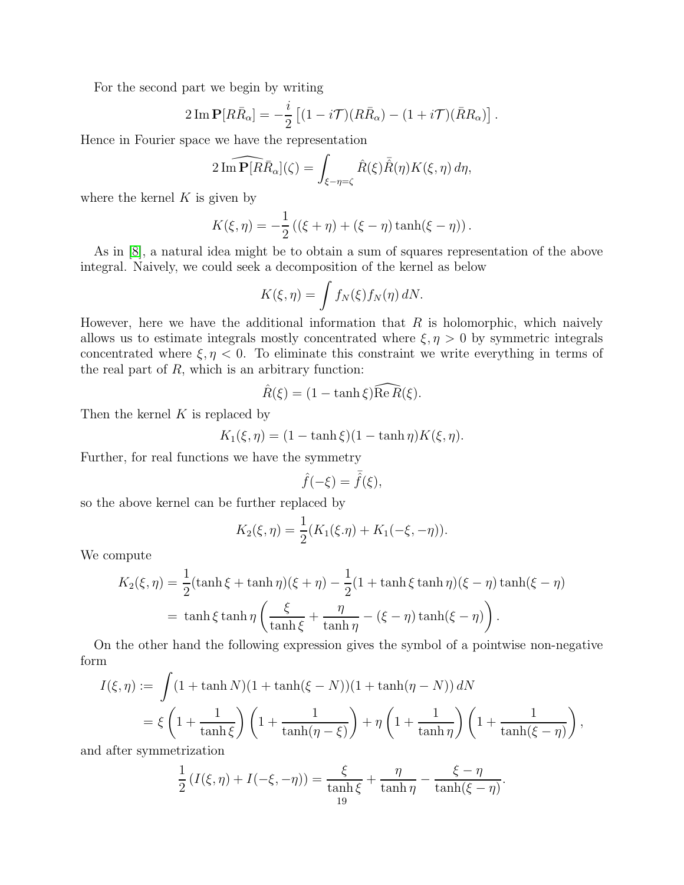For the second part we begin by writing

$$2\,\mathrm{Im}\,\mathbf{P}[R\bar{R}_\alpha] = -\frac{i}{2}\left[(1-i\mathcal{T})(R\bar{R}_\alpha) - (1+i\mathcal{T})(\bar{R}R_\alpha)\right].$$

Hence in Fourier space we have the representation

$$2\,\widehat{\mathrm{Im}\,\mathbf{P}[R\bar{R}_\alpha]}(\zeta) = \int_{\xi-\eta=\zeta} \hat{R}(\xi)\hat{\bar{R}}(\eta)K(\xi,\eta)\,d\eta,$$

where the kernel $K$ is given by

$$K(\xi,\eta) = -\frac{1}{2}\left((\xi+\eta) + (\xi-\eta)\tanh(\xi-\eta)\right).$$

As in [8], a natural idea might be to obtain a sum of squares representation of the above integral. Naively, we could seek a decomposition of the kernel as below

$$K(\xi,\eta) = \int f_N(\xi)f_N(\eta)\,dN.$$

However, here we have the additional information that $R$ is holomorphic, which naively allows us to estimate integrals mostly concentrated where $\xi,\eta>0$ by symmetric integrals concentrated where $\xi,\eta<0$. To eliminate this constraint we write everything in terms of the real part of $R$, which is an arbitrary function:

$$\hat{R}(\xi) = (1-\tanh\xi)\widehat{\mathrm{Re}\,R}(\xi).$$

Then the kernel $K$ is replaced by

$$K_1(\xi,\eta) = (1-\tanh\xi)(1-\tanh\eta)K(\xi,\eta).$$

Further, for real functions we have the symmetry

$$\hat{f}(-\xi) = \hat{\bar{f}}(\xi),$$

so the above kernel can be further replaced by

$$K_2(\xi,\eta) = \frac{1}{2}(K_1(\xi.\eta) + K_1(-\xi,-\eta)).$$

We compute

$$\begin{aligned} K_2(\xi,\eta) &= \frac{1}{2}(\tanh\xi+\tanh\eta)(\xi+\eta) - \frac{1}{2}(1+\tanh\xi\tanh\eta)(\xi-\eta)\tanh(\xi-\eta) \\ &= \tanh\xi\tanh\eta\left(\frac{\xi}{\tanh\xi} + \frac{\eta}{\tanh\eta} - (\xi-\eta)\tanh(\xi-\eta)\right). \end{aligned}$$

On the other hand the following expression gives the symbol of a pointwise non-negative form

$$\begin{aligned} I(\xi,\eta) &:= \int (1+\tanh N)(1+\tanh(\xi-N))(1+\tanh(\eta-N))\,dN \\ &= \xi\left(1+\frac{1}{\tanh\xi}\right)\left(1+\frac{1}{\tanh(\eta-\xi)}\right) + \eta\left(1+\frac{1}{\tanh\eta}\right)\left(1+\frac{1}{\tanh(\xi-\eta)}\right), \end{aligned}$$

and after symmetrization

$$\frac{1}{2}\left(I(\xi,\eta) + I(-\xi,-\eta)\right) = \frac{\xi}{\tanh\xi} + \frac{\eta}{\tanh\eta} - \frac{\xi-\eta}{\tanh(\xi-\eta)}.$$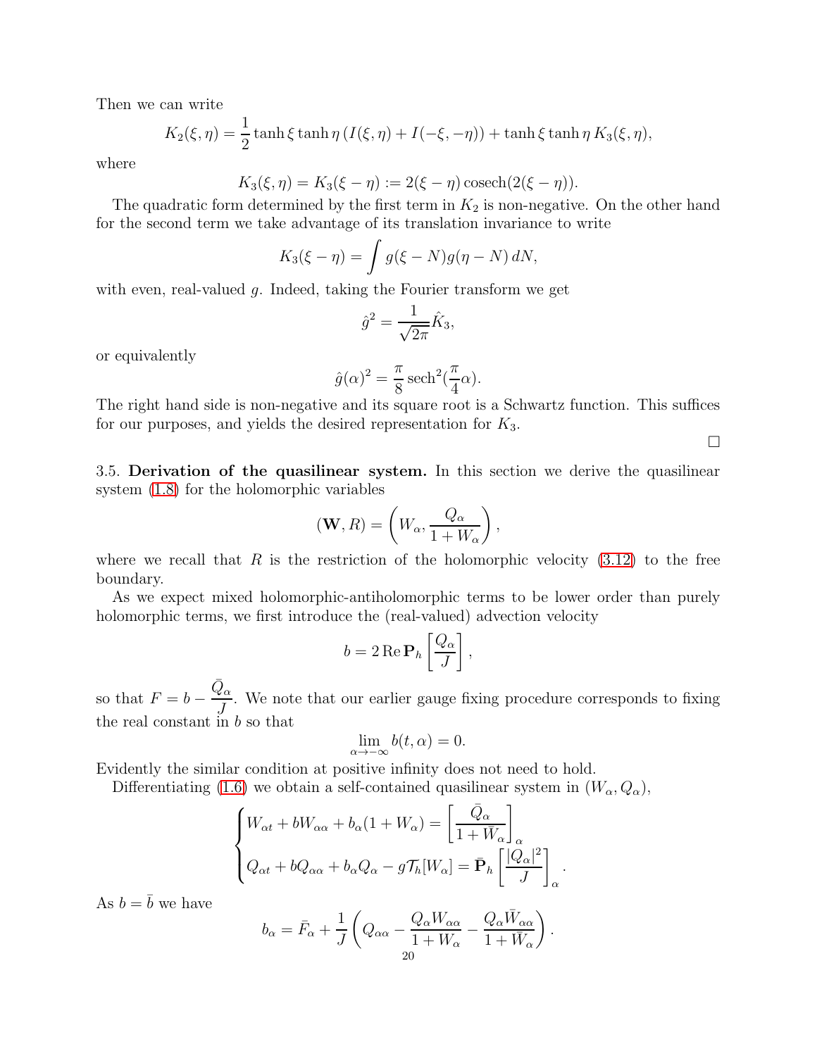Then we can write

$$K_2(\xi,\eta) = \frac{1}{2}\tanh\xi\tanh\eta\,(I(\xi,\eta)+I(-\xi,-\eta)) + \tanh\xi\tanh\eta\,K_3(\xi,\eta),$$

where

$$K_3(\xi,\eta) = K_3(\xi-\eta) := 2(\xi-\eta)\,\mathrm{cosech}(2(\xi-\eta)).$$

The quadratic form determined by the first term in $K_2$ is non-negative. On the other hand for the second term we take advantage of its translation invariance to write

$$K_3(\xi-\eta) = \int g(\xi-N)g(\eta-N)\,dN,$$

with even, real-valued $g$. Indeed, taking the Fourier transform we get

$$\hat{g}^2 = \frac{1}{\sqrt{2\pi}}\hat{K}_3,$$

or equivalently

$$\hat{g}(\alpha)^2 = \frac{\pi}{8}\,\mathrm{sech}^2(\frac{\pi}{4}\alpha).$$

The right hand side is non-negative and its square root is a Schwartz function. This suffices for our purposes, and yields the desired representation for $K_3$.

□

3.5. **Derivation of the quasilinear system.** In this section we derive the quasilinear system (1.8) for the holomorphic variables

$$(\mathbf{W}, R) = \left(W_\alpha, \frac{Q_\alpha}{1+W_\alpha}\right),$$

where we recall that $R$ is the restriction of the holomorphic velocity (3.12) to the free boundary.

As we expect mixed holomorphic-antiholomorphic terms to be lower order than purely holomorphic terms, we first introduce the (real-valued) advection velocity

$$b = 2\,\mathrm{Re}\,\mathbf{P}_h\left[\frac{Q_\alpha}{J}\right],$$

so that $F = b - \dfrac{\bar{Q}_\alpha}{J}$. We note that our earlier gauge fixing procedure corresponds to fixing the real constant in $b$ so that

$$\lim_{\alpha\to-\infty} b(t,\alpha) = 0.$$

Evidently the similar condition at positive infinity does not need to hold.

Differentiating (1.6) we obtain a self-contained quasilinear system in $(W_\alpha, Q_\alpha)$,

$$\begin{cases} W_{\alpha t} + bW_{\alpha\alpha} + b_\alpha(1+W_\alpha) = \left[\dfrac{\bar{Q}_\alpha}{1+\bar{W}_\alpha}\right]_\alpha \\ Q_{\alpha t} + bQ_{\alpha\alpha} + b_\alpha Q_\alpha - g\mathcal{T}_h[W_\alpha] = \bar{\mathbf{P}}_h\left[\dfrac{|Q_\alpha|^2}{J}\right]_\alpha. \end{cases}$$

As $b = \bar{b}$ we have

$$b_\alpha = \bar{F}_\alpha + \frac{1}{J}\left(Q_{\alpha\alpha} - \frac{Q_\alpha W_{\alpha\alpha}}{1+W_\alpha} - \frac{Q_\alpha\bar{W}_{\alpha\alpha}}{1+\bar{W}_\alpha}\right).$$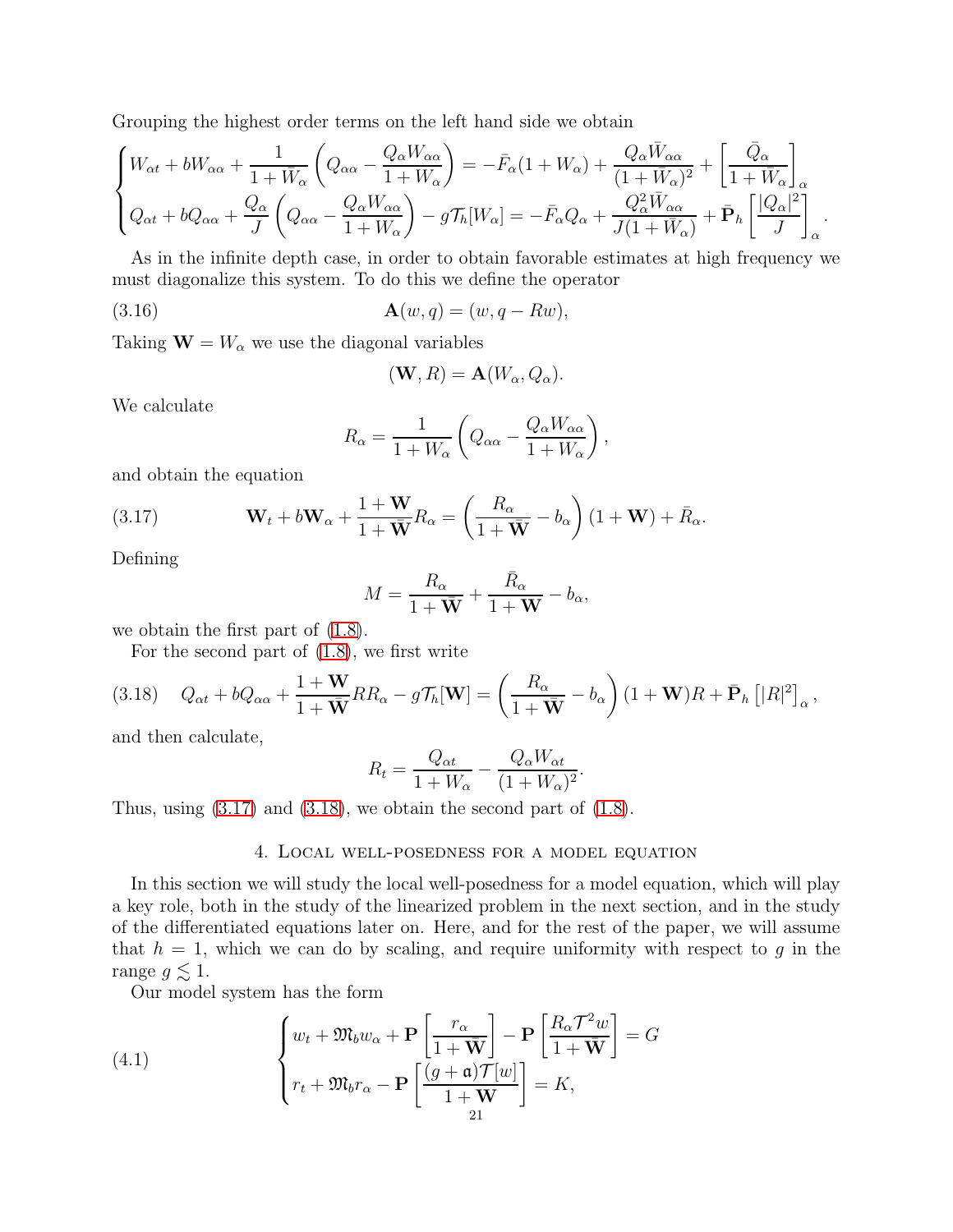Grouping the highest order terms on the left hand side we obtain

$$
\begin{cases}
W_{\alpha t} + bW_{\alpha\alpha} + \dfrac{1}{1+\bar{W}_\alpha}\left(Q_{\alpha\alpha} - \dfrac{Q_\alpha W_{\alpha\alpha}}{1+W_\alpha}\right) = -\bar{F}_\alpha(1+W_\alpha) + \dfrac{Q_\alpha \bar{W}_{\alpha\alpha}}{(1+\bar{W}_\alpha)^2} + \left[\dfrac{\bar{Q}_\alpha}{1+\bar{W}_\alpha}\right]_\alpha \\
Q_{\alpha t} + bQ_{\alpha\alpha} + \dfrac{Q_\alpha}{J}\left(Q_{\alpha\alpha} - \dfrac{Q_\alpha W_{\alpha\alpha}}{1+W_\alpha}\right) - g\mathcal{T}_h[W_\alpha] = -\bar{F}_\alpha Q_\alpha + \dfrac{Q_\alpha^2 \bar{W}_{\alpha\alpha}}{J(1+\bar{W}_\alpha)} + \bar{\mathbf{P}}_h\left[\dfrac{|Q_\alpha|^2}{J}\right]_\alpha.
\end{cases}
$$

As in the infinite depth case, in order to obtain favorable estimates at high frequency we must diagonalize this system. To do this we define the operator

$$
\mathbf{A}(w,q) = (w, q - Rw), \tag{3.16}
$$

Taking $\mathbf{W} = W_\alpha$ we use the diagonal variables

$$
(\mathbf{W}, R) = \mathbf{A}(W_\alpha, Q_\alpha).
$$

We calculate

$$
R_\alpha = \frac{1}{1+W_\alpha}\left(Q_{\alpha\alpha} - \frac{Q_\alpha W_{\alpha\alpha}}{1+W_\alpha}\right),
$$

and obtain the equation

$$
\mathbf{W}_t + b\mathbf{W}_\alpha + \frac{1+\mathbf{W}}{1+\bar{\mathbf{W}}}R_\alpha = \left(\frac{R_\alpha}{1+\bar{\mathbf{W}}} - b_\alpha\right)(1+\mathbf{W}) + \bar{R}_\alpha. \tag{3.17}
$$

Defining

$$
M = \frac{R_\alpha}{1+\bar{\mathbf{W}}} + \frac{\bar{R}_\alpha}{1+\mathbf{W}} - b_\alpha,
$$

we obtain the first part of (1.8).

For the second part of (1.8), we first write

$$
Q_{\alpha t} + bQ_{\alpha\alpha} + \frac{1+\mathbf{W}}{1+\bar{\mathbf{W}}}RR_\alpha - g\mathcal{T}_h[\mathbf{W}] = \left(\frac{R_\alpha}{1+\bar{\mathbf{W}}} - b_\alpha\right)(1+\mathbf{W})R + \bar{\mathbf{P}}_h\left[|R|^2\right]_\alpha, \tag{3.18}
$$

and then calculate,

$$
R_t = \frac{Q_{\alpha t}}{1+W_\alpha} - \frac{Q_\alpha W_{\alpha t}}{(1+W_\alpha)^2}.
$$

Thus, using (3.17) and (3.18), we obtain the second part of (1.8).

## 4. Local well-posedness for a model equation

In this section we will study the local well-posedness for a model equation, which will play a key role, both in the study of the linearized problem in the next section, and in the study of the differentiated equations later on. Here, and for the rest of the paper, we will assume that $h = 1$, which we can do by scaling, and require uniformity with respect to $g$ in the range $g \lesssim 1$.

Our model system has the form

$$
\begin{cases}
w_t + \mathfrak{M}_b w_\alpha + \mathbf{P}\left[\dfrac{r_\alpha}{1+\bar{\mathbf{W}}}\right] - \mathbf{P}\left[\dfrac{R_\alpha \mathcal{T}^2 w}{1+\bar{\mathbf{W}}}\right] = G \\
r_t + \mathfrak{M}_b r_\alpha - \mathbf{P}\left[\dfrac{(g+\mathfrak{a})\mathcal{T}[w]}{1+\mathbf{W}}\right] = K,
\end{cases} \tag{4.1}
$$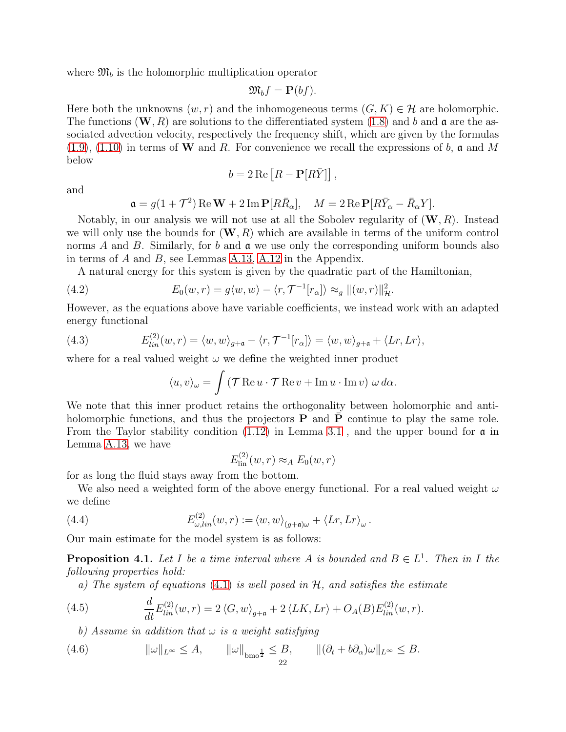where $\mathfrak{M}_b$ is the holomorphic multiplication operator

$$\mathfrak{M}_b f = \mathbf{P}(bf).$$

Here both the unknowns $(w, r)$ and the inhomogeneous terms $(G, K) \in \mathcal{H}$ are holomorphic. The functions $(\mathbf{W}, R)$ are solutions to the differentiated system (1.8) and $b$ and $\mathfrak{a}$ are the associated advection velocity, respectively the frequency shift, which are given by the formulas (1.9), (1.10) in terms of $\mathbf{W}$ and $R$. For convenience we recall the expressions of $b$, $\mathfrak{a}$ and $M$ below

$$b = 2\operatorname{Re}\left[R - \mathbf{P}[R\bar{Y}]\right],$$

and

$$\mathfrak{a} = g(1+\mathcal{T}^2)\operatorname{Re}\mathbf{W} + 2\operatorname{Im}\mathbf{P}[R\bar{R}_\alpha], \quad M = 2\operatorname{Re}\mathbf{P}[R\bar{Y}_\alpha - \bar{R}_\alpha Y].$$

Notably, in our analysis we will not use at all the Sobolev regularity of $(\mathbf{W}, R)$. Instead we will only use the bounds for $(\mathbf{W}, R)$ which are available in terms of the uniform control norms $A$ and $B$. Similarly, for $b$ and $\mathfrak{a}$ we use only the corresponding uniform bounds also in terms of $A$ and $B$, see Lemmas A.13, A.12 in the Appendix.

A natural energy for this system is given by the quadratic part of the Hamiltonian,

$$E_0(w, r) = g\langle w, w\rangle - \langle r, \mathcal{T}^{-1}[r_\alpha]\rangle \approx_g \|(w, r)\|_{\mathcal{H}}^2. \tag{4.2}$$

However, as the equations above have variable coefficients, we instead work with an adapted energy functional

$$E^{(2)}_{lin}(w, r) = \langle w, w\rangle_{g+\mathfrak{a}} - \langle r, \mathcal{T}^{-1}[r_\alpha]\rangle = \langle w, w\rangle_{g+\mathfrak{a}} + \langle Lr, Lr\rangle, \tag{4.3}$$

where for a real valued weight $\omega$ we define the weighted inner product

$$\langle u, v\rangle_\omega = \int \left(\mathcal{T}\operatorname{Re} u \cdot \mathcal{T}\operatorname{Re} v + \operatorname{Im} u \cdot \operatorname{Im} v\right)\, \omega \, d\alpha.$$

We note that this inner product retains the orthogonality between holomorphic and anti-holomorphic functions, and thus the projectors $\mathbf{P}$ and $\bar{\mathbf{P}}$ continue to play the same role. From the Taylor stability condition (1.12) in Lemma 3.1 , and the upper bound for $\mathfrak{a}$ in Lemma A.13, we have

$$E^{(2)}_{\rm lin}(w, r) \approx_A E_0(w, r)$$

for as long the fluid stays away from the bottom.

We also need a weighted form of the above energy functional. For a real valued weight $\omega$ we define

$$E^{(2)}_{\omega, lin}(w, r) := \langle w, w\rangle_{(g+\mathfrak{a})\omega} + \langle Lr, Lr\rangle_\omega. \tag{4.4}$$

Our main estimate for the model system is as follows:

**Proposition 4.1.** *Let $I$ be a time interval where $A$ is bounded and $B \in L^1$. Then in $I$ the following properties hold:*

*a) The system of equations (4.1) is well posed in $\mathcal{H}$, and satisfies the estimate*

$$\frac{d}{dt}E^{(2)}_{lin}(w, r) = 2\langle G, w\rangle_{g+\mathfrak{a}} + 2\langle LK, Lr\rangle + O_A(B)E^{(2)}_{lin}(w, r). \tag{4.5}$$

*b) Assume in addition that $\omega$ is a weight satisfying*

$$\|\omega\|_{L^\infty} \leq A, \qquad \|\omega\|_{\mathrm{bmo}^{\frac{1}{2}}} \leq B, \qquad \|(\partial_t + b\partial_\alpha)\omega\|_{L^\infty} \leq B. \tag{4.6}$$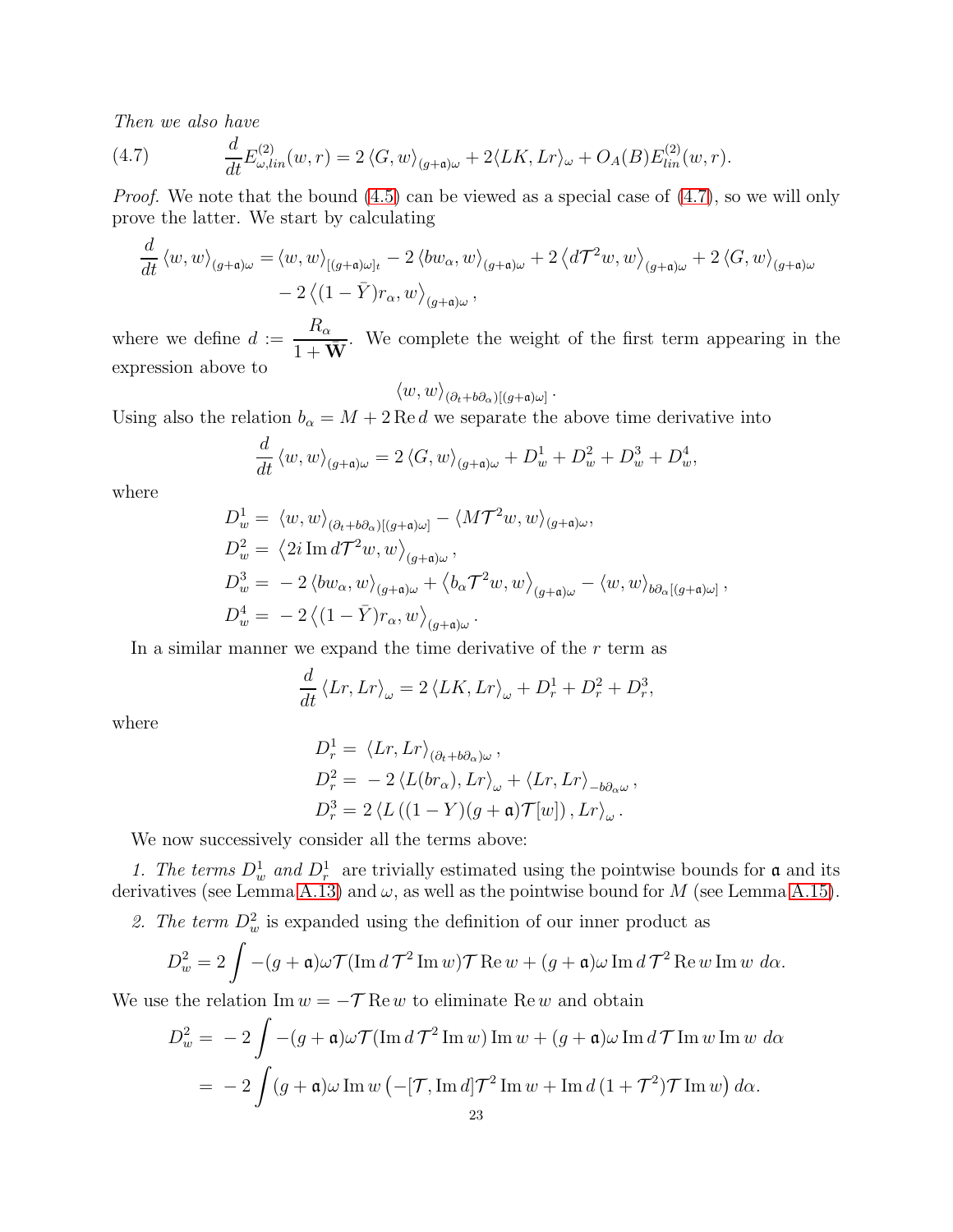*Then we also have*

$$\frac{d}{dt}E^{(2)}_{\omega,lin}(w,r) = 2\left\langle G,w\right\rangle_{(g+\mathfrak{a})\omega} + 2\langle LK, Lr\rangle_{\omega} + O_A(B)E^{(2)}_{lin}(w,r). \tag{4.7}$$

*Proof.* We note that the bound (4.5) can be viewed as a special case of (4.7), so we will only prove the latter. We start by calculating

$$\begin{aligned}\frac{d}{dt}\left\langle w,w\right\rangle_{(g+\mathfrak{a})\omega} =& \left\langle w,w\right\rangle_{[(g+\mathfrak{a})\omega]_t} - 2\left\langle bw_\alpha, w\right\rangle_{(g+\mathfrak{a})\omega} + 2\left\langle d\mathcal{T}^2 w, w\right\rangle_{(g+\mathfrak{a})\omega} + 2\left\langle G,w\right\rangle_{(g+\mathfrak{a})\omega}\\ &- 2\left\langle (1-\bar{Y})r_\alpha, w\right\rangle_{(g+\mathfrak{a})\omega},\end{aligned}$$

where we define $d := \dfrac{R_\alpha}{1+\bar{\mathbf{W}}}$. We complete the weight of the first term appearing in the expression above to

$$\left\langle w,w\right\rangle_{(\partial_t + b\partial_\alpha)[(g+\mathfrak{a})\omega]}.$$

Using also the relation $b_\alpha = M + 2\operatorname{Re} d$ we separate the above time derivative into

$$\frac{d}{dt}\left\langle w,w\right\rangle_{(g+\mathfrak{a})\omega} = 2\left\langle G,w\right\rangle_{(g+\mathfrak{a})\omega} + D^1_w + D^2_w + D^3_w + D^4_w,$$

where

$$\begin{aligned}
D^1_w =& \left\langle w,w\right\rangle_{(\partial_t + b\partial_\alpha)[(g+\mathfrak{a})\omega]} - \langle M\mathcal{T}^2 w, w\rangle_{(g+\mathfrak{a})\omega},\\
D^2_w =& \left\langle 2i\operatorname{Im} d\mathcal{T}^2 w, w\right\rangle_{(g+\mathfrak{a})\omega},\\
D^3_w =& -2\left\langle bw_\alpha, w\right\rangle_{(g+\mathfrak{a})\omega} + \left\langle b_\alpha \mathcal{T}^2 w, w\right\rangle_{(g+\mathfrak{a})\omega} - \left\langle w,w\right\rangle_{b\partial_\alpha[(g+\mathfrak{a})\omega]},\\
D^4_w =& -2\left\langle (1-\bar{Y})r_\alpha, w\right\rangle_{(g+\mathfrak{a})\omega}.
\end{aligned}$$

In a similar manner we expand the time derivative of the $r$ term as

$$\frac{d}{dt}\left\langle Lr, Lr\right\rangle_\omega = 2\left\langle LK, Lr\right\rangle_\omega + D^1_r + D^2_r + D^3_r,$$

where

$$\begin{aligned}
D^1_r =& \left\langle Lr, Lr\right\rangle_{(\partial_t + b\partial_\alpha)\omega},\\
D^2_r =& -2\left\langle L(br_\alpha), Lr\right\rangle_\omega + \left\langle Lr, Lr\right\rangle_{-b\partial_\alpha\omega},\\
D^3_r =& 2\left\langle L\left((1-Y)(g+\mathfrak{a})\mathcal{T}[w]\right), Lr\right\rangle_\omega.
\end{aligned}$$

We now successively consider all the terms above:

*1. The terms $D^1_w$ and $D^1_r$* are trivially estimated using the pointwise bounds for $\mathfrak{a}$ and its derivatives (see Lemma A.13) and $\omega$, as well as the pointwise bound for $M$ (see Lemma A.15).

*2. The term $D^2_w$* is expanded using the definition of our inner product as

$$D^2_w = 2\int -(g+\mathfrak{a})\omega\mathcal{T}(\operatorname{Im} d\,\mathcal{T}^2\operatorname{Im} w)\mathcal{T}\operatorname{Re} w + (g+\mathfrak{a})\omega\operatorname{Im} d\,\mathcal{T}^2\operatorname{Re} w\operatorname{Im} w\; d\alpha.$$

We use the relation $\operatorname{Im} w = -\mathcal{T}\operatorname{Re} w$ to eliminate $\operatorname{Re} w$ and obtain

$$\begin{aligned}
D^2_w =& -2\int -(g+\mathfrak{a})\omega\mathcal{T}(\operatorname{Im} d\,\mathcal{T}^2\operatorname{Im} w)\operatorname{Im} w + (g+\mathfrak{a})\omega\operatorname{Im} d\,\mathcal{T}\operatorname{Im} w\operatorname{Im} w\; d\alpha\\
=& -2\int (g+\mathfrak{a})\omega\operatorname{Im} w\left(-[\mathcal{T},\operatorname{Im} d]\mathcal{T}^2\operatorname{Im} w + \operatorname{Im} d\,(1+\mathcal{T}^2)\mathcal{T}\operatorname{Im} w\right) d\alpha.
\end{aligned}$$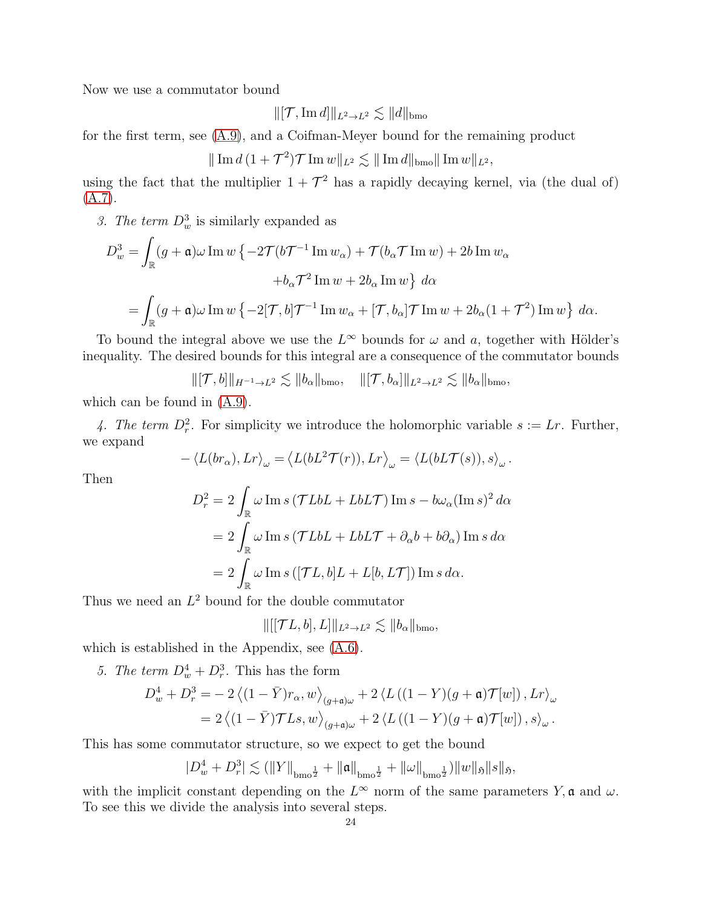Now we use a commutator bound

$$\|[\mathcal{T}, \operatorname{Im} d]\|_{L^2 \to L^2} \lesssim \|d\|_{\mathrm{bmo}}$$

for the first term, see (A.9), and a Coifman-Meyer bound for the remaining product

$$\| \operatorname{Im} d \, (1 + \mathcal{T}^2)\mathcal{T} \operatorname{Im} w\|_{L^2} \lesssim \| \operatorname{Im} d\|_{\mathrm{bmo}} \| \operatorname{Im} w\|_{L^2},$$

using the fact that the multiplier $1 + \mathcal{T}^2$ has a rapidly decaying kernel, via (the dual of) (A.7).

*3. The term $D^3_w$* is similarly expanded as

$$\begin{aligned} D^3_w = & \int_{\mathbb{R}} (g + \mathfrak{a})\omega \operatorname{Im} w \left\{ -2\mathcal{T}(b\mathcal{T}^{-1} \operatorname{Im} w_\alpha) + \mathcal{T}(b_\alpha \mathcal{T} \operatorname{Im} w) + 2b \operatorname{Im} w_\alpha \right. \\ & \qquad \left. + b_\alpha \mathcal{T}^2 \operatorname{Im} w + 2b_\alpha \operatorname{Im} w \right\} \, d\alpha \\ = & \int_{\mathbb{R}} (g + \mathfrak{a})\omega \operatorname{Im} w \left\{ -2[\mathcal{T}, b]\mathcal{T}^{-1} \operatorname{Im} w_\alpha + [\mathcal{T}, b_\alpha]\mathcal{T} \operatorname{Im} w + 2b_\alpha(1 + \mathcal{T}^2) \operatorname{Im} w \right\} \, d\alpha. \end{aligned}$$

To bound the integral above we use the $L^\infty$ bounds for $\omega$ and $a$, together with Hölder's inequality. The desired bounds for this integral are a consequence of the commutator bounds

$$\|[\mathcal{T}, b]\|_{H^{-1} \to L^2} \lesssim \|b_\alpha\|_{\mathrm{bmo}}, \quad \|[\mathcal{T}, b_\alpha]\|_{L^2 \to L^2} \lesssim \|b_\alpha\|_{\mathrm{bmo}},$$

which can be found in (A.9).

*4. The term $D^2_r$.* For simplicity we introduce the holomorphic variable $s := Lr$. Further, we expand

$$-\langle L(br_\alpha), Lr\rangle_\omega = \left\langle L(bL^2\mathcal{T}(r)), Lr\right\rangle_\omega = \langle L(bL\mathcal{T}(s)), s\rangle_\omega .$$

Then

$$\begin{aligned} D^2_r &= 2\int_{\mathbb{R}} \omega \operatorname{Im} s \, (\mathcal{T}LbL + LbL\mathcal{T}) \operatorname{Im} s - b\omega_\alpha (\operatorname{Im} s)^2 \, d\alpha \\ &= 2\int_{\mathbb{R}} \omega \operatorname{Im} s \, (\mathcal{T}LbL + LbL\mathcal{T} + \partial_\alpha b + b\partial_\alpha) \operatorname{Im} s \, d\alpha \\ &= 2\int_{\mathbb{R}} \omega \operatorname{Im} s \, ([\mathcal{T}L, b]L + L[b, L\mathcal{T}]) \operatorname{Im} s \, d\alpha. \end{aligned}$$

Thus we need an $L^2$ bound for the double commutator

$$\|[[\mathcal{T}L, b], L]\|_{L^2 \to L^2} \lesssim \|b_\alpha\|_{\mathrm{bmo}},$$

which is established in the Appendix, see (A.6).

*5. The term $D^4_w + D^3_r$.* This has the form

$$\begin{aligned} D^4_w + D^3_r = & -2\left\langle (1 - \bar{Y})r_\alpha, w\right\rangle_{(g+\mathfrak{a})\omega} + 2\left\langle L\left((1 - Y)(g + \mathfrak{a})\mathcal{T}[w]\right), Lr\right\rangle_\omega \\ = & \; 2\left\langle (1 - \bar{Y})\mathcal{T}Ls, w\right\rangle_{(g+\mathfrak{a})\omega} + 2\left\langle L\left((1 - Y)(g + \mathfrak{a})\mathcal{T}[w]\right), s\right\rangle_\omega . \end{aligned}$$

This has some commutator structure, so we expect to get the bound

$$|D^4_w + D^3_r| \lesssim (\|Y\|_{\mathrm{bmo}^{\frac{1}{2}}} + \|\mathfrak{a}\|_{\mathrm{bmo}^{\frac{1}{2}}} + \|\omega\|_{\mathrm{bmo}^{\frac{1}{2}}})\|w\|_{\mathfrak{H}}\|s\|_{\mathfrak{H}},$$

with the implicit constant depending on the $L^\infty$ norm of the same parameters $Y, \mathfrak{a}$ and $\omega$. To see this we divide the analysis into several steps.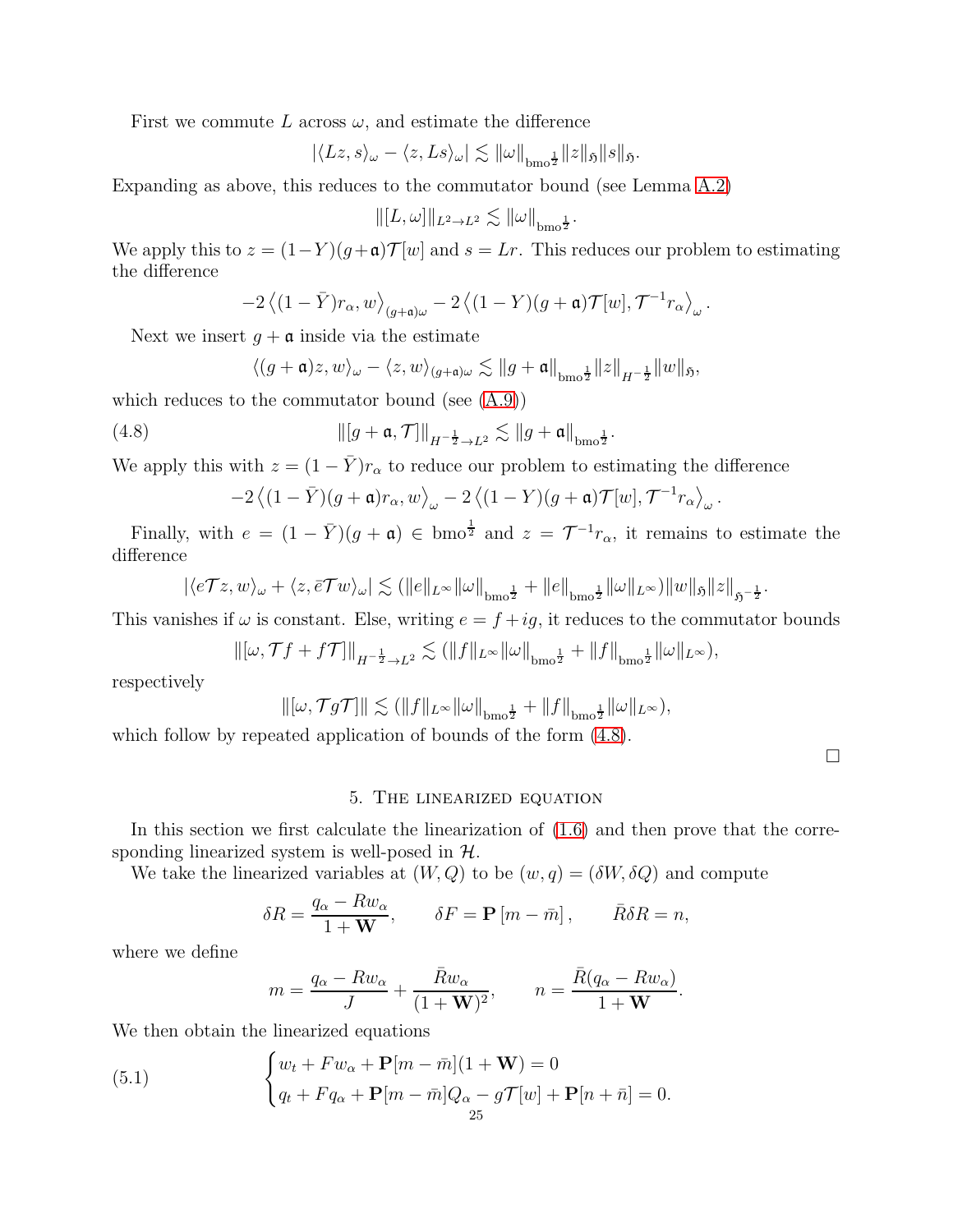First we commute $L$ across $\omega$, and estimate the difference

$$|\langle Lz, s\rangle_\omega - \langle z, Ls\rangle_\omega| \lesssim \|\omega\|_{\mathrm{bmo}^{\frac{1}{2}}} \|z\|_{\mathfrak{H}} \|s\|_{\mathfrak{H}}.$$

Expanding as above, this reduces to the commutator bound (see Lemma A.2)

$$\|[L, \omega]\|_{L^2 \to L^2} \lesssim \|\omega\|_{\mathrm{bmo}^{\frac{1}{2}}}.$$

We apply this to $z = (1-Y)(g+\mathfrak{a})\mathcal{T}[w]$ and $s = Lr$. This reduces our problem to estimating the difference

$$-2\left\langle (1-\bar{Y}) r_\alpha, w\right\rangle_{(g+\mathfrak{a})\omega} - 2\left\langle (1-Y)(g+\mathfrak{a})\mathcal{T}[w], \mathcal{T}^{-1} r_\alpha\right\rangle_\omega.$$

Next we insert $g+\mathfrak{a}$ inside via the estimate

$$\langle (g+\mathfrak{a}) z, w\rangle_\omega - \langle z, w\rangle_{(g+\mathfrak{a})\omega} \lesssim \|g+\mathfrak{a}\|_{\mathrm{bmo}^{\frac{1}{2}}} \|z\|_{H^{-\frac{1}{2}}} \|w\|_{\mathfrak{H}},$$

which reduces to the commutator bound (see (A.9))

$$\|[g+\mathfrak{a}, \mathcal{T}]\|_{H^{-\frac{1}{2}} \to L^2} \lesssim \|g+\mathfrak{a}\|_{\mathrm{bmo}^{\frac{1}{2}}}. \tag{4.8}$$

We apply this with $z = (1-\bar{Y}) r_\alpha$ to reduce our problem to estimating the difference

$$-2\left\langle (1-\bar{Y})(g+\mathfrak{a}) r_\alpha, w\right\rangle_\omega - 2\left\langle (1-Y)(g+\mathfrak{a})\mathcal{T}[w], \mathcal{T}^{-1} r_\alpha\right\rangle_\omega.$$

Finally, with $e = (1-\bar{Y})(g+\mathfrak{a}) \in \mathrm{bmo}^{\frac{1}{2}}$ and $z = \mathcal{T}^{-1} r_\alpha$, it remains to estimate the difference

$$|\langle e\mathcal{T} z, w\rangle_\omega + \langle z, \bar{e}\mathcal{T} w\rangle_\omega| \lesssim (\|e\|_{L^\infty} \|\omega\|_{\mathrm{bmo}^{\frac{1}{2}}} + \|e\|_{\mathrm{bmo}^{\frac{1}{2}}} \|\omega\|_{L^\infty}) \|w\|_{\mathfrak{H}} \|z\|_{\mathfrak{H}^{-\frac{1}{2}}}.$$

This vanishes if $\omega$ is constant. Else, writing $e = f + ig$, it reduces to the commutator bounds

$$\|[\omega, \mathcal{T} f + f\mathcal{T}]\|_{H^{-\frac{1}{2}} \to L^2} \lesssim (\|f\|_{L^\infty} \|\omega\|_{\mathrm{bmo}^{\frac{1}{2}}} + \|f\|_{\mathrm{bmo}^{\frac{1}{2}}} \|\omega\|_{L^\infty}),$$

respectively

$$\|[\omega, \mathcal{T} g \mathcal{T}]\| \lesssim (\|f\|_{L^\infty} \|\omega\|_{\mathrm{bmo}^{\frac{1}{2}}} + \|f\|_{\mathrm{bmo}^{\frac{1}{2}}} \|\omega\|_{L^\infty}),$$

which follow by repeated application of bounds of the form (4.8).

□

## 5. The linearized equation

In this section we first calculate the linearization of (1.6) and then prove that the corresponding linearized system is well-posed in $\mathcal{H}$.

We take the linearized variables at $(W, Q)$ to be $(w, q) = (\delta W, \delta Q)$ and compute

$$\delta R = \frac{q_\alpha - R w_\alpha}{1+\mathbf{W}}, \qquad \delta F = \mathbf{P}\left[m - \bar{m}\right], \qquad \bar{R}\delta R = n,$$

where we define

$$m = \frac{q_\alpha - R w_\alpha}{J} + \frac{\bar{R} w_\alpha}{(1+\mathbf{W})^2}, \qquad n = \frac{\bar{R}(q_\alpha - R w_\alpha)}{1+\mathbf{W}}.$$

We then obtain the linearized equations

$$\begin{cases} w_t + F w_\alpha + \mathbf{P}[m - \bar{m}](1+\mathbf{W}) = 0 \\ q_t + F q_\alpha + \mathbf{P}[m - \bar{m}] Q_\alpha - g\mathcal{T}[w] + \mathbf{P}[n + \bar{n}] = 0. \end{cases} \tag{5.1}$$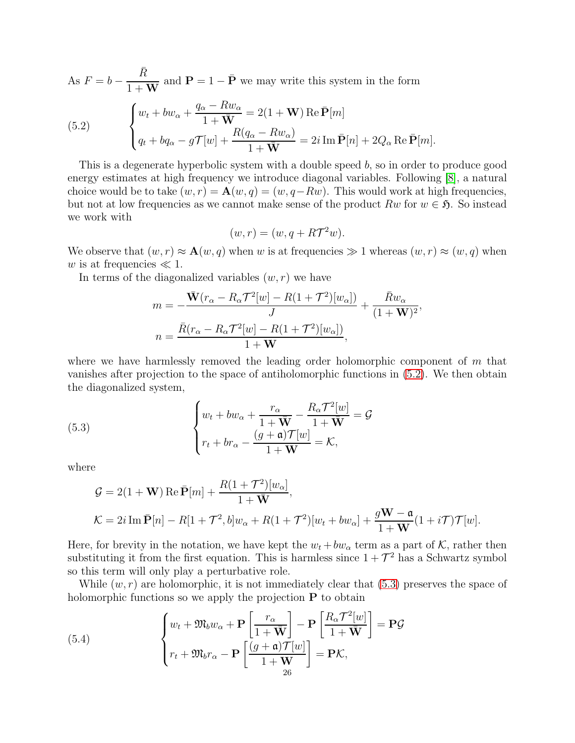As $F = b - \dfrac{\bar{R}}{1+\mathbf{W}}$ and $\mathbf{P} = 1 - \bar{\mathbf{P}}$ we may write this system in the form

$$
\begin{cases}
w_t + bw_\alpha + \dfrac{q_\alpha - Rw_\alpha}{1+\bar{\mathbf{W}}} = 2(1+\mathbf{W}) \operatorname{Re} \bar{\mathbf{P}}[m] \\
q_t + bq_\alpha - g\mathcal{T}[w] + \dfrac{R(q_\alpha - Rw_\alpha)}{1+\bar{\mathbf{W}}} = 2i \operatorname{Im} \bar{\mathbf{P}}[n] + 2Q_\alpha \operatorname{Re} \bar{\mathbf{P}}[m].
\end{cases}
\tag{5.2}
$$

This is a degenerate hyperbolic system with a double speed $b$, so in order to produce good energy estimates at high frequency we introduce diagonal variables. Following [8], a natural choice would be to take $(w, r) = \mathbf{A}(w, q) = (w, q - Rw)$. This would work at high frequencies, but not at low frequencies as we cannot make sense of the product $Rw$ for $w \in \mathfrak{H}$. So instead we work with

$$
(w, r) = (w, q + R\mathcal{T}^2 w).
$$

We observe that $(w, r) \approx \mathbf{A}(w, q)$ when $w$ is at frequencies $\gg 1$ whereas $(w, r) \approx (w, q)$ when $w$ is at frequencies $\ll 1$.

In terms of the diagonalized variables $(w, r)$ we have

$$
\begin{aligned}
m &= -\frac{\bar{\mathbf{W}}(r_\alpha - R_\alpha \mathcal{T}^2[w] - R(1+\mathcal{T}^2)[w_\alpha])}{J} + \frac{\bar{R} w_\alpha}{(1+\mathbf{W})^2}, \\
n &= \frac{\bar{R}(r_\alpha - R_\alpha \mathcal{T}^2[w] - R(1+\mathcal{T}^2)[w_\alpha])}{1+\mathbf{W}},
\end{aligned}
$$

where we have harmlessly removed the leading order holomorphic component of $m$ that vanishes after projection to the space of antiholomorphic functions in (5.2). We then obtain the diagonalized system,

$$
\begin{cases}
w_t + bw_\alpha + \dfrac{r_\alpha}{1+\bar{\mathbf{W}}} - \dfrac{R_\alpha \mathcal{T}^2[w]}{1+\bar{\mathbf{W}}} = \mathcal{G} \\
r_t + br_\alpha - \dfrac{(g+\mathfrak{a})\mathcal{T}[w]}{1+\mathbf{W}} = \mathcal{K},
\end{cases}
\tag{5.3}
$$

where

$$
\begin{aligned}
\mathcal{G} &= 2(1+\mathbf{W}) \operatorname{Re} \bar{\mathbf{P}}[m] + \frac{R(1+\mathcal{T}^2)[w_\alpha]}{1+\bar{\mathbf{W}}}, \\
\mathcal{K} &= 2i \operatorname{Im} \bar{\mathbf{P}}[n] - R[1+\mathcal{T}^2, b]w_\alpha + R(1+\mathcal{T}^2)[w_t + bw_\alpha] + \frac{g\mathbf{W} - \mathfrak{a}}{1+\mathbf{W}}(1+i\mathcal{T})\mathcal{T}[w].
\end{aligned}
$$

Here, for brevity in the notation, we have kept the $w_t + bw_\alpha$ term as a part of $\mathcal{K}$, rather then substituting it from the first equation. This is harmless since $1 + \mathcal{T}^2$ has a Schwartz symbol so this term will only play a perturbative role.

While $(w, r)$ are holomorphic, it is not immediately clear that (5.3) preserves the space of holomorphic functions so we apply the projection $\mathbf{P}$ to obtain

$$
\begin{cases}
w_t + \mathfrak{M}_b w_\alpha + \mathbf{P}\left[\dfrac{r_\alpha}{1+\bar{\mathbf{W}}}\right] - \mathbf{P}\left[\dfrac{R_\alpha \mathcal{T}^2[w]}{1+\bar{\mathbf{W}}}\right] = \mathbf{P}\mathcal{G} \\
r_t + \mathfrak{M}_b r_\alpha - \mathbf{P}\left[\dfrac{(g+\mathfrak{a})\mathcal{T}[w]}{1+\mathbf{W}}\right] = \mathbf{P}\mathcal{K},
\end{cases}
\tag{5.4}
$$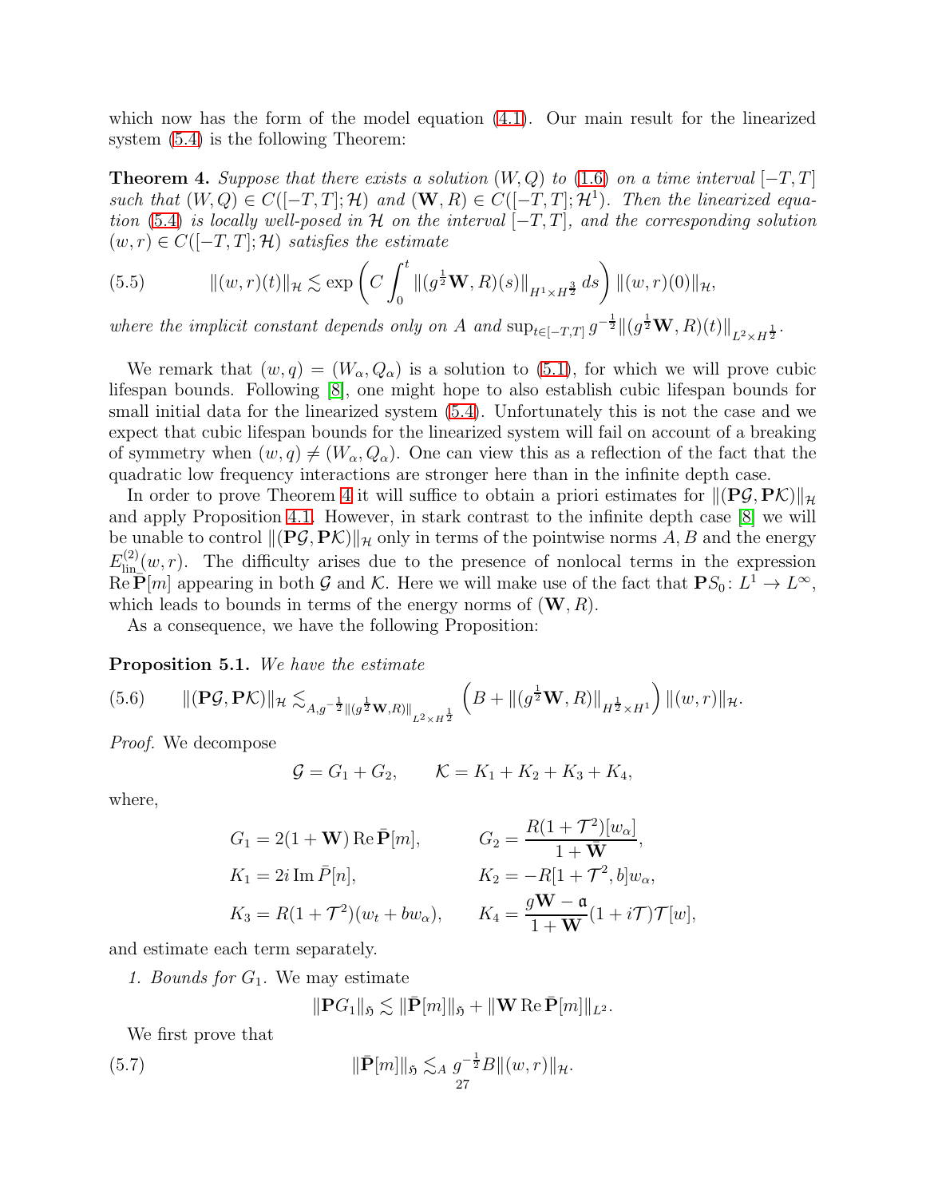which now has the form of the model equation (4.1). Our main result for the linearized system (5.4) is the following Theorem:

**Theorem 4.** *Suppose that there exists a solution $(W, Q)$ to (1.6) on a time interval $[-T, T]$ such that $(W, Q) \in C([-T, T]; \mathcal{H})$ and $(\mathbf{W}, R) \in C([-T, T]; \mathcal{H}^1)$. Then the linearized equation (5.4) is locally well-posed in $\mathcal{H}$ on the interval $[-T, T]$, and the corresponding solution $(w, r) \in C([-T, T]; \mathcal{H})$ satisfies the estimate*

$$\|(w, r)(t)\|_{\mathcal{H}} \lesssim \exp\left( C \int_0^t \|(g^{\frac{1}{2}}\mathbf{W}, R)(s)\|_{H^1 \times H^{\frac{3}{2}}} \, ds \right) \|(w, r)(0)\|_{\mathcal{H}}, \tag{5.5}$$

*where the implicit constant depends only on $A$ and $\sup_{t \in [-T,T]} g^{-\frac{1}{2}} \|(g^{\frac{1}{2}}\mathbf{W}, R)(t)\|_{L^2 \times H^{\frac{1}{2}}}$.*

We remark that $(w, q) = (W_\alpha, Q_\alpha)$ is a solution to (5.1), for which we will prove cubic lifespan bounds. Following [8], one might hope to also establish cubic lifespan bounds for small initial data for the linearized system (5.4). Unfortunately this is not the case and we expect that cubic lifespan bounds for the linearized system will fail on account of a breaking of symmetry when $(w, q) \neq (W_\alpha, Q_\alpha)$. One can view this as a reflection of the fact that the quadratic low frequency interactions are stronger here than in the infinite depth case.

In order to prove Theorem 4 it will suffice to obtain a priori estimates for $\|(\mathbf{P}\mathcal{G}, \mathbf{P}\mathcal{K})\|_{\mathcal{H}}$ and apply Proposition 4.1. However, in stark contrast to the infinite depth case [8] we will be unable to control $\|(\mathbf{P}\mathcal{G}, \mathbf{P}\mathcal{K})\|_{\mathcal{H}}$ only in terms of the pointwise norms $A, B$ and the energy $E^{(2)}_{\text{lin}}(w, r)$. The difficulty arises due to the presence of nonlocal terms in the expression $\operatorname{Re} \bar{\mathbf{P}}[m]$ appearing in both $\mathcal{G}$ and $\mathcal{K}$. Here we will make use of the fact that $\mathbf{P}S_0 \colon L^1 \to L^\infty$, which leads to bounds in terms of the energy norms of $(\mathbf{W}, R)$.

As a consequence, we have the following Proposition:

**Proposition 5.1.** *We have the estimate*

$$\|(\mathbf{P}\mathcal{G}, \mathbf{P}\mathcal{K})\|_{\mathcal{H}} \lesssim_{A, g^{-\frac{1}{2}}\|(g^{\frac{1}{2}}\mathbf{W}, R)\|_{L^2 \times H^{\frac{1}{2}}}} \left( B + \|(g^{\frac{1}{2}}\mathbf{W}, R)\|_{H^{\frac{1}{2}} \times H^1} \right) \|(w, r)\|_{\mathcal{H}}. \tag{5.6}$$

*Proof.* We decompose

$$\mathcal{G} = G_1 + G_2, \qquad \mathcal{K} = K_1 + K_2 + K_3 + K_4,$$

where,

$$G_1 = 2(1 + \mathbf{W}) \operatorname{Re} \bar{\mathbf{P}}[m], \qquad G_2 = \frac{R(1 + \mathcal{T}^2)[w_\alpha]}{1 + \bar{\mathbf{W}}},$$

$$K_1 = 2i \operatorname{Im} \bar{P}[n], \qquad K_2 = -R[1 + \mathcal{T}^2, b]w_\alpha,$$

$$K_3 = R(1 + \mathcal{T}^2)(w_t + bw_\alpha), \qquad K_4 = \frac{g\mathbf{W} - \mathfrak{a}}{1 + \mathbf{W}}(1 + i\mathcal{T})\mathcal{T}[w],$$

and estimate each term separately.

*1. Bounds for $G_1$.* We may estimate

$$\|\mathbf{P}G_1\|_{\mathfrak{H}} \lesssim \|\bar{\mathbf{P}}[m]\|_{\mathfrak{H}} + \|\mathbf{W} \operatorname{Re} \bar{\mathbf{P}}[m]\|_{L^2}.$$

We first prove that

$$\|\bar{\mathbf{P}}[m]\|_{\mathfrak{H}} \lesssim_A g^{-\frac{1}{2}} B \|(w, r)\|_{\mathcal{H}}. \tag{5.7}$$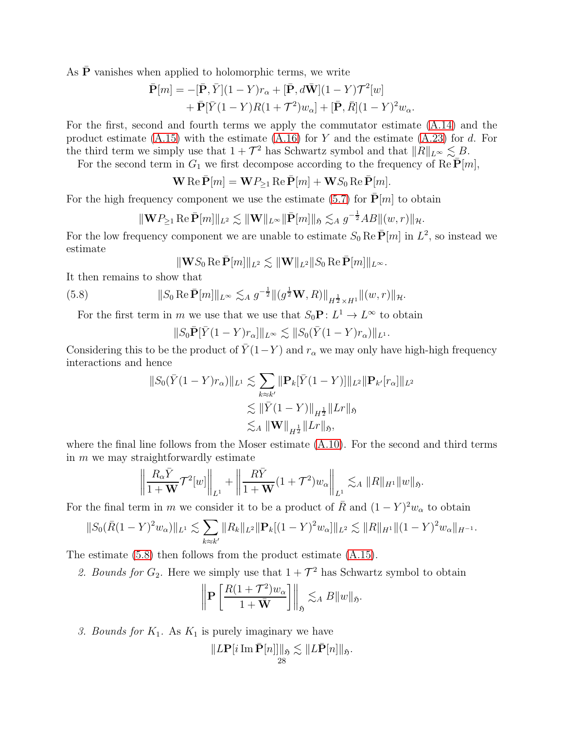As $\bar{\mathbf{P}}$ vanishes when applied to holomorphic terms, we write

$$\begin{aligned}\bar{\mathbf{P}}[m] = &-[\bar{\mathbf{P}}, \bar{Y}](1-Y)r_\alpha + [\bar{\mathbf{P}}, d\bar{\mathbf{W}}](1-Y)\mathcal{T}^2[w] \\ &+ \bar{\mathbf{P}}[\bar{Y}(1-Y)R(1+\mathcal{T}^2)w_\alpha] + [\bar{\mathbf{P}}, \bar{R}](1-Y)^2 w_\alpha.\end{aligned}$$

For the first, second and fourth terms we apply the commutator estimate (A.14) and the product estimate (A.15) with the estimate (A.16) for $Y$ and the estimate (A.23) for $d$. For the third term we simply use that $1+\mathcal{T}^2$ has Schwartz symbol and that $\|R\|_{L^\infty} \lesssim B$.

For the second term in $G_1$ we first decompose according to the frequency of $\operatorname{Re}\bar{\mathbf{P}}[m]$,

$$\mathbf{W}\operatorname{Re}\bar{\mathbf{P}}[m] = \mathbf{W}P_{\geq 1}\operatorname{Re}\bar{\mathbf{P}}[m] + \mathbf{W}S_0\operatorname{Re}\bar{\mathbf{P}}[m].$$

For the high frequency component we use the estimate (5.7) for $\bar{\mathbf{P}}[m]$ to obtain

$$\|\mathbf{W}P_{\geq 1}\operatorname{Re}\bar{\mathbf{P}}[m]\|_{L^2} \lesssim \|\mathbf{W}\|_{L^\infty}\|\bar{\mathbf{P}}[m]\|_{\mathfrak{H}} \lesssim_A g^{-\frac{1}{2}}AB\|(w,r)\|_{\mathcal{H}}.$$

For the low frequency component we are unable to estimate $S_0\operatorname{Re}\bar{\mathbf{P}}[m]$ in $L^2$, so instead we estimate

$$\|\mathbf{W}S_0\operatorname{Re}\bar{\mathbf{P}}[m]\|_{L^2} \lesssim \|\mathbf{W}\|_{L^2}\|S_0\operatorname{Re}\bar{\mathbf{P}}[m]\|_{L^\infty}.$$

It then remains to show that

$$\|S_0\operatorname{Re}\bar{\mathbf{P}}[m]\|_{L^\infty} \lesssim_A g^{-\frac{1}{2}}\|(g^{\frac{1}{2}}\mathbf{W}, R)\|_{H^{\frac{1}{2}}\times H^1}\|(w,r)\|_{\mathcal{H}}. \tag{5.8}$$

For the first term in $m$ we use that we use that $S_0\mathbf{P}\colon L^1 \to L^\infty$ to obtain

$$\|S_0\bar{\mathbf{P}}[\bar{Y}(1-Y)r_\alpha]\|_{L^\infty} \lesssim \|S_0(\bar{Y}(1-Y)r_\alpha)\|_{L^1}.$$

Considering this to be the product of $\bar{Y}(1-Y)$ and $r_\alpha$ we may only have high-high frequency interactions and hence

$$\begin{aligned}\|S_0(\bar{Y}(1-Y)r_\alpha)\|_{L^1} &\lesssim \sum_{k\approx k'}\|\mathbf{P}_k[\bar{Y}(1-Y)]\|_{L^2}\|\mathbf{P}_{k'}[r_\alpha]\|_{L^2} \\ &\lesssim \|\bar{Y}(1-Y)\|_{H^{\frac{1}{2}}}\|Lr\|_{\mathfrak{H}} \\ &\lesssim_A \|\mathbf{W}\|_{H^{\frac{1}{2}}}\|Lr\|_{\mathfrak{H}},\end{aligned}$$

where the final line follows from the Moser estimate (A.10). For the second and third terms in $m$ we may straightforwardly estimate

$$\left\|\frac{R_\alpha\bar{Y}}{1+\mathbf{W}}\mathcal{T}^2[w]\right\|_{L^1} + \left\|\frac{R\bar{Y}}{1+\mathbf{W}}(1+\mathcal{T}^2)w_\alpha\right\|_{L^1} \lesssim_A \|R\|_{H^1}\|w\|_{\mathfrak{H}}.$$

For the final term in $m$ we consider it to be a product of $\bar{R}$ and $(1-Y)^2 w_\alpha$ to obtain

$$\|S_0(\bar{R}(1-Y)^2w_\alpha)\|_{L^1} \lesssim \sum_{k\approx k'}\|R_k\|_{L^2}\|\mathbf{P}_k[(1-Y)^2w_\alpha]\|_{L^2} \lesssim \|R\|_{H^1}\|(1-Y)^2w_\alpha\|_{H^{-1}}.$$

The estimate (5.8) then follows from the product estimate (A.15).

*2. Bounds for $G_2$.* Here we simply use that $1+\mathcal{T}^2$ has Schwartz symbol to obtain

$$\left\|\mathbf{P}\left[\frac{R(1+\mathcal{T}^2)w_\alpha}{1+\bar{\mathbf{W}}}\right]\right\|_{\mathfrak{H}} \lesssim_A B\|w\|_{\mathfrak{H}}.$$

*3. Bounds for $K_1$.* As $K_1$ is purely imaginary we have

$$\|L\mathbf{P}[i\operatorname{Im}\bar{\mathbf{P}}[n]]\|_{\mathfrak{H}} \lesssim \|L\bar{\mathbf{P}}[n]\|_{\mathfrak{H}}.$$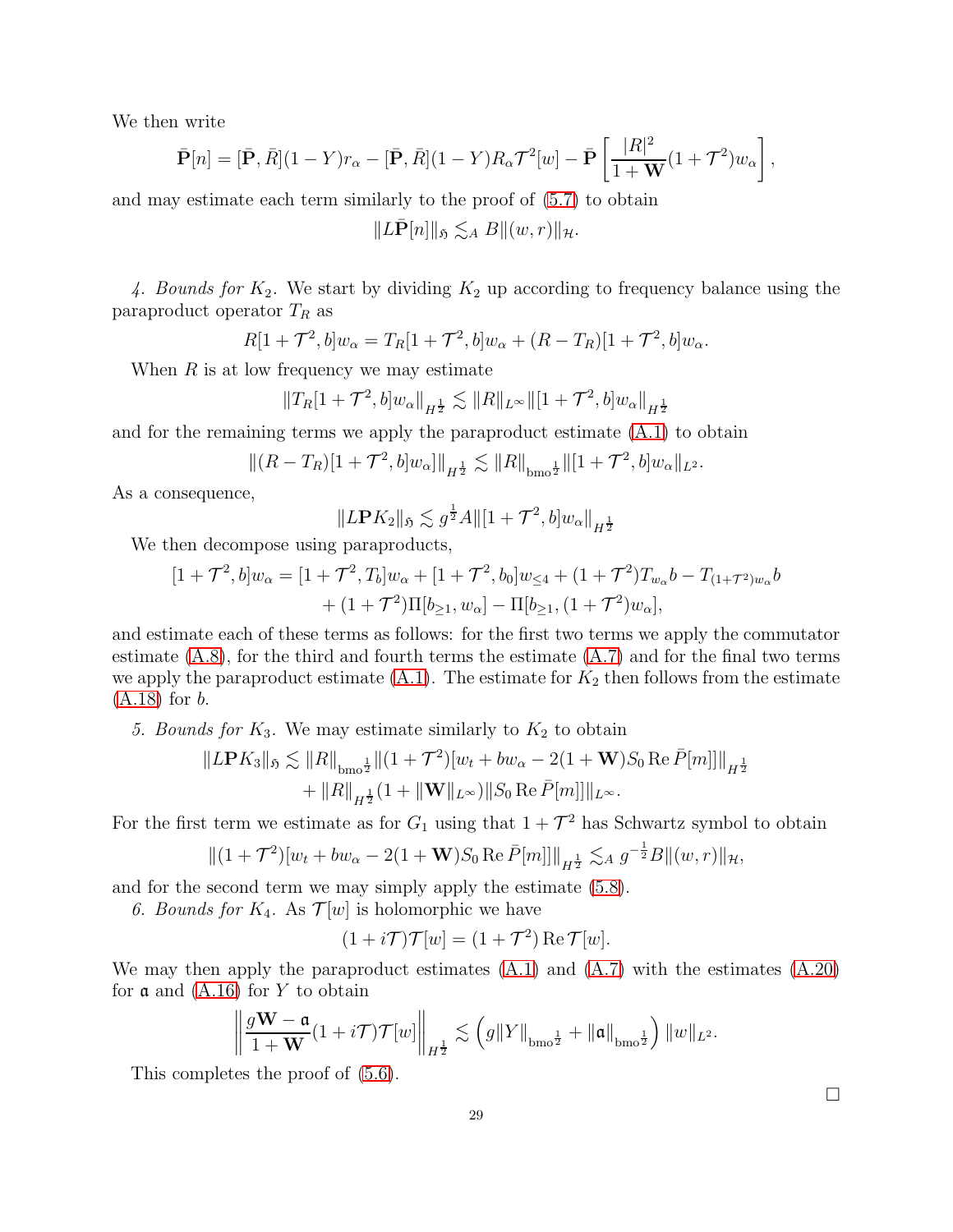We then write

$$\bar{\mathbf{P}}[n] = [\bar{\mathbf{P}}, \bar{R}](1-Y)r_\alpha - [\bar{\mathbf{P}}, \bar{R}](1-Y)R_\alpha \mathcal{T}^2[w] - \bar{\mathbf{P}}\left[\frac{|R|^2}{1+\mathbf{W}}(1+\mathcal{T}^2)w_\alpha\right],$$

and may estimate each term similarly to the proof of (5.7) to obtain

$$\|L\bar{\mathbf{P}}[n]\|_{\mathfrak{H}} \lesssim_A B\|(w,r)\|_{\mathcal{H}}.$$

*4. Bounds for $K_2$.* We start by dividing $K_2$ up according to frequency balance using the paraproduct operator $T_R$ as

$$R[1+\mathcal{T}^2, b]w_\alpha = T_R[1+\mathcal{T}^2, b]w_\alpha + (R - T_R)[1+\mathcal{T}^2, b]w_\alpha.$$

When $R$ is at low frequency we may estimate

$$\|T_R[1+\mathcal{T}^2, b]w_\alpha\|_{H^{\frac{1}{2}}} \lesssim \|R\|_{L^\infty}\|[1+\mathcal{T}^2, b]w_\alpha\|_{H^{\frac{1}{2}}}$$

and for the remaining terms we apply the paraproduct estimate (A.1) to obtain

$$\|(R - T_R)[1+\mathcal{T}^2, b]w_\alpha]\|_{H^{\frac{1}{2}}} \lesssim \|R\|_{\mathrm{bmo}^{\frac{1}{2}}}\|[1+\mathcal{T}^2, b]w_\alpha\|_{L^2}.$$

As a consequence,

$$\|L\mathbf{P}K_2\|_{\mathfrak{H}} \lesssim g^{\frac{1}{2}}A\|[1+\mathcal{T}^2, b]w_\alpha\|_{H^{\frac{1}{2}}}$$

We then decompose using paraproducts,

$$\begin{aligned}
[1+\mathcal{T}^2, b]w_\alpha = [1+\mathcal{T}^2, T_b]w_\alpha + [1+\mathcal{T}^2, b_0]w_{\leq 4} + (1+\mathcal{T}^2)T_{w_\alpha}b - T_{(1+\mathcal{T}^2)w_\alpha}b \\
+ (1+\mathcal{T}^2)\Pi[b_{\geq 1}, w_\alpha] - \Pi[b_{\geq 1}, (1+\mathcal{T}^2)w_\alpha],
\end{aligned}$$

and estimate each of these terms as follows: for the first two terms we apply the commutator estimate (A.8), for the third and fourth terms the estimate (A.7) and for the final two terms we apply the paraproduct estimate (A.1). The estimate for $K_2$ then follows from the estimate (A.18) for $b$.

*5. Bounds for $K_3$.* We may estimate similarly to $K_2$ to obtain

$$\begin{aligned}
\|L\mathbf{P}K_3\|_{\mathfrak{H}} \lesssim \|R\|_{\mathrm{bmo}^{\frac{1}{2}}}\|(1+\mathcal{T}^2)[w_t + bw_\alpha - 2(1+\mathbf{W})S_0 \operatorname{Re}\bar{P}[m]]\|_{H^{\frac{1}{2}}} \\
+ \|R\|_{H^{\frac{1}{2}}}(1+\|\mathbf{W}\|_{L^\infty})\|S_0 \operatorname{Re}\bar{P}[m]]\|_{L^\infty}.
\end{aligned}$$

For the first term we estimate as for $G_1$ using that $1+\mathcal{T}^2$ has Schwartz symbol to obtain

$$\|(1+\mathcal{T}^2)[w_t + bw_\alpha - 2(1+\mathbf{W})S_0 \operatorname{Re}\bar{P}[m]]\|_{H^{\frac{1}{2}}} \lesssim_A g^{-\frac{1}{2}}B\|(w,r)\|_{\mathcal{H}},$$

and for the second term we may simply apply the estimate (5.8).

*6. Bounds for $K_4$.* As $\mathcal{T}[w]$ is holomorphic we have

$$(1+i\mathcal{T})\mathcal{T}[w] = (1+\mathcal{T}^2)\operatorname{Re}\mathcal{T}[w].$$

We may then apply the paraproduct estimates (A.1) and (A.7) with the estimates (A.20) for $\mathfrak{a}$ and (A.16) for $Y$ to obtain

$$\left\|\frac{g\mathbf{W} - \mathfrak{a}}{1+\mathbf{W}}(1+i\mathcal{T})\mathcal{T}[w]\right\|_{H^{\frac{1}{2}}} \lesssim \left(g\|Y\|_{\mathrm{bmo}^{\frac{1}{2}}} + \|\mathfrak{a}\|_{\mathrm{bmo}^{\frac{1}{2}}}\right)\|w\|_{L^2}.$$

This completes the proof of (5.6).

□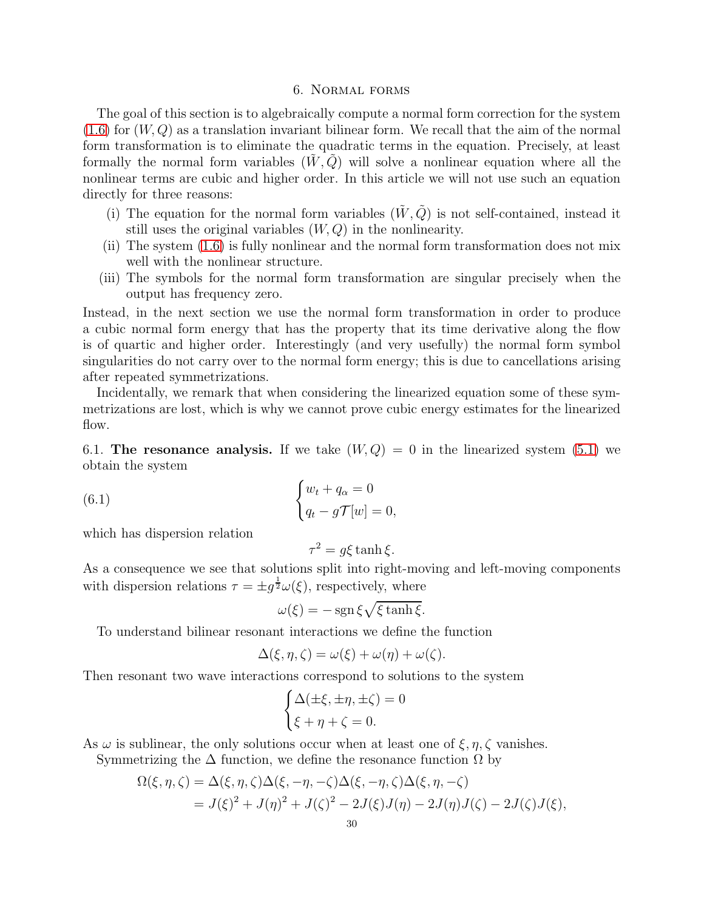## 6. Normal forms

The goal of this section is to algebraically compute a normal form correction for the system (1.6) for $(W, Q)$ as a translation invariant bilinear form. We recall that the aim of the normal form transformation is to eliminate the quadratic terms in the equation. Precisely, at least formally the normal form variables $(\tilde{W}, \tilde{Q})$ will solve a nonlinear equation where all the nonlinear terms are cubic and higher order. In this article we will not use such an equation directly for three reasons:

1. (i) The equation for the normal form variables $(\tilde{W}, \tilde{Q})$ is not self-contained, instead it still uses the original variables $(W, Q)$ in the nonlinearity.
2. (ii) The system (1.6) is fully nonlinear and the normal form transformation does not mix well with the nonlinear structure.
3. (iii) The symbols for the normal form transformation are singular precisely when the output has frequency zero.

Instead, in the next section we use the normal form transformation in order to produce a cubic normal form energy that has the property that its time derivative along the flow is of quartic and higher order. Interestingly (and very usefully) the normal form symbol singularities do not carry over to the normal form energy; this is due to cancellations arising after repeated symmetrizations.

Incidentally, we remark that when considering the linearized equation some of these symmetrizations are lost, which is why we cannot prove cubic energy estimates for the linearized flow.

6.1. **The resonance analysis.** If we take $(W, Q) = 0$ in the linearized system (5.1) we obtain the system

$$\begin{cases} w_t + q_\alpha = 0 \\ q_t - g\mathcal{T}[w] = 0, \end{cases} \tag{6.1}$$

which has dispersion relation

$$\tau^2 = g\xi \tanh \xi.$$

As a consequence we see that solutions split into right-moving and left-moving components with dispersion relations $\tau = \pm g^{\frac{1}{2}}\omega(\xi)$, respectively, where

$$\omega(\xi) = -\operatorname{sgn} \xi \sqrt{\xi \tanh \xi}.$$

To understand bilinear resonant interactions we define the function

$$\Delta(\xi, \eta, \zeta) = \omega(\xi) + \omega(\eta) + \omega(\zeta).$$

Then resonant two wave interactions correspond to solutions to the system

$$\begin{cases} \Delta(\pm\xi, \pm\eta, \pm\zeta) = 0 \\ \xi + \eta + \zeta = 0. \end{cases}$$

As $\omega$ is sublinear, the only solutions occur when at least one of $\xi, \eta, \zeta$ vanishes.

Symmetrizing the $\Delta$ function, we define the resonance function $\Omega$ by

$$\begin{aligned} \Omega(\xi, \eta, \zeta) &= \Delta(\xi, \eta, \zeta)\Delta(\xi, -\eta, -\zeta)\Delta(\xi, -\eta, \zeta)\Delta(\xi, \eta, -\zeta) \\ &= J(\xi)^2 + J(\eta)^2 + J(\zeta)^2 - 2J(\xi)J(\eta) - 2J(\eta)J(\zeta) - 2J(\zeta)J(\xi), \end{aligned}$$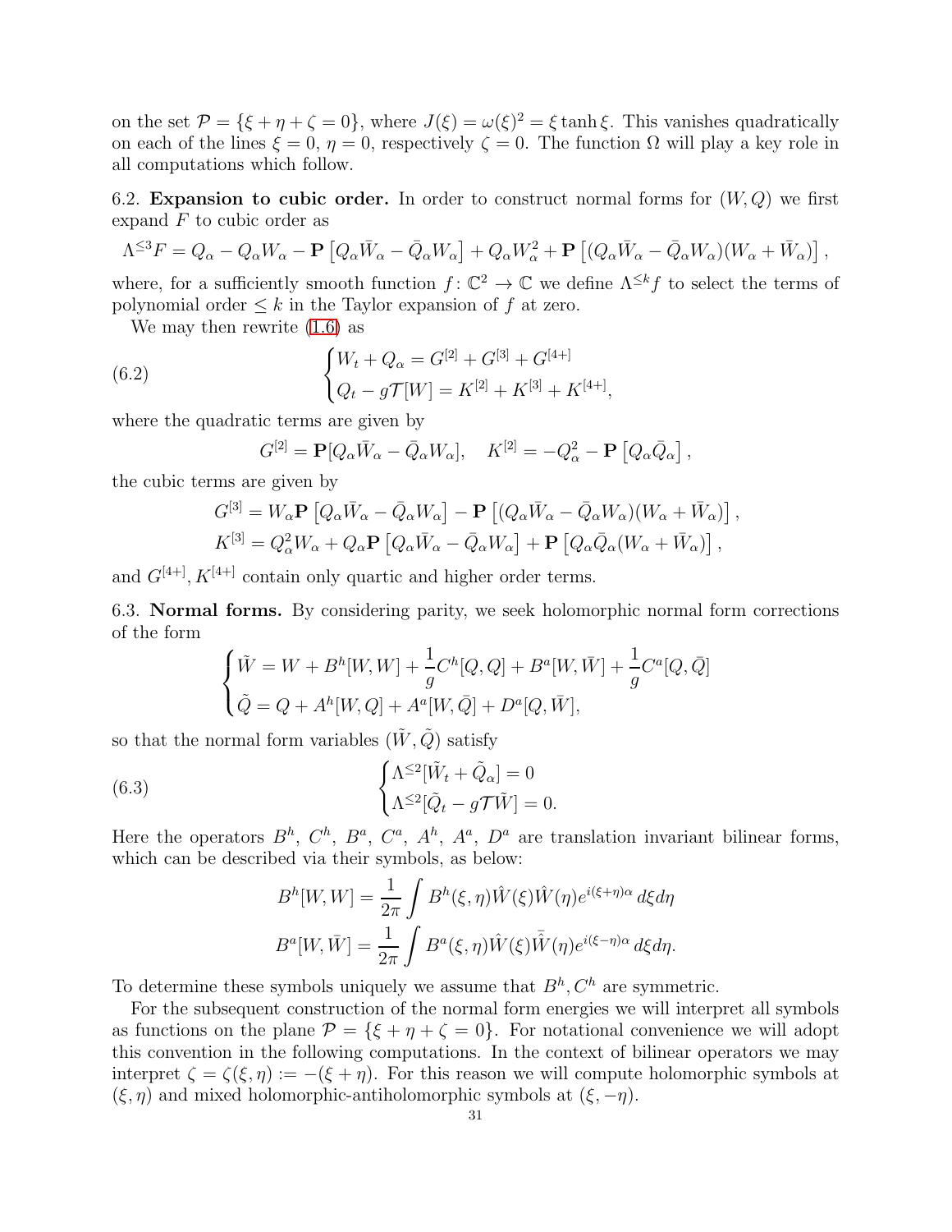on the set $\mathcal{P} = \{\xi + \eta + \zeta = 0\}$, where $J(\xi) = \omega(\xi)^2 = \xi \tanh \xi$. This vanishes quadratically on each of the lines $\xi = 0$, $\eta = 0$, respectively $\zeta = 0$. The function $\Omega$ will play a key role in all computations which follow.

## 6.2. Expansion to cubic order.

In order to construct normal forms for $(W, Q)$ we first expand $F$ to cubic order as

$$\Lambda^{\leq 3} F = Q_\alpha - Q_\alpha W_\alpha - \mathbf{P}\left[Q_\alpha \bar{W}_\alpha - \bar{Q}_\alpha W_\alpha\right] + Q_\alpha W_\alpha^2 + \mathbf{P}\left[(Q_\alpha \bar{W}_\alpha - \bar{Q}_\alpha W_\alpha)(W_\alpha + \bar{W}_\alpha)\right],$$

where, for a sufficiently smooth function $f\colon \mathbb{C}^2 \to \mathbb{C}$ we define $\Lambda^{\leq k} f$ to select the terms of polynomial order $\leq k$ in the Taylor expansion of $f$ at zero.

We may then rewrite (1.6) as

$$\begin{cases} W_t + Q_\alpha = G^{[2]} + G^{[3]} + G^{[4+]} \\ Q_t - g\mathcal{T}[W] = K^{[2]} + K^{[3]} + K^{[4+]}, \end{cases} \tag{6.2}$$

where the quadratic terms are given by

$$G^{[2]} = \mathbf{P}[Q_\alpha \bar{W}_\alpha - \bar{Q}_\alpha W_\alpha], \quad K^{[2]} = -Q_\alpha^2 - \mathbf{P}\left[Q_\alpha \bar{Q}_\alpha\right],$$

the cubic terms are given by

$$\begin{aligned} G^{[3]} &= W_\alpha \mathbf{P}\left[Q_\alpha \bar{W}_\alpha - \bar{Q}_\alpha W_\alpha\right] - \mathbf{P}\left[(Q_\alpha \bar{W}_\alpha - \bar{Q}_\alpha W_\alpha)(W_\alpha + \bar{W}_\alpha)\right], \\ K^{[3]} &= Q_\alpha^2 W_\alpha + Q_\alpha \mathbf{P}\left[Q_\alpha \bar{W}_\alpha - \bar{Q}_\alpha W_\alpha\right] + \mathbf{P}\left[Q_\alpha \bar{Q}_\alpha (W_\alpha + \bar{W}_\alpha)\right], \end{aligned}$$

and $G^{[4+]}, K^{[4+]}$ contain only quartic and higher order terms.

## 6.3. Normal forms.

By considering parity, we seek holomorphic normal form corrections of the form

$$\begin{cases} \tilde{W} = W + B^h[W, W] + \dfrac{1}{g} C^h[Q, Q] + B^a[W, \bar{W}] + \dfrac{1}{g} C^a[Q, \bar{Q}] \\ \tilde{Q} = Q + A^h[W, Q] + A^a[W, \bar{Q}] + D^a[Q, \bar{W}], \end{cases}$$

so that the normal form variables $(\tilde{W}, \tilde{Q})$ satisfy

$$\begin{cases} \Lambda^{\leq 2}[\tilde{W}_t + \tilde{Q}_\alpha] = 0 \\ \Lambda^{\leq 2}[\tilde{Q}_t - g\mathcal{T}\tilde{W}] = 0. \end{cases} \tag{6.3}$$

Here the operators $B^h$, $C^h$, $B^a$, $C^a$, $A^h$, $A^a$, $D^a$ are translation invariant bilinear forms, which can be described via their symbols, as below:

$$\begin{aligned} B^h[W, W] &= \frac{1}{2\pi} \int B^h(\xi, \eta) \hat{W}(\xi) \hat{W}(\eta) e^{i(\xi + \eta)\alpha} \, d\xi d\eta \\ B^a[W, \bar{W}] &= \frac{1}{2\pi} \int B^a(\xi, \eta) \hat{W}(\xi) \hat{\bar{W}}(\eta) e^{i(\xi - \eta)\alpha} \, d\xi d\eta. \end{aligned}$$

To determine these symbols uniquely we assume that $B^h, C^h$ are symmetric.

For the subsequent construction of the normal form energies we will interpret all symbols as functions on the plane $\mathcal{P} = \{\xi + \eta + \zeta = 0\}$. For notational convenience we will adopt this convention in the following computations. In the context of bilinear operators we may interpret $\zeta = \zeta(\xi, \eta) := -(\xi + \eta)$. For this reason we will compute holomorphic symbols at $(\xi, \eta)$ and mixed holomorphic-antiholomorphic symbols at $(\xi, -\eta)$.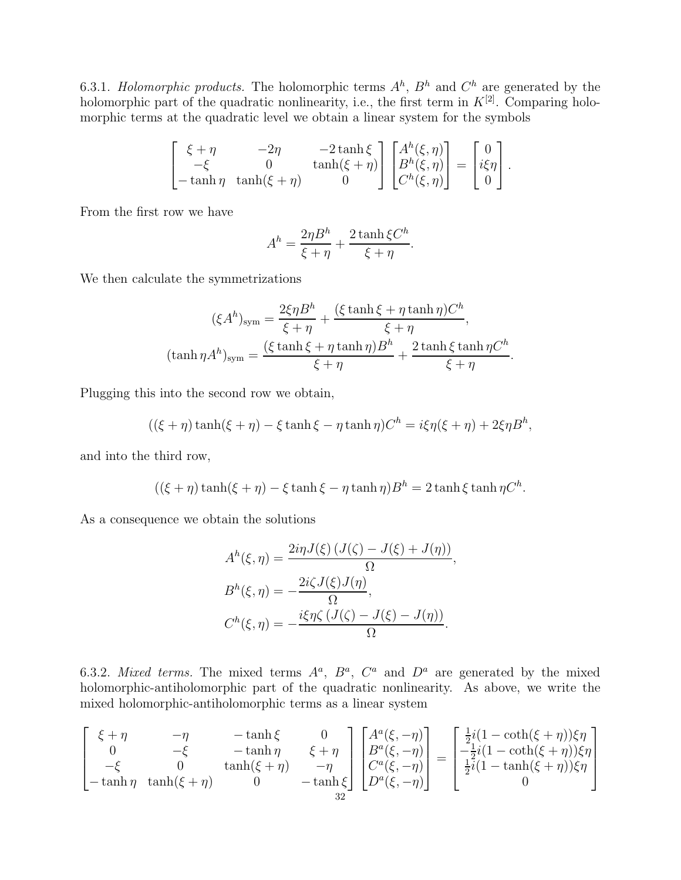6.3.1. *Holomorphic products.* The holomorphic terms $A^h$, $B^h$ and $C^h$ are generated by the holomorphic part of the quadratic nonlinearity, i.e., the first term in $K^{[2]}$. Comparing holomorphic terms at the quadratic level we obtain a linear system for the symbols

$$
\begin{bmatrix} \xi+\eta & -2\eta & -2\tanh\xi \\ -\xi & 0 & \tanh(\xi+\eta) \\ -\tanh\eta & \tanh(\xi+\eta) & 0 \end{bmatrix} \begin{bmatrix} A^h(\xi,\eta) \\ B^h(\xi,\eta) \\ C^h(\xi,\eta) \end{bmatrix} = \begin{bmatrix} 0 \\ i\xi\eta \\ 0 \end{bmatrix}.
$$

From the first row we have

$$
A^h = \frac{2\eta B^h}{\xi+\eta} + \frac{2\tanh\xi C^h}{\xi+\eta}.
$$

We then calculate the symmetrizations

$$
\begin{aligned}
(\xi A^h)_{\text{sym}} &= \frac{2\xi\eta B^h}{\xi+\eta} + \frac{(\xi\tanh\xi+\eta\tanh\eta)C^h}{\xi+\eta}, \\
(\tanh\eta A^h)_{\text{sym}} &= \frac{(\xi\tanh\xi+\eta\tanh\eta)B^h}{\xi+\eta} + \frac{2\tanh\xi\tanh\eta C^h}{\xi+\eta}.
\end{aligned}
$$

Plugging this into the second row we obtain,

$$
((\xi+\eta)\tanh(\xi+\eta) - \xi\tanh\xi - \eta\tanh\eta)C^h = i\xi\eta(\xi+\eta) + 2\xi\eta B^h,
$$

and into the third row,

$$
((\xi+\eta)\tanh(\xi+\eta) - \xi\tanh\xi - \eta\tanh\eta)B^h = 2\tanh\xi\tanh\eta C^h.
$$

As a consequence we obtain the solutions

$$
\begin{aligned}
A^h(\xi,\eta) &= \frac{2i\eta J(\xi)\left(J(\zeta) - J(\xi) + J(\eta)\right)}{\Omega}, \\
B^h(\xi,\eta) &= -\frac{2i\zeta J(\xi)J(\eta)}{\Omega}, \\
C^h(\xi,\eta) &= -\frac{i\xi\eta\zeta\left(J(\zeta) - J(\xi) - J(\eta)\right)}{\Omega}.
\end{aligned}
$$

6.3.2. *Mixed terms.* The mixed terms $A^a$, $B^a$, $C^a$ and $D^a$ are generated by the mixed holomorphic-antiholomorphic part of the quadratic nonlinearity. As above, we write the mixed holomorphic-antiholomorphic terms as a linear system

$$
\begin{bmatrix} \xi+\eta & -\eta & -\tanh\xi & 0 \\ 0 & -\xi & -\tanh\eta & \xi+\eta \\ -\xi & 0 & \tanh(\xi+\eta) & -\eta \\ -\tanh\eta & \tanh(\xi+\eta) & 0 & -\tanh\xi \end{bmatrix} \begin{bmatrix} A^a(\xi,-\eta) \\ B^a(\xi,-\eta) \\ C^a(\xi,-\eta) \\ D^a(\xi,-\eta) \end{bmatrix} = \begin{bmatrix} \frac{1}{2}i(1-\coth(\xi+\eta))\xi\eta \\ -\frac{1}{2}i(1-\coth(\xi+\eta))\xi\eta \\ \frac{1}{2}i(1-\tanh(\xi+\eta))\xi\eta \\ 0 \end{bmatrix}
$$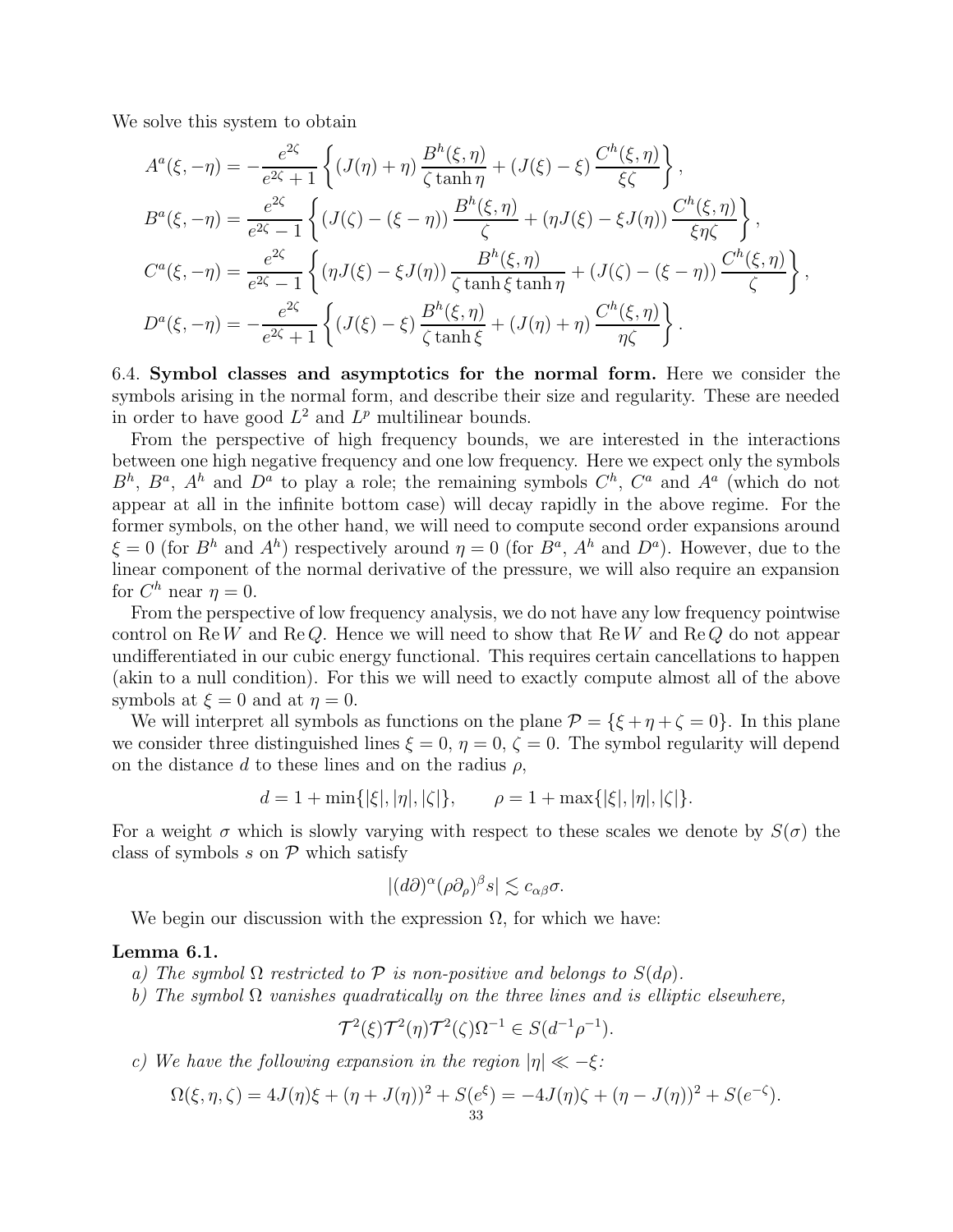We solve this system to obtain

$$
\begin{aligned}
A^a(\xi,-\eta) &= -\frac{e^{2\zeta}}{e^{2\zeta}+1}\left\{(J(\eta)+\eta)\,\frac{B^h(\xi,\eta)}{\zeta\tanh\eta} + (J(\xi)-\xi)\,\frac{C^h(\xi,\eta)}{\xi\zeta}\right\},\\
B^a(\xi,-\eta) &= \frac{e^{2\zeta}}{e^{2\zeta}-1}\left\{(J(\zeta)-(\xi-\eta))\,\frac{B^h(\xi,\eta)}{\zeta} + (\eta J(\xi)-\xi J(\eta))\,\frac{C^h(\xi,\eta)}{\xi\eta\zeta}\right\},\\
C^a(\xi,-\eta) &= \frac{e^{2\zeta}}{e^{2\zeta}-1}\left\{(\eta J(\xi)-\xi J(\eta))\,\frac{B^h(\xi,\eta)}{\zeta\tanh\xi\tanh\eta} + (J(\zeta)-(\xi-\eta))\,\frac{C^h(\xi,\eta)}{\zeta}\right\},\\
D^a(\xi,-\eta) &= -\frac{e^{2\zeta}}{e^{2\zeta}+1}\left\{(J(\xi)-\xi)\,\frac{B^h(\xi,\eta)}{\zeta\tanh\xi} + (J(\eta)+\eta)\,\frac{C^h(\xi,\eta)}{\eta\zeta}\right\}.
\end{aligned}
$$

6.4. **Symbol classes and asymptotics for the normal form.** Here we consider the symbols arising in the normal form, and describe their size and regularity. These are needed in order to have good $L^2$ and $L^p$ multilinear bounds.

From the perspective of high frequency bounds, we are interested in the interactions between one high negative frequency and one low frequency. Here we expect only the symbols $B^h$, $B^a$, $A^h$ and $D^a$ to play a role; the remaining symbols $C^h$, $C^a$ and $A^a$ (which do not appear at all in the infinite bottom case) will decay rapidly in the above regime. For the former symbols, on the other hand, we will need to compute second order expansions around $\xi = 0$ (for $B^h$ and $A^h$) respectively around $\eta = 0$ (for $B^a$, $A^h$ and $D^a$). However, due to the linear component of the normal derivative of the pressure, we will also require an expansion for $C^h$ near $\eta = 0$.

From the perspective of low frequency analysis, we do not have any low frequency pointwise control on $\operatorname{Re} W$ and $\operatorname{Re} Q$. Hence we will need to show that $\operatorname{Re} W$ and $\operatorname{Re} Q$ do not appear undifferentiated in our cubic energy functional. This requires certain cancellations to happen (akin to a null condition). For this we will need to exactly compute almost all of the above symbols at $\xi = 0$ and at $\eta = 0$.

We will interpret all symbols as functions on the plane $\mathcal{P} = \{\xi+\eta+\zeta = 0\}$. In this plane we consider three distinguished lines $\xi = 0$, $\eta = 0$, $\zeta = 0$. The symbol regularity will depend on the distance $d$ to these lines and on the radius $\rho$,

$$
d = 1 + \min\{|\xi|,|\eta|,|\zeta|\}, \qquad \rho = 1 + \max\{|\xi|,|\eta|,|\zeta|\}.
$$

For a weight $\sigma$ which is slowly varying with respect to these scales we denote by $S(\sigma)$ the class of symbols $s$ on $\mathcal{P}$ which satisfy

$$
|(d\partial)^\alpha(\rho\partial_\rho)^\beta s| \lesssim c_{\alpha\beta}\sigma.
$$

We begin our discussion with the expression $\Omega$, for which we have:

**Lemma 6.1.**

*a) The symbol $\Omega$ restricted to $\mathcal{P}$ is non-positive and belongs to $S(d\rho)$.*

*b) The symbol $\Omega$ vanishes quadratically on the three lines and is elliptic elsewhere,*

$$
\mathcal{T}^2(\xi)\mathcal{T}^2(\eta)\mathcal{T}^2(\zeta)\Omega^{-1} \in S(d^{-1}\rho^{-1}).
$$

*c) We have the following expansion in the region $|\eta| \ll -\xi$:*

$$
\Omega(\xi,\eta,\zeta) = 4J(\eta)\xi + (\eta + J(\eta))^2 + S(e^{\xi}) = -4J(\eta)\zeta + (\eta - J(\eta))^2 + S(e^{-\zeta}).
$$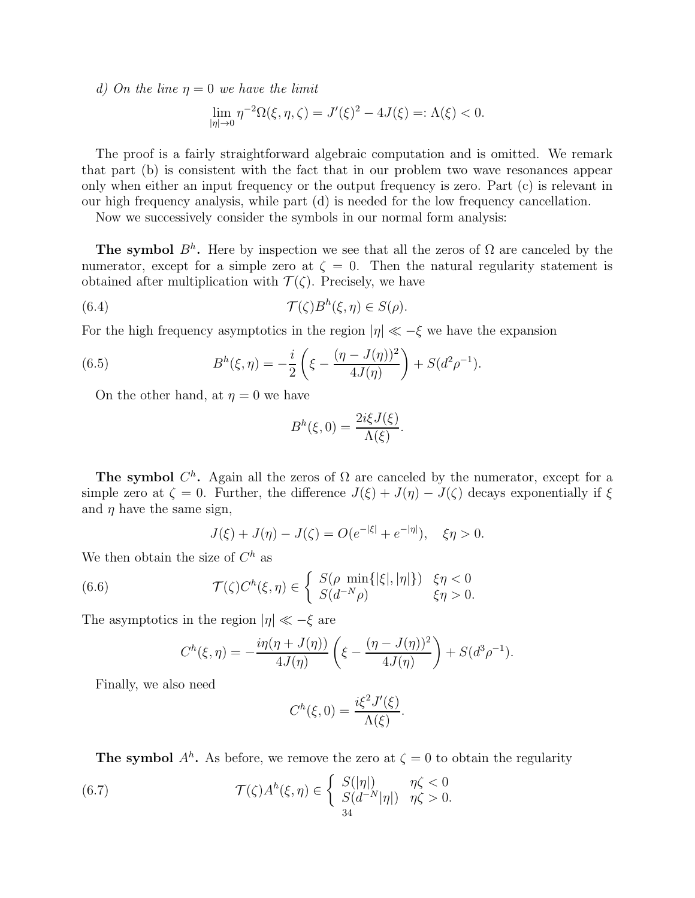*d) On the line $\eta = 0$ we have the limit*

$$\lim_{|\eta|\to 0} \eta^{-2}\Omega(\xi,\eta,\zeta) = J'(\xi)^2 - 4J(\xi) =: \Lambda(\xi) < 0.$$

The proof is a fairly straightforward algebraic computation and is omitted. We remark that part (b) is consistent with the fact that in our problem two wave resonances appear only when either an input frequency or the output frequency is zero. Part (c) is relevant in our high frequency analysis, while part (d) is needed for the low frequency cancellation.

Now we successively consider the symbols in our normal form analysis:

**The symbol $B^h$.** Here by inspection we see that all the zeros of $\Omega$ are canceled by the numerator, except for a simple zero at $\zeta = 0$. Then the natural regularity statement is obtained after multiplication with $\mathcal{T}(\zeta)$. Precisely, we have

$$\mathcal{T}(\zeta)B^h(\xi,\eta) \in S(\rho). \tag{6.4}$$

For the high frequency asymptotics in the region $|\eta| \ll -\xi$ we have the expansion

$$B^h(\xi,\eta) = -\frac{i}{2}\left(\xi - \frac{(\eta - J(\eta))^2}{4J(\eta)}\right) + S(d^2\rho^{-1}). \tag{6.5}$$

On the other hand, at $\eta = 0$ we have

$$B^h(\xi,0) = \frac{2i\xi J(\xi)}{\Lambda(\xi)}.$$

**The symbol $C^h$.** Again all the zeros of $\Omega$ are canceled by the numerator, except for a simple zero at $\zeta = 0$. Further, the difference $J(\xi) + J(\eta) - J(\zeta)$ decays exponentially if $\xi$ and $\eta$ have the same sign,

$$J(\xi) + J(\eta) - J(\zeta) = O(e^{-|\xi|} + e^{-|\eta|}), \quad \xi\eta > 0.$$

We then obtain the size of $C^h$ as

$$\mathcal{T}(\zeta)C^h(\xi,\eta) \in \begin{cases} S(\rho\ \min\{|\xi|,|\eta|\}) & \xi\eta < 0 \\ S(d^{-N}\rho) & \xi\eta > 0. \end{cases} \tag{6.6}$$

The asymptotics in the region $|\eta| \ll -\xi$ are

$$C^h(\xi,\eta) = -\frac{i\eta(\eta + J(\eta))}{4J(\eta)}\left(\xi - \frac{(\eta - J(\eta))^2}{4J(\eta)}\right) + S(d^3\rho^{-1}).$$

Finally, we also need

$$C^h(\xi,0) = \frac{i\xi^2 J'(\xi)}{\Lambda(\xi)}.$$

**The symbol $A^h$.** As before, we remove the zero at $\zeta = 0$ to obtain the regularity

$$\mathcal{T}(\zeta)A^h(\xi,\eta) \in \begin{cases} S(|\eta|) & \eta\zeta < 0 \\ S(d^{-N}|\eta|) & \eta\zeta > 0. \end{cases} \tag{6.7}$$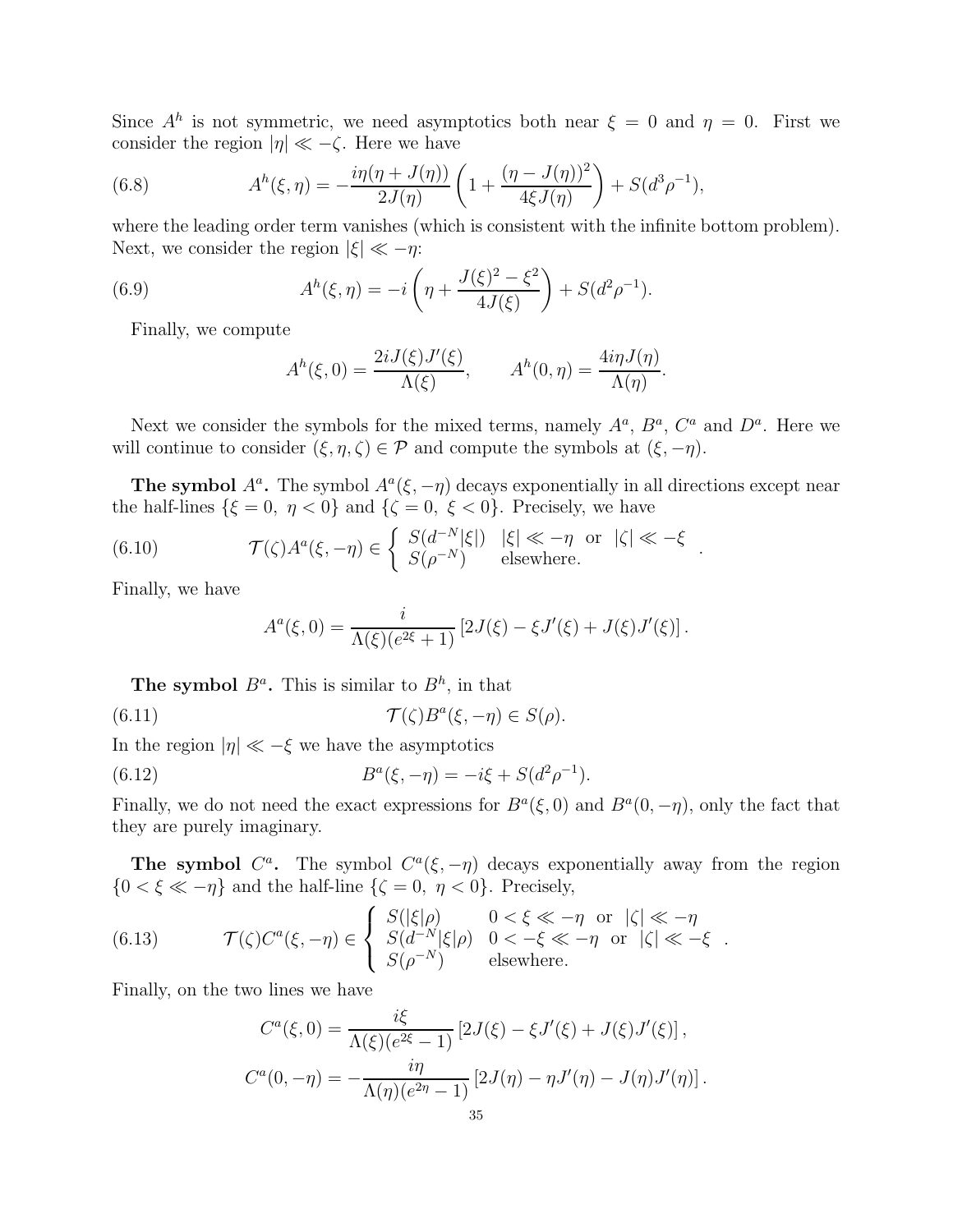Since $A^h$ is not symmetric, we need asymptotics both near $\xi = 0$ and $\eta = 0$. First we consider the region $|\eta| \ll -\zeta$. Here we have

$$A^h(\xi,\eta) = -\frac{i\eta(\eta + J(\eta))}{2J(\eta)}\left(1 + \frac{(\eta - J(\eta))^2}{4\xi J(\eta)}\right) + S(d^3\rho^{-1}), \tag{6.8}$$

where the leading order term vanishes (which is consistent with the infinite bottom problem). Next, we consider the region $|\xi| \ll -\eta$:

$$A^h(\xi,\eta) = -i\left(\eta + \frac{J(\xi)^2 - \xi^2}{4J(\xi)}\right) + S(d^2\rho^{-1}). \tag{6.9}$$

Finally, we compute

$$A^h(\xi,0) = \frac{2iJ(\xi)J'(\xi)}{\Lambda(\xi)}, \qquad A^h(0,\eta) = \frac{4i\eta J(\eta)}{\Lambda(\eta)}.$$

Next we consider the symbols for the mixed terms, namely $A^a$, $B^a$, $C^a$ and $D^a$. Here we will continue to consider $(\xi,\eta,\zeta) \in \mathcal{P}$ and compute the symbols at $(\xi,-\eta)$.

**The symbol $A^a$.** The symbol $A^a(\xi,-\eta)$ decays exponentially in all directions except near the half-lines $\{\xi = 0,\ \eta < 0\}$ and $\{\zeta = 0,\ \xi < 0\}$. Precisely, we have

$$\mathcal{T}(\zeta)A^a(\xi,-\eta) \in \begin{cases} S(d^{-N}|\xi|) & |\xi| \ll -\eta \ \text{ or } \ |\zeta| \ll -\xi \\ S(\rho^{-N}) & \text{elsewhere.} \end{cases} \tag{6.10}$$

Finally, we have

$$A^a(\xi,0) = \frac{i}{\Lambda(\xi)(e^{2\xi}+1)}\left[2J(\xi) - \xi J'(\xi) + J(\xi)J'(\xi)\right].$$

**The symbol $B^a$.** This is similar to $B^h$, in that

$$\mathcal{T}(\zeta)B^a(\xi,-\eta) \in S(\rho). \tag{6.11}$$

In the region $|\eta| \ll -\xi$ we have the asymptotics

$$B^a(\xi,-\eta) = -i\xi + S(d^2\rho^{-1}). \tag{6.12}$$

Finally, we do not need the exact expressions for $B^a(\xi,0)$ and $B^a(0,-\eta)$, only the fact that they are purely imaginary.

**The symbol $C^a$.** The symbol $C^a(\xi,-\eta)$ decays exponentially away from the region $\{0 < \xi \ll -\eta\}$ and the half-line $\{\zeta = 0,\ \eta < 0\}$. Precisely,

$$\mathcal{T}(\zeta)C^a(\xi,-\eta) \in \begin{cases} S(|\xi|\rho) & 0 < \xi \ll -\eta \ \text{ or } \ |\zeta| \ll -\eta \\ S(d^{-N}|\xi|\rho) & 0 < -\xi \ll -\eta \ \text{ or } \ |\zeta| \ll -\xi \\ S(\rho^{-N}) & \text{elsewhere.} \end{cases} \tag{6.13}$$

Finally, on the two lines we have

$$C^a(\xi,0) = \frac{i\xi}{\Lambda(\xi)(e^{2\xi}-1)}\left[2J(\xi) - \xi J'(\xi) + J(\xi)J'(\xi)\right],$$

$$C^a(0,-\eta) = -\frac{i\eta}{\Lambda(\eta)(e^{2\eta}-1)}\left[2J(\eta) - \eta J'(\eta) - J(\eta)J'(\eta)\right].$$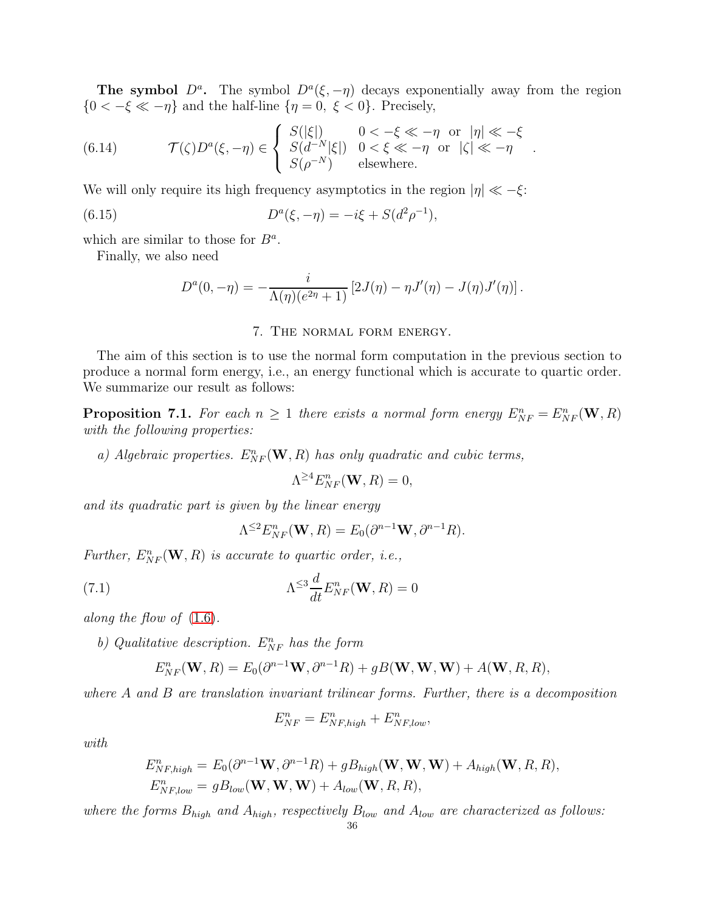**The symbol $D^a$.** The symbol $D^a(\xi,-\eta)$ decays exponentially away from the region $\{0<-\xi\ll-\eta\}$ and the half-line $\{\eta=0,\ \xi<0\}$. Precisely,

$$
\mathcal{T}(\zeta)D^a(\xi,-\eta)\in\left\{\begin{array}{ll} S(|\xi|) & 0<-\xi\ll-\eta \ \text{ or } \ |\eta|\ll-\xi \\ S(d^{-N}|\xi|) & 0<\xi\ll-\eta \ \text{ or } \ |\zeta|\ll-\eta \\ S(\rho^{-N}) & \text{elsewhere.}\end{array}\right. \tag{6.14}
$$

We will only require its high frequency asymptotics in the region $|\eta|\ll-\xi$:

$$
D^a(\xi,-\eta)=-i\xi+S(d^2\rho^{-1}), \tag{6.15}
$$

which are similar to those for $B^a$.

Finally, we also need

$$
D^a(0,-\eta)=-\frac{i}{\Lambda(\eta)(e^{2\eta}+1)}\left[2J(\eta)-\eta J'(\eta)-J(\eta)J'(\eta)\right].
$$

## 7. The normal form energy.

The aim of this section is to use the normal form computation in the previous section to produce a normal form energy, i.e., an energy functional which is accurate to quartic order. We summarize our result as follows:

**Proposition 7.1.** *For each $n\geq 1$ there exists a normal form energy $E^n_{NF}=E^n_{NF}(\mathbf{W},R)$ with the following properties:*

*a) Algebraic properties. $E^n_{NF}(\mathbf{W},R)$ has only quadratic and cubic terms,*

$$
\Lambda^{\geq 4}E^n_{NF}(\mathbf{W},R)=0,
$$

*and its quadratic part is given by the linear energy*

$$
\Lambda^{\leq 2}E^n_{NF}(\mathbf{W},R)=E_0(\partial^{n-1}\mathbf{W},\partial^{n-1}R).
$$

*Further, $E^n_{NF}(\mathbf{W},R)$ is accurate to quartic order, i.e.,*

$$
\Lambda^{\leq 3}\frac{d}{dt}E^n_{NF}(\mathbf{W},R)=0 \tag{7.1}
$$

*along the flow of (1.6).*

*b) Qualitative description. $E^n_{NF}$ has the form*

$$
E^n_{NF}(\mathbf{W},R)=E_0(\partial^{n-1}\mathbf{W},\partial^{n-1}R)+gB(\mathbf{W},\mathbf{W},\mathbf{W})+A(\mathbf{W},R,R),
$$

*where $A$ and $B$ are translation invariant trilinear forms. Further, there is a decomposition*

$$
E^n_{NF}=E^n_{NF,high}+E^n_{NF,low},
$$

*with*

$$
\begin{aligned}
E^n_{NF,high}&=E_0(\partial^{n-1}\mathbf{W},\partial^{n-1}R)+gB_{high}(\mathbf{W},\mathbf{W},\mathbf{W})+A_{high}(\mathbf{W},R,R),\\
E^n_{NF,low}&=gB_{low}(\mathbf{W},\mathbf{W},\mathbf{W})+A_{low}(\mathbf{W},R,R),
\end{aligned}
$$

*where the forms $B_{high}$ and $A_{high}$, respectively $B_{low}$ and $A_{low}$ are characterized as follows:*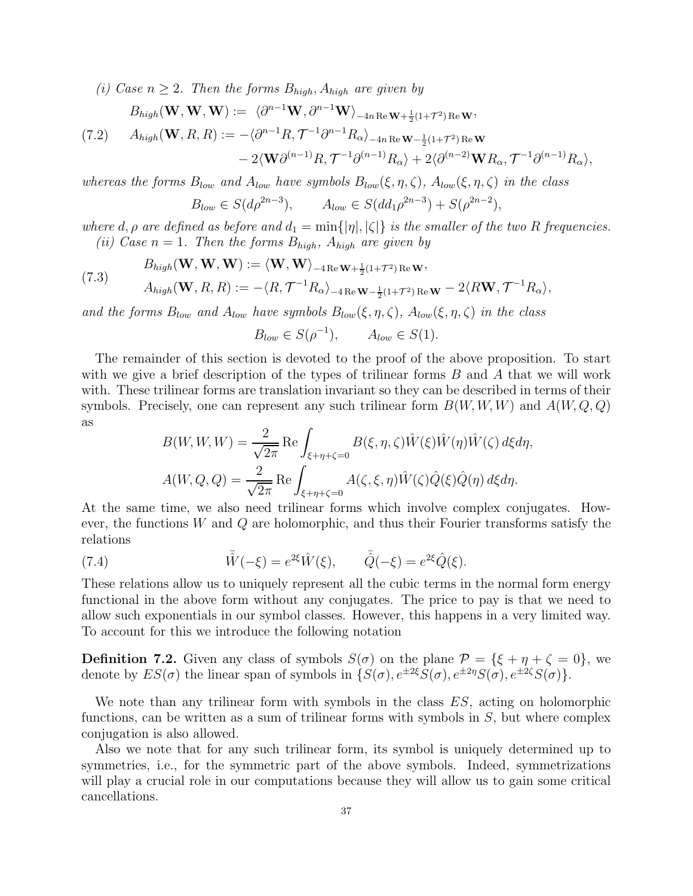*(i) Case $n \geq 2$. Then the forms $B_{high}, A_{high}$ are given by*

$$
\begin{aligned}
&B_{high}(\mathbf{W}, \mathbf{W}, \mathbf{W}) := \ \langle \partial^{n-1}\mathbf{W}, \partial^{n-1}\mathbf{W}\rangle_{-4n \operatorname{Re} \mathbf{W} + \frac{1}{2}(1+\mathcal{T}^2)\operatorname{Re}\mathbf{W}}, \\
&A_{high}(\mathbf{W}, R, R) := -\langle \partial^{n-1}R, \mathcal{T}^{-1}\partial^{n-1}R_\alpha\rangle_{-4n \operatorname{Re} \mathbf{W} - \frac{1}{2}(1+\mathcal{T}^2)\operatorname{Re}\mathbf{W}} \\
&\qquad\qquad - 2\langle \mathbf{W}\partial^{(n-1)}R, \mathcal{T}^{-1}\partial^{(n-1)}R_\alpha\rangle + 2\langle \partial^{(n-2)}\mathbf{W}R_\alpha, \mathcal{T}^{-1}\partial^{(n-1)}R_\alpha\rangle,
\end{aligned}
\tag{7.2}
$$

*whereas the forms $B_{low}$ and $A_{low}$ have symbols $B_{low}(\xi, \eta, \zeta)$, $A_{low}(\xi, \eta, \zeta)$ in the class*

$$
B_{low} \in S(d\rho^{2n-3}), \qquad A_{low} \in S(dd_1\rho^{2n-3}) + S(\rho^{2n-2}),
$$

*where $d, \rho$ are defined as before and $d_1 = \min\{|\eta|, |\zeta|\}$ is the smaller of the two $R$ frequencies.*

*(ii) Case $n = 1$. Then the forms $B_{high}$, $A_{high}$ are given by*

$$
\begin{aligned}
&B_{high}(\mathbf{W}, \mathbf{W}, \mathbf{W}) := \langle \mathbf{W}, \mathbf{W}\rangle_{-4\operatorname{Re}\mathbf{W} + \frac{1}{2}(1+\mathcal{T}^2)\operatorname{Re}\mathbf{W}}, \\
&A_{high}(\mathbf{W}, R, R) := -\langle R, \mathcal{T}^{-1}R_\alpha\rangle_{-4\operatorname{Re}\mathbf{W} - \frac{1}{2}(1+\mathcal{T}^2)\operatorname{Re}\mathbf{W}} - 2\langle R\mathbf{W}, \mathcal{T}^{-1}R_\alpha\rangle,
\end{aligned}
\tag{7.3}
$$

*and the forms $B_{low}$ and $A_{low}$ have symbols $B_{low}(\xi, \eta, \zeta)$, $A_{low}(\xi, \eta, \zeta)$ in the class*

$$
B_{low} \in S(\rho^{-1}), \qquad A_{low} \in S(1).
$$

The remainder of this section is devoted to the proof of the above proposition. To start with we give a brief description of the types of trilinear forms $B$ and $A$ that we will work with. These trilinear forms are translation invariant so they can be described in terms of their symbols. Precisely, one can represent any such trilinear form $B(W, W, W)$ and $A(W, Q, Q)$ as

$$
\begin{aligned}
B(W, W, W) &= \frac{2}{\sqrt{2\pi}} \operatorname{Re} \int_{\xi+\eta+\zeta=0} B(\xi, \eta, \zeta)\hat{W}(\xi)\hat{W}(\eta)\hat{W}(\zeta)\, d\xi d\eta, \\
A(W, Q, Q) &= \frac{2}{\sqrt{2\pi}} \operatorname{Re} \int_{\xi+\eta+\zeta=0} A(\zeta, \xi, \eta)\hat{W}(\zeta)\hat{Q}(\xi)\hat{Q}(\eta)\, d\xi d\eta.
\end{aligned}
$$

At the same time, we also need trilinear forms which involve complex conjugates. However, the functions $W$ and $Q$ are holomorphic, and thus their Fourier transforms satisfy the relations

$$
\hat{\bar{W}}(-\xi) = e^{2\xi}\hat{W}(\xi), \qquad \hat{\bar{Q}}(-\xi) = e^{2\xi}\hat{Q}(\xi). \tag{7.4}
$$

These relations allow us to uniquely represent all the cubic terms in the normal form energy functional in the above form without any conjugates. The price to pay is that we need to allow such exponentials in our symbol classes. However, this happens in a very limited way. To account for this we introduce the following notation

**Definition 7.2.** Given any class of symbols $S(\sigma)$ on the plane $\mathcal{P} = \{\xi + \eta + \zeta = 0\}$, we denote by $ES(\sigma)$ the linear span of symbols in $\{S(\sigma), e^{\pm 2\xi}S(\sigma), e^{\pm 2\eta}S(\sigma), e^{\pm 2\zeta}S(\sigma)\}$.

We note than any trilinear form with symbols in the class $ES$, acting on holomorphic functions, can be written as a sum of trilinear forms with symbols in $S$, but where complex conjugation is also allowed.

Also we note that for any such trilinear form, its symbol is uniquely determined up to symmetries, i.e., for the symmetric part of the above symbols. Indeed, symmetrizations will play a crucial role in our computations because they will allow us to gain some critical cancellations.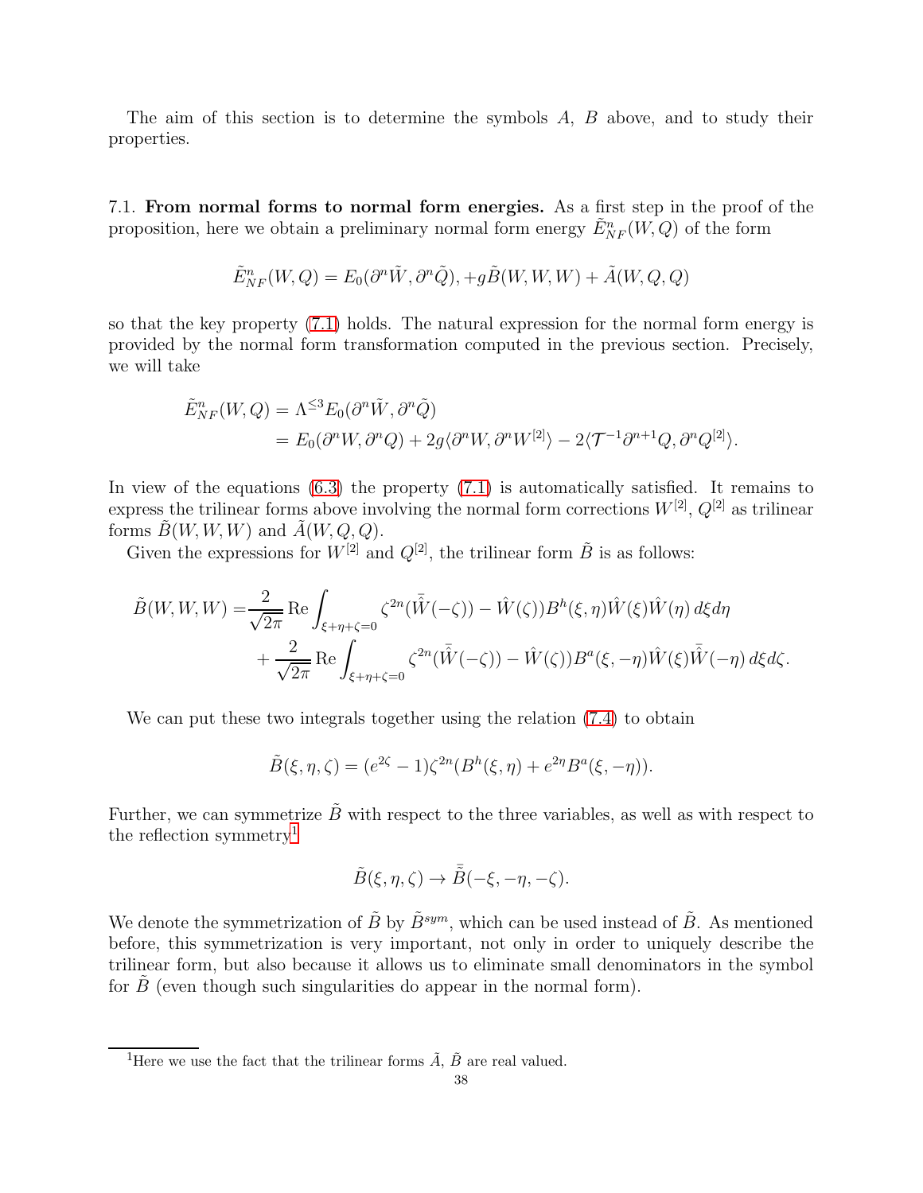The aim of this section is to determine the symbols $A$, $B$ above, and to study their properties.

7.1. **From normal forms to normal form energies.** As a first step in the proof of the proposition, here we obtain a preliminary normal form energy $\tilde{E}^n_{NF}(W,Q)$ of the form

$$\tilde{E}^n_{NF}(W,Q) = E_0(\partial^n \tilde{W}, \partial^n \tilde{Q}), + g\tilde{B}(W,W,W) + \tilde{A}(W,Q,Q)$$

so that the key property (7.1) holds. The natural expression for the normal form energy is provided by the normal form transformation computed in the previous section. Precisely, we will take

$$\begin{aligned}\tilde{E}^n_{NF}(W,Q) &= \Lambda^{\leq 3} E_0(\partial^n \tilde{W}, \partial^n \tilde{Q}) \\ &= E_0(\partial^n W, \partial^n Q) + 2g\langle \partial^n W, \partial^n W^{[2]}\rangle - 2\langle \mathcal{T}^{-1}\partial^{n+1} Q, \partial^n Q^{[2]}\rangle.\end{aligned}$$

In view of the equations (6.3) the property (7.1) is automatically satisfied. It remains to express the trilinear forms above involving the normal form corrections $W^{[2]}$, $Q^{[2]}$ as trilinear forms $\tilde{B}(W,W,W)$ and $\tilde{A}(W,Q,Q)$.

Given the expressions for $W^{[2]}$ and $Q^{[2]}$, the trilinear form $\tilde{B}$ is as follows:

$$\begin{aligned}\tilde{B}(W,W,W) =& \frac{2}{\sqrt{2\pi}} \operatorname{Re} \int_{\xi+\eta+\zeta=0} \zeta^{2n} (\bar{\hat{W}}(-\zeta)) - \hat{W}(\zeta)) B^h(\xi,\eta) \hat{W}(\xi)\hat{W}(\eta)\, d\xi d\eta \\ &+ \frac{2}{\sqrt{2\pi}} \operatorname{Re} \int_{\xi+\eta+\zeta=0} \zeta^{2n} (\bar{\hat{W}}(-\zeta)) - \hat{W}(\zeta)) B^a(\xi,-\eta) \hat{W}(\xi)\bar{\hat{W}}(-\eta)\, d\xi d\zeta.\end{aligned}$$

We can put these two integrals together using the relation (7.4) to obtain

$$\tilde{B}(\xi,\eta,\zeta) = (e^{2\zeta} - 1)\zeta^{2n}(B^h(\xi,\eta) + e^{2\eta} B^a(\xi,-\eta)).$$

Further, we can symmetrize $\tilde{B}$ with respect to the three variables, as well as with respect to the reflection symmetry[1]

$$\tilde{B}(\xi,\eta,\zeta) \to \bar{\tilde{B}}(-\xi,-\eta,-\zeta).$$

We denote the symmetrization of $\tilde{B}$ by $\tilde{B}^{sym}$, which can be used instead of $\tilde{B}$. As mentioned before, this symmetrization is very important, not only in order to uniquely describe the trilinear form, but also because it allows us to eliminate small denominators in the symbol for $\tilde{B}$ (even though such singularities do appear in the normal form).

[1]Here we use the fact that the trilinear forms $\tilde{A}$, $\tilde{B}$ are real valued.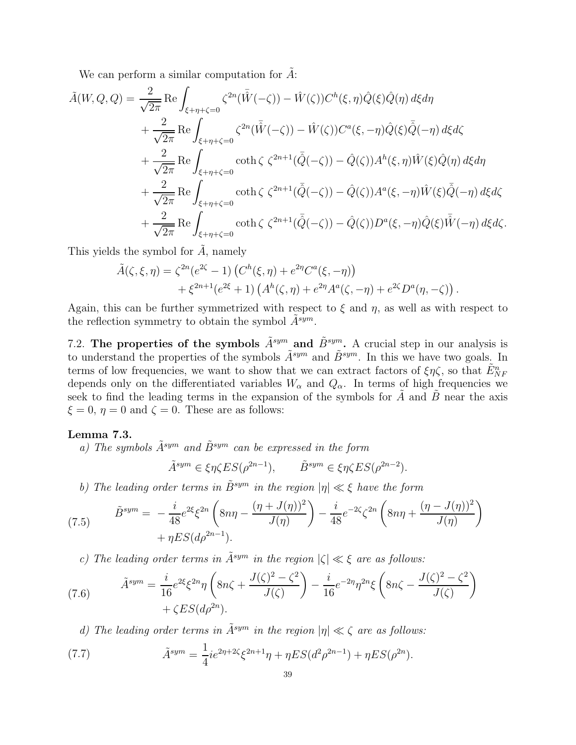We can perform a similar computation for $\tilde{A}$:

$$
\begin{aligned}
\tilde{A}(W,Q,Q) = &\frac{2}{\sqrt{2\pi}} \operatorname{Re} \int_{\xi+\eta+\zeta=0} \zeta^{2n} (\bar{\hat{W}}(-\zeta)) - \hat{W}(\zeta)) C^h(\xi,\eta) \hat{Q}(\xi)\hat{Q}(\eta)\, d\xi d\eta \\
&+ \frac{2}{\sqrt{2\pi}} \operatorname{Re} \int_{\xi+\eta+\zeta=0} \zeta^{2n} (\bar{\hat{W}}(-\zeta)) - \hat{W}(\zeta)) C^a(\xi,-\eta) \hat{Q}(\xi)\bar{\hat{Q}}(-\eta)\, d\xi d\zeta \\
&+ \frac{2}{\sqrt{2\pi}} \operatorname{Re} \int_{\xi+\eta+\zeta=0} \coth\zeta\ \zeta^{2n+1} (\bar{\hat{Q}}(-\zeta)) - \hat{Q}(\zeta)) A^h(\xi,\eta) \hat{W}(\xi)\hat{Q}(\eta)\, d\xi d\eta \\
&+ \frac{2}{\sqrt{2\pi}} \operatorname{Re} \int_{\xi+\eta+\zeta=0} \coth\zeta\ \zeta^{2n+1} (\bar{\hat{Q}}(-\zeta)) - \hat{Q}(\zeta)) A^a(\xi,-\eta) \hat{W}(\xi)\bar{\hat{Q}}(-\eta)\, d\xi d\zeta \\
&+ \frac{2}{\sqrt{2\pi}} \operatorname{Re} \int_{\xi+\eta+\zeta=0} \coth\zeta\ \zeta^{2n+1} (\bar{\hat{Q}}(-\zeta)) - \hat{Q}(\zeta)) D^a(\xi,-\eta) \hat{Q}(\xi)\bar{\hat{W}}(-\eta)\, d\xi d\zeta.
\end{aligned}
$$

This yields the symbol for $\tilde{A}$, namely

$$
\begin{aligned}
\tilde{A}(\zeta,\xi,\eta) = &\zeta^{2n}(e^{2\zeta}-1)\left(C^h(\xi,\eta) + e^{2\eta}C^a(\xi,-\eta)\right) \\
&+ \xi^{2n+1}(e^{2\xi}+1)\left(A^h(\zeta,\eta) + e^{2\eta}A^a(\zeta,-\eta) + e^{2\zeta}D^a(\eta,-\zeta)\right).
\end{aligned}
$$

Again, this can be further symmetrized with respect to $\xi$ and $\eta$, as well as with respect to the reflection symmetry to obtain the symbol $\tilde{A}^{sym}$.

**7.2. The properties of the symbols $\tilde{A}^{sym}$ and $\tilde{B}^{sym}$.** A crucial step in our analysis is to understand the properties of the symbols $\tilde{A}^{sym}$ and $\tilde{B}^{sym}$. In this we have two goals. In terms of low frequencies, we want to show that we can extract factors of $\xi\eta\zeta$, so that $\tilde{E}^n_{NF}$ depends only on the differentiated variables $W_\alpha$ and $Q_\alpha$. In terms of high frequencies we seek to find the leading terms in the expansion of the symbols for $\tilde{A}$ and $\tilde{B}$ near the axis $\xi = 0$, $\eta = 0$ and $\zeta = 0$. These are as follows:

**Lemma 7.3.**
*a) The symbols $\tilde{A}^{sym}$ and $\tilde{B}^{sym}$ can be expressed in the form*

$$
\tilde{A}^{sym} \in \xi\eta\zeta ES(\rho^{2n-1}), \qquad \tilde{B}^{sym} \in \xi\eta\zeta ES(\rho^{2n-2}).
$$

*b) The leading order terms in $\tilde{B}^{sym}$ in the region $|\eta| \ll \xi$ have the form*

$$
\begin{aligned}
\tilde{B}^{sym} = &-\frac{i}{48}e^{2\xi}\xi^{2n}\left(8n\eta - \frac{(\eta+J(\eta))^2}{J(\eta)}\right) - \frac{i}{48}e^{-2\zeta}\zeta^{2n}\left(8n\eta + \frac{(\eta-J(\eta))^2}{J(\eta)}\right) \\
&+ \eta ES(d\rho^{2n-1}).
\end{aligned}
\tag{7.5}
$$

*c) The leading order terms in $\tilde{A}^{sym}$ in the region $|\zeta| \ll \xi$ are as follows:*

$$
\begin{aligned}
\tilde{A}^{sym} = &\frac{i}{16}e^{2\xi}\xi^{2n}\eta\left(8n\zeta + \frac{J(\zeta)^2-\zeta^2}{J(\zeta)}\right) - \frac{i}{16}e^{-2\eta}\eta^{2n}\xi\left(8n\zeta - \frac{J(\zeta)^2-\zeta^2}{J(\zeta)}\right) \\
&+ \zeta ES(d\rho^{2n}).
\end{aligned}
\tag{7.6}
$$

*d) The leading order terms in $\tilde{A}^{sym}$ in the region $|\eta| \ll \zeta$ are as follows:*

$$
\tilde{A}^{sym} = \frac{1}{4}ie^{2\eta+2\zeta}\xi^{2n+1}\eta + \eta ES(d^2\rho^{2n-1}) + \eta ES(\rho^{2n}).
\tag{7.7}
$$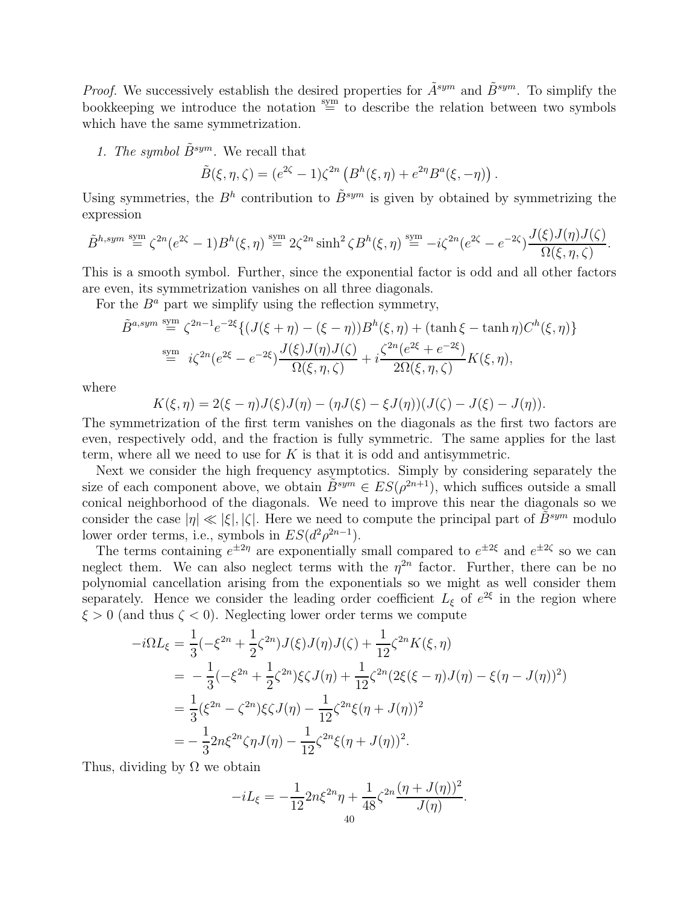*Proof.* We successively establish the desired properties for $\tilde{A}^{sym}$ and $\tilde{B}^{sym}$. To simplify the bookkeeping we introduce the notation $\overset{\text{sym}}{=}$ to describe the relation between two symbols which have the same symmetrization.

*1. The symbol $\tilde{B}^{sym}$.* We recall that

$$\tilde{B}(\xi, \eta, \zeta) = (e^{2\zeta} - 1)\zeta^{2n}\left(B^h(\xi, \eta) + e^{2\eta} B^a(\xi, -\eta)\right).$$

Using symmetries, the $B^h$ contribution to $\tilde{B}^{sym}$ is given by obtained by symmetrizing the expression

$$\tilde{B}^{h,sym} \overset{\text{sym}}{=} \zeta^{2n}(e^{2\zeta} - 1)B^h(\xi, \eta) \overset{\text{sym}}{=} 2\zeta^{2n}\sinh^2\zeta B^h(\xi, \eta) \overset{\text{sym}}{=} -i\zeta^{2n}(e^{2\zeta} - e^{-2\zeta})\frac{J(\xi)J(\eta)J(\zeta)}{\Omega(\xi, \eta, \zeta)}.$$

This is a smooth symbol. Further, since the exponential factor is odd and all other factors are even, its symmetrization vanishes on all three diagonals.

For the $B^a$ part we simplify using the reflection symmetry,

$$\begin{aligned}
\tilde{B}^{a,sym} &\overset{\text{sym}}{=} \zeta^{2n-1}e^{-2\xi}\{(J(\xi + \eta) - (\xi - \eta))B^h(\xi, \eta) + (\tanh\xi - \tanh\eta)C^h(\xi, \eta)\} \\
&\overset{\text{sym}}{=} i\zeta^{2n}(e^{2\xi} - e^{-2\xi})\frac{J(\xi)J(\eta)J(\zeta)}{\Omega(\xi, \eta, \zeta)} + i\frac{\zeta^{2n}(e^{2\xi} + e^{-2\xi})}{2\Omega(\xi, \eta, \zeta)}K(\xi, \eta),
\end{aligned}$$

where

$$K(\xi, \eta) = 2(\xi - \eta)J(\xi)J(\eta) - (\eta J(\xi) - \xi J(\eta))(J(\zeta) - J(\xi) - J(\eta)).$$

The symmetrization of the first term vanishes on the diagonals as the first two factors are even, respectively odd, and the fraction is fully symmetric. The same applies for the last term, where all we need to use for $K$ is that it is odd and antisymmetric.

Next we consider the high frequency asymptotics. Simply by considering separately the size of each component above, we obtain $\tilde{B}^{sym} \in ES(\rho^{2n+1})$, which suffices outside a small conical neighborhood of the diagonals. We need to improve this near the diagonals so we consider the case $|\eta| \ll |\xi|, |\zeta|$. Here we need to compute the principal part of $\tilde{B}^{sym}$ modulo lower order terms, i.e., symbols in $ES(d^2\rho^{2n-1})$.

The terms containing $e^{\pm 2\eta}$ are exponentially small compared to $e^{\pm 2\xi}$ and $e^{\pm 2\zeta}$ so we can neglect them. We can also neglect terms with the $\eta^{2n}$ factor. Further, there can be no polynomial cancellation arising from the exponentials so we might as well consider them separately. Hence we consider the leading order coefficient $L_\xi$ of $e^{2\xi}$ in the region where $\xi > 0$ (and thus $\zeta < 0$). Neglecting lower order terms we compute

$$\begin{aligned}
-i\Omega L_\xi &= \frac{1}{3}(-\xi^{2n} + \frac{1}{2}\zeta^{2n})J(\xi)J(\eta)J(\zeta) + \frac{1}{12}\zeta^{2n}K(\xi, \eta) \\
&= -\frac{1}{3}(-\xi^{2n} + \frac{1}{2}\zeta^{2n})\xi\zeta J(\eta) + \frac{1}{12}\zeta^{2n}(2\xi(\xi - \eta)J(\eta) - \xi(\eta - J(\eta))^2) \\
&= \frac{1}{3}(\xi^{2n} - \zeta^{2n})\xi\zeta J(\eta) - \frac{1}{12}\zeta^{2n}\xi(\eta + J(\eta))^2 \\
&= -\frac{1}{3}2n\xi^{2n}\zeta\eta J(\eta) - \frac{1}{12}\zeta^{2n}\xi(\eta + J(\eta))^2.
\end{aligned}$$

Thus, dividing by $\Omega$ we obtain

$$-iL_\xi = -\frac{1}{12}2n\xi^{2n}\eta + \frac{1}{48}\zeta^{2n}\frac{(\eta + J(\eta))^2}{J(\eta)}.$$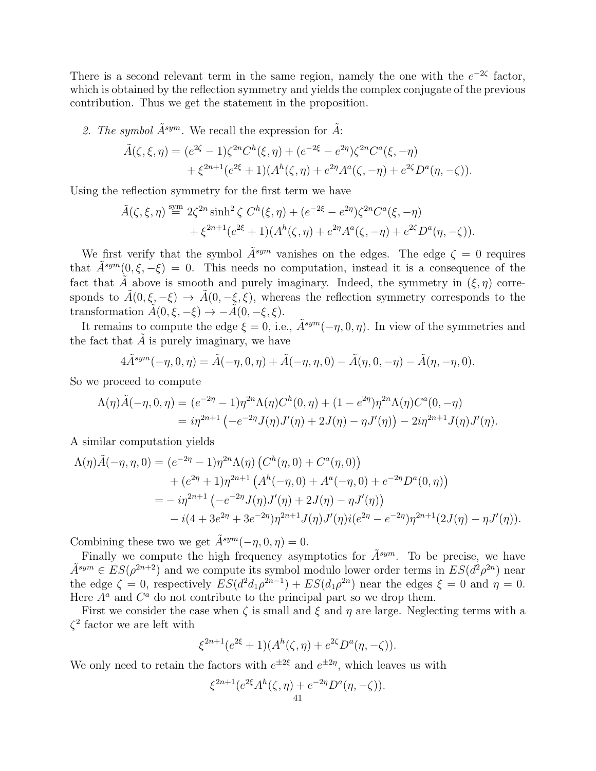There is a second relevant term in the same region, namely the one with the $e^{-2\zeta}$ factor, which is obtained by the reflection symmetry and yields the complex conjugate of the previous contribution. Thus we get the statement in the proposition.

*2. The symbol $\tilde{A}^{sym}$.* We recall the expression for $\tilde{A}$:

$$\begin{aligned}\tilde{A}(\zeta,\xi,\eta) = &(e^{2\zeta}-1)\zeta^{2n}C^h(\xi,\eta) + (e^{-2\xi}-e^{2\eta})\zeta^{2n}C^a(\xi,-\eta)\\ &+\xi^{2n+1}(e^{2\xi}+1)(A^h(\zeta,\eta)+e^{2\eta}A^a(\zeta,-\eta)+e^{2\zeta}D^a(\eta,-\zeta)).\end{aligned}$$

Using the reflection symmetry for the first term we have

$$\begin{aligned}\tilde{A}(\zeta,\xi,\eta) \overset{\text{sym}}{=} &\ 2\zeta^{2n}\sinh^2\zeta\ C^h(\xi,\eta) + (e^{-2\xi}-e^{2\eta})\zeta^{2n}C^a(\xi,-\eta)\\ &+\xi^{2n+1}(e^{2\xi}+1)(A^h(\zeta,\eta)+e^{2\eta}A^a(\zeta,-\eta)+e^{2\zeta}D^a(\eta,-\zeta)).\end{aligned}$$

We first verify that the symbol $\tilde{A}^{sym}$ vanishes on the edges. The edge $\zeta=0$ requires that $\tilde{A}^{sym}(0,\xi,-\xi)=0$. This needs no computation, instead it is a consequence of the fact that $\tilde{A}$ above is smooth and purely imaginary. Indeed, the symmetry in $(\xi,\eta)$ corresponds to $\tilde{A}(0,\xi,-\xi)\to\tilde{A}(0,-\xi,\xi)$, whereas the reflection symmetry corresponds to the transformation $\tilde{A}(0,\xi,-\xi)\to-\tilde{A}(0,-\xi,\xi)$.

It remains to compute the edge $\xi=0$, i.e., $\tilde{A}^{sym}(-\eta,0,\eta)$. In view of the symmetries and the fact that $\tilde{A}$ is purely imaginary, we have

$$4\tilde{A}^{sym}(-\eta,0,\eta) = \tilde{A}(-\eta,0,\eta)+\tilde{A}(-\eta,\eta,0)-\tilde{A}(\eta,0,-\eta)-\tilde{A}(\eta,-\eta,0).$$

So we proceed to compute

$$\begin{aligned}\Lambda(\eta)\tilde{A}(-\eta,0,\eta) &= (e^{-2\eta}-1)\eta^{2n}\Lambda(\eta)C^h(0,\eta)+(1-e^{2\eta})\eta^{2n}\Lambda(\eta)C^a(0,-\eta)\\ &= i\eta^{2n+1}\left(-e^{-2\eta}J(\eta)J'(\eta)+2J(\eta)-\eta J'(\eta)\right)-2i\eta^{2n+1}J(\eta)J'(\eta).\end{aligned}$$

A similar computation yields

$$\begin{aligned}\Lambda(\eta)\tilde{A}(-\eta,\eta,0) &= (e^{-2\eta}-1)\eta^{2n}\Lambda(\eta)\left(C^h(\eta,0)+C^a(\eta,0)\right)\\ &\quad+(e^{2\eta}+1)\eta^{2n+1}\left(A^h(-\eta,0)+A^a(-\eta,0)+e^{-2\eta}D^a(0,\eta)\right)\\ &= -\,i\eta^{2n+1}\left(-e^{-2\eta}J(\eta)J'(\eta)+2J(\eta)-\eta J'(\eta)\right)\\ &\quad-i(4+3e^{2\eta}+3e^{-2\eta})\eta^{2n+1}J(\eta)J'(\eta)i(e^{2\eta}-e^{-2\eta})\eta^{2n+1}(2J(\eta)-\eta J'(\eta)).\end{aligned}$$

Combining these two we get $\tilde{A}^{sym}(-\eta,0,\eta)=0$.

Finally we compute the high frequency asymptotics for $\tilde{A}^{sym}$. To be precise, we have $\tilde{A}^{sym}\in ES(\rho^{2n+2})$ and we compute its symbol modulo lower order terms in $ES(d^2\rho^{2n})$ near the edge $\zeta=0$, respectively $ES(d^2d_1\rho^{2n-1})+ES(d_1\rho^{2n})$ near the edges $\xi=0$ and $\eta=0$. Here $A^a$ and $C^a$ do not contribute to the principal part so we drop them.

First we consider the case when $\zeta$ is small and $\xi$ and $\eta$ are large. Neglecting terms with a $\zeta^2$ factor we are left with

$$\xi^{2n+1}(e^{2\xi}+1)(A^h(\zeta,\eta)+e^{2\zeta}D^a(\eta,-\zeta)).$$

We only need to retain the factors with $e^{\pm2\xi}$ and $e^{\pm2\eta}$, which leaves us with

$$\xi^{2n+1}(e^{2\xi}A^h(\zeta,\eta)+e^{-2\eta}D^a(\eta,-\zeta)).$$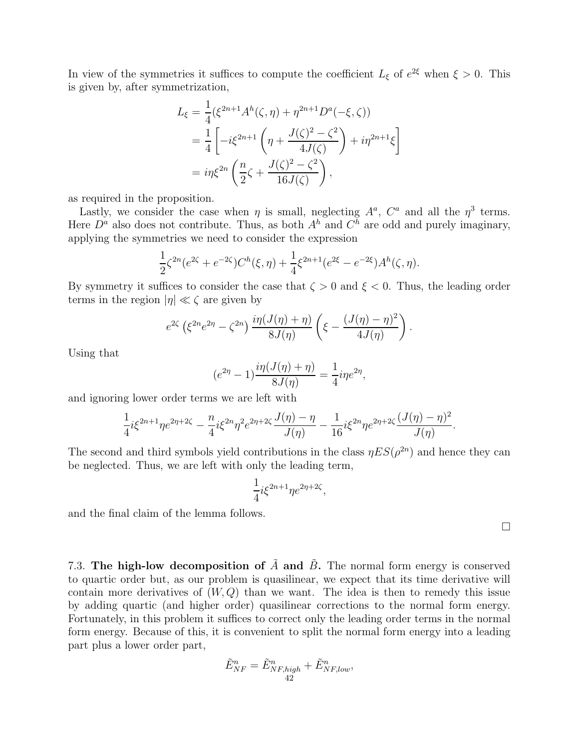In view of the symmetries it suffices to compute the coefficient $L_\xi$ of $e^{2\xi}$ when $\xi > 0$. This is given by, after symmetrization,

$$
\begin{aligned}
L_\xi &= \frac{1}{4}(\xi^{2n+1} A^h(\zeta,\eta) + \eta^{2n+1} D^a(-\xi,\zeta)) \\
&= \frac{1}{4}\left[ -i\xi^{2n+1}\left( \eta + \frac{J(\zeta)^2 - \zeta^2}{4J(\zeta)} \right) + i\eta^{2n+1}\xi \right] \\
&= i\eta\xi^{2n}\left( \frac{n}{2}\zeta + \frac{J(\zeta)^2 - \zeta^2}{16 J(\zeta)} \right),
\end{aligned}
$$

as required in the proposition.

Lastly, we consider the case when $\eta$ is small, neglecting $A^a$, $C^a$ and all the $\eta^3$ terms. Here $D^a$ also does not contribute. Thus, as both $A^h$ and $C^h$ are odd and purely imaginary, applying the symmetries we need to consider the expression

$$
\frac{1}{2}\zeta^{2n}(e^{2\zeta} + e^{-2\zeta}) C^h(\xi,\eta) + \frac{1}{4}\xi^{2n+1}(e^{2\xi} - e^{-2\xi}) A^h(\zeta,\eta).
$$

By symmetry it suffices to consider the case that $\zeta > 0$ and $\xi < 0$. Thus, the leading order terms in the region $|\eta| \ll \zeta$ are given by

$$
e^{2\zeta}\left( \xi^{2n} e^{2\eta} - \zeta^{2n} \right) \frac{i\eta(J(\eta) + \eta)}{8J(\eta)} \left( \xi - \frac{(J(\eta) - \eta)^2}{4J(\eta)} \right).
$$

Using that

$$
(e^{2\eta} - 1)\frac{i\eta(J(\eta) + \eta)}{8J(\eta)} = \frac{1}{4} i\eta e^{2\eta},
$$

and ignoring lower order terms we are left with

$$
\frac{1}{4} i\xi^{2n+1}\eta e^{2\eta + 2\zeta} - \frac{n}{4} i\xi^{2n}\eta^2 e^{2\eta + 2\zeta}\frac{J(\eta) - \eta}{J(\eta)} - \frac{1}{16} i\xi^{2n}\eta e^{2\eta + 2\zeta}\frac{(J(\eta) - \eta)^2}{J(\eta)}.
$$

The second and third symbols yield contributions in the class $\eta ES(\rho^{2n})$ and hence they can be neglected. Thus, we are left with only the leading term,

$$
\frac{1}{4} i\xi^{2n+1}\eta e^{2\eta + 2\zeta},
$$

and the final claim of the lemma follows.

□

7.3. **The high-low decomposition of $\tilde{A}$ and $\tilde{B}$.** The normal form energy is conserved to quartic order but, as our problem is quasilinear, we expect that its time derivative will contain more derivatives of $(W, Q)$ than we want. The idea is then to remedy this issue by adding quartic (and higher order) quasilinear corrections to the normal form energy. Fortunately, in this problem it suffices to correct only the leading order terms in the normal form energy. Because of this, it is convenient to split the normal form energy into a leading part plus a lower order part,

$$
\tilde{E}^n_{NF} = \tilde{E}^n_{NF,high} + \tilde{E}^n_{NF,low},
$$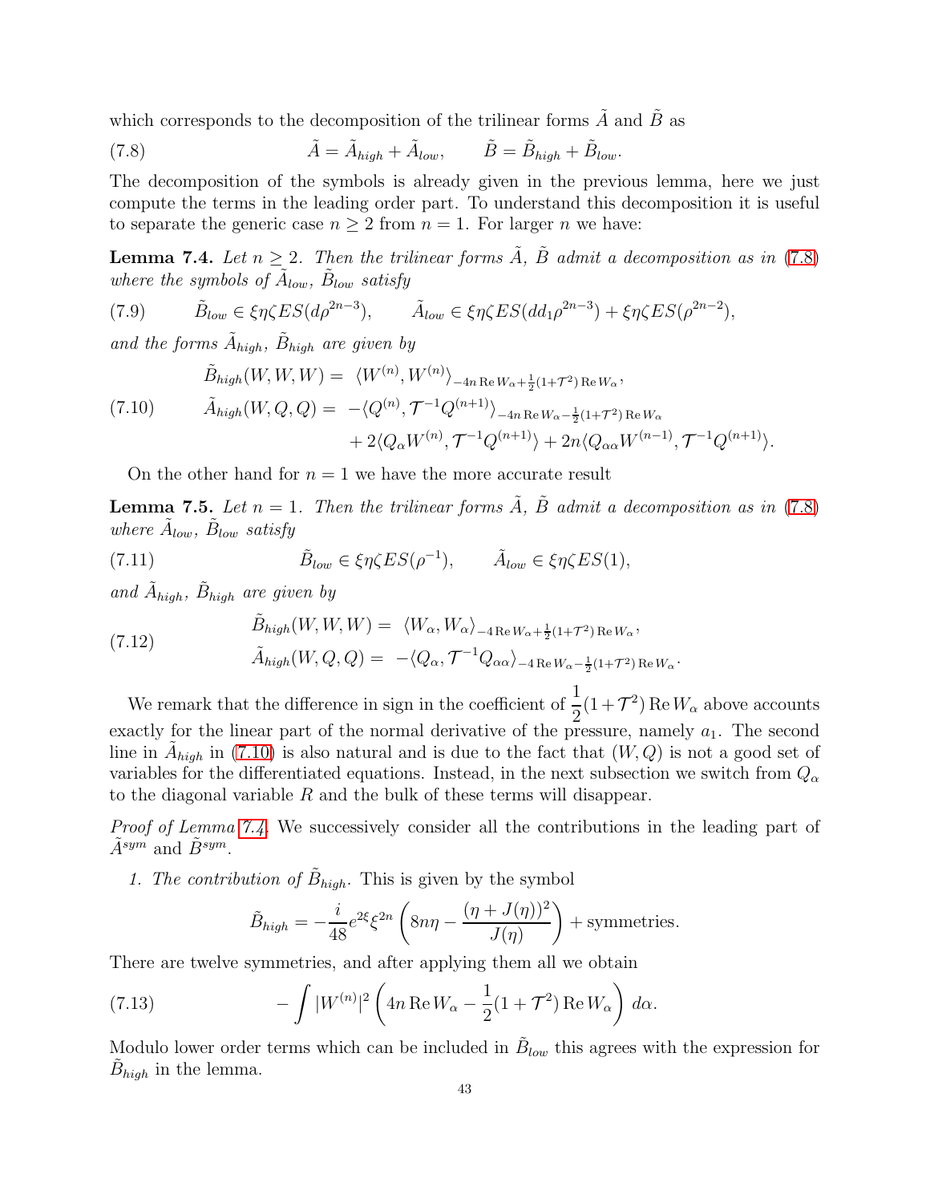which corresponds to the decomposition of the trilinear forms $\tilde{A}$ and $\tilde{B}$ as

$$\tilde{A} = \tilde{A}_{high} + \tilde{A}_{low}, \qquad \tilde{B} = \tilde{B}_{high} + \tilde{B}_{low}. \tag{7.8}$$

The decomposition of the symbols is already given in the previous lemma, here we just compute the terms in the leading order part. To understand this decomposition it is useful to separate the generic case $n \geq 2$ from $n = 1$. For larger $n$ we have:

**Lemma 7.4.** *Let $n \geq 2$. Then the trilinear forms $\tilde{A}$, $\tilde{B}$ admit a decomposition as in (7.8) where the symbols of $\tilde{A}_{low}$, $\tilde{B}_{low}$ satisfy*

$$\tilde{B}_{low} \in \xi\eta\zeta ES(d\rho^{2n-3}), \qquad \tilde{A}_{low} \in \xi\eta\zeta ES(dd_1\rho^{2n-3}) + \xi\eta\zeta ES(\rho^{2n-2}), \tag{7.9}$$

*and the forms $\tilde{A}_{high}$, $\tilde{B}_{high}$ are given by*

$$\begin{aligned}
\tilde{B}_{high}(W, W, W) = &\ \langle W^{(n)}, W^{(n)} \rangle_{-4n \operatorname{Re} W_\alpha + \frac{1}{2}(1+\mathcal{T}^2)\operatorname{Re} W_\alpha}, \\
\tilde{A}_{high}(W, Q, Q) = &\ -\langle Q^{(n)}, \mathcal{T}^{-1} Q^{(n+1)} \rangle_{-4n \operatorname{Re} W_\alpha - \frac{1}{2}(1+\mathcal{T}^2)\operatorname{Re} W_\alpha} \\
&\ + 2\langle Q_\alpha W^{(n)}, \mathcal{T}^{-1} Q^{(n+1)} \rangle + 2n \langle Q_{\alpha\alpha} W^{(n-1)}, \mathcal{T}^{-1} Q^{(n+1)} \rangle.
\end{aligned} \tag{7.10}$$

On the other hand for $n = 1$ we have the more accurate result

**Lemma 7.5.** *Let $n = 1$. Then the trilinear forms $\tilde{A}$, $\tilde{B}$ admit a decomposition as in (7.8) where $\tilde{A}_{low}$, $\tilde{B}_{low}$ satisfy*

$$\tilde{B}_{low} \in \xi\eta\zeta ES(\rho^{-1}), \qquad \tilde{A}_{low} \in \xi\eta\zeta ES(1), \tag{7.11}$$

*and $\tilde{A}_{high}$, $\tilde{B}_{high}$ are given by*

$$\begin{aligned}
\tilde{B}_{high}(W, W, W) = &\ \langle W_\alpha, W_\alpha \rangle_{-4 \operatorname{Re} W_\alpha + \frac{1}{2}(1+\mathcal{T}^2)\operatorname{Re} W_\alpha}, \\
\tilde{A}_{high}(W, Q, Q) = &\ -\langle Q_\alpha, \mathcal{T}^{-1} Q_{\alpha\alpha} \rangle_{-4 \operatorname{Re} W_\alpha - \frac{1}{2}(1+\mathcal{T}^2)\operatorname{Re} W_\alpha}.
\end{aligned} \tag{7.12}$$

We remark that the difference in sign in the coefficient of $\dfrac{1}{2}(1+\mathcal{T}^2)\operatorname{Re} W_\alpha$ above accounts exactly for the linear part of the normal derivative of the pressure, namely $a_1$. The second line in $\tilde{A}_{high}$ in (7.10) is also natural and is due to the fact that $(W, Q)$ is not a good set of variables for the differentiated equations. Instead, in the next subsection we switch from $Q_\alpha$ to the diagonal variable $R$ and the bulk of these terms will disappear.

*Proof of Lemma 7.4.* We successively consider all the contributions in the leading part of $\tilde{A}^{sym}$ and $\tilde{B}^{sym}$.

*1. The contribution of $\tilde{B}_{high}$.* This is given by the symbol

$$\tilde{B}_{high} = -\frac{i}{48} e^{2\xi} \xi^{2n} \left( 8n\eta - \frac{(\eta + J(\eta))^2}{J(\eta)} \right) + \text{symmetries}.$$

There are twelve symmetries, and after applying them all we obtain

$$-\int |W^{(n)}|^2 \left( 4n \operatorname{Re} W_\alpha - \frac{1}{2}(1+\mathcal{T}^2)\operatorname{Re} W_\alpha \right) d\alpha. \tag{7.13}$$

Modulo lower order terms which can be included in $\tilde{B}_{low}$ this agrees with the expression for $\tilde{B}_{high}$ in the lemma.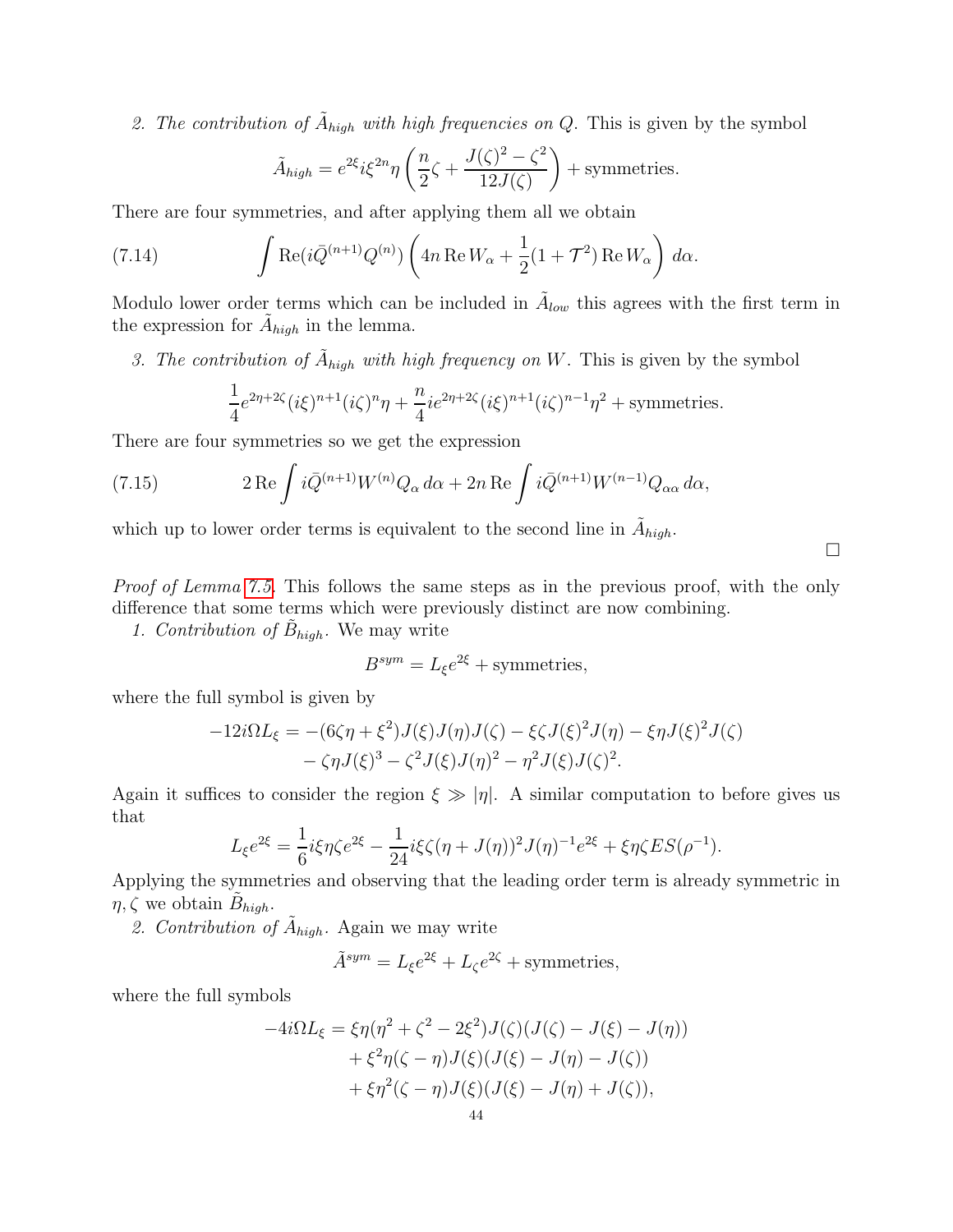*2. The contribution of $\tilde{A}_{high}$ with high frequencies on $Q$.* This is given by the symbol

$$\tilde{A}_{high} = e^{2\xi} i\xi^{2n}\eta\left(\frac{n}{2}\zeta + \frac{J(\zeta)^2 - \zeta^2}{12J(\zeta)}\right) + \text{symmetries}.$$

There are four symmetries, and after applying them all we obtain

$$\int \operatorname{Re}(i\bar{Q}^{(n+1)}Q^{(n)})\left(4n\operatorname{Re}W_\alpha + \frac{1}{2}(1+\mathcal{T}^2)\operatorname{Re}W_\alpha\right)\,d\alpha. \tag{7.14}$$

Modulo lower order terms which can be included in $\tilde{A}_{low}$ this agrees with the first term in the expression for $\tilde{A}_{high}$ in the lemma.

*3. The contribution of $\tilde{A}_{high}$ with high frequency on $W$.* This is given by the symbol

$$\frac{1}{4}e^{2\eta+2\zeta}(i\xi)^{n+1}(i\zeta)^n\eta + \frac{n}{4}ie^{2\eta+2\zeta}(i\xi)^{n+1}(i\zeta)^{n-1}\eta^2 + \text{symmetries}.$$

There are four symmetries so we get the expression

$$2\operatorname{Re}\int i\bar{Q}^{(n+1)}W^{(n)}Q_\alpha\,d\alpha + 2n\operatorname{Re}\int i\bar{Q}^{(n+1)}W^{(n-1)}Q_{\alpha\alpha}\,d\alpha, \tag{7.15}$$

which up to lower order terms is equivalent to the second line in $\tilde{A}_{high}$.

□

*Proof of Lemma 7.5.* This follows the same steps as in the previous proof, with the only difference that some terms which were previously distinct are now combining.

*1. Contribution of $\tilde{B}_{high}$.* We may write

$$B^{sym} = L_\xi e^{2\xi} + \text{symmetries},$$

where the full symbol is given by

$$\begin{aligned}
-12i\Omega L_\xi = &-(6\zeta\eta + \xi^2)J(\xi)J(\eta)J(\zeta) - \xi\zeta J(\xi)^2J(\eta) - \xi\eta J(\xi)^2J(\zeta)\\
&- \zeta\eta J(\xi)^3 - \zeta^2J(\xi)J(\eta)^2 - \eta^2J(\xi)J(\zeta)^2.
\end{aligned}$$

Again it suffices to consider the region $\xi \gg |\eta|$. A similar computation to before gives us that

$$L_\xi e^{2\xi} = \frac{1}{6}i\xi\eta\zeta e^{2\xi} - \frac{1}{24}i\xi\zeta(\eta + J(\eta))^2J(\eta)^{-1}e^{2\xi} + \xi\eta\zeta ES(\rho^{-1}).$$

Applying the symmetries and observing that the leading order term is already symmetric in $\eta, \zeta$ we obtain $\tilde{B}_{high}$.

*2. Contribution of $\tilde{A}_{high}$.* Again we may write

$$\tilde{A}^{sym} = L_\xi e^{2\xi} + L_\zeta e^{2\zeta} + \text{symmetries},$$

where the full symbols

$$\begin{aligned}
-4i\Omega L_\xi = &\ \xi\eta(\eta^2 + \zeta^2 - 2\xi^2)J(\zeta)(J(\zeta) - J(\xi) - J(\eta))\\
&+ \xi^2\eta(\zeta - \eta)J(\xi)(J(\xi) - J(\eta) - J(\zeta))\\
&+ \xi\eta^2(\zeta - \eta)J(\xi)(J(\xi) - J(\eta) + J(\zeta)),
\end{aligned}$$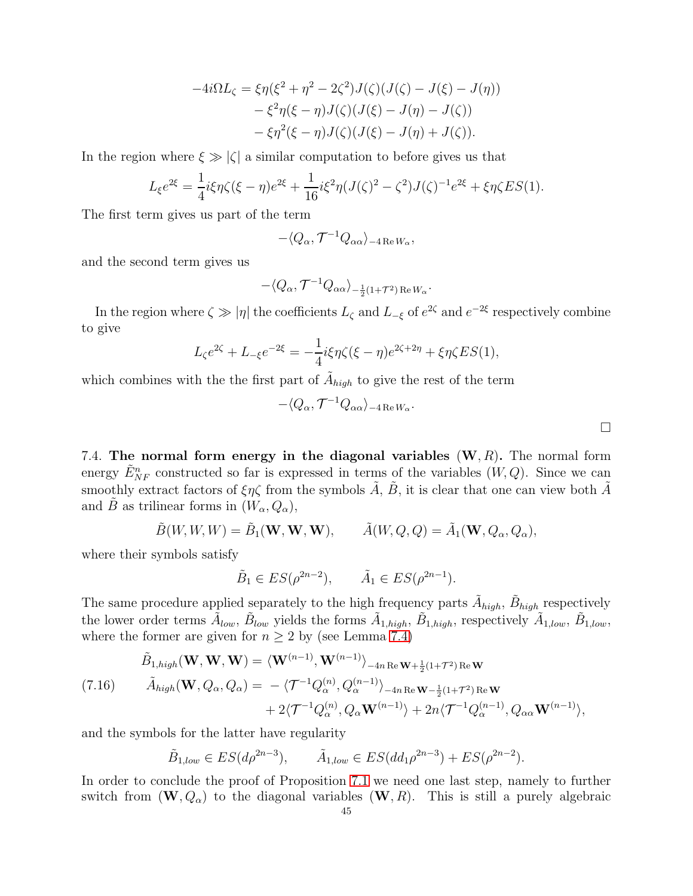$$
\begin{aligned}
-4i\Omega L_\zeta &= \xi\eta(\xi^2+\eta^2-2\zeta^2)J(\zeta)(J(\zeta)-J(\xi)-J(\eta)) \\
&\quad - \xi^2\eta(\xi-\eta)J(\zeta)(J(\xi)-J(\eta)-J(\zeta)) \\
&\quad - \xi\eta^2(\xi-\eta)J(\zeta)(J(\xi)-J(\eta)+J(\zeta)).
\end{aligned}
$$

In the region where $\xi \gg |\zeta|$ a similar computation to before gives us that

$$
L_\xi e^{2\xi} = \frac{1}{4}i\xi\eta\zeta(\xi-\eta)e^{2\xi} + \frac{1}{16}i\xi^2\eta(J(\zeta)^2-\zeta^2)J(\zeta)^{-1}e^{2\xi} + \xi\eta\zeta ES(1).
$$

The first term gives us part of the term

$$
-\langle Q_\alpha, \mathcal{T}^{-1}Q_{\alpha\alpha}\rangle_{-4\operatorname{Re} W_\alpha},
$$

and the second term gives us

$$
-\langle Q_\alpha, \mathcal{T}^{-1}Q_{\alpha\alpha}\rangle_{-\frac{1}{2}(1+\mathcal{T}^2)\operatorname{Re} W_\alpha}.
$$

In the region where $\zeta \gg |\eta|$ the coefficients $L_\zeta$ and $L_{-\xi}$ of $e^{2\zeta}$ and $e^{-2\xi}$ respectively combine to give

$$
L_\zeta e^{2\zeta} + L_{-\xi}e^{-2\xi} = -\frac{1}{4}i\xi\eta\zeta(\xi-\eta)e^{2\zeta+2\eta} + \xi\eta\zeta ES(1),
$$

which combines with the the first part of $\tilde{A}_{high}$ to give the rest of the term

$$
-\langle Q_\alpha, \mathcal{T}^{-1}Q_{\alpha\alpha}\rangle_{-4\operatorname{Re} W_\alpha}.
$$

□

7.4. **The normal form energy in the diagonal variables $(\mathbf{W}, R)$.** The normal form energy $\tilde{E}^n_{NF}$ constructed so far is expressed in terms of the variables $(W, Q)$. Since we can smoothly extract factors of $\xi\eta\zeta$ from the symbols $\tilde{A}$, $\tilde{B}$, it is clear that one can view both $\tilde{A}$ and $\tilde{B}$ as trilinear forms in $(W_\alpha, Q_\alpha)$,

$$
\tilde{B}(W,W,W) = \tilde{B}_1(\mathbf{W},\mathbf{W},\mathbf{W}), \qquad \tilde{A}(W,Q,Q) = \tilde{A}_1(\mathbf{W},Q_\alpha,Q_\alpha),
$$

where their symbols satisfy

$$
\tilde{B}_1 \in ES(\rho^{2n-2}), \qquad \tilde{A}_1 \in ES(\rho^{2n-1}).
$$

The same procedure applied separately to the high frequency parts $\tilde{A}_{high}$, $\tilde{B}_{high}$ respectively the lower order terms $\tilde{A}_{low}$, $\tilde{B}_{low}$ yields the forms $\tilde{A}_{1,high}$, $\tilde{B}_{1,high}$, respectively $\tilde{A}_{1,low}$, $\tilde{B}_{1,low}$, where the former are given for $n \geq 2$ by (see Lemma 7.4)

$$
\begin{aligned}
&\tilde{B}_{1,high}(\mathbf{W},\mathbf{W},\mathbf{W}) = \langle \mathbf{W}^{(n-1)}, \mathbf{W}^{(n-1)}\rangle_{-4n\operatorname{Re}\mathbf{W}+\frac{1}{2}(1+\mathcal{T}^2)\operatorname{Re}\mathbf{W}} \\
&\tilde{A}_{high}(\mathbf{W},Q_\alpha,Q_\alpha) = -\langle \mathcal{T}^{-1}Q_\alpha^{(n)}, Q_\alpha^{(n-1)}\rangle_{-4n\operatorname{Re}\mathbf{W}-\frac{1}{2}(1+\mathcal{T}^2)\operatorname{Re}\mathbf{W}} \\
&\qquad\qquad + 2\langle \mathcal{T}^{-1}Q_\alpha^{(n)}, Q_\alpha\mathbf{W}^{(n-1)}\rangle + 2n\langle \mathcal{T}^{-1}Q_\alpha^{(n-1)}, Q_{\alpha\alpha}\mathbf{W}^{(n-1)}\rangle,
\end{aligned}
\tag{7.16}
$$

and the symbols for the latter have regularity

$$
\tilde{B}_{1,low} \in ES(d\rho^{2n-3}), \qquad \tilde{A}_{1,low} \in ES(dd_1\rho^{2n-3}) + ES(\rho^{2n-2}).
$$

In order to conclude the proof of Proposition 7.1 we need one last step, namely to further switch from $(\mathbf{W}, Q_\alpha)$ to the diagonal variables $(\mathbf{W}, R)$. This is still a purely algebraic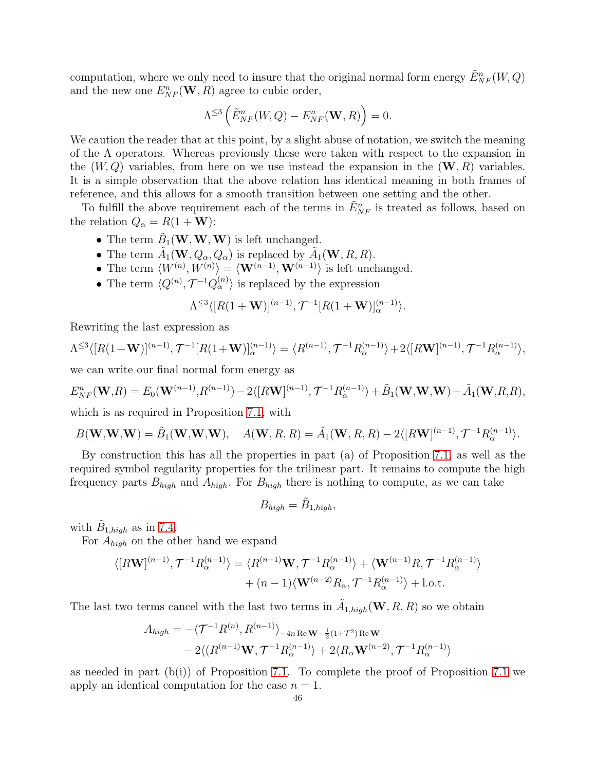computation, where we only need to insure that the original normal form energy $\tilde{E}^n_{NF}(W,Q)$ and the new one $E^n_{NF}(\mathbf{W},R)$ agree to cubic order,

$$\Lambda^{\leq 3}\left(\tilde{E}^n_{NF}(W,Q) - E^n_{NF}(\mathbf{W},R)\right) = 0.$$

We caution the reader that at this point, by a slight abuse of notation, we switch the meaning of the $\Lambda$ operators. Whereas previously these were taken with respect to the expansion in the $(W,Q)$ variables, from here on we use instead the expansion in the $(\mathbf{W},R)$ variables. It is a simple observation that the above relation has identical meaning in both frames of reference, and this allows for a smooth transition between one setting and the other.

To fulfill the above requirement each of the terms in $\tilde{E}^n_{NF}$ is treated as follows, based on the relation $Q_\alpha = R(1+\mathbf{W})$:

- The term $\tilde{B}_1(\mathbf{W},\mathbf{W},\mathbf{W})$ is left unchanged.
- The term $\tilde{A}_1(\mathbf{W},Q_\alpha,Q_\alpha)$ is replaced by $\tilde{A}_1(\mathbf{W},R,R)$.
- The term $\langle W^{(n)}, W^{(n)}\rangle = \langle \mathbf{W}^{(n-1)}, \mathbf{W}^{(n-1)}\rangle$ is left unchanged.
- The term $\langle Q^{(n)}, \mathcal{T}^{-1}Q^{(n)}_\alpha\rangle$ is replaced by the expression

$$\Lambda^{\leq 3}\langle [R(1+\mathbf{W})]^{(n-1)}, \mathcal{T}^{-1}[R(1+\mathbf{W})]^{(n-1)}_\alpha\rangle.$$

Rewriting the last expression as

$$\Lambda^{\leq 3}\langle [R(1+\mathbf{W})]^{(n-1)}, \mathcal{T}^{-1}[R(1+\mathbf{W})]^{(n-1)}_\alpha\rangle = \langle R^{(n-1)}, \mathcal{T}^{-1}R^{(n-1)}_\alpha\rangle + 2\langle [R\mathbf{W}]^{(n-1)}, \mathcal{T}^{-1}R^{(n-1)}_\alpha\rangle,$$

we can write our final normal form energy as

$$E^n_{NF}(\mathbf{W},R) = E_0(\mathbf{W}^{(n-1)},R^{(n-1)}) - 2\langle [R\mathbf{W}]^{(n-1)}, \mathcal{T}^{-1}R^{(n-1)}_\alpha\rangle + \tilde{B}_1(\mathbf{W},\mathbf{W},\mathbf{W}) + \tilde{A}_1(\mathbf{W},R,R),$$

which is as required in Proposition 7.1, with

$$B(\mathbf{W},\mathbf{W},\mathbf{W}) = \tilde{B}_1(\mathbf{W},\mathbf{W},\mathbf{W}), \quad A(\mathbf{W},R,R) = \tilde{A}_1(\mathbf{W},R,R) - 2\langle [R\mathbf{W}]^{(n-1)}, \mathcal{T}^{-1}R^{(n-1)}_\alpha\rangle.$$

By construction this has all the properties in part (a) of Proposition 7.1, as well as the required symbol regularity properties for the trilinear part. It remains to compute the high frequency parts $B_{high}$ and $A_{high}$. For $B_{high}$ there is nothing to compute, as we can take

$$B_{high} = \tilde{B}_{1,high},$$

with $\tilde{B}_{1,high}$ as in 7.4.

For $A_{high}$ on the other hand we expand

$$\begin{aligned}\langle [R\mathbf{W}]^{(n-1)}, \mathcal{T}^{-1}R^{(n-1)}_\alpha\rangle &= \langle R^{(n-1)}\mathbf{W}, \mathcal{T}^{-1}R^{(n-1)}_\alpha\rangle + \langle \mathbf{W}^{(n-1)}R, \mathcal{T}^{-1}R^{(n-1)}_\alpha\rangle \\ &\quad + (n-1)\langle \mathbf{W}^{(n-2)}R_\alpha, \mathcal{T}^{-1}R^{(n-1)}_\alpha\rangle + \text{l.o.t.}\end{aligned}$$

The last two terms cancel with the last two terms in $\tilde{A}_{1,high}(\mathbf{W},R,R)$ so we obtain

$$\begin{aligned}A_{high} = &-\langle \mathcal{T}^{-1}R^{(n)}, R^{(n-1)}\rangle_{-4n\operatorname{Re}\mathbf{W} - \frac{1}{2}(1+\mathcal{T}^2)\operatorname{Re}\mathbf{W}} \\ &- 2\langle (R^{(n-1)}\mathbf{W}, \mathcal{T}^{-1}R^{(n-1)}_\alpha\rangle + 2\langle R_\alpha \mathbf{W}^{(n-2)}, \mathcal{T}^{-1}R^{(n-1)}_\alpha\rangle\end{aligned}$$

as needed in part (b(i)) of Proposition 7.1. To complete the proof of Proposition 7.1 we apply an identical computation for the case $n=1$.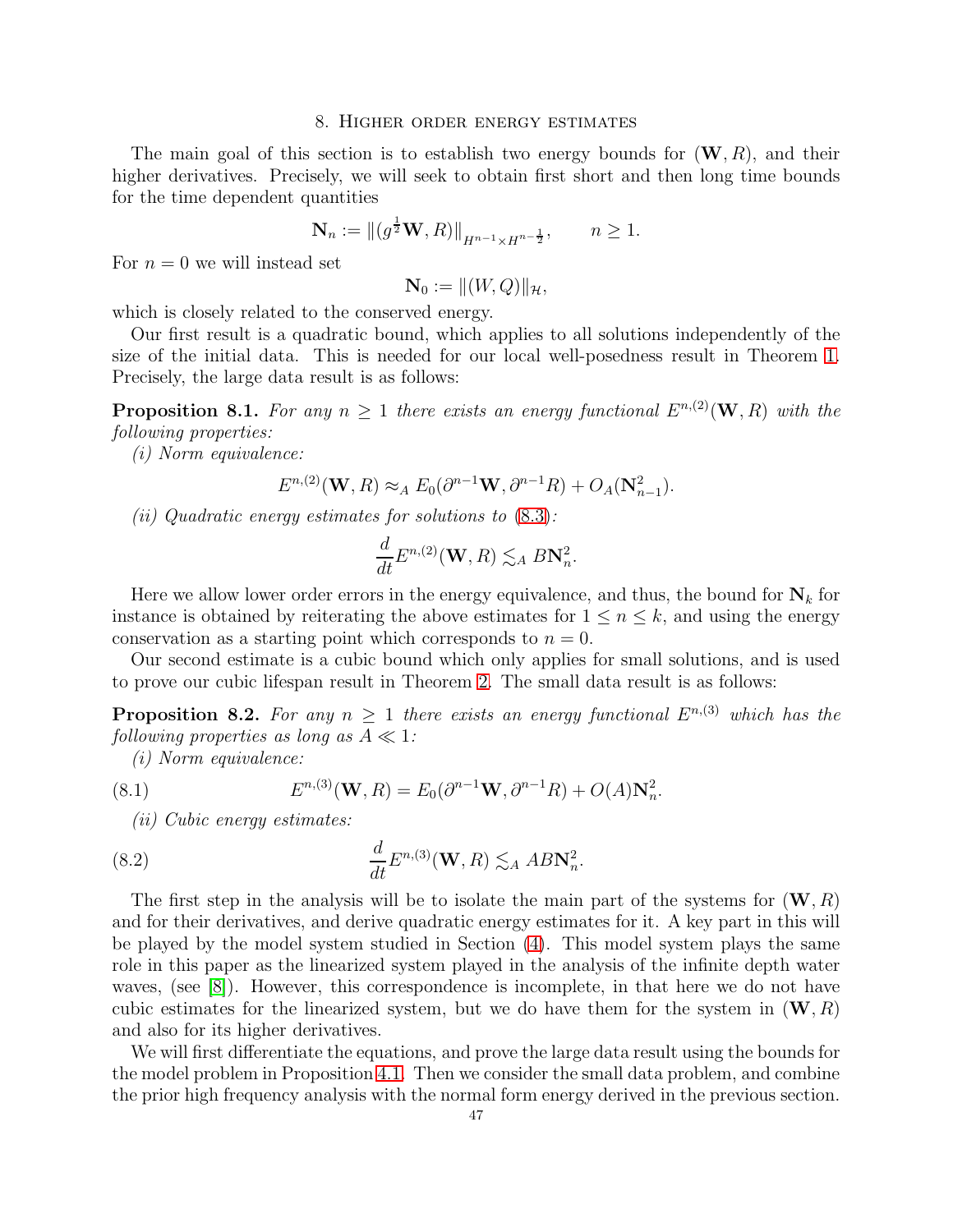# 8. Higher order energy estimates

The main goal of this section is to establish two energy bounds for $(\mathbf{W}, R)$, and their higher derivatives. Precisely, we will seek to obtain first short and then long time bounds for the time dependent quantities

$$\mathbf{N}_n := \|(g^{\frac{1}{2}}\mathbf{W}, R)\|_{H^{n-1}\times H^{n-\frac{1}{2}}}, \qquad n \geq 1.$$

For $n = 0$ we will instead set

$$\mathbf{N}_0 := \|(W, Q)\|_{\mathcal{H}},$$

which is closely related to the conserved energy.

Our first result is a quadratic bound, which applies to all solutions independently of the size of the initial data. This is needed for our local well-posedness result in Theorem 1. Precisely, the large data result is as follows:

**Proposition 8.1.** *For any $n \geq 1$ there exists an energy functional $E^{n,(2)}(\mathbf{W}, R)$ with the following properties:*

*(i) Norm equivalence:*

$$E^{n,(2)}(\mathbf{W}, R) \approx_A E_0(\partial^{n-1}\mathbf{W}, \partial^{n-1}R) + O_A(\mathbf{N}_{n-1}^2).$$

*(ii) Quadratic energy estimates for solutions to* (8.3)*:*

$$\frac{d}{dt}E^{n,(2)}(\mathbf{W}, R) \lesssim_A B\mathbf{N}_n^2.$$

Here we allow lower order errors in the energy equivalence, and thus, the bound for $\mathbf{N}_k$ for instance is obtained by reiterating the above estimates for $1 \leq n \leq k$, and using the energy conservation as a starting point which corresponds to $n = 0$.

Our second estimate is a cubic bound which only applies for small solutions, and is used to prove our cubic lifespan result in Theorem 2. The small data result is as follows:

**Proposition 8.2.** *For any $n \geq 1$ there exists an energy functional $E^{n,(3)}$ which has the following properties as long as $A \ll 1$:*

*(i) Norm equivalence:*

$$E^{n,(3)}(\mathbf{W}, R) = E_0(\partial^{n-1}\mathbf{W}, \partial^{n-1}R) + O(A)\mathbf{N}_n^2. \tag{8.1}$$

*(ii) Cubic energy estimates:*

$$\frac{d}{dt}E^{n,(3)}(\mathbf{W}, R) \lesssim_A AB\mathbf{N}_n^2. \tag{8.2}$$

The first step in the analysis will be to isolate the main part of the systems for $(\mathbf{W}, R)$ and for their derivatives, and derive quadratic energy estimates for it. A key part in this will be played by the model system studied in Section (4). This model system plays the same role in this paper as the linearized system played in the analysis of the infinite depth water waves, (see [8]). However, this correspondence is incomplete, in that here we do not have cubic estimates for the linearized system, but we do have them for the system in $(\mathbf{W}, R)$ and also for its higher derivatives.

We will first differentiate the equations, and prove the large data result using the bounds for the model problem in Proposition 4.1. Then we consider the small data problem, and combine the prior high frequency analysis with the normal form energy derived in the previous section.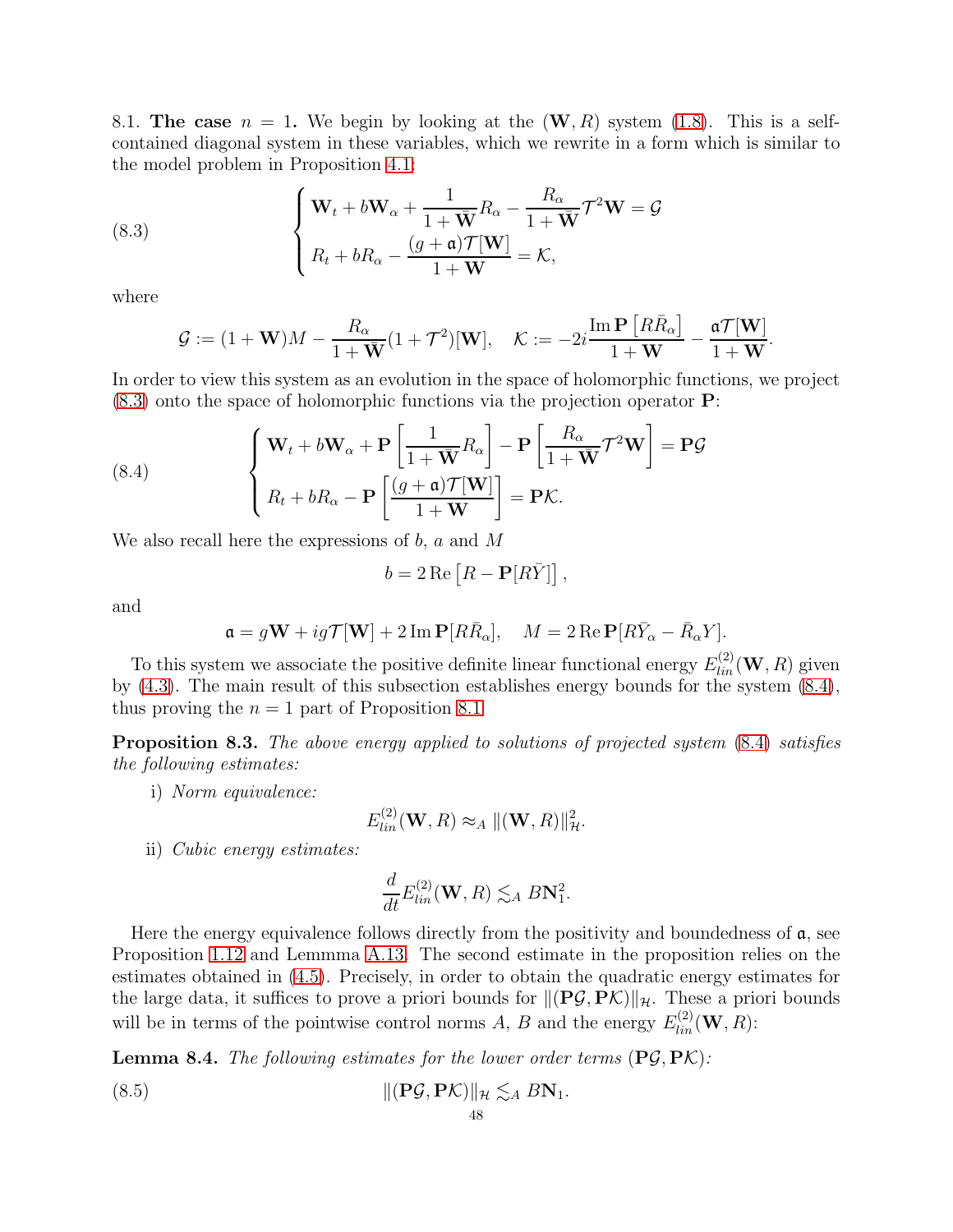8.1. **The case** $n = 1$**.** We begin by looking at the $(\mathbf{W}, R)$ system (1.8). This is a self-contained diagonal system in these variables, which we rewrite in a form which is similar to the model problem in Proposition 4.1:

$$
\begin{cases}
\mathbf{W}_t + b\mathbf{W}_\alpha + \dfrac{1}{1+\bar{\mathbf{W}}} R_\alpha - \dfrac{R_\alpha}{1+\bar{\mathbf{W}}}\mathcal{T}^2 \mathbf{W} = \mathcal{G} \\
R_t + bR_\alpha - \dfrac{(g+\mathfrak{a})\mathcal{T}[\mathbf{W}]}{1+\mathbf{W}} = \mathcal{K},
\end{cases}
\tag{8.3}
$$

where

$$
\mathcal{G} := (1+\mathbf{W})M - \frac{R_\alpha}{1+\bar{\mathbf{W}}}(1+\mathcal{T}^2)[\mathbf{W}], \quad \mathcal{K} := -2i\frac{\operatorname{Im}\mathbf{P}\left[R\bar{R}_\alpha\right]}{1+\mathbf{W}} - \frac{\mathfrak{a}\mathcal{T}[\mathbf{W}]}{1+\mathbf{W}}.
$$

In order to view this system as an evolution in the space of holomorphic functions, we project (8.3) onto the space of holomorphic functions via the projection operator $\mathbf{P}$:

$$
\begin{cases}
\mathbf{W}_t + b\mathbf{W}_\alpha + \mathbf{P}\left[\dfrac{1}{1+\bar{\mathbf{W}}} R_\alpha\right] - \mathbf{P}\left[\dfrac{R_\alpha}{1+\bar{\mathbf{W}}}\mathcal{T}^2 \mathbf{W}\right] = \mathbf{P}\mathcal{G} \\
R_t + bR_\alpha - \mathbf{P}\left[\dfrac{(g+\mathfrak{a})\mathcal{T}[\mathbf{W}]}{1+\mathbf{W}}\right] = \mathbf{P}\mathcal{K}.
\end{cases}
\tag{8.4}
$$

We also recall here the expressions of $b$, $a$ and $M$

$$
b = 2\operatorname{Re}\left[R - \mathbf{P}[R\bar{Y}]\right],
$$

and

$$
\mathfrak{a} = g\mathbf{W} + ig\mathcal{T}[\mathbf{W}] + 2\operatorname{Im}\mathbf{P}[R\bar{R}_\alpha], \quad M = 2\operatorname{Re}\mathbf{P}[R\bar{Y}_\alpha - \bar{R}_\alpha Y].
$$

To this system we associate the positive definite linear functional energy $E^{(2)}_{lin}(\mathbf{W}, R)$ given by (4.3). The main result of this subsection establishes energy bounds for the system (8.4), thus proving the $n = 1$ part of Proposition 8.1

**Proposition 8.3.** *The above energy applied to solutions of projected system* (8.4) *satisfies the following estimates:*

i) *Norm equivalence:*

$$
E^{(2)}_{lin}(\mathbf{W}, R) \approx_A \|(\mathbf{W}, R)\|^2_{\mathcal{H}}.
$$

ii) *Cubic energy estimates:*

$$
\frac{d}{dt}E^{(2)}_{lin}(\mathbf{W}, R) \lesssim_A B\mathbf{N}_1^2.
$$

Here the energy equivalence follows directly from the positivity and boundedness of $\mathfrak{a}$, see Proposition 1.12 and Lemmma A.13. The second estimate in the proposition relies on the estimates obtained in (4.5). Precisely, in order to obtain the quadratic energy estimates for the large data, it suffices to prove a priori bounds for $\|(\mathbf{P}\mathcal{G}, \mathbf{P}\mathcal{K})\|_{\mathcal{H}}$. These a priori bounds will be in terms of the pointwise control norms $A$, $B$ and the energy $E^{(2)}_{lin}(\mathbf{W}, R)$:

**Lemma 8.4.** *The following estimates for the lower order terms* $(\mathbf{P}\mathcal{G}, \mathbf{P}\mathcal{K})$*:*

$$
\|(\mathbf{P}\mathcal{G}, \mathbf{P}\mathcal{K})\|_{\mathcal{H}} \lesssim_A B\mathbf{N}_1.
\tag{8.5}
$$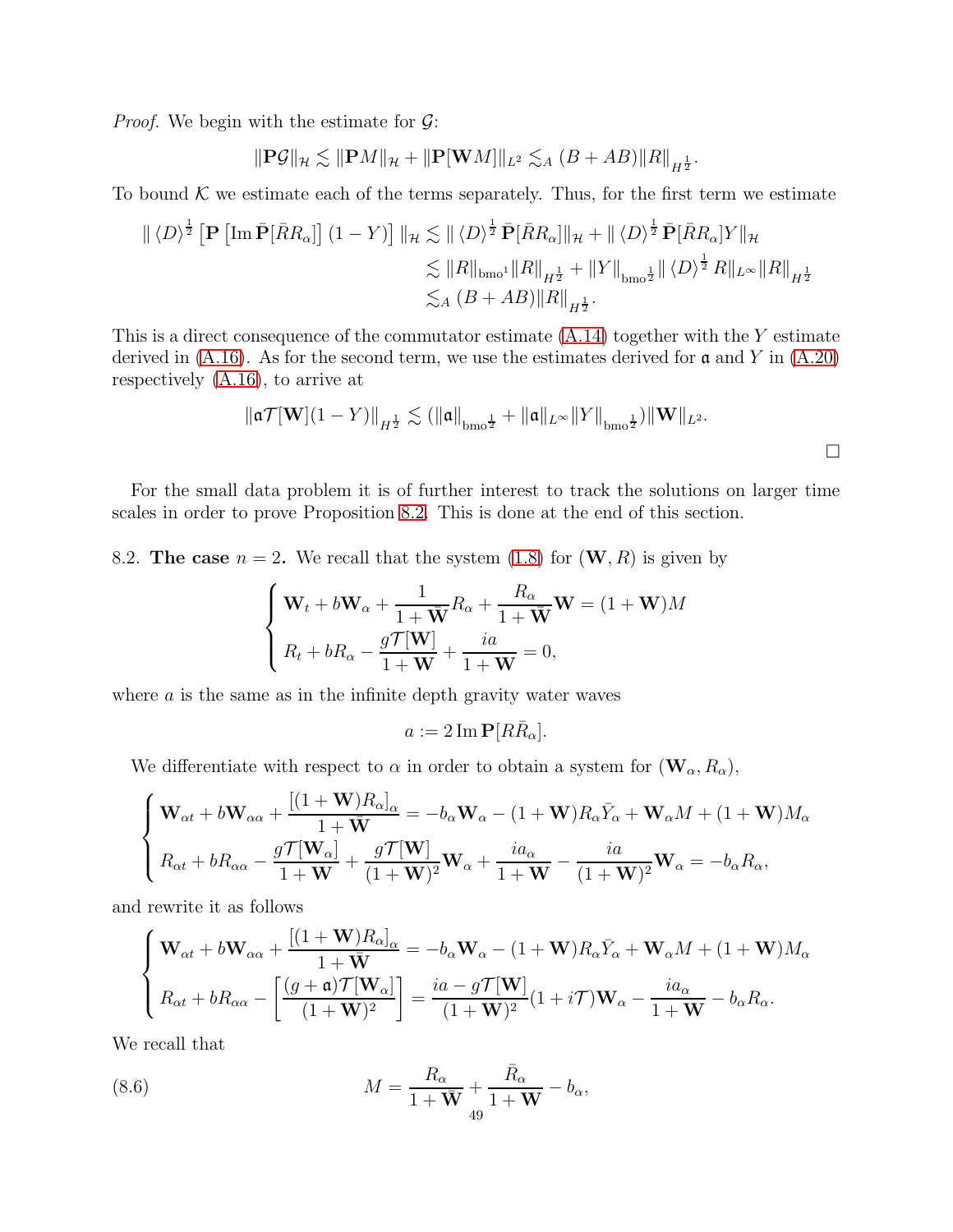*Proof.* We begin with the estimate for $\mathcal{G}$:

$$\|\mathbf{P}\mathcal{G}\|_{\mathcal{H}} \lesssim \|\mathbf{P}M\|_{\mathcal{H}} + \|\mathbf{P}[\mathbf{W}M]\|_{L^2} \lesssim_A (B + AB)\|R\|_{H^{\frac{1}{2}}}.$$

To bound $\mathcal{K}$ we estimate each of the terms separately. Thus, for the first term we estimate

$$\begin{aligned}
\| \langle D\rangle^{\frac{1}{2}} \left[\mathbf{P}\left[\operatorname{Im} \bar{\mathbf{P}}[\bar{R}R_\alpha]\right](1-Y)\right] \|_{\mathcal{H}} &\lesssim \| \langle D\rangle^{\frac{1}{2}} \bar{\mathbf{P}}[\bar{R}R_\alpha]\|_{\mathcal{H}} + \| \langle D\rangle^{\frac{1}{2}} \bar{\mathbf{P}}[\bar{R}R_\alpha]Y\|_{\mathcal{H}} \\
&\lesssim \|R\|_{\mathrm{bmo}^1}\|R\|_{H^{\frac{1}{2}}} + \|Y\|_{\mathrm{bmo}^{\frac{1}{2}}}\| \langle D\rangle^{\frac{1}{2}} R\|_{L^\infty}\|R\|_{H^{\frac{1}{2}}} \\
&\lesssim_A (B + AB)\|R\|_{H^{\frac{1}{2}}}.
\end{aligned}$$

This is a direct consequence of the commutator estimate (A.14) together with the $Y$ estimate derived in (A.16). As for the second term, we use the estimates derived for $\mathfrak{a}$ and $Y$ in (A.20) respectively (A.16), to arrive at

$$\|\mathfrak{a}\mathcal{T}[\mathbf{W}](1-Y)\|_{H^{\frac{1}{2}}} \lesssim (\|\mathfrak{a}\|_{\mathrm{bmo}^{\frac{1}{2}}} + \|\mathfrak{a}\|_{L^\infty}\|Y\|_{\mathrm{bmo}^{\frac{1}{2}}})\|\mathbf{W}\|_{L^2}.$$

$\square$

For the small data problem it is of further interest to track the solutions on larger time scales in order to prove Proposition 8.2. This is done at the end of this section.

8.2. **The case $n = 2$.** We recall that the system (1.8) for $(\mathbf{W}, R)$ is given by

$$\begin{cases}
\mathbf{W}_t + b\mathbf{W}_\alpha + \dfrac{1}{1+\bar{\mathbf{W}}}R_\alpha + \dfrac{R_\alpha}{1+\bar{\mathbf{W}}}\mathbf{W} = (1+\mathbf{W})M \\[2mm]
R_t + bR_\alpha - \dfrac{g\mathcal{T}[\mathbf{W}]}{1+\mathbf{W}} + \dfrac{ia}{1+\mathbf{W}} = 0,
\end{cases}$$

where $a$ is the same as in the infinite depth gravity water waves

$$a := 2\operatorname{Im}\mathbf{P}[R\bar{R}_\alpha].$$

We differentiate with respect to $\alpha$ in order to obtain a system for $(\mathbf{W}_\alpha, R_\alpha)$,

$$\begin{cases}
\mathbf{W}_{\alpha t} + b\mathbf{W}_{\alpha\alpha} + \dfrac{[(1+\mathbf{W})R_\alpha]_\alpha}{1+\bar{\mathbf{W}}} = -b_\alpha\mathbf{W}_\alpha - (1+\mathbf{W})R_\alpha\bar{Y}_\alpha + \mathbf{W}_\alpha M + (1+\mathbf{W})M_\alpha \\[2mm]
R_{\alpha t} + bR_{\alpha\alpha} - \dfrac{g\mathcal{T}[\mathbf{W}_\alpha]}{1+\mathbf{W}} + \dfrac{g\mathcal{T}[\mathbf{W}]}{(1+\mathbf{W})^2}\mathbf{W}_\alpha + \dfrac{ia_\alpha}{1+\mathbf{W}} - \dfrac{ia}{(1+\mathbf{W})^2}\mathbf{W}_\alpha = -b_\alpha R_\alpha,
\end{cases}$$

and rewrite it as follows

$$\begin{cases}
\mathbf{W}_{\alpha t} + b\mathbf{W}_{\alpha\alpha} + \dfrac{[(1+\mathbf{W})R_\alpha]_\alpha}{1+\bar{\mathbf{W}}} = -b_\alpha\mathbf{W}_\alpha - (1+\mathbf{W})R_\alpha\bar{Y}_\alpha + \mathbf{W}_\alpha M + (1+\mathbf{W})M_\alpha \\[2mm]
R_{\alpha t} + bR_{\alpha\alpha} - \left[\dfrac{(g+\mathfrak{a})\mathcal{T}[\mathbf{W}_\alpha]}{(1+\mathbf{W})^2}\right] = \dfrac{ia - g\mathcal{T}[\mathbf{W}]}{(1+\mathbf{W})^2}(1+i\mathcal{T})\mathbf{W}_\alpha - \dfrac{ia_\alpha}{1+\mathbf{W}} - b_\alpha R_\alpha.
\end{cases}$$

We recall that

$$M = \frac{R_\alpha}{1+\bar{\mathbf{W}}} + \frac{\bar{R}_\alpha}{1+\mathbf{W}} - b_\alpha, \tag{8.6}$$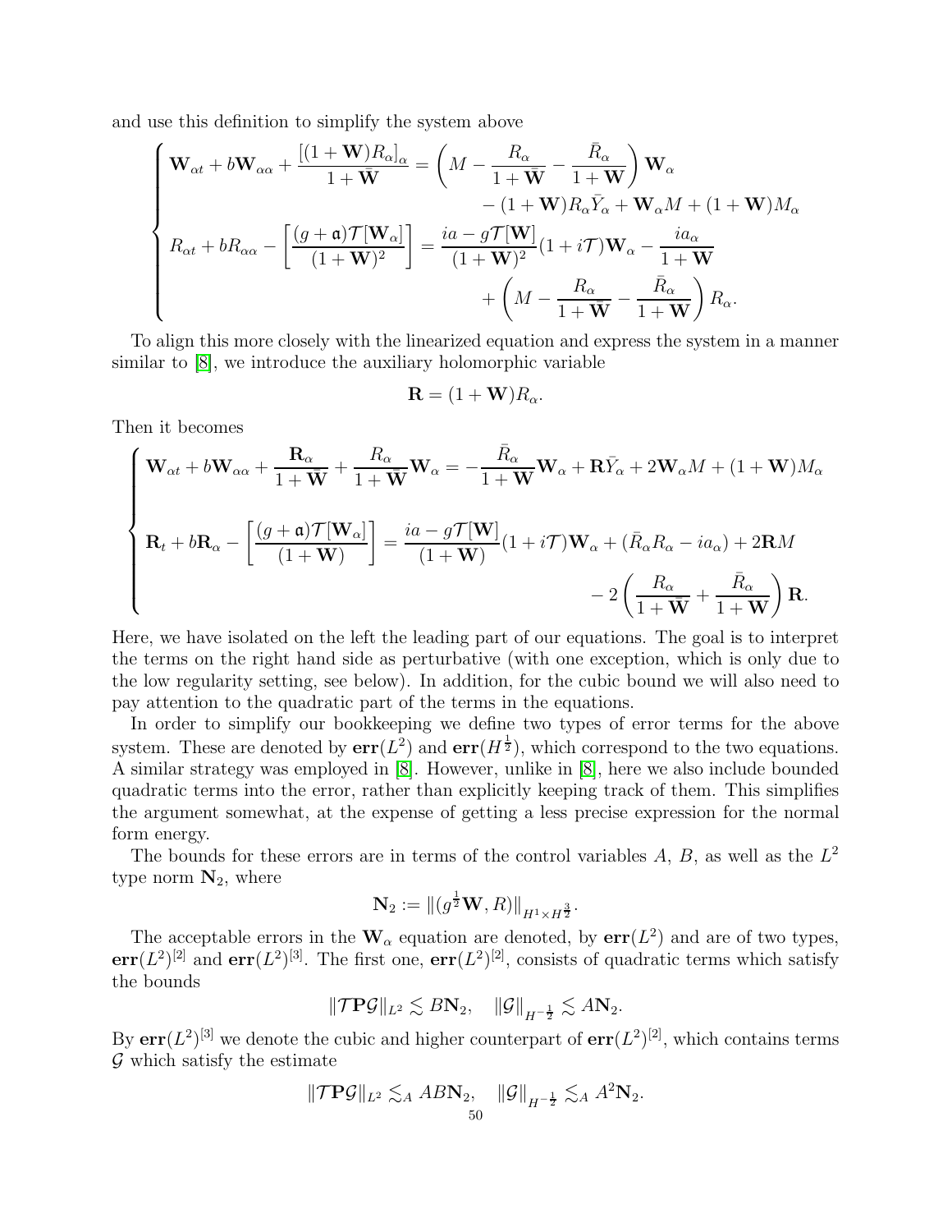and use this definition to simplify the system above

$$
\begin{cases}
\mathbf{W}_{\alpha t} + b\mathbf{W}_{\alpha\alpha} + \dfrac{[(1+\mathbf{W})R_\alpha]_\alpha}{1+\bar{\mathbf{W}}} = \left(M - \dfrac{R_\alpha}{1+\bar{\mathbf{W}}} - \dfrac{\bar{R}_\alpha}{1+\mathbf{W}}\right)\mathbf{W}_\alpha \\
\qquad\qquad\qquad\qquad\qquad\qquad - (1+\mathbf{W})R_\alpha \bar{Y}_\alpha + \mathbf{W}_\alpha M + (1+\mathbf{W})M_\alpha \\
R_{\alpha t} + bR_{\alpha\alpha} - \left[\dfrac{(g+\mathfrak{a})\mathcal{T}[\mathbf{W}_\alpha]}{(1+\mathbf{W})^2}\right] = \dfrac{ia - g\mathcal{T}[\mathbf{W}]}{(1+\mathbf{W})^2}(1+i\mathcal{T})\mathbf{W}_\alpha - \dfrac{ia_\alpha}{1+\mathbf{W}} \\
\qquad\qquad\qquad\qquad\qquad\qquad + \left(M - \dfrac{R_\alpha}{1+\bar{\mathbf{W}}} - \dfrac{\bar{R}_\alpha}{1+\mathbf{W}}\right)R_\alpha.
\end{cases}
$$

To align this more closely with the linearized equation and express the system in a manner similar to [8], we introduce the auxiliary holomorphic variable

$$
\mathbf{R} = (1+\mathbf{W})R_\alpha.
$$

Then it becomes

$$
\begin{cases}
\mathbf{W}_{\alpha t} + b\mathbf{W}_{\alpha\alpha} + \dfrac{\mathbf{R}_\alpha}{1+\bar{\mathbf{W}}} + \dfrac{R_\alpha}{1+\bar{\mathbf{W}}}\mathbf{W}_\alpha = -\dfrac{\bar{R}_\alpha}{1+\mathbf{W}}\mathbf{W}_\alpha + \mathbf{R}\bar{Y}_\alpha + 2\mathbf{W}_\alpha M + (1+\mathbf{W})M_\alpha \\
\\
\mathbf{R}_t + b\mathbf{R}_\alpha - \left[\dfrac{(g+\mathfrak{a})\mathcal{T}[\mathbf{W}_\alpha]}{(1+\mathbf{W})}\right] = \dfrac{ia - g\mathcal{T}[\mathbf{W}]}{(1+\mathbf{W})}(1+i\mathcal{T})\mathbf{W}_\alpha + (\bar{R}_\alpha R_\alpha - ia_\alpha) + 2\mathbf{R}M \\
\qquad\qquad\qquad\qquad\qquad\qquad - 2\left(\dfrac{R_\alpha}{1+\bar{\mathbf{W}}} + \dfrac{\bar{R}_\alpha}{1+\mathbf{W}}\right)\mathbf{R}.
\end{cases}
$$

Here, we have isolated on the left the leading part of our equations. The goal is to interpret the terms on the right hand side as perturbative (with one exception, which is only due to the low regularity setting, see below). In addition, for the cubic bound we will also need to pay attention to the quadratic part of the terms in the equations.

In order to simplify our bookkeeping we define two types of error terms for the above system. These are denoted by $\mathbf{err}(L^2)$ and $\mathbf{err}(H^{\frac{1}{2}})$, which correspond to the two equations. A similar strategy was employed in [8]. However, unlike in [8], here we also include bounded quadratic terms into the error, rather than explicitly keeping track of them. This simplifies the argument somewhat, at the expense of getting a less precise expression for the normal form energy.

The bounds for these errors are in terms of the control variables $A$, $B$, as well as the $L^2$ type norm $\mathbf{N}_2$, where

$$
\mathbf{N}_2 := \|(g^{\frac{1}{2}}\mathbf{W}, R)\|_{H^1 \times H^{\frac{3}{2}}}.
$$

The acceptable errors in the $\mathbf{W}_\alpha$ equation are denoted, by $\mathbf{err}(L^2)$ and are of two types, $\mathbf{err}(L^2)^{[2]}$ and $\mathbf{err}(L^2)^{[3]}$. The first one, $\mathbf{err}(L^2)^{[2]}$, consists of quadratic terms which satisfy the bounds

$$
\|\mathcal{T}\mathbf{P}\mathcal{G}\|_{L^2} \lesssim B\mathbf{N}_2, \quad \|\mathcal{G}\|_{H^{-\frac{1}{2}}} \lesssim A\mathbf{N}_2.
$$

By $\mathbf{err}(L^2)^{[3]}$ we denote the cubic and higher counterpart of $\mathbf{err}(L^2)^{[2]}$, which contains terms $\mathcal{G}$ which satisfy the estimate

$$
\|\mathcal{T}\mathbf{P}\mathcal{G}\|_{L^2} \lesssim_A AB\mathbf{N}_2, \quad \|\mathcal{G}\|_{H^{-\frac{1}{2}}} \lesssim_A A^2\mathbf{N}_2.
$$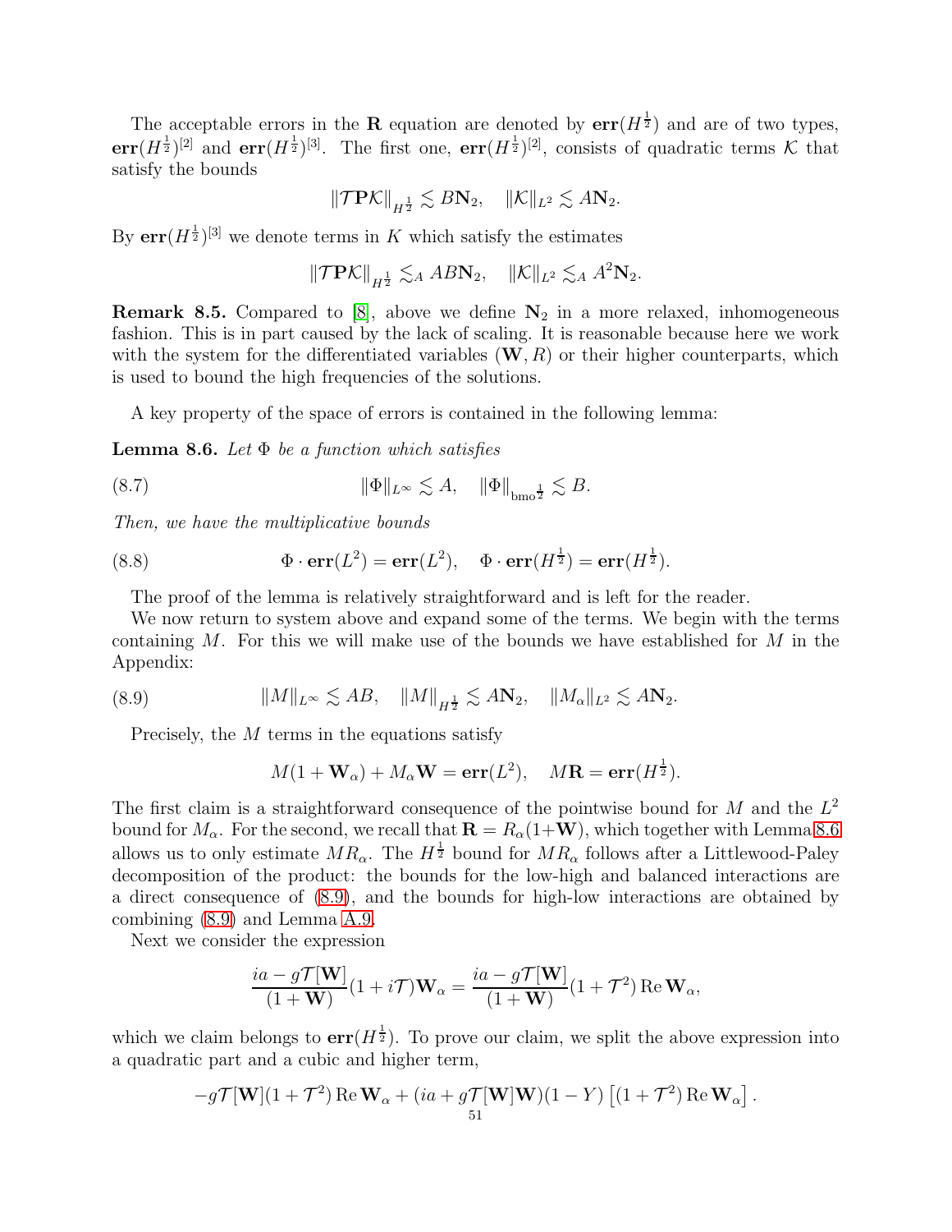The acceptable errors in the $\mathbf{R}$ equation are denoted by $\mathbf{err}(H^{\frac{1}{2}})$ and are of two types, $\mathbf{err}(H^{\frac{1}{2}})^{[2]}$ and $\mathbf{err}(H^{\frac{1}{2}})^{[3]}$. The first one, $\mathbf{err}(H^{\frac{1}{2}})^{[2]}$, consists of quadratic terms $\mathcal{K}$ that satisfy the bounds

$$\|\mathcal{T}\mathbf{P}\mathcal{K}\|_{H^{\frac{1}{2}}} \lesssim B\mathbf{N}_2, \quad \|\mathcal{K}\|_{L^2} \lesssim A\mathbf{N}_2.$$

By $\mathbf{err}(H^{\frac{1}{2}})^{[3]}$ we denote terms in $K$ which satisfy the estimates

$$\|\mathcal{T}\mathbf{P}\mathcal{K}\|_{H^{\frac{1}{2}}} \lesssim_A AB\mathbf{N}_2, \quad \|\mathcal{K}\|_{L^2} \lesssim_A A^2\mathbf{N}_2.$$

**Remark 8.5.** Compared to [8], above we define $\mathbf{N}_2$ in a more relaxed, inhomogeneous fashion. This is in part caused by the lack of scaling. It is reasonable because here we work with the system for the differentiated variables $(\mathbf{W}, R)$ or their higher counterparts, which is used to bound the high frequencies of the solutions.

A key property of the space of errors is contained in the following lemma:

**Lemma 8.6.** *Let $\Phi$ be a function which satisfies*

$$\|\Phi\|_{L^\infty} \lesssim A, \quad \|\Phi\|_{\mathrm{bmo}^{\frac{1}{2}}} \lesssim B. \tag{8.7}$$

*Then, we have the multiplicative bounds*

$$\Phi \cdot \mathbf{err}(L^2) = \mathbf{err}(L^2), \quad \Phi \cdot \mathbf{err}(H^{\frac{1}{2}}) = \mathbf{err}(H^{\frac{1}{2}}). \tag{8.8}$$

The proof of the lemma is relatively straightforward and is left for the reader.

We now return to system above and expand some of the terms. We begin with the terms containing $M$. For this we will make use of the bounds we have established for $M$ in the Appendix:

$$\|M\|_{L^\infty} \lesssim AB, \quad \|M\|_{H^{\frac{1}{2}}} \lesssim A\mathbf{N}_2, \quad \|M_\alpha\|_{L^2} \lesssim A\mathbf{N}_2. \tag{8.9}$$

Precisely, the $M$ terms in the equations satisfy

$$M(1+\mathbf{W}_\alpha) + M_\alpha \mathbf{W} = \mathbf{err}(L^2), \quad M\mathbf{R} = \mathbf{err}(H^{\frac{1}{2}}).$$

The first claim is a straightforward consequence of the pointwise bound for $M$ and the $L^2$ bound for $M_\alpha$. For the second, we recall that $\mathbf{R} = R_\alpha(1+\mathbf{W})$, which together with Lemma 8.6 allows us to only estimate $MR_\alpha$. The $H^{\frac{1}{2}}$ bound for $MR_\alpha$ follows after a Littlewood-Paley decomposition of the product: the bounds for the low-high and balanced interactions are a direct consequence of (8.9), and the bounds for high-low interactions are obtained by combining (8.9) and Lemma A.9.

Next we consider the expression

$$\frac{ia - g\mathcal{T}[\mathbf{W}]}{(1+\mathbf{W})}(1+i\mathcal{T})\mathbf{W}_\alpha = \frac{ia - g\mathcal{T}[\mathbf{W}]}{(1+\mathbf{W})}(1+\mathcal{T}^2)\operatorname{Re}\mathbf{W}_\alpha,$$

which we claim belongs to $\mathbf{err}(H^{\frac{1}{2}})$. To prove our claim, we split the above expression into a quadratic part and a cubic and higher term,

$$-g\mathcal{T}[\mathbf{W}](1+\mathcal{T}^2)\operatorname{Re}\mathbf{W}_\alpha + (ia + g\mathcal{T}[\mathbf{W}]\mathbf{W})(1-Y)\left[(1+\mathcal{T}^2)\operatorname{Re}\mathbf{W}_\alpha\right].$$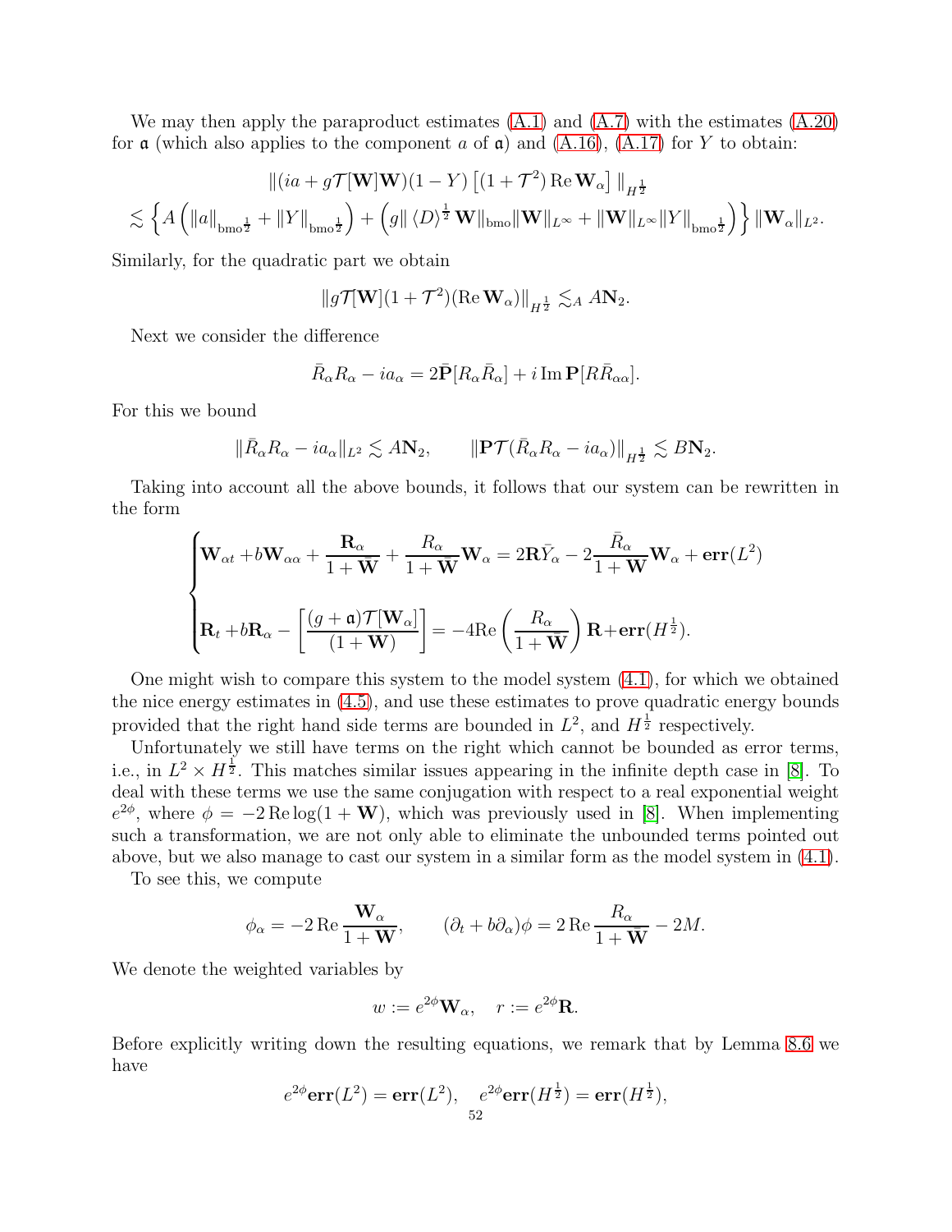We may then apply the paraproduct estimates (A.1) and (A.7) with the estimates (A.20) for $\mathfrak{a}$ (which also applies to the component $a$ of $\mathfrak{a}$) and (A.16), (A.17) for $Y$ to obtain:

$$
\begin{aligned}
&\|(ia + g\mathcal{T}[\mathbf{W}]\mathbf{W})(1-Y)\left[(1+\mathcal{T}^2)\operatorname{Re}\mathbf{W}_\alpha\right]\|_{H^{\frac{1}{2}}} \\
&\lesssim \left\{ A\left(\|a\|_{\mathrm{bmo}^{\frac{1}{2}}} + \|Y\|_{\mathrm{bmo}^{\frac{1}{2}}}\right) + \left(g\|\langle D\rangle^{\frac{1}{2}}\mathbf{W}\|_{\mathrm{bmo}}\|\mathbf{W}\|_{L^\infty} + \|\mathbf{W}\|_{L^\infty}\|Y\|_{\mathrm{bmo}^{\frac{1}{2}}}\right)\right\}\|\mathbf{W}_\alpha\|_{L^2}.
\end{aligned}
$$

Similarly, for the quadratic part we obtain

$$
\|g\mathcal{T}[\mathbf{W}](1+\mathcal{T}^2)(\operatorname{Re}\mathbf{W}_\alpha)\|_{H^{\frac{1}{2}}} \lesssim_A A\mathbf{N}_2.
$$

Next we consider the difference

$$
\bar{R}_\alpha R_\alpha - ia_\alpha = 2\bar{\mathbf{P}}[R_\alpha \bar{R}_\alpha] + i\operatorname{Im}\mathbf{P}[R\bar{R}_{\alpha\alpha}].
$$

For this we bound

$$
\|\bar{R}_\alpha R_\alpha - ia_\alpha\|_{L^2} \lesssim A\mathbf{N}_2, \qquad \|\mathbf{P}\mathcal{T}(\bar{R}_\alpha R_\alpha - ia_\alpha)\|_{H^{\frac{1}{2}}} \lesssim B\mathbf{N}_2.
$$

Taking into account all the above bounds, it follows that our system can be rewritten in the form

$$
\begin{cases}
\mathbf{W}_{\alpha t} + b\mathbf{W}_{\alpha\alpha} + \dfrac{\mathbf{R}_\alpha}{1+\bar{\mathbf{W}}} + \dfrac{R_\alpha}{1+\bar{\mathbf{W}}}\mathbf{W}_\alpha = 2\mathbf{R}\bar{Y}_\alpha - 2\dfrac{\bar{R}_\alpha}{1+\mathbf{W}}\mathbf{W}_\alpha + \mathbf{err}(L^2) \\[2ex]
\mathbf{R}_t + b\mathbf{R}_\alpha - \left[\dfrac{(g+\mathfrak{a})\mathcal{T}[\mathbf{W}_\alpha]}{(1+\mathbf{W})}\right] = -4\operatorname{Re}\left(\dfrac{R_\alpha}{1+\bar{\mathbf{W}}}\right)\mathbf{R} + \mathbf{err}(H^{\frac{1}{2}}).
\end{cases}
$$

One might wish to compare this system to the model system (4.1), for which we obtained the nice energy estimates in (4.5), and use these estimates to prove quadratic energy bounds provided that the right hand side terms are bounded in $L^2$, and $H^{\frac{1}{2}}$ respectively.

Unfortunately we still have terms on the right which cannot be bounded as error terms, i.e., in $L^2 \times H^{\frac{1}{2}}$. This matches similar issues appearing in the infinite depth case in [8]. To deal with these terms we use the same conjugation with respect to a real exponential weight $e^{2\phi}$, where $\phi = -2\operatorname{Re}\log(1+\mathbf{W})$, which was previously used in [8]. When implementing such a transformation, we are not only able to eliminate the unbounded terms pointed out above, but we also manage to cast our system in a similar form as the model system in (4.1).

To see this, we compute

$$
\phi_\alpha = -2\operatorname{Re}\frac{\mathbf{W}_\alpha}{1+\mathbf{W}}, \qquad (\partial_t + b\partial_\alpha)\phi = 2\operatorname{Re}\frac{R_\alpha}{1+\bar{\mathbf{W}}} - 2M.
$$

We denote the weighted variables by

$$
w := e^{2\phi}\mathbf{W}_\alpha, \quad r := e^{2\phi}\mathbf{R}.
$$

Before explicitly writing down the resulting equations, we remark that by Lemma 8.6 we have

$$
e^{2\phi}\mathbf{err}(L^2) = \mathbf{err}(L^2), \quad e^{2\phi}\mathbf{err}(H^{\frac{1}{2}}) = \mathbf{err}(H^{\frac{1}{2}}),
$$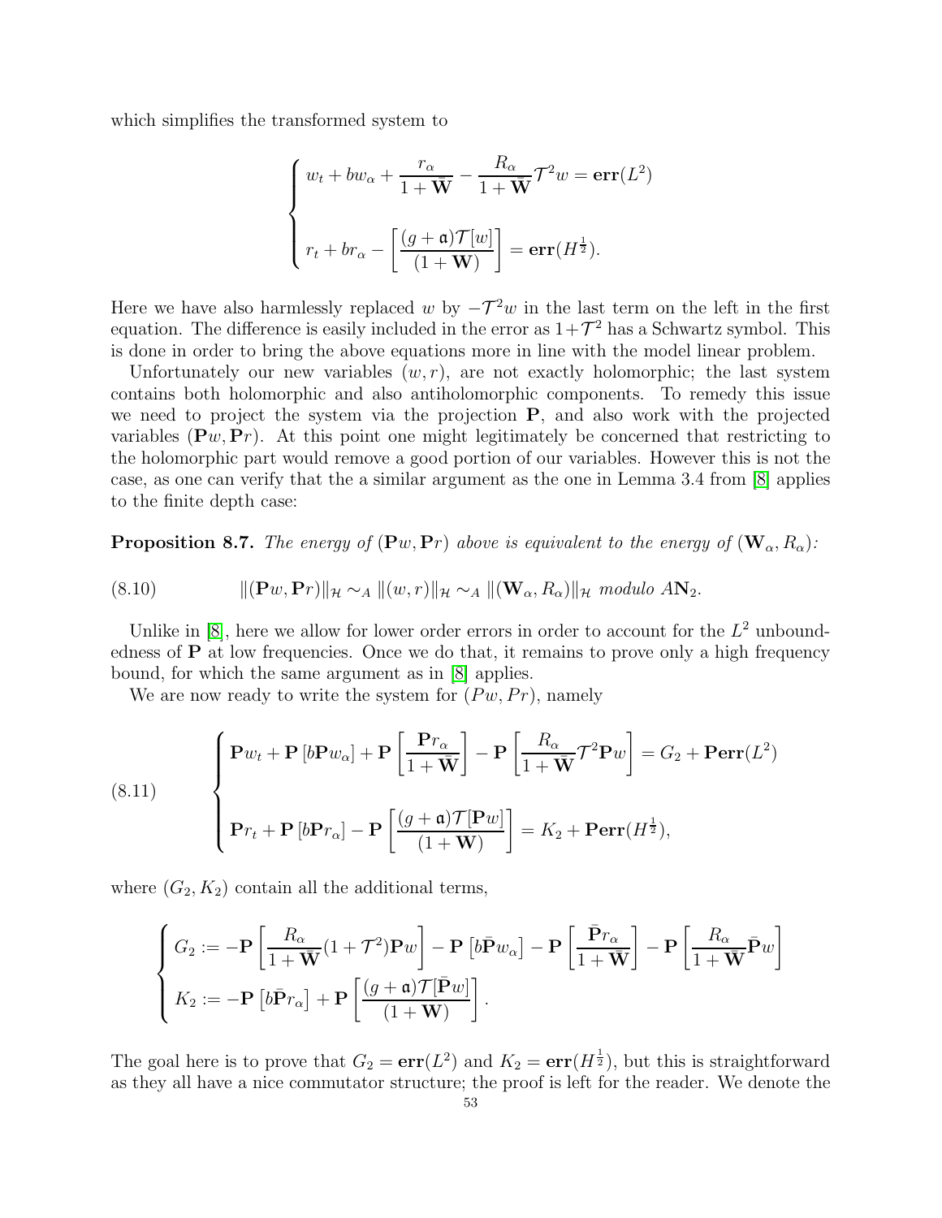which simplifies the transformed system to

$$
\begin{cases}
w_t + b w_\alpha + \dfrac{r_\alpha}{1+\bar{\mathbf{W}}} - \dfrac{R_\alpha}{1+\bar{\mathbf{W}}}\mathcal{T}^2 w = \mathbf{err}(L^2) \\[2ex]
r_t + b r_\alpha - \left[\dfrac{(g+\mathfrak{a})\mathcal{T}[w]}{(1+\mathbf{W})}\right] = \mathbf{err}(H^{\frac{1}{2}}).
\end{cases}
$$

Here we have also harmlessly replaced $w$ by $-\mathcal{T}^2 w$ in the last term on the left in the first equation. The difference is easily included in the error as $1+\mathcal{T}^2$ has a Schwartz symbol. This is done in order to bring the above equations more in line with the model linear problem.

Unfortunately our new variables $(w,r)$, are not exactly holomorphic; the last system contains both holomorphic and also antiholomorphic components. To remedy this issue we need to project the system via the projection $\mathbf{P}$, and also work with the projected variables $(\mathbf{P}w, \mathbf{P}r)$. At this point one might legitimately be concerned that restricting to the holomorphic part would remove a good portion of our variables. However this is not the case, as one can verify that the a similar argument as the one in Lemma 3.4 from [8] applies to the finite depth case:

**Proposition 8.7.** *The energy of $(\mathbf{P}w, \mathbf{P}r)$ above is equivalent to the energy of $(\mathbf{W}_\alpha, R_\alpha)$:*

$$
\|(\mathbf{P}w, \mathbf{P}r)\|_{\mathcal{H}} \sim_A \|(w,r)\|_{\mathcal{H}} \sim_A \|(\mathbf{W}_\alpha, R_\alpha)\|_{\mathcal{H}} \ \textit{modulo}\ A\mathbf{N}_2. \tag{8.10}
$$

Unlike in [8], here we allow for lower order errors in order to account for the $L^2$ unboundedness of $\mathbf{P}$ at low frequencies. Once we do that, it remains to prove only a high frequency bound, for which the same argument as in [8] applies.

We are now ready to write the system for $(Pw, Pr)$, namely

$$
\begin{cases}
\mathbf{P}w_t + \mathbf{P}\left[b\mathbf{P}w_\alpha\right] + \mathbf{P}\left[\dfrac{\mathbf{P}r_\alpha}{1+\bar{\mathbf{W}}}\right] - \mathbf{P}\left[\dfrac{R_\alpha}{1+\bar{\mathbf{W}}}\mathcal{T}^2\mathbf{P}w\right] = G_2 + \mathbf{P}\mathbf{err}(L^2) \\[2ex]
\mathbf{P}r_t + \mathbf{P}\left[b\mathbf{P}r_\alpha\right] - \mathbf{P}\left[\dfrac{(g+\mathfrak{a})\mathcal{T}[\mathbf{P}w]}{(1+\mathbf{W})}\right] = K_2 + \mathbf{P}\mathbf{err}(H^{\frac{1}{2}}),
\end{cases} \tag{8.11}
$$

where $(G_2, K_2)$ contain all the additional terms,

$$
\begin{cases}
G_2 := -\mathbf{P}\left[\dfrac{R_\alpha}{1+\bar{\mathbf{W}}}(1+\mathcal{T}^2)\mathbf{P}w\right] - \mathbf{P}\left[b\bar{\mathbf{P}}w_\alpha\right] - \mathbf{P}\left[\dfrac{\bar{\mathbf{P}}r_\alpha}{1+\bar{\mathbf{W}}}\right] - \mathbf{P}\left[\dfrac{R_\alpha}{1+\bar{\mathbf{W}}}\bar{\mathbf{P}}w\right] \\[2ex]
K_2 := -\mathbf{P}\left[b\bar{\mathbf{P}}r_\alpha\right] + \mathbf{P}\left[\dfrac{(g+\mathfrak{a})\mathcal{T}[\bar{\mathbf{P}}w]}{(1+\mathbf{W})}\right].
\end{cases}
$$

The goal here is to prove that $G_2 = \mathbf{err}(L^2)$ and $K_2 = \mathbf{err}(H^{\frac{1}{2}})$, but this is straightforward as they all have a nice commutator structure; the proof is left for the reader. We denote the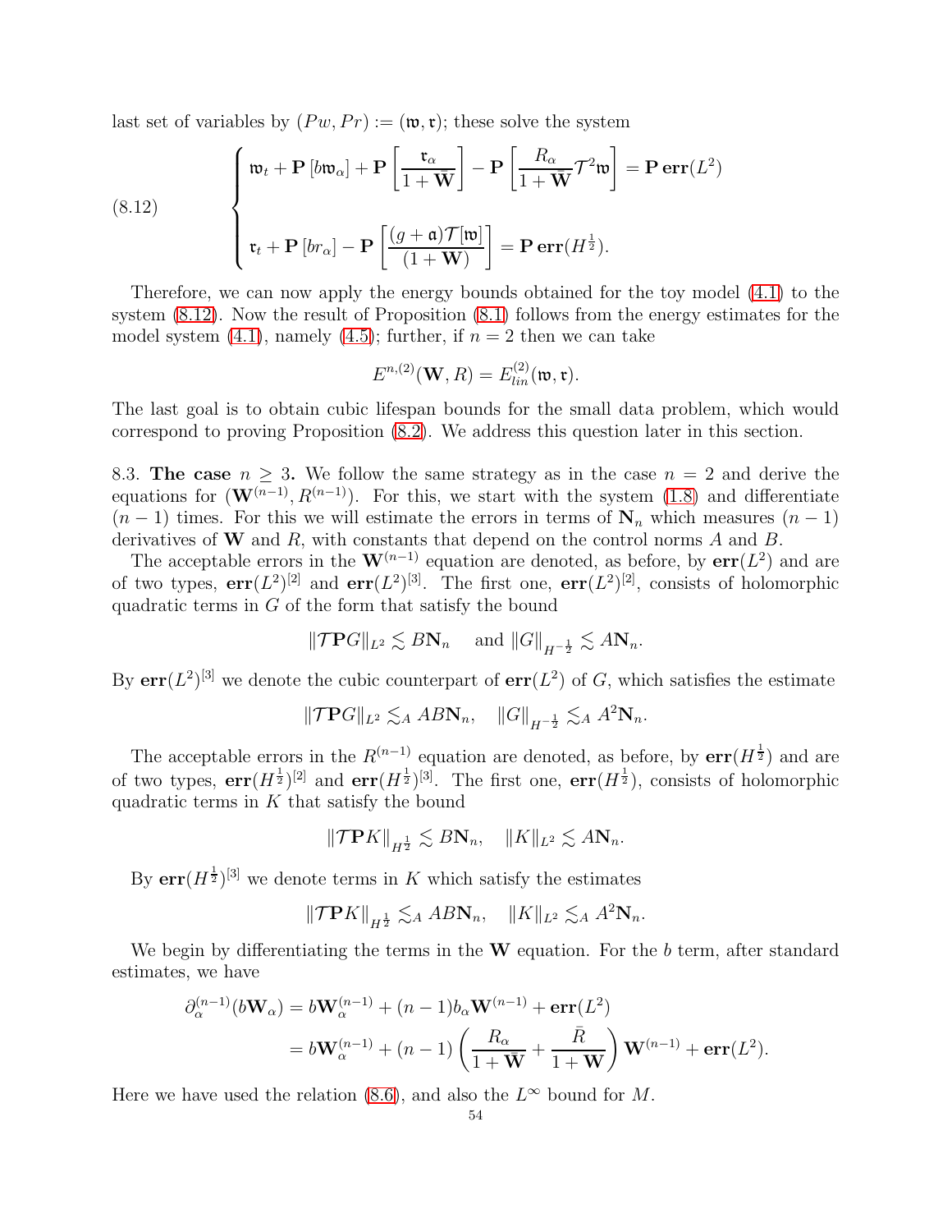last set of variables by $(Pw, Pr) := (\mathfrak{w}, \mathfrak{r})$; these solve the system

$$
\tag{8.12}
\begin{cases}
\mathfrak{w}_t + \mathbf{P}\left[b\mathfrak{w}_\alpha\right] + \mathbf{P}\left[\dfrac{\mathfrak{r}_\alpha}{1+\bar{\mathbf{W}}}\right] - \mathbf{P}\left[\dfrac{R_\alpha}{1+\bar{\mathbf{W}}}\mathcal{T}^2\mathfrak{w}\right] = \mathbf{P}\,\mathbf{err}(L^2) \\[2ex]
\mathfrak{r}_t + \mathbf{P}\left[br_\alpha\right] - \mathbf{P}\left[\dfrac{(g+\mathfrak{a})\mathcal{T}[\mathfrak{w}]}{(1+\mathbf{W})}\right] = \mathbf{P}\,\mathbf{err}(H^{\frac{1}{2}}).
\end{cases}
$$

Therefore, we can now apply the energy bounds obtained for the toy model (4.1) to the system (8.12). Now the result of Proposition (8.1) follows from the energy estimates for the model system (4.1), namely (4.5); further, if $n = 2$ then we can take

$$
E^{n,(2)}(\mathbf{W}, R) = E^{(2)}_{lin}(\mathfrak{w}, \mathfrak{r}).
$$

The last goal is to obtain cubic lifespan bounds for the small data problem, which would correspond to proving Proposition (8.2). We address this question later in this section.

8.3. **The case** $n \geq 3$**.** We follow the same strategy as in the case $n = 2$ and derive the equations for $(\mathbf{W}^{(n-1)}, R^{(n-1)})$. For this, we start with the system (1.8) and differentiate $(n-1)$ times. For this we will estimate the errors in terms of $\mathbf{N}_n$ which measures $(n-1)$ derivatives of $\mathbf{W}$ and $R$, with constants that depend on the control norms $A$ and $B$.

The acceptable errors in the $\mathbf{W}^{(n-1)}$ equation are denoted, as before, by $\mathbf{err}(L^2)$ and are of two types, $\mathbf{err}(L^2)^{[2]}$ and $\mathbf{err}(L^2)^{[3]}$. The first one, $\mathbf{err}(L^2)^{[2]}$, consists of holomorphic quadratic terms in $G$ of the form that satisfy the bound

$$
\|\mathcal{T}\mathbf{P}G\|_{L^2} \lesssim B\mathbf{N}_n \quad \text{ and } \|G\|_{H^{-\frac{1}{2}}} \lesssim A\mathbf{N}_n.
$$

By $\mathbf{err}(L^2)^{[3]}$ we denote the cubic counterpart of $\mathbf{err}(L^2)$ of $G$, which satisfies the estimate

$$
\|\mathcal{T}\mathbf{P}G\|_{L^2} \lesssim_A AB\mathbf{N}_n, \quad \|G\|_{H^{-\frac{1}{2}}} \lesssim_A A^2\mathbf{N}_n.
$$

The acceptable errors in the $R^{(n-1)}$ equation are denoted, as before, by $\mathbf{err}(H^{\frac{1}{2}})$ and are of two types, $\mathbf{err}(H^{\frac{1}{2}})^{[2]}$ and $\mathbf{err}(H^{\frac{1}{2}})^{[3]}$. The first one, $\mathbf{err}(H^{\frac{1}{2}})$, consists of holomorphic quadratic terms in $K$ that satisfy the bound

$$
\|\mathcal{T}\mathbf{P}K\|_{H^{\frac{1}{2}}} \lesssim B\mathbf{N}_n, \quad \|K\|_{L^2} \lesssim A\mathbf{N}_n.
$$

By $\mathbf{err}(H^{\frac{1}{2}})^{[3]}$ we denote terms in $K$ which satisfy the estimates

$$
\|\mathcal{T}\mathbf{P}K\|_{H^{\frac{1}{2}}} \lesssim_A AB\mathbf{N}_n, \quad \|K\|_{L^2} \lesssim_A A^2\mathbf{N}_n.
$$

We begin by differentiating the terms in the $\mathbf{W}$ equation. For the $b$ term, after standard estimates, we have

$$
\begin{aligned}
\partial_\alpha^{(n-1)}(b\mathbf{W}_\alpha) &= b\mathbf{W}_\alpha^{(n-1)} + (n-1)b_\alpha\mathbf{W}^{(n-1)} + \mathbf{err}(L^2) \\
&= b\mathbf{W}_\alpha^{(n-1)} + (n-1)\left(\frac{R_\alpha}{1+\bar{\mathbf{W}}} + \frac{\bar{R}}{1+\mathbf{W}}\right)\mathbf{W}^{(n-1)} + \mathbf{err}(L^2).
\end{aligned}
$$

Here we have used the relation (8.6), and also the $L^\infty$ bound for $M$.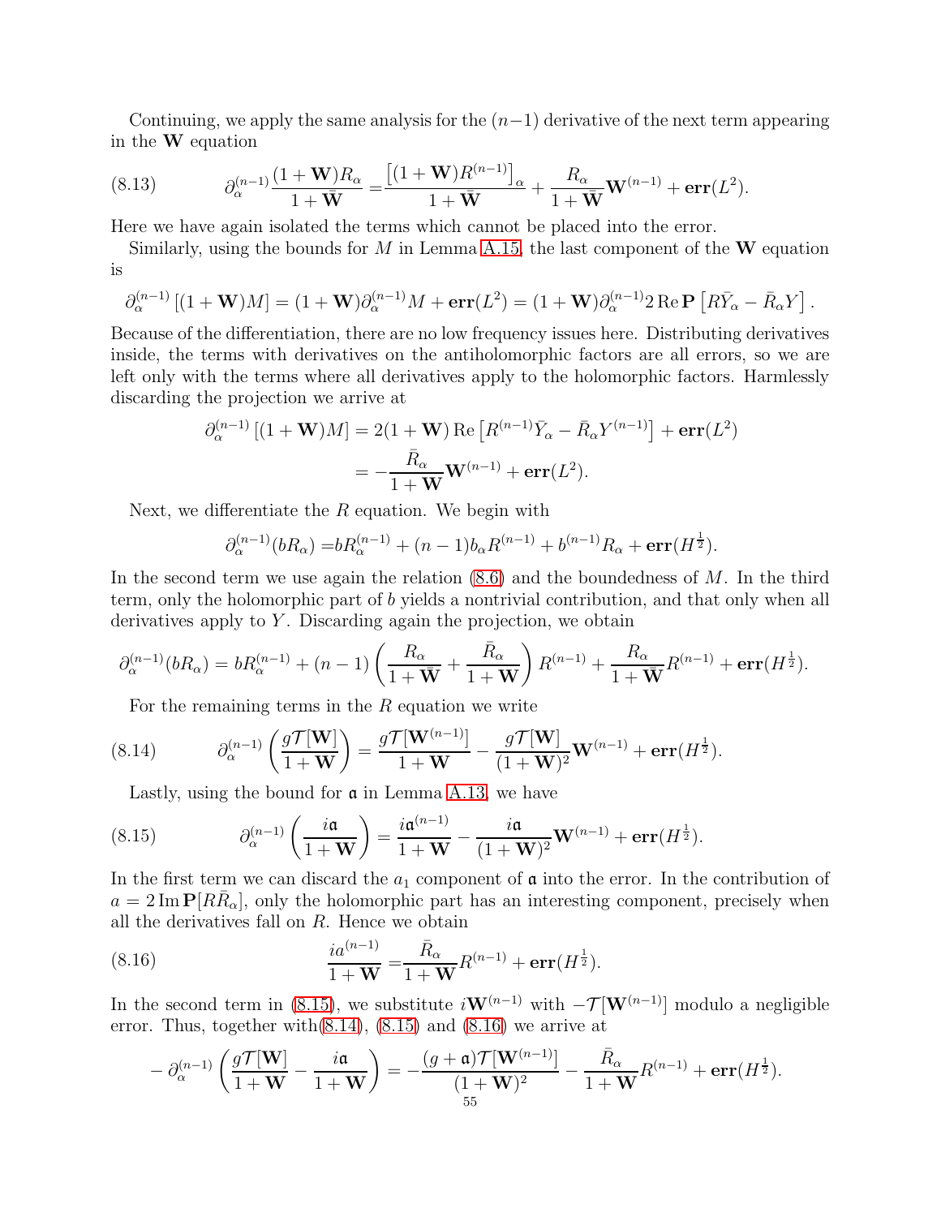Continuing, we apply the same analysis for the $(n-1)$ derivative of the next term appearing in the $\mathbf{W}$ equation

$$
\partial_\alpha^{(n-1)} \frac{(1+\mathbf{W})R_\alpha}{1+\bar{\mathbf{W}}} = \frac{\left[(1+\mathbf{W})R^{(n-1)}\right]_\alpha}{1+\bar{\mathbf{W}}} + \frac{R_\alpha}{1+\bar{\mathbf{W}}}\mathbf{W}^{(n-1)} + \mathbf{err}(L^2). \tag{8.13}
$$

Here we have again isolated the terms which cannot be placed into the error.

Similarly, using the bounds for $M$ in Lemma A.15, the last component of the $\mathbf{W}$ equation is

$$
\partial_\alpha^{(n-1)}\left[(1+\mathbf{W})M\right] = (1+\mathbf{W})\partial_\alpha^{(n-1)}M + \mathbf{err}(L^2) = (1+\mathbf{W})\partial_\alpha^{(n-1)} 2\operatorname{Re}\mathbf{P}\left[R\bar{Y}_\alpha - \bar{R}_\alpha Y\right].
$$

Because of the differentiation, there are no low frequency issues here. Distributing derivatives inside, the terms with derivatives on the antiholomorphic factors are all errors, so we are left only with the terms where all derivatives apply to the holomorphic factors. Harmlessly discarding the projection we arrive at

$$
\begin{aligned}
\partial_\alpha^{(n-1)}\left[(1+\mathbf{W})M\right] &= 2(1+\mathbf{W})\operatorname{Re}\left[R^{(n-1)}\bar{Y}_\alpha - \bar{R}_\alpha Y^{(n-1)}\right] + \mathbf{err}(L^2)\\
&= -\frac{\bar{R}_\alpha}{1+\mathbf{W}}\mathbf{W}^{(n-1)} + \mathbf{err}(L^2).
\end{aligned}
$$

Next, we differentiate the $R$ equation. We begin with

$$
\partial_\alpha^{(n-1)}(bR_\alpha) = bR_\alpha^{(n-1)} + (n-1)b_\alpha R^{(n-1)} + b^{(n-1)}R_\alpha + \mathbf{err}(H^{\frac{1}{2}}).
$$

In the second term we use again the relation (8.6) and the boundedness of $M$. In the third term, only the holomorphic part of $b$ yields a nontrivial contribution, and that only when all derivatives apply to $Y$. Discarding again the projection, we obtain

$$
\partial_\alpha^{(n-1)}(bR_\alpha) = bR_\alpha^{(n-1)} + (n-1)\left(\frac{R_\alpha}{1+\bar{\mathbf{W}}} + \frac{\bar{R}_\alpha}{1+\mathbf{W}}\right)R^{(n-1)} + \frac{R_\alpha}{1+\bar{\mathbf{W}}}R^{(n-1)} + \mathbf{err}(H^{\frac{1}{2}}).
$$

For the remaining terms in the $R$ equation we write

$$
\partial_\alpha^{(n-1)}\left(\frac{g\mathcal{T}[\mathbf{W}]}{1+\mathbf{W}}\right) = \frac{g\mathcal{T}[\mathbf{W}^{(n-1)}]}{1+\mathbf{W}} - \frac{g\mathcal{T}[\mathbf{W}]}{(1+\mathbf{W})^2}\mathbf{W}^{(n-1)} + \mathbf{err}(H^{\frac{1}{2}}). \tag{8.14}
$$

Lastly, using the bound for $\mathfrak{a}$ in Lemma A.13, we have

$$
\partial_\alpha^{(n-1)}\left(\frac{i\mathfrak{a}}{1+\mathbf{W}}\right) = \frac{i\mathfrak{a}^{(n-1)}}{1+\mathbf{W}} - \frac{i\mathfrak{a}}{(1+\mathbf{W})^2}\mathbf{W}^{(n-1)} + \mathbf{err}(H^{\frac{1}{2}}). \tag{8.15}
$$

In the first term we can discard the $a_1$ component of $\mathfrak{a}$ into the error. In the contribution of $a = 2\operatorname{Im}\mathbf{P}[R\bar{R}_\alpha]$, only the holomorphic part has an interesting component, precisely when all the derivatives fall on $R$. Hence we obtain

$$
\frac{ia^{(n-1)}}{1+\mathbf{W}} = \frac{\bar{R}_\alpha}{1+\mathbf{W}}R^{(n-1)} + \mathbf{err}(H^{\frac{1}{2}}). \tag{8.16}
$$

In the second term in (8.15), we substitute $i\mathbf{W}^{(n-1)}$ with $-\mathcal{T}[\mathbf{W}^{(n-1)}]$ modulo a negligible error. Thus, together with(8.14), (8.15) and (8.16) we arrive at

$$
-\partial_\alpha^{(n-1)}\left(\frac{g\mathcal{T}[\mathbf{W}]}{1+\mathbf{W}} - \frac{i\mathfrak{a}}{1+\mathbf{W}}\right) = -\frac{(g+\mathfrak{a})\mathcal{T}[\mathbf{W}^{(n-1)}]}{(1+\mathbf{W})^2} - \frac{\bar{R}_\alpha}{1+\mathbf{W}}R^{(n-1)} + \mathbf{err}(H^{\frac{1}{2}}).
$$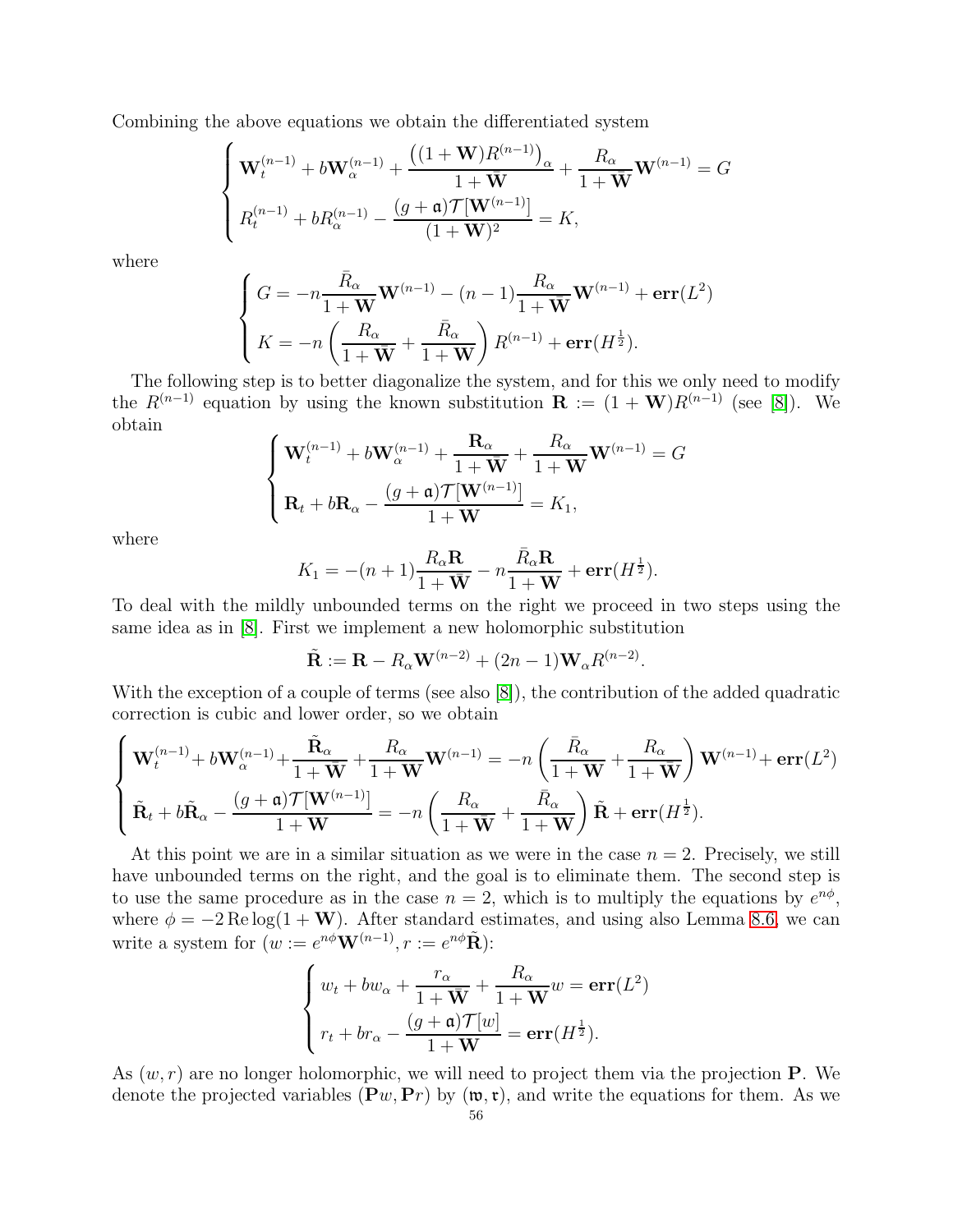Combining the above equations we obtain the differentiated system

$$
\begin{cases}
\mathbf{W}_t^{(n-1)} + b\mathbf{W}_\alpha^{(n-1)} + \dfrac{\left((1+\mathbf{W})R^{(n-1)}\right)_\alpha}{1+\bar{\mathbf{W}}} + \dfrac{R_\alpha}{1+\bar{\mathbf{W}}}\mathbf{W}^{(n-1)} = G \\[2mm]
R_t^{(n-1)} + bR_\alpha^{(n-1)} - \dfrac{(g+\mathfrak{a})\mathcal{T}[\mathbf{W}^{(n-1)}]}{(1+\mathbf{W})^2} = K,
\end{cases}
$$

where

$$
\begin{cases}
G = -n\dfrac{\bar{R}_\alpha}{1+\mathbf{W}}\mathbf{W}^{(n-1)} - (n-1)\dfrac{R_\alpha}{1+\bar{\mathbf{W}}}\mathbf{W}^{(n-1)} + \mathbf{err}(L^2) \\[2mm]
K = -n\left(\dfrac{R_\alpha}{1+\bar{\mathbf{W}}} + \dfrac{\bar{R}_\alpha}{1+\mathbf{W}}\right)R^{(n-1)} + \mathbf{err}(H^{\frac{1}{2}}).
\end{cases}
$$

The following step is to better diagonalize the system, and for this we only need to modify the $R^{(n-1)}$ equation by using the known substitution $\mathbf{R} := (1+\mathbf{W})R^{(n-1)}$ (see [8]). We obtain

$$
\begin{cases}
\mathbf{W}_t^{(n-1)} + b\mathbf{W}_\alpha^{(n-1)} + \dfrac{\mathbf{R}_\alpha}{1+\bar{\mathbf{W}}} + \dfrac{R_\alpha}{1+\bar{\mathbf{W}}}\mathbf{W}^{(n-1)} = G \\[2mm]
\mathbf{R}_t + b\mathbf{R}_\alpha - \dfrac{(g+\mathfrak{a})\mathcal{T}[\mathbf{W}^{(n-1)}]}{1+\mathbf{W}} = K_1,
\end{cases}
$$

where

$$
K_1 = -(n+1)\frac{R_\alpha \mathbf{R}}{1+\bar{\mathbf{W}}} - n\frac{\bar{R}_\alpha \mathbf{R}}{1+\mathbf{W}} + \mathbf{err}(H^{\frac{1}{2}}).
$$

To deal with the mildly unbounded terms on the right we proceed in two steps using the same idea as in [8]. First we implement a new holomorphic substitution

$$
\tilde{\mathbf{R}} := \mathbf{R} - R_\alpha \mathbf{W}^{(n-2)} + (2n-1)\mathbf{W}_\alpha R^{(n-2)}.
$$

With the exception of a couple of terms (see also [8]), the contribution of the added quadratic correction is cubic and lower order, so we obtain

$$
\begin{cases}
\mathbf{W}_t^{(n-1)} + b\mathbf{W}_\alpha^{(n-1)} + \dfrac{\tilde{\mathbf{R}}_\alpha}{1+\bar{\mathbf{W}}} + \dfrac{R_\alpha}{1+\mathbf{W}}\mathbf{W}^{(n-1)} = -n\left(\dfrac{\bar{R}_\alpha}{1+\mathbf{W}} + \dfrac{R_\alpha}{1+\bar{\mathbf{W}}}\right)\mathbf{W}^{(n-1)} + \mathbf{err}(L^2) \\[2mm]
\tilde{\mathbf{R}}_t + b\tilde{\mathbf{R}}_\alpha - \dfrac{(g+\mathfrak{a})\mathcal{T}[\mathbf{W}^{(n-1)}]}{1+\mathbf{W}} = -n\left(\dfrac{R_\alpha}{1+\bar{\mathbf{W}}} + \dfrac{\bar{R}_\alpha}{1+\mathbf{W}}\right)\tilde{\mathbf{R}} + \mathbf{err}(H^{\frac{1}{2}}).
\end{cases}
$$

At this point we are in a similar situation as we were in the case $n=2$. Precisely, we still have unbounded terms on the right, and the goal is to eliminate them. The second step is to use the same procedure as in the case $n=2$, which is to multiply the equations by $e^{n\phi}$, where $\phi = -2\operatorname{Re}\log(1+\mathbf{W})$. After standard estimates, and using also Lemma 8.6, we can write a system for ($w := e^{n\phi}\mathbf{W}^{(n-1)}, r := e^{n\phi}\tilde{\mathbf{R}}$):

$$
\begin{cases}
w_t + bw_\alpha + \dfrac{r_\alpha}{1+\bar{\mathbf{W}}} + \dfrac{R_\alpha}{1+\mathbf{W}}w = \mathbf{err}(L^2) \\[2mm]
r_t + br_\alpha - \dfrac{(g+\mathfrak{a})\mathcal{T}[w]}{1+\mathbf{W}} = \mathbf{err}(H^{\frac{1}{2}}).
\end{cases}
$$

As $(w,r)$ are no longer holomorphic, we will need to project them via the projection $\mathbf{P}$. We denote the projected variables $(\mathbf{P}w, \mathbf{P}r)$ by $(\mathfrak{w}, \mathfrak{r})$, and write the equations for them. As we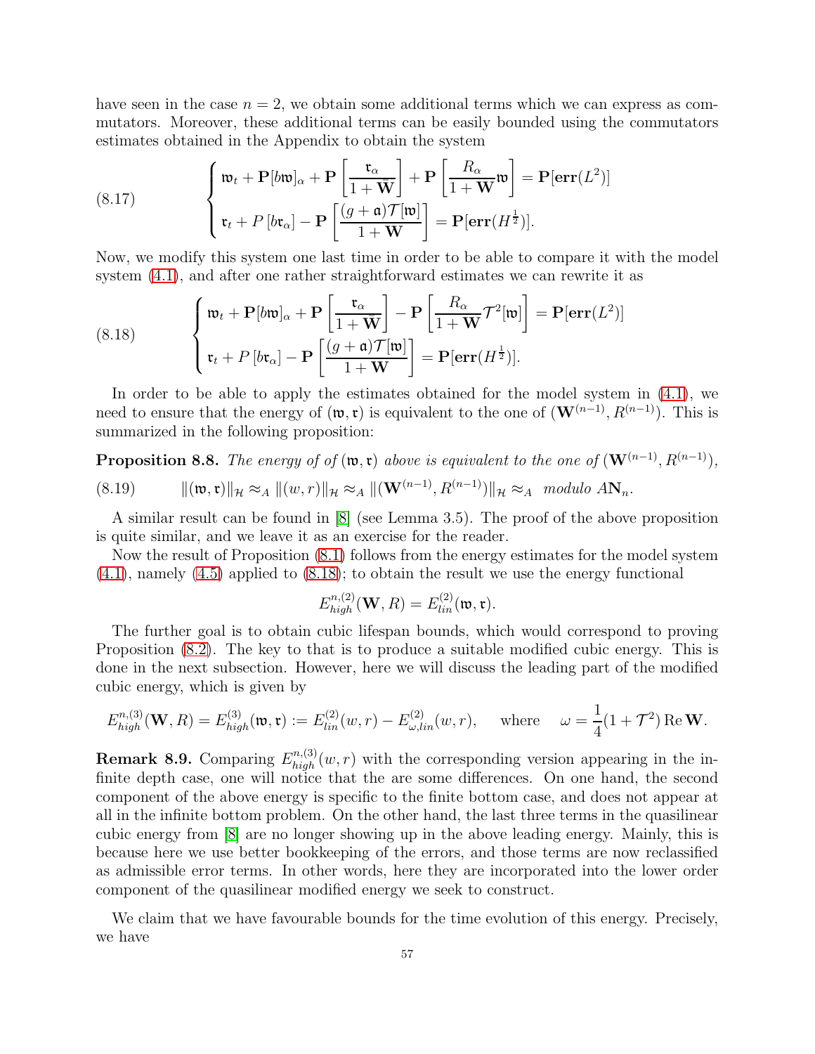have seen in the case $n = 2$, we obtain some additional terms which we can express as commutators. Moreover, these additional terms can be easily bounded using the commutators estimates obtained in the Appendix to obtain the system

$$
\begin{cases} \mathfrak{w}_t + \mathbf{P}[b\mathfrak{w}]_\alpha + \mathbf{P}\left[\dfrac{\mathfrak{r}_\alpha}{1+\mathbf{W}}\right] + \mathbf{P}\left[\dfrac{R_\alpha}{1+\mathbf{W}}\mathfrak{w}\right] = \mathbf{P}[\mathbf{err}(L^2)] \\ \mathfrak{r}_t + P\left[b\mathfrak{r}_\alpha\right] - \mathbf{P}\left[\dfrac{(g+\mathfrak{a})\mathcal{T}[\mathfrak{w}]}{1+\mathbf{W}}\right] = \mathbf{P}[\mathbf{err}(H^{\frac{1}{2}})]. \end{cases} \tag{8.17}
$$

Now, we modify this system one last time in order to be able to compare it with the model system (4.1), and after one rather straightforward estimates we can rewrite it as

$$
\begin{cases} \mathfrak{w}_t + \mathbf{P}[b\mathfrak{w}]_\alpha + \mathbf{P}\left[\dfrac{\mathfrak{r}_\alpha}{1+\mathbf{W}}\right] - \mathbf{P}\left[\dfrac{R_\alpha}{1+\mathbf{W}}\mathcal{T}^2[\mathfrak{w}]\right] = \mathbf{P}[\mathbf{err}(L^2)] \\ \mathfrak{r}_t + P\left[b\mathfrak{r}_\alpha\right] - \mathbf{P}\left[\dfrac{(g+\mathfrak{a})\mathcal{T}[\mathfrak{w}]}{1+\mathbf{W}}\right] = \mathbf{P}[\mathbf{err}(H^{\frac{1}{2}})]. \end{cases} \tag{8.18}
$$

In order to be able to apply the estimates obtained for the model system in (4.1), we need to ensure that the energy of $(\mathfrak{w}, \mathfrak{r})$ is equivalent to the one of $(\mathbf{W}^{(n-1)}, R^{(n-1)})$. This is summarized in the following proposition:

**Proposition 8.8.** *The energy of of $(\mathfrak{w}, \mathfrak{r})$ above is equivalent to the one of $(\mathbf{W}^{(n-1)}, R^{(n-1)})$,*

$$
\|(\mathfrak{w}, \mathfrak{r})\|_{\mathcal{H}} \approx_A \|(w, r)\|_{\mathcal{H}} \approx_A \|(\mathbf{W}^{(n-1)}, R^{(n-1)})\|_{\mathcal{H}} \approx_A \ \text{modulo } A\mathbf{N}_n. \tag{8.19}
$$

A similar result can be found in [8] (see Lemma 3.5). The proof of the above proposition is quite similar, and we leave it as an exercise for the reader.

Now the result of Proposition (8.1) follows from the energy estimates for the model system (4.1), namely (4.5) applied to (8.18); to obtain the result we use the energy functional

$$
E^{n,(2)}_{high}(\mathbf{W}, R) = E^{(2)}_{lin}(\mathfrak{w}, \mathfrak{r}).
$$

The further goal is to obtain cubic lifespan bounds, which would correspond to proving Proposition (8.2). The key to that is to produce a suitable modified cubic energy. This is done in the next subsection. However, here we will discuss the leading part of the modified cubic energy, which is given by

$$
E^{n,(3)}_{high}(\mathbf{W}, R) = E^{(3)}_{high}(\mathfrak{w}, \mathfrak{r}) := E^{(2)}_{lin}(w, r) - E^{(2)}_{\omega,lin}(w, r), \quad \text{ where } \quad \omega = \frac{1}{4}(1+\mathcal{T}^2)\operatorname{Re}\mathbf{W}.
$$

**Remark 8.9.** Comparing $E^{n,(3)}_{high}(w, r)$ with the corresponding version appearing in the infinite depth case, one will notice that the are some differences. On one hand, the second component of the above energy is specific to the finite bottom case, and does not appear at all in the infinite bottom problem. On the other hand, the last three terms in the quasilinear cubic energy from [8] are no longer showing up in the above leading energy. Mainly, this is because here we use better bookkeeping of the errors, and those terms are now reclassified as admissible error terms. In other words, here they are incorporated into the lower order component of the quasilinear modified energy we seek to construct.

We claim that we have favourable bounds for the time evolution of this energy. Precisely, we have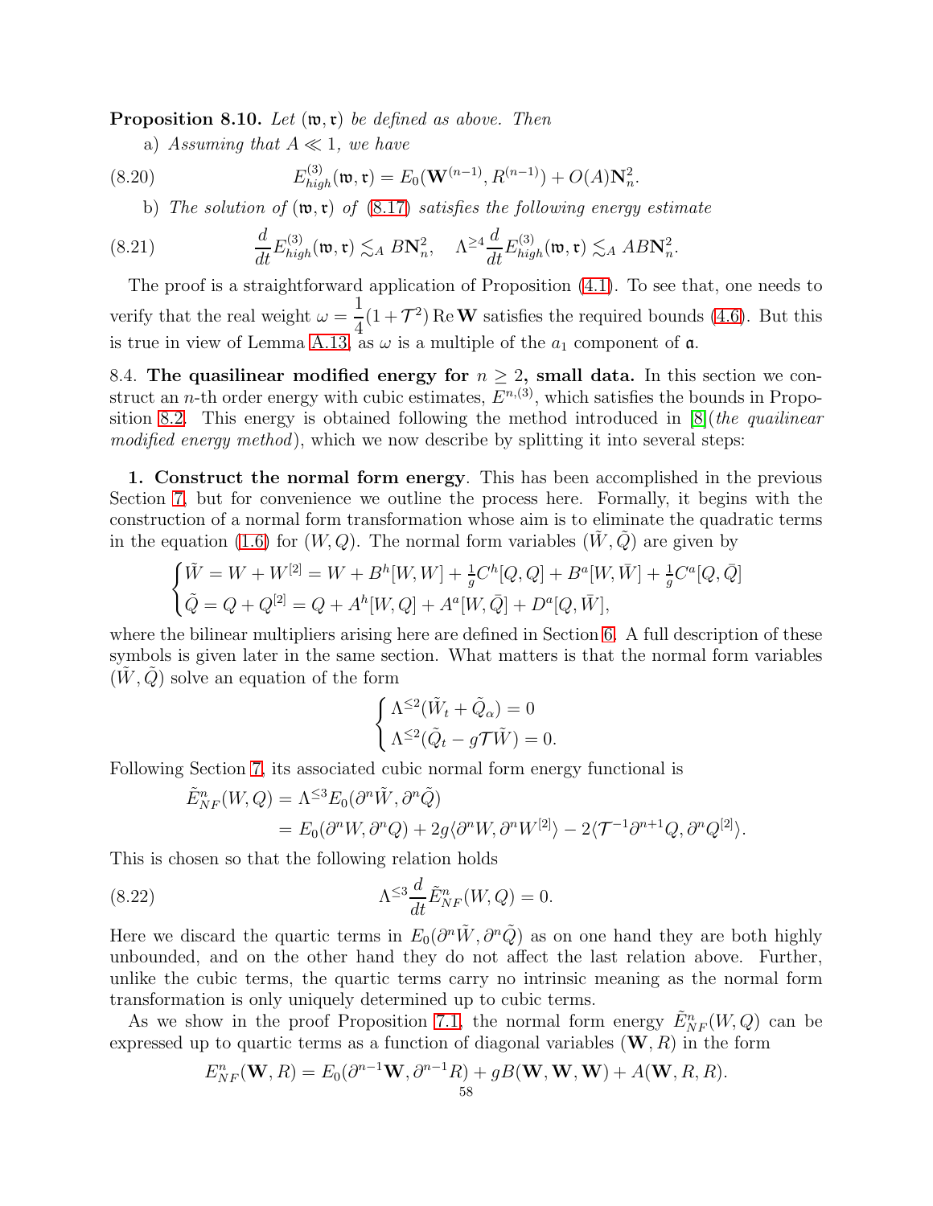**Proposition 8.10.** *Let* $(\mathfrak{w}, \mathfrak{r})$ *be defined as above. Then*

a) *Assuming that* $A \ll 1$*, we have*

$$E^{(3)}_{high}(\mathfrak{w}, \mathfrak{r}) = E_0(\mathbf{W}^{(n-1)}, R^{(n-1)}) + O(A)\mathbf{N}_n^2. \tag{8.20}$$

b) *The solution of* $(\mathfrak{w}, \mathfrak{r})$ *of* (8.17) *satisfies the following energy estimate*

$$\frac{d}{dt} E^{(3)}_{high}(\mathfrak{w}, \mathfrak{r}) \lesssim_A B\mathbf{N}_n^2, \quad \Lambda^{\geq 4} \frac{d}{dt} E^{(3)}_{high}(\mathfrak{w}, \mathfrak{r}) \lesssim_A AB\mathbf{N}_n^2. \tag{8.21}$$

The proof is a straightforward application of Proposition (4.1). To see that, one needs to verify that the real weight $\omega = \dfrac{1}{4}(1 + \mathcal{T}^2) \operatorname{Re} \mathbf{W}$ satisfies the required bounds (4.6). But this is true in view of Lemma A.13, as $\omega$ is a multiple of the $a_1$ component of $\mathfrak{a}$.

8.4. **The quasilinear modified energy for $n \geq 2$, small data.** In this section we construct an $n$-th order energy with cubic estimates, $E^{n,(3)}$, which satisfies the bounds in Proposition 8.2. This energy is obtained following the method introduced in [8](*the quailinear modified energy method*), which we now describe by splitting it into several steps:

**1. Construct the normal form energy**. This has been accomplished in the previous Section 7, but for convenience we outline the process here. Formally, it begins with the construction of a normal form transformation whose aim is to eliminate the quadratic terms in the equation (1.6) for $(W, Q)$. The normal form variables $(\tilde{W}, \tilde{Q})$ are given by

$$\begin{cases} \tilde{W} = W + W^{[2]} = W + B^h[W, W] + \frac{1}{g} C^h[Q, Q] + B^a[W, \bar{W}] + \frac{1}{g} C^a[Q, \bar{Q}] \\ \tilde{Q} = Q + Q^{[2]} = Q + A^h[W, Q] + A^a[W, \bar{Q}] + D^a[Q, \bar{W}], \end{cases}$$

where the bilinear multipliers arising here are defined in Section 6. A full description of these symbols is given later in the same section. What matters is that the normal form variables $(\tilde{W}, \tilde{Q})$ solve an equation of the form

$$\begin{cases} \Lambda^{\leq 2}(\tilde{W}_t + \tilde{Q}_\alpha) = 0 \\ \Lambda^{\leq 2}(\tilde{Q}_t - g\mathcal{T}\tilde{W}) = 0. \end{cases}$$

Following Section 7, its associated cubic normal form energy functional is

$$\begin{aligned} \tilde{E}^n_{NF}(W, Q) &= \Lambda^{\leq 3} E_0(\partial^n \tilde{W}, \partial^n \tilde{Q}) \\ &= E_0(\partial^n W, \partial^n Q) + 2g\langle \partial^n W, \partial^n W^{[2]}\rangle - 2\langle \mathcal{T}^{-1}\partial^{n+1} Q, \partial^n Q^{[2]}\rangle. \end{aligned}$$

This is chosen so that the following relation holds

$$\Lambda^{\leq 3} \frac{d}{dt} \tilde{E}^n_{NF}(W, Q) = 0. \tag{8.22}$$

Here we discard the quartic terms in $E_0(\partial^n \tilde{W}, \partial^n \tilde{Q})$ as on one hand they are both highly unbounded, and on the other hand they do not affect the last relation above. Further, unlike the cubic terms, the quartic terms carry no intrinsic meaning as the normal form transformation is only uniquely determined up to cubic terms.

As we show in the proof Proposition 7.1, the normal form energy $\tilde{E}^n_{NF}(W, Q)$ can be expressed up to quartic terms as a function of diagonal variables $(\mathbf{W}, R)$ in the form

$$E^n_{NF}(\mathbf{W}, R) = E_0(\partial^{n-1}\mathbf{W}, \partial^{n-1}R) + gB(\mathbf{W}, \mathbf{W}, \mathbf{W}) + A(\mathbf{W}, R, R).$$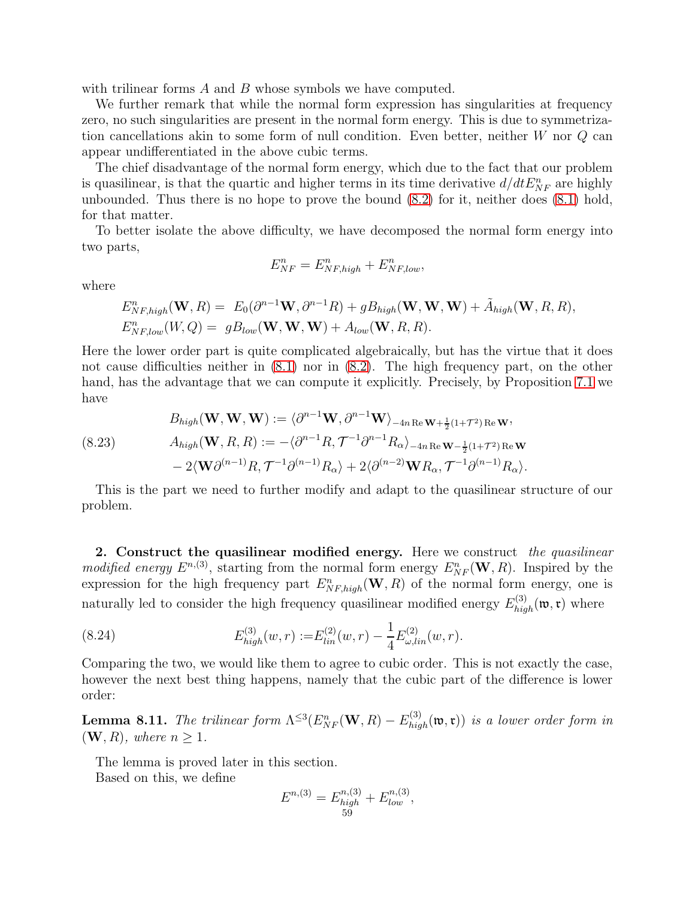with trilinear forms $A$ and $B$ whose symbols we have computed.

We further remark that while the normal form expression has singularities at frequency zero, no such singularities are present in the normal form energy. This is due to symmetrization cancellations akin to some form of null condition. Even better, neither $W$ nor $Q$ can appear undifferentiated in the above cubic terms.

The chief disadvantage of the normal form energy, which due to the fact that our problem is quasilinear, is that the quartic and higher terms in its time derivative $d/dtE^n_{NF}$ are highly unbounded. Thus there is no hope to prove the bound (8.2) for it, neither does (8.1) hold, for that matter.

To better isolate the above difficulty, we have decomposed the normal form energy into two parts,

$$E^n_{NF} = E^n_{NF,high} + E^n_{NF,low},$$

where

$$\begin{aligned} E^n_{NF,high}(\mathbf{W}, R) = &\ E_0(\partial^{n-1}\mathbf{W}, \partial^{n-1}R) + gB_{high}(\mathbf{W},\mathbf{W},\mathbf{W}) + \tilde{A}_{high}(\mathbf{W}, R, R), \\ E^n_{NF,low}(W, Q) = &\ gB_{low}(\mathbf{W},\mathbf{W},\mathbf{W}) + A_{low}(\mathbf{W}, R, R). \end{aligned}$$

Here the lower order part is quite complicated algebraically, but has the virtue that it does not cause difficulties neither in (8.1) nor in (8.2). The high frequency part, on the other hand, has the advantage that we can compute it explicitly. Precisely, by Proposition 7.1 we have

$$\begin{aligned} &B_{high}(\mathbf{W},\mathbf{W},\mathbf{W}) := \langle \partial^{n-1}\mathbf{W}, \partial^{n-1}\mathbf{W}\rangle_{-4n\operatorname{Re}\mathbf{W}+\frac{1}{2}(1+\mathcal{T}^2)\operatorname{Re}\mathbf{W}}, \\ &A_{high}(\mathbf{W}, R, R) := -\langle \partial^{n-1}R, \mathcal{T}^{-1}\partial^{n-1}R_\alpha\rangle_{-4n\operatorname{Re}\mathbf{W}-\frac{1}{2}(1+\mathcal{T}^2)\operatorname{Re}\mathbf{W}} \\ &\qquad - 2\langle \mathbf{W}\partial^{(n-1)}R, \mathcal{T}^{-1}\partial^{(n-1)}R_\alpha\rangle + 2\langle \partial^{(n-2)}\mathbf{W}R_\alpha, \mathcal{T}^{-1}\partial^{(n-1)}R_\alpha\rangle. \end{aligned} \tag{8.23}$$

This is the part we need to further modify and adapt to the quasilinear structure of our problem.

**2. Construct the quasilinear modified energy.** Here we construct *the quasilinear modified energy* $E^{n,(3)}$, starting from the normal form energy $E^n_{NF}(\mathbf{W}, R)$. Inspired by the expression for the high frequency part $E^n_{NF,high}(\mathbf{W}, R)$ of the normal form energy, one is naturally led to consider the high frequency quasilinear modified energy $E^{(3)}_{high}(\mathfrak{w}, \mathfrak{r})$ where

$$E^{(3)}_{high}(w, r) := E^{(2)}_{lin}(w, r) - \frac{1}{4}E^{(2)}_{\omega,lin}(w, r). \tag{8.24}$$

Comparing the two, we would like them to agree to cubic order. This is not exactly the case, however the next best thing happens, namely that the cubic part of the difference is lower order:

**Lemma 8.11.** *The trilinear form $\Lambda^{\leq 3}(E^n_{NF}(\mathbf{W}, R) - E^{(3)}_{high}(\mathfrak{w}, \mathfrak{r}))$ is a lower order form in $(\mathbf{W}, R)$, where $n \geq 1$.*

The lemma is proved later in this section.

Based on this, we define

$$E^{n,(3)} = E^{n,(3)}_{high} + E^{n,(3)}_{low},$$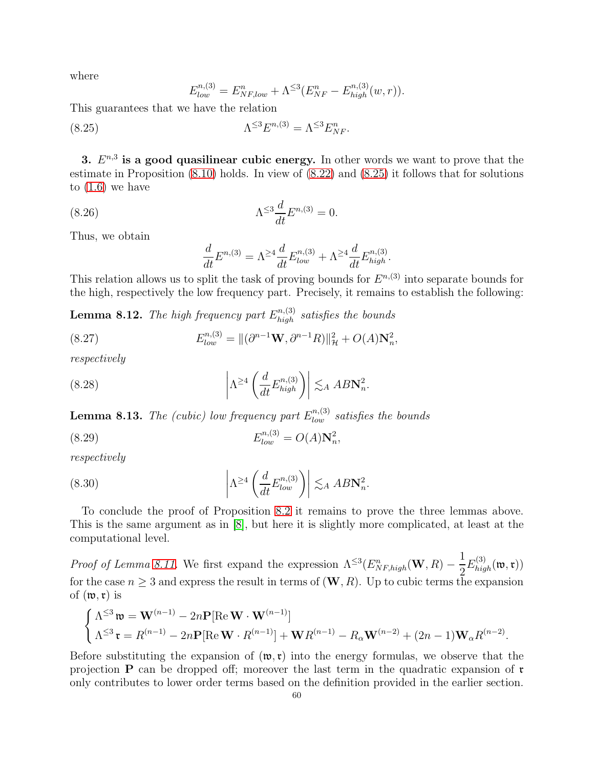where

$$E^{n,(3)}_{low} = E^n_{NF,low} + \Lambda^{\leq 3}(E^n_{NF} - E^{n,(3)}_{high}(w,r)).$$

This guarantees that we have the relation

$$\Lambda^{\leq 3} E^{n,(3)} = \Lambda^{\leq 3} E^n_{NF}. \tag{8.25}$$

**3.** $E^{n,3}$ **is a good quasilinear cubic energy.** In other words we want to prove that the estimate in Proposition (8.10) holds. In view of (8.22) and (8.25) it follows that for solutions to (1.6) we have

$$\Lambda^{\leq 3} \frac{d}{dt} E^{n,(3)} = 0. \tag{8.26}$$

Thus, we obtain

$$\frac{d}{dt} E^{n,(3)} = \Lambda^{\geq 4} \frac{d}{dt} E^{n,(3)}_{low} + \Lambda^{\geq 4} \frac{d}{dt} E^{n,(3)}_{high}.$$

This relation allows us to split the task of proving bounds for $E^{n,(3)}$ into separate bounds for the high, respectively the low frequency part. Precisely, it remains to establish the following:

**Lemma 8.12.** *The high frequency part* $E^{n,(3)}_{high}$ *satisfies the bounds*

$$E^{n,(3)}_{low} = \|(\partial^{n-1}\mathbf{W}, \partial^{n-1}R)\|^2_{\mathcal{H}} + O(A)\mathbf{N}^2_n, \tag{8.27}$$

*respectively*

$$\left| \Lambda^{\geq 4} \left( \frac{d}{dt} E^{n,(3)}_{high} \right) \right| \lesssim_A AB\mathbf{N}^2_n. \tag{8.28}$$

**Lemma 8.13.** *The (cubic) low frequency part* $E^{n,(3)}_{low}$ *satisfies the bounds*

$$E^{n,(3)}_{low} = O(A)\mathbf{N}^2_n, \tag{8.29}$$

*respectively*

$$\left| \Lambda^{\geq 4} \left( \frac{d}{dt} E^{n,(3)}_{low} \right) \right| \lesssim_A AB\mathbf{N}^2_n. \tag{8.30}$$

To conclude the proof of Proposition 8.2 it remains to prove the three lemmas above. This is the same argument as in [8], but here it is slightly more complicated, at least at the computational level.

*Proof of Lemma 8.11.* We first expand the expression $\Lambda^{\leq 3}(E^n_{NF,high}(\mathbf{W}, R) - \frac{1}{2}E^{(3)}_{high}(\mathfrak{w}, \mathfrak{r}))$ for the case $n \geq 3$ and express the result in terms of $(\mathbf{W}, R)$. Up to cubic terms the expansion of $(\mathfrak{w}, \mathfrak{r})$ is

$$\begin{cases} \Lambda^{\leq 3} \mathfrak{w} = \mathbf{W}^{(n-1)} - 2n\mathbf{P}[\operatorname{Re} \mathbf{W} \cdot \mathbf{W}^{(n-1)}] \\ \Lambda^{\leq 3} \mathfrak{r} = R^{(n-1)} - 2n\mathbf{P}[\operatorname{Re} \mathbf{W} \cdot R^{(n-1)}] + \mathbf{W}R^{(n-1)} - R_\alpha \mathbf{W}^{(n-2)} + (2n-1)\mathbf{W}_\alpha R^{(n-2)}. \end{cases}$$

Before substituting the expansion of $(\mathfrak{w}, \mathfrak{r})$ into the energy formulas, we observe that the projection $\mathbf{P}$ can be dropped off; moreover the last term in the quadratic expansion of $\mathfrak{r}$ only contributes to lower order terms based on the definition provided in the earlier section.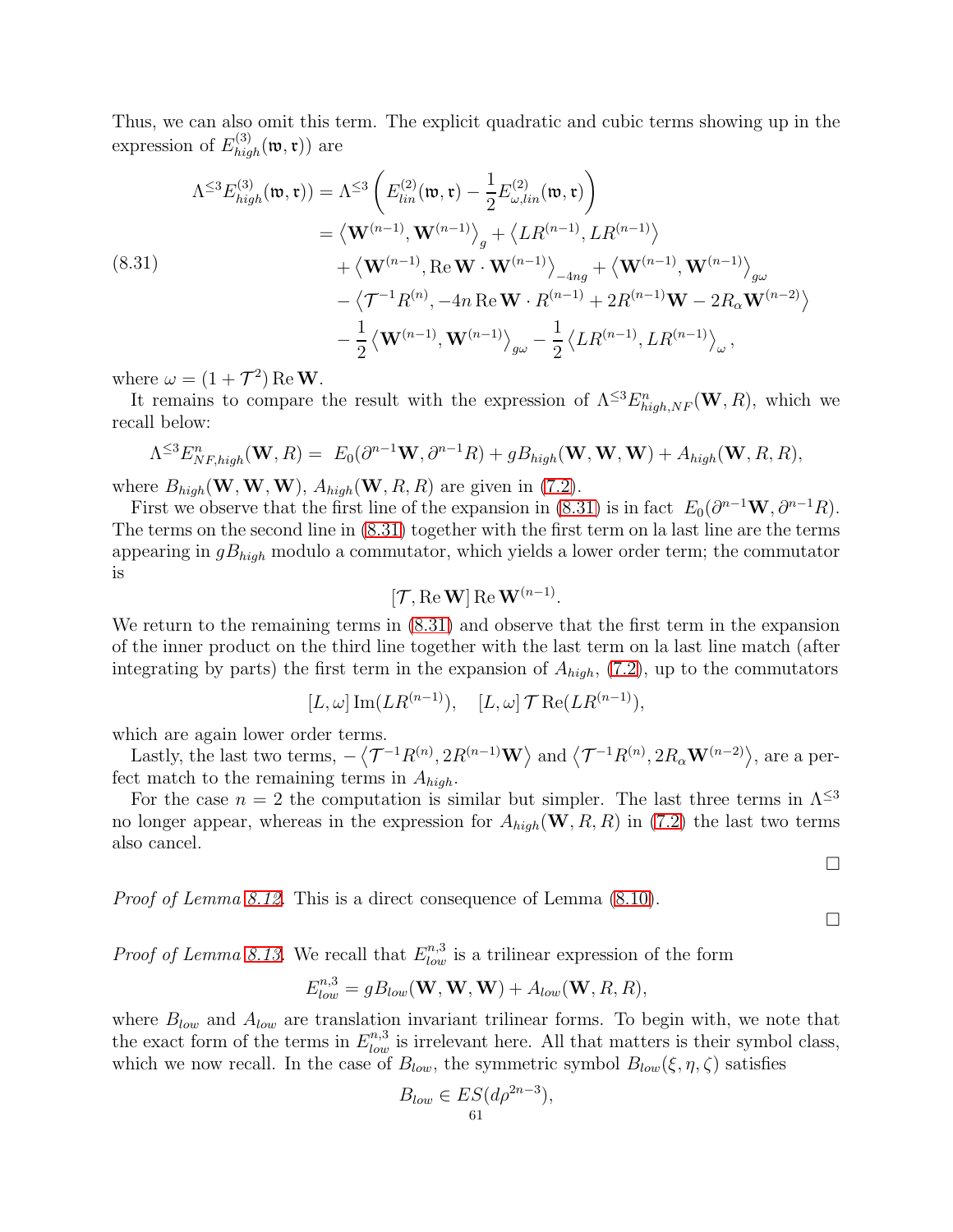Thus, we can also omit this term. The explicit quadratic and cubic terms showing up in the expression of $E^{(3)}_{high}(\mathfrak{w},\mathfrak{r}))$ are

$$
\begin{aligned}
\Lambda^{\leq 3} E^{(3)}_{high}(\mathfrak{w},\mathfrak{r})) &= \Lambda^{\leq 3}\left( E^{(2)}_{lin}(\mathfrak{w},\mathfrak{r}) - \frac{1}{2} E^{(2)}_{\omega, lin}(\mathfrak{w},\mathfrak{r})\right) \\
&= \left\langle \mathbf{W}^{(n-1)}, \mathbf{W}^{(n-1)}\right\rangle_g + \left\langle LR^{(n-1)}, LR^{(n-1)}\right\rangle \\
&\quad + \left\langle \mathbf{W}^{(n-1)}, \operatorname{Re}\mathbf{W}\cdot \mathbf{W}^{(n-1)}\right\rangle_{-4ng} + \left\langle \mathbf{W}^{(n-1)}, \mathbf{W}^{(n-1)}\right\rangle_{g\omega} \\
&\quad - \left\langle \mathcal{T}^{-1}R^{(n)}, -4n\operatorname{Re}\mathbf{W}\cdot R^{(n-1)} + 2R^{(n-1)}\mathbf{W} - 2R_\alpha \mathbf{W}^{(n-2)}\right\rangle \\
&\quad - \frac{1}{2}\left\langle \mathbf{W}^{(n-1)}, \mathbf{W}^{(n-1)}\right\rangle_{g\omega} - \frac{1}{2}\left\langle LR^{(n-1)}, LR^{(n-1)}\right\rangle_{\omega},
\end{aligned}
\tag{8.31}
$$

where $\omega = (1+\mathcal{T}^2)\operatorname{Re}\mathbf{W}$.

It remains to compare the result with the expression of $\Lambda^{\leq 3}E^n_{high,NF}(\mathbf{W},R)$, which we recall below:

$$
\Lambda^{\leq 3}E^n_{NF,high}(\mathbf{W},R) = \ E_0(\partial^{n-1}\mathbf{W}, \partial^{n-1}R) + gB_{high}(\mathbf{W},\mathbf{W},\mathbf{W}) + A_{high}(\mathbf{W},R,R),
$$

where $B_{high}(\mathbf{W},\mathbf{W},\mathbf{W})$, $A_{high}(\mathbf{W},R,R)$ are given in (7.2).

First we observe that the first line of the expansion in (8.31) is in fact $E_0(\partial^{n-1}\mathbf{W}, \partial^{n-1}R)$. The terms on the second line in (8.31) together with the first term on la last line are the terms appearing in $gB_{high}$ modulo a commutator, which yields a lower order term; the commutator is

$$
[\mathcal{T}, \operatorname{Re}\mathbf{W}]\operatorname{Re}\mathbf{W}^{(n-1)}.
$$

We return to the remaining terms in (8.31) and observe that the first term in the expansion of the inner product on the third line together with the last term on la last line match (after integrating by parts) the first term in the expansion of $A_{high}$, (7.2), up to the commutators

$$
[L,\omega]\operatorname{Im}(LR^{(n-1)}), \quad [L,\omega]\,\mathcal{T}\operatorname{Re}(LR^{(n-1)}),
$$

which are again lower order terms.

Lastly, the last two terms, $-\left\langle \mathcal{T}^{-1}R^{(n)}, 2R^{(n-1)}\mathbf{W}\right\rangle$ and $\left\langle \mathcal{T}^{-1}R^{(n)}, 2R_\alpha\mathbf{W}^{(n-2)}\right\rangle$, are a perfect match to the remaining terms in $A_{high}$.

For the case $n=2$ the computation is similar but simpler. The last three terms in $\Lambda^{\leq 3}$ no longer appear, whereas in the expression for $A_{high}(\mathbf{W},R,R)$ in (7.2) the last two terms also cancel.

□

*Proof of Lemma 8.12.* This is a direct consequence of Lemma (8.10).

□

*Proof of Lemma 8.13.* We recall that $E^{n,3}_{low}$ is a trilinear expression of the form

$$
E^{n,3}_{low} = gB_{low}(\mathbf{W},\mathbf{W},\mathbf{W}) + A_{low}(\mathbf{W},R,R),
$$

where $B_{low}$ and $A_{low}$ are translation invariant trilinear forms. To begin with, we note that the exact form of the terms in $E^{n,3}_{low}$ is irrelevant here. All that matters is their symbol class, which we now recall. In the case of $B_{low}$, the symmetric symbol $B_{low}(\xi,\eta,\zeta)$ satisfies

$$
B_{low} \in ES(d\rho^{2n-3}),
$$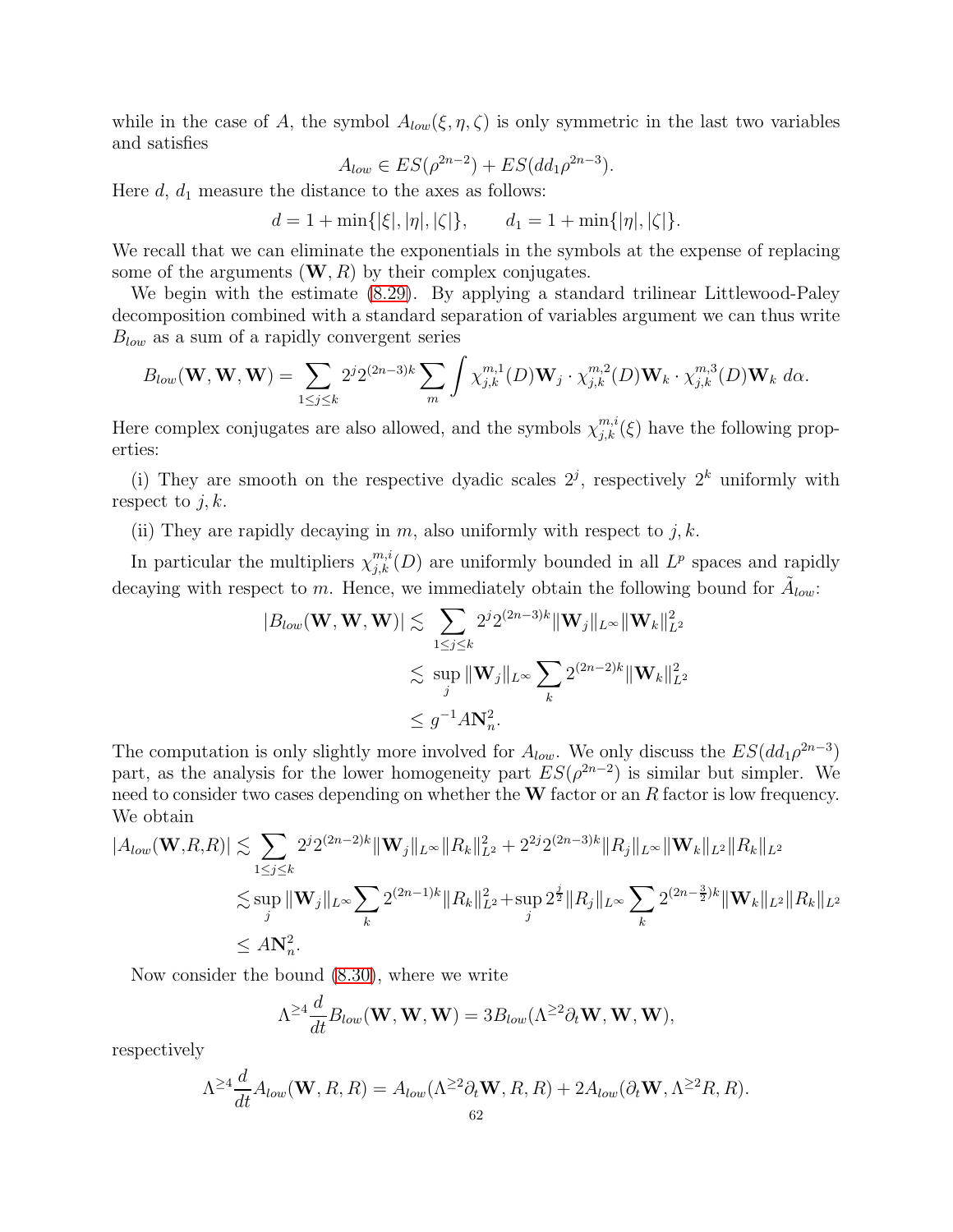while in the case of $A$, the symbol $A_{low}(\xi, \eta, \zeta)$ is only symmetric in the last two variables and satisfies

$$A_{low} \in ES(\rho^{2n-2}) + ES(dd_1\rho^{2n-3}).$$

Here $d$, $d_1$ measure the distance to the axes as follows:

$$d = 1 + \min\{|\xi|, |\eta|, |\zeta|\}, \qquad d_1 = 1 + \min\{|\eta|, |\zeta|\}.$$

We recall that we can eliminate the exponentials in the symbols at the expense of replacing some of the arguments $(\mathbf{W}, R)$ by their complex conjugates.

We begin with the estimate (8.29). By applying a standard trilinear Littlewood-Paley decomposition combined with a standard separation of variables argument we can thus write $B_{low}$ as a sum of a rapidly convergent series

$$B_{low}(\mathbf{W}, \mathbf{W}, \mathbf{W}) = \sum_{1 \leq j \leq k} 2^j 2^{(2n-3)k} \sum_m \int \chi_{j,k}^{m,1}(D)\mathbf{W}_j \cdot \chi_{j,k}^{m,2}(D)\mathbf{W}_k \cdot \chi_{j,k}^{m,3}(D)\mathbf{W}_k \, d\alpha.$$

Here complex conjugates are also allowed, and the symbols $\chi_{j,k}^{m,i}(\xi)$ have the following properties:

(i) They are smooth on the respective dyadic scales $2^j$, respectively $2^k$ uniformly with respect to $j, k$.

(ii) They are rapidly decaying in $m$, also uniformly with respect to $j, k$.

In particular the multipliers $\chi_{j,k}^{m,i}(D)$ are uniformly bounded in all $L^p$ spaces and rapidly decaying with respect to $m$. Hence, we immediately obtain the following bound for $\tilde{A}_{low}$:

$$\begin{aligned}
|B_{low}(\mathbf{W}, \mathbf{W}, \mathbf{W})| &\lesssim \sum_{1 \leq j \leq k} 2^j 2^{(2n-3)k} \|\mathbf{W}_j\|_{L^\infty} \|\mathbf{W}_k\|_{L^2}^2 \\
&\lesssim \sup_j \|\mathbf{W}_j\|_{L^\infty} \sum_k 2^{(2n-2)k} \|\mathbf{W}_k\|_{L^2}^2 \\
&\leq g^{-1} A \mathbf{N}_n^2.
\end{aligned}$$

The computation is only slightly more involved for $A_{low}$. We only discuss the $ES(dd_1\rho^{2n-3})$ part, as the analysis for the lower homogeneity part $ES(\rho^{2n-2})$ is similar but simpler. We need to consider two cases depending on whether the $\mathbf{W}$ factor or an $R$ factor is low frequency. We obtain

$$\begin{aligned}
|A_{low}(\mathbf{W}, R, R)| &\lesssim \sum_{1 \leq j \leq k} 2^j 2^{(2n-2)k} \|\mathbf{W}_j\|_{L^\infty} \|R_k\|_{L^2}^2 + 2^{2j} 2^{(2n-3)k} \|R_j\|_{L^\infty} \|\mathbf{W}_k\|_{L^2} \|R_k\|_{L^2} \\
&\lesssim \sup_j \|\mathbf{W}_j\|_{L^\infty} \sum_k 2^{(2n-1)k} \|R_k\|_{L^2}^2 + \sup_j 2^{\frac{j}{2}} \|R_j\|_{L^\infty} \sum_k 2^{(2n-\frac{3}{2})k} \|\mathbf{W}_k\|_{L^2} \|R_k\|_{L^2} \\
&\leq A \mathbf{N}_n^2.
\end{aligned}$$

Now consider the bound (8.30), where we write

$$\Lambda^{\geq 4} \frac{d}{dt} B_{low}(\mathbf{W}, \mathbf{W}, \mathbf{W}) = 3 B_{low}(\Lambda^{\geq 2} \partial_t \mathbf{W}, \mathbf{W}, \mathbf{W}),$$

respectively

$$\Lambda^{\geq 4} \frac{d}{dt} A_{low}(\mathbf{W}, R, R) = A_{low}(\Lambda^{\geq 2} \partial_t \mathbf{W}, R, R) + 2 A_{low}(\partial_t \mathbf{W}, \Lambda^{\geq 2} R, R).$$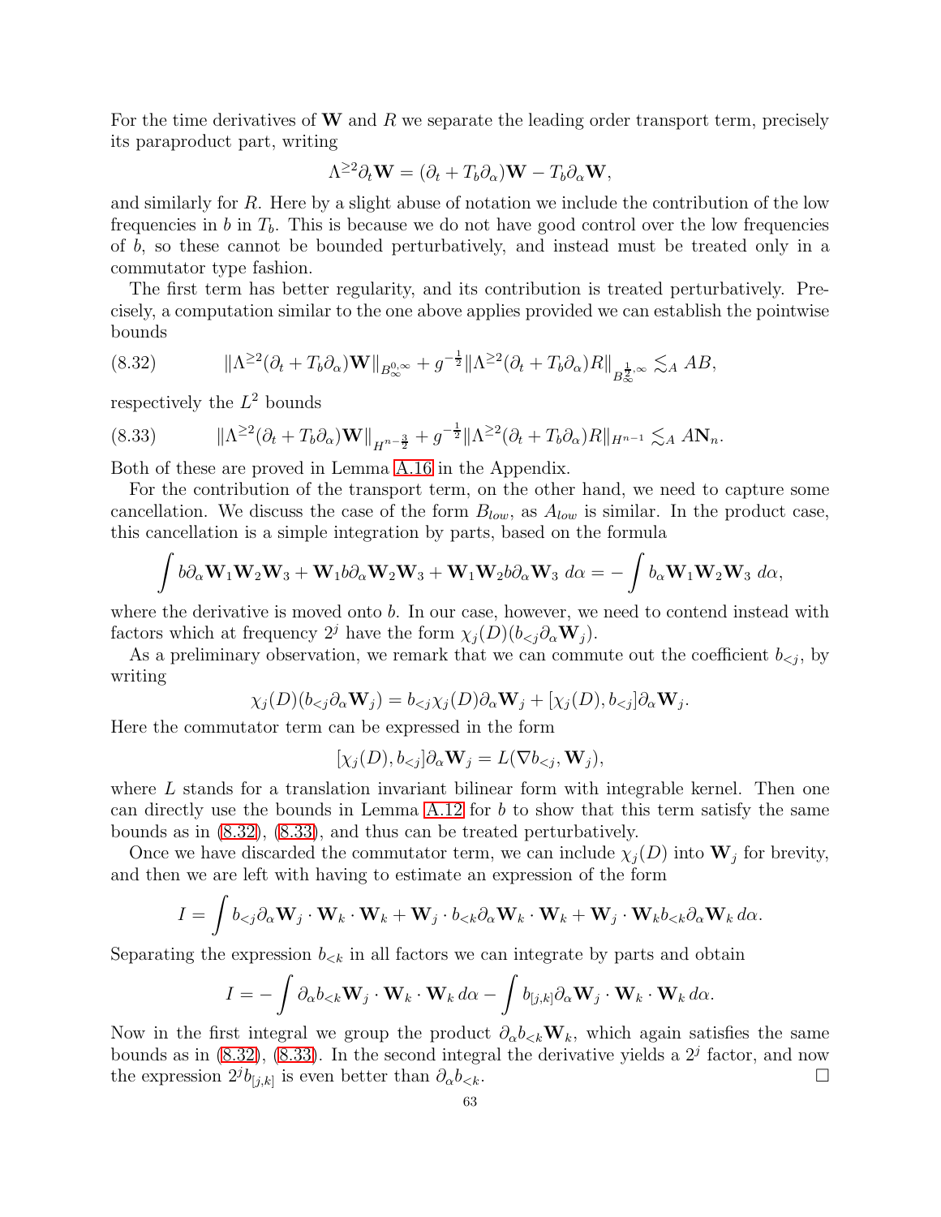For the time derivatives of $\mathbf{W}$ and $R$ we separate the leading order transport term, precisely its paraproduct part, writing

$$\Lambda^{\geq 2}\partial_t \mathbf{W} = (\partial_t + T_b\partial_\alpha)\mathbf{W} - T_b\partial_\alpha \mathbf{W},$$

and similarly for $R$. Here by a slight abuse of notation we include the contribution of the low frequencies in $b$ in $T_b$. This is because we do not have good control over the low frequencies of $b$, so these cannot be bounded perturbatively, and instead must be treated only in a commutator type fashion.

The first term has better regularity, and its contribution is treated perturbatively. Precisely, a computation similar to the one above applies provided we can establish the pointwise bounds

$$\|\Lambda^{\geq 2}(\partial_t + T_b\partial_\alpha)\mathbf{W}\|_{B^{0,\infty}_\infty} + g^{-\frac{1}{2}}\|\Lambda^{\geq 2}(\partial_t + T_b\partial_\alpha)R\|_{B^{\frac{1}{2},\infty}_\infty} \lesssim_A AB, \tag{8.32}$$

respectively the $L^2$ bounds

$$\|\Lambda^{\geq 2}(\partial_t + T_b\partial_\alpha)\mathbf{W}\|_{H^{n-\frac{3}{2}}} + g^{-\frac{1}{2}}\|\Lambda^{\geq 2}(\partial_t + T_b\partial_\alpha)R\|_{H^{n-1}} \lesssim_A A\mathbf{N}_n. \tag{8.33}$$

Both of these are proved in Lemma A.16 in the Appendix.

For the contribution of the transport term, on the other hand, we need to capture some cancellation. We discuss the case of the form $B_{low}$, as $A_{low}$ is similar. In the product case, this cancellation is a simple integration by parts, based on the formula

$$\int b\partial_\alpha \mathbf{W}_1\mathbf{W}_2\mathbf{W}_3 + \mathbf{W}_1 b\partial_\alpha \mathbf{W}_2\mathbf{W}_3 + \mathbf{W}_1\mathbf{W}_2 b\partial_\alpha \mathbf{W}_3 \, d\alpha = -\int b_\alpha \mathbf{W}_1\mathbf{W}_2\mathbf{W}_3 \, d\alpha,$$

where the derivative is moved onto $b$. In our case, however, we need to contend instead with factors which at frequency $2^j$ have the form $\chi_j(D)(b_{<j}\partial_\alpha \mathbf{W}_j)$.

As a preliminary observation, we remark that we can commute out the coefficient $b_{<j}$, by writing

$$\chi_j(D)(b_{<j}\partial_\alpha \mathbf{W}_j) = b_{<j}\chi_j(D)\partial_\alpha \mathbf{W}_j + [\chi_j(D), b_{<j}]\partial_\alpha \mathbf{W}_j.$$

Here the commutator term can be expressed in the form

$$[\chi_j(D), b_{<j}]\partial_\alpha \mathbf{W}_j = L(\nabla b_{<j}, \mathbf{W}_j),$$

where $L$ stands for a translation invariant bilinear form with integrable kernel. Then one can directly use the bounds in Lemma A.12 for $b$ to show that this term satisfy the same bounds as in (8.32), (8.33), and thus can be treated perturbatively.

Once we have discarded the commutator term, we can include $\chi_j(D)$ into $\mathbf{W}_j$ for brevity, and then we are left with having to estimate an expression of the form

$$I = \int b_{<j}\partial_\alpha \mathbf{W}_j \cdot \mathbf{W}_k \cdot \mathbf{W}_k + \mathbf{W}_j \cdot b_{<k}\partial_\alpha \mathbf{W}_k \cdot \mathbf{W}_k + \mathbf{W}_j \cdot \mathbf{W}_k b_{<k}\partial_\alpha \mathbf{W}_k \, d\alpha.$$

Separating the expression $b_{<k}$ in all factors we can integrate by parts and obtain

$$I = -\int \partial_\alpha b_{<k}\mathbf{W}_j \cdot \mathbf{W}_k \cdot \mathbf{W}_k \, d\alpha - \int b_{[j,k]}\partial_\alpha \mathbf{W}_j \cdot \mathbf{W}_k \cdot \mathbf{W}_k \, d\alpha.$$

Now in the first integral we group the product $\partial_\alpha b_{<k}\mathbf{W}_k$, which again satisfies the same bounds as in (8.32), (8.33). In the second integral the derivative yields a $2^j$ factor, and now the expression $2^j b_{[j,k]}$ is even better than $\partial_\alpha b_{<k}$. $\square$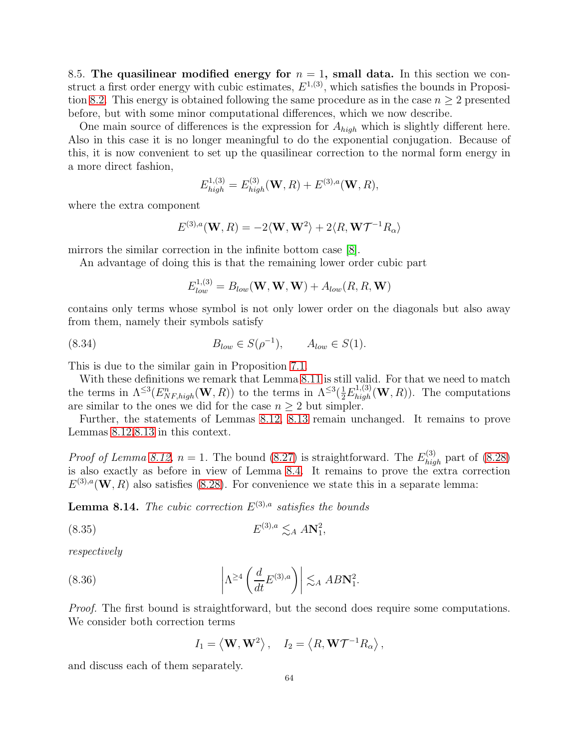8.5. **The quasilinear modified energy for $n = 1$, small data.** In this section we construct a first order energy with cubic estimates, $E^{1,(3)}$, which satisfies the bounds in Proposition 8.2. This energy is obtained following the same procedure as in the case $n \geq 2$ presented before, but with some minor computational differences, which we now describe.

One main source of differences is the expression for $A_{high}$ which is slightly different here. Also in this case it is no longer meaningful to do the exponential conjugation. Because of this, it is now convenient to set up the quasilinear correction to the normal form energy in a more direct fashion,

$$E^{1,(3)}_{high} = E^{(3)}_{high}(\mathbf{W}, R) + E^{(3),a}(\mathbf{W}, R),$$

where the extra component

$$E^{(3),a}(\mathbf{W}, R) = -2\langle \mathbf{W}, \mathbf{W}^2 \rangle + 2\langle R, \mathbf{W}\mathcal{T}^{-1}R_\alpha \rangle$$

mirrors the similar correction in the infinite bottom case [8].

An advantage of doing this is that the remaining lower order cubic part

$$E^{1,(3)}_{low} = B_{low}(\mathbf{W}, \mathbf{W}, \mathbf{W}) + A_{low}(R, R, \mathbf{W})$$

contains only terms whose symbol is not only lower order on the diagonals but also away from them, namely their symbols satisfy

$$B_{low} \in S(\rho^{-1}), \qquad A_{low} \in S(1). \tag{8.34}$$

This is due to the similar gain in Proposition 7.1.

With these definitions we remark that Lemma 8.11 is still valid. For that we need to match the terms in $\Lambda^{\leq 3}(E^n_{NF,high}(\mathbf{W}, R))$ to the terms in $\Lambda^{\leq 3}(\frac{1}{2}E^{1,(3)}_{high}(\mathbf{W}, R))$. The computations are similar to the ones we did for the case $n \geq 2$ but simpler.

Further, the statements of Lemmas 8.12, 8.13 remain unchanged. It remains to prove Lemmas 8.12,8.13 in this context.

*Proof of Lemma 8.12, $n = 1$.* The bound (8.27) is straightforward. The $E^{(3)}_{high}$ part of (8.28) is also exactly as before in view of Lemma 8.4. It remains to prove the extra correction $E^{(3),a}(\mathbf{W}, R)$ also satisfies (8.28). For convenience we state this in a separate lemma:

**Lemma 8.14.** *The cubic correction $E^{(3),a}$ satisfies the bounds*

$$E^{(3),a} \lesssim_A A\mathbf{N}_1^2, \tag{8.35}$$

*respectively*

$$\left| \Lambda^{\geq 4}\left(\frac{d}{dt}E^{(3),a}\right) \right| \lesssim_A AB\mathbf{N}_1^2. \tag{8.36}$$

*Proof.* The first bound is straightforward, but the second does require some computations. We consider both correction terms

$$I_1 = \left\langle \mathbf{W}, \mathbf{W}^2 \right\rangle, \quad I_2 = \left\langle R, \mathbf{W}\mathcal{T}^{-1}R_\alpha \right\rangle,$$

and discuss each of them separately.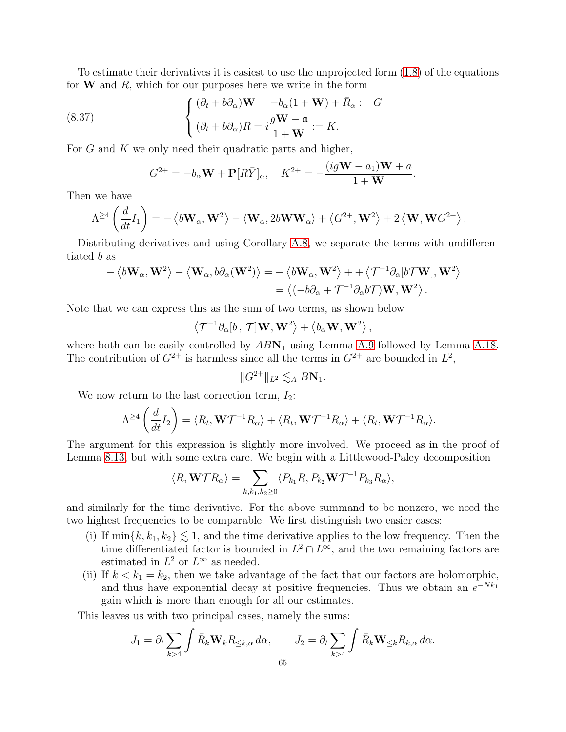To estimate their derivatives it is easiest to use the unprojected form (1.8) of the equations for $\mathbf{W}$ and $R$, which for our purposes here we write in the form

$$
\begin{cases} (\partial_t + b\partial_\alpha)\mathbf{W} = -b_\alpha(1+\mathbf{W}) + \bar{R}_\alpha := G \\ (\partial_t + b\partial_\alpha)R = i\dfrac{g\mathbf{W} - \mathfrak{a}}{1+\mathbf{W}} := K. \end{cases} \tag{8.37}
$$

For $G$ and $K$ we only need their quadratic parts and higher,

$$
G^{2+} = -b_\alpha \mathbf{W} + \mathbf{P}[R\bar{Y}]_\alpha, \quad K^{2+} = -\frac{(ig\mathbf{W} - a_1)\mathbf{W} + a}{1+\mathbf{W}}.
$$

Then we have

$$
\Lambda^{\geq 4}\left(\frac{d}{dt}I_1\right) = -\left\langle b\mathbf{W}_\alpha, \mathbf{W}^2\right\rangle - \left\langle \mathbf{W}_\alpha, 2b\mathbf{W}\mathbf{W}_\alpha\right\rangle + \left\langle G^{2+}, \mathbf{W}^2\right\rangle + 2\left\langle \mathbf{W}, \mathbf{W}G^{2+}\right\rangle.
$$

Distributing derivatives and using Corollary A.8, we separate the terms with undifferentiated $b$ as

$$
\begin{aligned}
-\left\langle b\mathbf{W}_\alpha, \mathbf{W}^2\right\rangle - \left\langle \mathbf{W}_\alpha, b\partial_\alpha(\mathbf{W}^2)\right\rangle &= -\left\langle b\mathbf{W}_\alpha, \mathbf{W}^2\right\rangle + + \left\langle \mathcal{T}^{-1}\partial_\alpha[b\mathcal{T}\mathbf{W}], \mathbf{W}^2\right\rangle \\
&= \left\langle (-b\partial_\alpha + \mathcal{T}^{-1}\partial_\alpha b\mathcal{T})\mathbf{W}, \mathbf{W}^2\right\rangle.
\end{aligned}
$$

Note that we can express this as the sum of two terms, as shown below

$$
\left\langle \mathcal{T}^{-1}\partial_\alpha[b\,,\,\mathcal{T}]\mathbf{W}, \mathbf{W}^2\right\rangle + \left\langle b_\alpha\mathbf{W}, \mathbf{W}^2\right\rangle,
$$

where both can be easily controlled by $AB\mathbf{N}_1$ using Lemma A.9 followed by Lemma A.18. The contribution of $G^{2+}$ is harmless since all the terms in $G^{2+}$ are bounded in $L^2$,

$$
\|G^{2+}\|_{L^2} \lesssim_A B\mathbf{N}_1.
$$

We now return to the last correction term, $I_2$:

$$
\Lambda^{\geq 4}\left(\frac{d}{dt}I_2\right) = \langle R_t, \mathbf{W}\mathcal{T}^{-1}R_\alpha\rangle + \langle R_t, \mathbf{W}\mathcal{T}^{-1}R_\alpha\rangle + \langle R_t, \mathbf{W}\mathcal{T}^{-1}R_\alpha\rangle.
$$

The argument for this expression is slightly more involved. We proceed as in the proof of Lemma 8.13, but with some extra care. We begin with a Littlewood-Paley decomposition

$$
\langle R, \mathbf{W}\mathcal{T}R_\alpha\rangle = \sum_{k,k_1,k_2\geq 0} \langle P_{k_1}R, P_{k_2}\mathbf{W}\mathcal{T}^{-1}P_{k_3}R_\alpha\rangle,
$$

and similarly for the time derivative. For the above summand to be nonzero, we need the two highest frequencies to be comparable. We first distinguish two easier cases:

(i) If $\min\{k, k_1, k_2\} \lesssim 1$, and the time derivative applies to the low frequency. Then the time differentiated factor is bounded in $L^2 \cap L^\infty$, and the two remaining factors are estimated in $L^2$ or $L^\infty$ as needed.

(ii) If $k < k_1 = k_2$, then we take advantage of the fact that our factors are holomorphic, and thus have exponential decay at positive frequencies. Thus we obtain an $e^{-Nk_1}$ gain which is more than enough for all our estimates.

This leaves us with two principal cases, namely the sums:

$$
J_1 = \partial_t \sum_{k>4} \int \bar{R}_k \mathbf{W}_k R_{\leq k,\alpha}\, d\alpha, \qquad J_2 = \partial_t \sum_{k>4} \int \bar{R}_k \mathbf{W}_{\leq k} R_{k,\alpha}\, d\alpha.
$$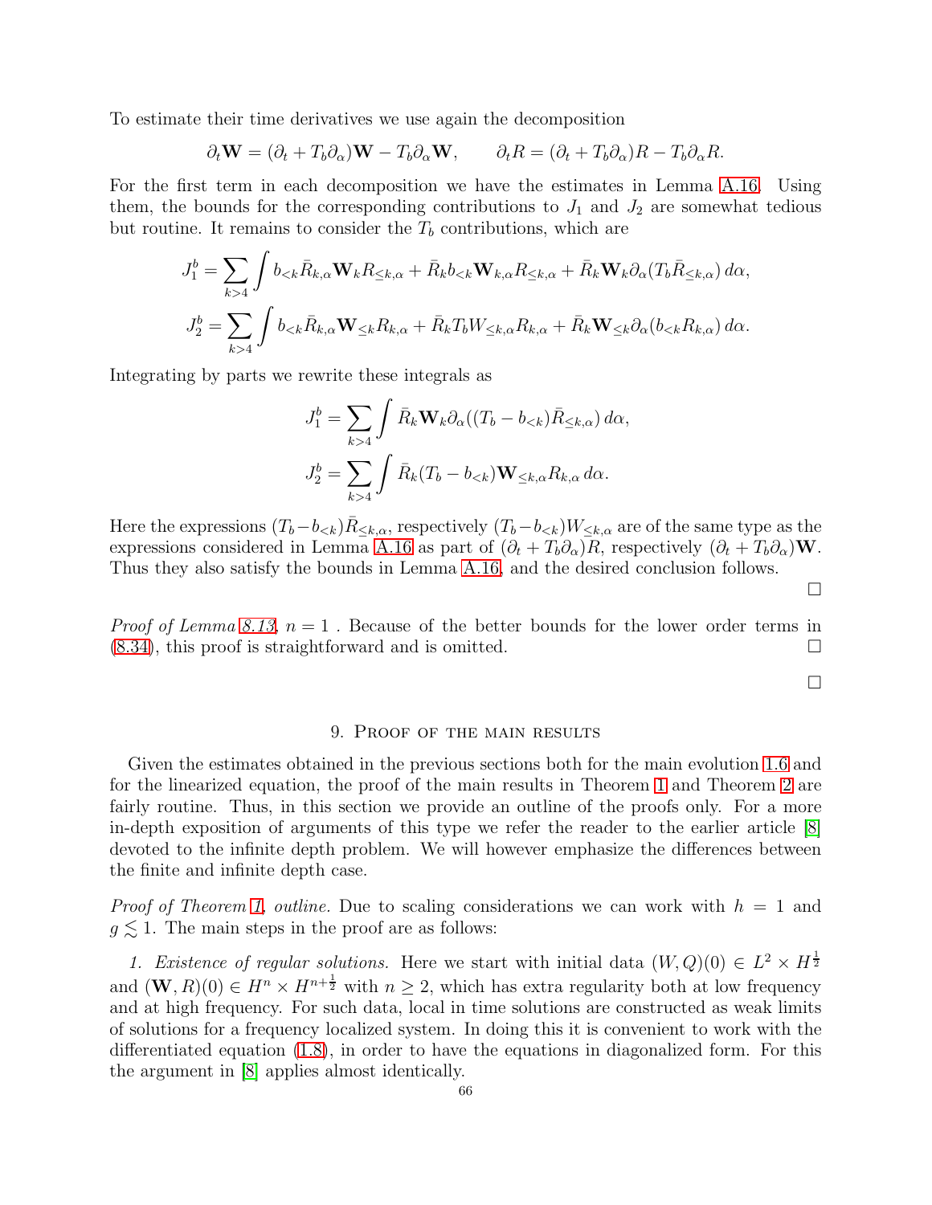To estimate their time derivatives we use again the decomposition

$$\partial_t \mathbf{W} = (\partial_t + T_b\partial_\alpha)\mathbf{W} - T_b\partial_\alpha \mathbf{W}, \qquad \partial_t R = (\partial_t + T_b\partial_\alpha)R - T_b\partial_\alpha R.$$

For the first term in each decomposition we have the estimates in Lemma A.16. Using them, the bounds for the corresponding contributions to $J_1$ and $J_2$ are somewhat tedious but routine. It remains to consider the $T_b$ contributions, which are

$$J_1^b = \sum_{k>4} \int b_{<k}\bar{R}_{k,\alpha}\mathbf{W}_k R_{\leq k,\alpha} + \bar{R}_k b_{<k}\mathbf{W}_{k,\alpha}R_{\leq k,\alpha} + \bar{R}_k\mathbf{W}_k\partial_\alpha(T_b\bar{R}_{\leq k,\alpha})\, d\alpha,$$

$$J_2^b = \sum_{k>4} \int b_{<k}\bar{R}_{k,\alpha}\mathbf{W}_{\leq k}R_{k,\alpha} + \bar{R}_k T_b W_{\leq k,\alpha}R_{k,\alpha} + \bar{R}_k\mathbf{W}_{\leq k}\partial_\alpha(b_{<k}R_{k,\alpha})\, d\alpha.$$

Integrating by parts we rewrite these integrals as

$$J_1^b = \sum_{k>4} \int \bar{R}_k\mathbf{W}_k\partial_\alpha((T_b - b_{<k})\bar{R}_{\leq k,\alpha})\, d\alpha,$$

$$J_2^b = \sum_{k>4} \int \bar{R}_k(T_b - b_{<k})\mathbf{W}_{\leq k,\alpha}R_{k,\alpha}\, d\alpha.$$

Here the expressions $(T_b - b_{<k})\bar{R}_{\leq k,\alpha}$, respectively $(T_b - b_{<k})W_{\leq k,\alpha}$ are of the same type as the expressions considered in Lemma A.16 as part of $(\partial_t + T_b\partial_\alpha)R$, respectively $(\partial_t + T_b\partial_\alpha)\mathbf{W}$. Thus they also satisfy the bounds in Lemma A.16, and the desired conclusion follows. ☐

*Proof of Lemma 8.13, $n = 1$* . Because of the better bounds for the lower order terms in (8.34), this proof is straightforward and is omitted. ☐

☐

## 9. Proof of the main results

Given the estimates obtained in the previous sections both for the main evolution 1.6 and for the linearized equation, the proof of the main results in Theorem 1 and Theorem 2 are fairly routine. Thus, in this section we provide an outline of the proofs only. For a more in-depth exposition of arguments of this type we refer the reader to the earlier article [8] devoted to the infinite depth problem. We will however emphasize the differences between the finite and infinite depth case.

*Proof of Theorem 1, outline.* Due to scaling considerations we can work with $h = 1$ and $g \lesssim 1$. The main steps in the proof are as follows:

*1. Existence of regular solutions.* Here we start with initial data $(W, Q)(0) \in L^2 \times H^{\frac{1}{2}}$ and $(\mathbf{W}, R)(0) \in H^n \times H^{n+\frac{1}{2}}$ with $n \geq 2$, which has extra regularity both at low frequency and at high frequency. For such data, local in time solutions are constructed as weak limits of solutions for a frequency localized system. In doing this it is convenient to work with the differentiated equation (1.8), in order to have the equations in diagonalized form. For this the argument in [8] applies almost identically.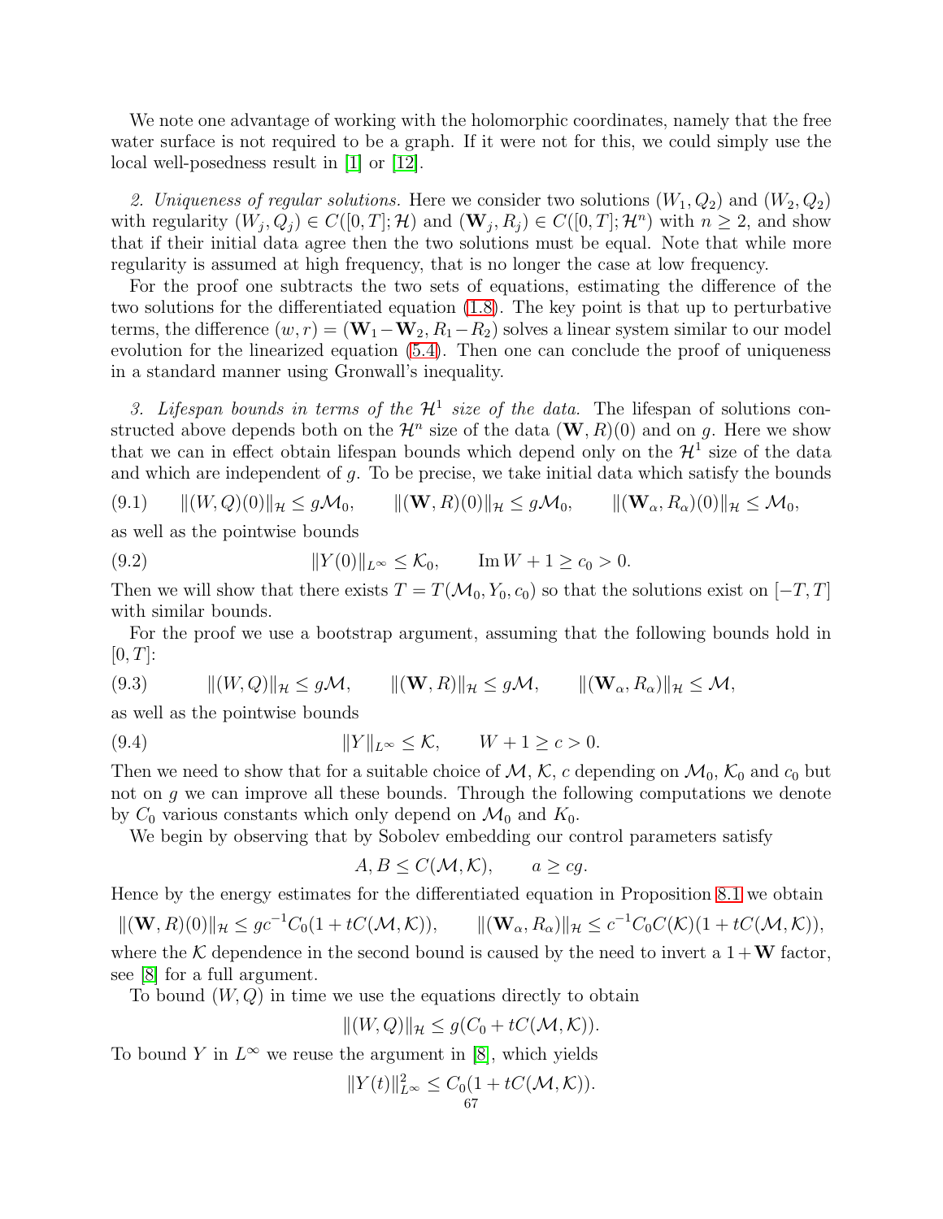We note one advantage of working with the holomorphic coordinates, namely that the free water surface is not required to be a graph. If it were not for this, we could simply use the local well-posedness result in [1] or [12].

*2. Uniqueness of regular solutions.* Here we consider two solutions $(W_1, Q_2)$ and $(W_2, Q_2)$ with regularity $(W_j, Q_j) \in C([0,T]; \mathcal{H})$ and $(\mathbf{W}_j, R_j) \in C([0,T]; \mathcal{H}^n)$ with $n \geq 2$, and show that if their initial data agree then the two solutions must be equal. Note that while more regularity is assumed at high frequency, that is no longer the case at low frequency.

For the proof one subtracts the two sets of equations, estimating the difference of the two solutions for the differentiated equation (1.8). The key point is that up to perturbative terms, the difference $(w, r) = (\mathbf{W}_1 - \mathbf{W}_2, R_1 - R_2)$ solves a linear system similar to our model evolution for the linearized equation (5.4). Then one can conclude the proof of uniqueness in a standard manner using Gronwall's inequality.

*3. Lifespan bounds in terms of the $\mathcal{H}^1$ size of the data.* The lifespan of solutions constructed above depends both on the $\mathcal{H}^n$ size of the data $(\mathbf{W}, R)(0)$ and on $g$. Here we show that we can in effect obtain lifespan bounds which depend only on the $\mathcal{H}^1$ size of the data and which are independent of $g$. To be precise, we take initial data which satisfy the bounds

$$\|(W,Q)(0)\|_{\mathcal{H}} \leq g\mathcal{M}_0, \qquad \|(\mathbf{W}, R)(0)\|_{\mathcal{H}} \leq g\mathcal{M}_0, \qquad \|(\mathbf{W}_\alpha, R_\alpha)(0)\|_{\mathcal{H}} \leq \mathcal{M}_0, \tag{9.1}$$

as well as the pointwise bounds

$$\|Y(0)\|_{L^\infty} \leq \mathcal{K}_0, \qquad \operatorname{Im} W + 1 \geq c_0 > 0. \tag{9.2}$$

Then we will show that there exists $T = T(\mathcal{M}_0, Y_0, c_0)$ so that the solutions exist on $[-T, T]$ with similar bounds.

For the proof we use a bootstrap argument, assuming that the following bounds hold in $[0, T]$:

$$\|(W,Q)\|_{\mathcal{H}} \leq g\mathcal{M}, \qquad \|(\mathbf{W}, R)\|_{\mathcal{H}} \leq g\mathcal{M}, \qquad \|(\mathbf{W}_\alpha, R_\alpha)\|_{\mathcal{H}} \leq \mathcal{M}, \tag{9.3}$$

as well as the pointwise bounds

$$\|Y\|_{L^\infty} \leq \mathcal{K}, \qquad W + 1 \geq c > 0. \tag{9.4}$$

Then we need to show that for a suitable choice of $\mathcal{M}$, $\mathcal{K}$, $c$ depending on $\mathcal{M}_0$, $\mathcal{K}_0$ and $c_0$ but not on $g$ we can improve all these bounds. Through the following computations we denote by $C_0$ various constants which only depend on $\mathcal{M}_0$ and $K_0$.

We begin by observing that by Sobolev embedding our control parameters satisfy

$$A, B \leq C(\mathcal{M}, \mathcal{K}), \qquad a \geq cg.$$

Hence by the energy estimates for the differentiated equation in Proposition 8.1 we obtain

$$\|(\mathbf{W}, R)(0)\|_{\mathcal{H}} \leq gc^{-1}C_0(1 + tC(\mathcal{M}, \mathcal{K})), \qquad \|(\mathbf{W}_\alpha, R_\alpha)\|_{\mathcal{H}} \leq c^{-1}C_0 C(\mathcal{K})(1 + tC(\mathcal{M}, \mathcal{K})),$$

where the $\mathcal{K}$ dependence in the second bound is caused by the need to invert a $1 + \mathbf{W}$ factor, see [8] for a full argument.

To bound $(W, Q)$ in time we use the equations directly to obtain

$$\|(W,Q)\|_{\mathcal{H}} \leq g(C_0 + tC(\mathcal{M}, \mathcal{K})).$$

To bound $Y$ in $L^\infty$ we reuse the argument in [8], which yields

$$\|Y(t)\|_{L^\infty}^2 \leq C_0(1 + tC(\mathcal{M}, \mathcal{K})).$$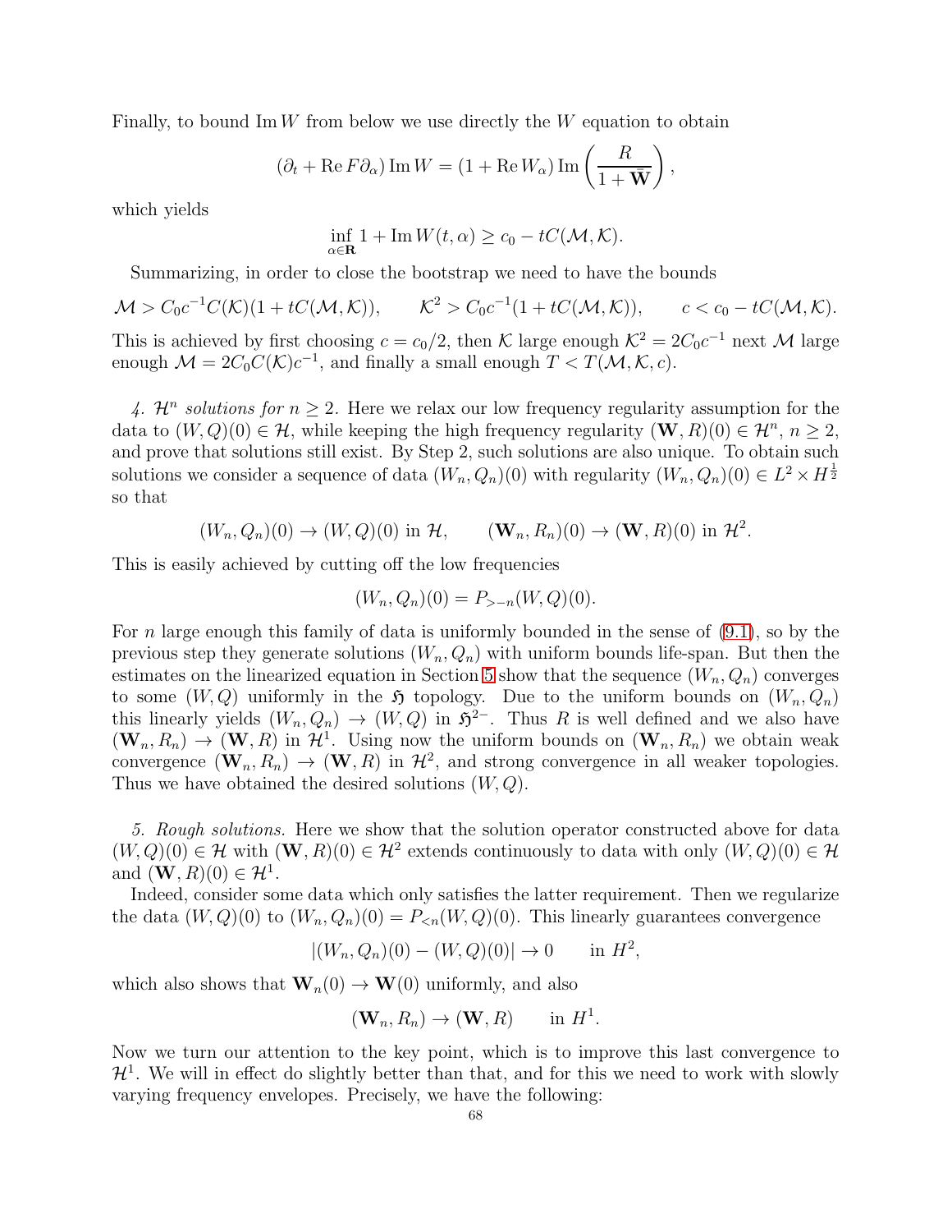Finally, to bound $\operatorname{Im} W$ from below we use directly the $W$ equation to obtain

$$(\partial_t + \operatorname{Re} F \partial_\alpha) \operatorname{Im} W = (1 + \operatorname{Re} W_\alpha) \operatorname{Im} \left( \frac{R}{1 + \bar{\mathbf{W}}} \right),$$

which yields

$$\inf_{\alpha \in \mathbf{R}} 1 + \operatorname{Im} W(t, \alpha) \geq c_0 - tC(\mathcal{M}, \mathcal{K}).$$

Summarizing, in order to close the bootstrap we need to have the bounds

$$\mathcal{M} > C_0 c^{-1} C(\mathcal{K})(1 + tC(\mathcal{M}, \mathcal{K})), \qquad \mathcal{K}^2 > C_0 c^{-1}(1 + tC(\mathcal{M}, \mathcal{K})), \qquad c < c_0 - tC(\mathcal{M}, \mathcal{K}).$$

This is achieved by first choosing $c = c_0/2$, then $\mathcal{K}$ large enough $\mathcal{K}^2 = 2C_0 c^{-1}$ next $\mathcal{M}$ large enough $\mathcal{M} = 2C_0 C(\mathcal{K}) c^{-1}$, and finally a small enough $T < T(\mathcal{M}, \mathcal{K}, c)$.

*4. $\mathcal{H}^n$ solutions for $n \geq 2$.* Here we relax our low frequency regularity assumption for the data to $(W, Q)(0) \in \mathcal{H}$, while keeping the high frequency regularity $(\mathbf{W}, R)(0) \in \mathcal{H}^n$, $n \geq 2$, and prove that solutions still exist. By Step 2, such solutions are also unique. To obtain such solutions we consider a sequence of data $(W_n, Q_n)(0)$ with regularity $(W_n, Q_n)(0) \in L^2 \times H^{\frac{1}{2}}$ so that

$$(W_n, Q_n)(0) \to (W, Q)(0) \text{ in } \mathcal{H}, \qquad (\mathbf{W}_n, R_n)(0) \to (\mathbf{W}, R)(0) \text{ in } \mathcal{H}^2.$$

This is easily achieved by cutting off the low frequencies

$$(W_n, Q_n)(0) = P_{>-n}(W, Q)(0).$$

For $n$ large enough this family of data is uniformly bounded in the sense of (9.1), so by the previous step they generate solutions $(W_n, Q_n)$ with uniform bounds life-span. But then the estimates on the linearized equation in Section 5 show that the sequence $(W_n, Q_n)$ converges to some $(W, Q)$ uniformly in the $\mathfrak{H}$ topology. Due to the uniform bounds on $(W_n, Q_n)$ this linearly yields $(W_n, Q_n) \to (W, Q)$ in $\mathfrak{H}^{2-}$. Thus $R$ is well defined and we also have $(\mathbf{W}_n, R_n) \to (\mathbf{W}, R)$ in $\mathcal{H}^1$. Using now the uniform bounds on $(\mathbf{W}_n, R_n)$ we obtain weak convergence $(\mathbf{W}_n, R_n) \to (\mathbf{W}, R)$ in $\mathcal{H}^2$, and strong convergence in all weaker topologies. Thus we have obtained the desired solutions $(W, Q)$.

*5. Rough solutions.* Here we show that the solution operator constructed above for data $(W, Q)(0) \in \mathcal{H}$ with $(\mathbf{W}, R)(0) \in \mathcal{H}^2$ extends continuously to data with only $(W, Q)(0) \in \mathcal{H}$ and $(\mathbf{W}, R)(0) \in \mathcal{H}^1$.

Indeed, consider some data which only satisfies the latter requirement. Then we regularize the data $(W, Q)(0)$ to $(W_n, Q_n)(0) = P_{<n}(W, Q)(0)$. This linearly guarantees convergence

$$|(W_n, Q_n)(0) - (W, Q)(0)| \to 0 \qquad \text{in } H^2,$$

which also shows that $\mathbf{W}_n(0) \to \mathbf{W}(0)$ uniformly, and also

$$(\mathbf{W}_n, R_n) \to (\mathbf{W}, R) \qquad \text{in } H^1.$$

Now we turn our attention to the key point, which is to improve this last convergence to $\mathcal{H}^1$. We will in effect do slightly better than that, and for this we need to work with slowly varying frequency envelopes. Precisely, we have the following: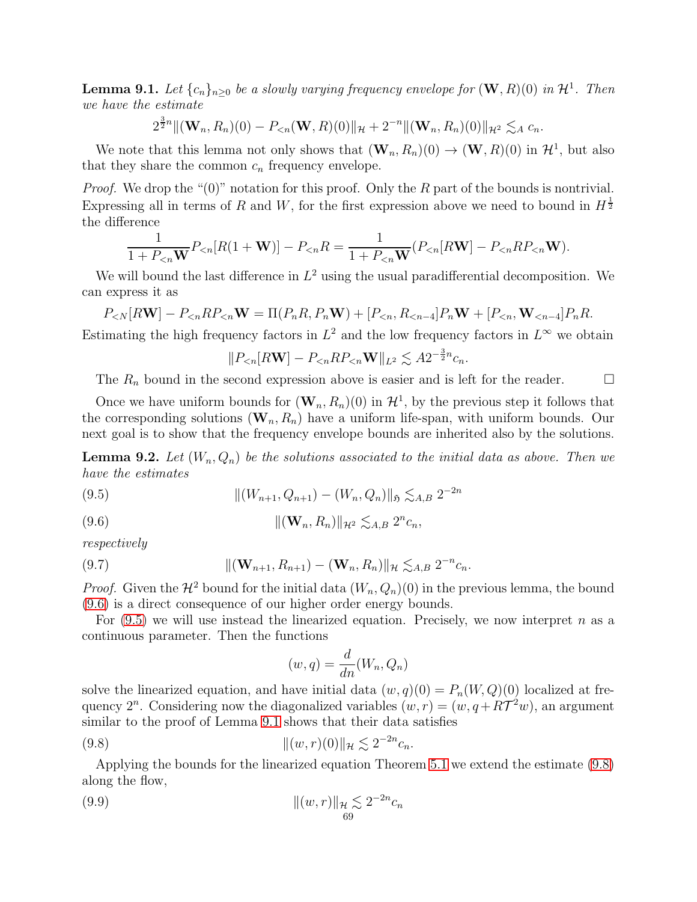**Lemma 9.1.** *Let $\{c_n\}_{n\geq 0}$ be a slowly varying frequency envelope for $(\mathbf{W}, R)(0)$ in $\mathcal{H}^1$. Then we have the estimate*

$$2^{\frac{3}{2}n}\|(\mathbf{W}_n, R_n)(0) - P_{<n}(\mathbf{W}, R)(0)\|_{\mathcal{H}} + 2^{-n}\|(\mathbf{W}_n, R_n)(0)\|_{\mathcal{H}^2} \lesssim_A c_n.$$

We note that this lemma not only shows that $(\mathbf{W}_n, R_n)(0) \to (\mathbf{W}, R)(0)$ in $\mathcal{H}^1$, but also that they share the common $c_n$ frequency envelope.

*Proof.* We drop the "(0)" notation for this proof. Only the $R$ part of the bounds is nontrivial. Expressing all in terms of $R$ and $W$, for the first expression above we need to bound in $H^{\frac{1}{2}}$ the difference

$$\frac{1}{1 + P_{<n}\mathbf{W}} P_{<n}[R(1 + \mathbf{W})] - P_{<n}R = \frac{1}{1 + P_{<n}\mathbf{W}}(P_{<n}[R\mathbf{W}] - P_{<n}RP_{<n}\mathbf{W}).$$

We will bound the last difference in $L^2$ using the usual paradifferential decomposition. We can express it as

$$P_{<N}[R\mathbf{W}] - P_{<n}RP_{<n}\mathbf{W} = \Pi(P_nR, P_n\mathbf{W}) + [P_{<n}, R_{<n-4}]P_n\mathbf{W} + [P_{<n}, \mathbf{W}_{<n-4}]P_nR.$$

Estimating the high frequency factors in $L^2$ and the low frequency factors in $L^\infty$ we obtain

$$\|P_{<n}[R\mathbf{W}] - P_{<n}RP_{<n}\mathbf{W}\|_{L^2} \lesssim A2^{-\frac{3}{2}n}c_n.$$

The $R_n$ bound in the second expression above is easier and is left for the reader. $\square$

Once we have uniform bounds for $(\mathbf{W}_n, R_n)(0)$ in $\mathcal{H}^1$, by the previous step it follows that the corresponding solutions $(\mathbf{W}_n, R_n)$ have a uniform life-span, with uniform bounds. Our next goal is to show that the frequency envelope bounds are inherited also by the solutions.

**Lemma 9.2.** *Let $(W_n, Q_n)$ be the solutions associated to the initial data as above. Then we have the estimates*

$$\|(W_{n+1}, Q_{n+1}) - (W_n, Q_n)\|_{\mathfrak{H}} \lesssim_{A,B} 2^{-2n} \tag{9.5}$$

$$\|(\mathbf{W}_n, R_n)\|_{\mathcal{H}^2} \lesssim_{A,B} 2^n c_n, \tag{9.6}$$

*respectively*

$$\|(\mathbf{W}_{n+1}, R_{n+1}) - (\mathbf{W}_n, R_n)\|_{\mathcal{H}} \lesssim_{A,B} 2^{-n}c_n. \tag{9.7}$$

*Proof.* Given the $\mathcal{H}^2$ bound for the initial data $(W_n, Q_n)(0)$ in the previous lemma, the bound (9.6) is a direct consequence of our higher order energy bounds.

For (9.5) we will use instead the linearized equation. Precisely, we now interpret $n$ as a continuous parameter. Then the functions

$$(w, q) = \frac{d}{dn}(W_n, Q_n)$$

solve the linearized equation, and have initial data $(w, q)(0) = P_n(W, Q)(0)$ localized at frequency $2^n$. Considering now the diagonalized variables $(w, r) = (w, q + R\mathcal{T}^2 w)$, an argument similar to the proof of Lemma 9.1 shows that their data satisfies

$$\|(w, r)(0)\|_{\mathcal{H}} \lesssim 2^{-2n}c_n. \tag{9.8}$$

Applying the bounds for the linearized equation Theorem 5.1 we extend the estimate (9.8) along the flow,

$$\|(w, r)\|_{\mathcal{H}} \lesssim 2^{-2n}c_n \tag{9.9}$$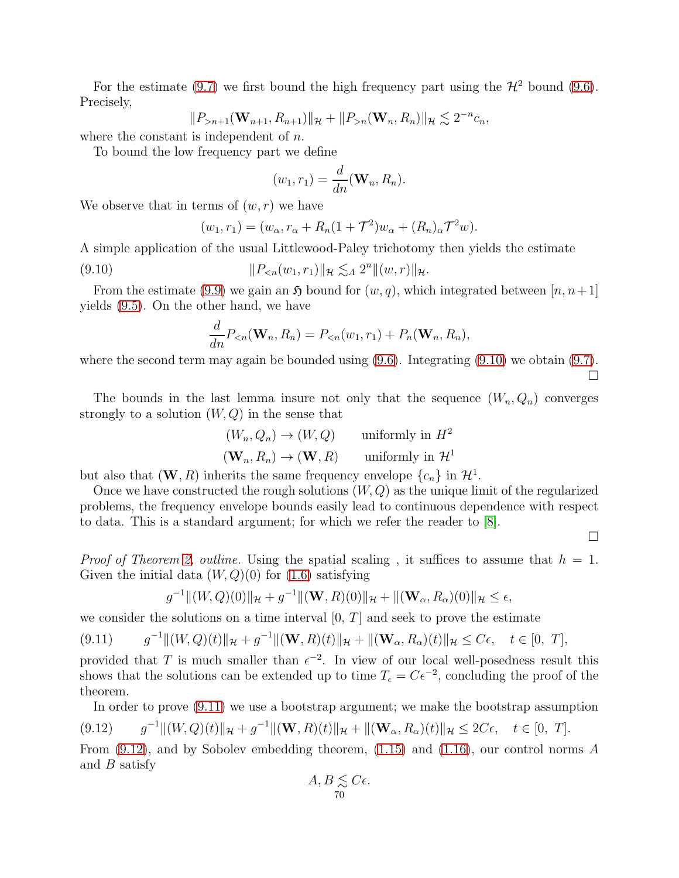For the estimate (9.7) we first bound the high frequency part using the $\mathcal{H}^2$ bound (9.6). Precisely,

$$\|P_{>n+1}(\mathbf{W}_{n+1}, R_{n+1})\|_{\mathcal{H}} + \|P_{>n}(\mathbf{W}_n, R_n)\|_{\mathcal{H}} \lesssim 2^{-n} c_n,$$

where the constant is independent of $n$.

To bound the low frequency part we define

$$(w_1, r_1) = \frac{d}{dn}(\mathbf{W}_n, R_n).$$

We observe that in terms of $(w, r)$ we have

$$(w_1, r_1) = (w_\alpha, r_\alpha + R_n(1 + \mathcal{T}^2)w_\alpha + (R_n)_\alpha \mathcal{T}^2 w).$$

A simple application of the usual Littlewood-Paley trichotomy then yields the estimate

$$\|P_{<n}(w_1, r_1)\|_{\mathcal{H}} \lesssim_A 2^n \|(w, r)\|_{\mathcal{H}}. \tag{9.10}$$

From the estimate (9.9) we gain an $\mathfrak{H}$ bound for $(w, q)$, which integrated between $[n, n+1]$ yields (9.5). On the other hand, we have

$$\frac{d}{dn} P_{<n}(\mathbf{W}_n, R_n) = P_{<n}(w_1, r_1) + P_n(\mathbf{W}_n, R_n),$$

where the second term may again be bounded using (9.6). Integrating (9.10) we obtain (9.7). □

The bounds in the last lemma insure not only that the sequence $(W_n, Q_n)$ converges strongly to a solution $(W, Q)$ in the sense that

$$(W_n, Q_n) \to (W, Q) \qquad \text{uniformly in } H^2$$
$$(\mathbf{W}_n, R_n) \to (\mathbf{W}, R) \qquad \text{uniformly in } \mathcal{H}^1$$

but also that $(\mathbf{W}, R)$ inherits the same frequency envelope $\{c_n\}$ in $\mathcal{H}^1$.

Once we have constructed the rough solutions $(W, Q)$ as the unique limit of the regularized problems, the frequency envelope bounds easily lead to continuous dependence with respect to data. This is a standard argument; for which we refer the reader to [8].

□

*Proof of Theorem 2, outline.* Using the spatial scaling , it suffices to assume that $h = 1$. Given the initial data $(W, Q)(0)$ for (1.6) satisfying

$$g^{-1}\|(W, Q)(0)\|_{\mathcal{H}} + g^{-1}\|(\mathbf{W}, R)(0)\|_{\mathcal{H}} + \|(\mathbf{W}_\alpha, R_\alpha)(0)\|_{\mathcal{H}} \leq \epsilon,$$

we consider the solutions on a time interval $[0,\ T]$ and seek to prove the estimate

$$g^{-1}\|(W, Q)(t)\|_{\mathcal{H}} + g^{-1}\|(\mathbf{W}, R)(t)\|_{\mathcal{H}} + \|(\mathbf{W}_\alpha, R_\alpha)(t)\|_{\mathcal{H}} \leq C\epsilon, \quad t \in [0,\ T], \tag{9.11}$$

provided that $T$ is much smaller than $\epsilon^{-2}$. In view of our local well-posedness result this shows that the solutions can be extended up to time $T_\epsilon = C\epsilon^{-2}$, concluding the proof of the theorem.

In order to prove (9.11) we use a bootstrap argument; we make the bootstrap assumption

$$g^{-1}\|(W, Q)(t)\|_{\mathcal{H}} + g^{-1}\|(\mathbf{W}, R)(t)\|_{\mathcal{H}} + \|(\mathbf{W}_\alpha, R_\alpha)(t)\|_{\mathcal{H}} \leq 2C\epsilon, \quad t \in [0,\ T]. \tag{9.12}$$

From (9.12), and by Sobolev embedding theorem, (1.15) and (1.16), our control norms $A$ and $B$ satisfy

$$A, B \lesssim C\epsilon.$$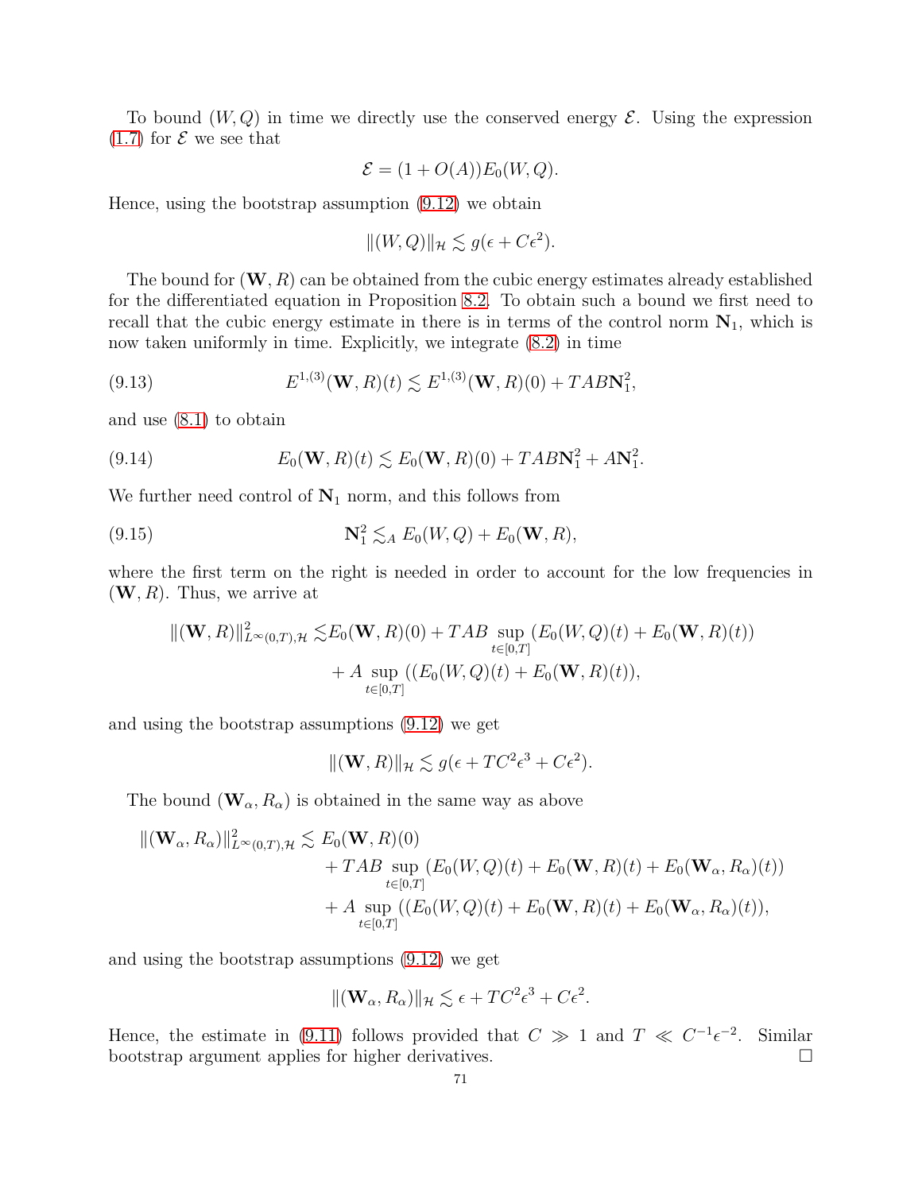To bound $(W, Q)$ in time we directly use the conserved energy $\mathcal{E}$. Using the expression (1.7) for $\mathcal{E}$ we see that

$$\mathcal{E} = (1 + O(A))E_0(W, Q).$$

Hence, using the bootstrap assumption (9.12) we obtain

$$\|(W, Q)\|_{\mathcal{H}} \lesssim g(\epsilon + C\epsilon^2).$$

The bound for $(\mathbf{W}, R)$ can be obtained from the cubic energy estimates already established for the differentiated equation in Proposition 8.2. To obtain such a bound we first need to recall that the cubic energy estimate in there is in terms of the control norm $\mathbf{N}_1$, which is now taken uniformly in time. Explicitly, we integrate (8.2) in time

$$E^{1,(3)}(\mathbf{W}, R)(t) \lesssim E^{1,(3)}(\mathbf{W}, R)(0) + TAB\mathbf{N}_1^2, \tag{9.13}$$

and use (8.1) to obtain

$$E_0(\mathbf{W}, R)(t) \lesssim E_0(\mathbf{W}, R)(0) + TAB\mathbf{N}_1^2 + A\mathbf{N}_1^2. \tag{9.14}$$

We further need control of $\mathbf{N}_1$ norm, and this follows from

$$\mathbf{N}_1^2 \lesssim_A E_0(W, Q) + E_0(\mathbf{W}, R), \tag{9.15}$$

where the first term on the right is needed in order to account for the low frequencies in $(\mathbf{W}, R)$. Thus, we arrive at

$$\begin{aligned}
\|(\mathbf{W}, R)\|^2_{L^\infty(0,T),\mathcal{H}} \lesssim & E_0(\mathbf{W}, R)(0) + TAB \sup_{t\in[0,T]} (E_0(W, Q)(t) + E_0(\mathbf{W}, R)(t)) \\
& + A \sup_{t\in[0,T]} ((E_0(W, Q)(t) + E_0(\mathbf{W}, R)(t)),
\end{aligned}$$

and using the bootstrap assumptions (9.12) we get

$$\|(\mathbf{W}, R)\|_{\mathcal{H}} \lesssim g(\epsilon + TC^2\epsilon^3 + C\epsilon^2).$$

The bound $(\mathbf{W}_\alpha, R_\alpha)$ is obtained in the same way as above

$$\begin{aligned}
\|(\mathbf{W}_\alpha, R_\alpha)\|^2_{L^\infty(0,T),\mathcal{H}} \lesssim & \, E_0(\mathbf{W}, R)(0) \\
& + TAB \sup_{t\in[0,T]} (E_0(W, Q)(t) + E_0(\mathbf{W}, R)(t) + E_0(\mathbf{W}_\alpha, R_\alpha)(t)) \\
& + A \sup_{t\in[0,T]} ((E_0(W, Q)(t) + E_0(\mathbf{W}, R)(t) + E_0(\mathbf{W}_\alpha, R_\alpha)(t)),
\end{aligned}$$

and using the bootstrap assumptions (9.12) we get

$$\|(\mathbf{W}_\alpha, R_\alpha)\|_{\mathcal{H}} \lesssim \epsilon + TC^2\epsilon^3 + C\epsilon^2.$$

Hence, the estimate in (9.11) follows provided that $C \gg 1$ and $T \ll C^{-1}\epsilon^{-2}$. Similar bootstrap argument applies for higher derivatives. $\square$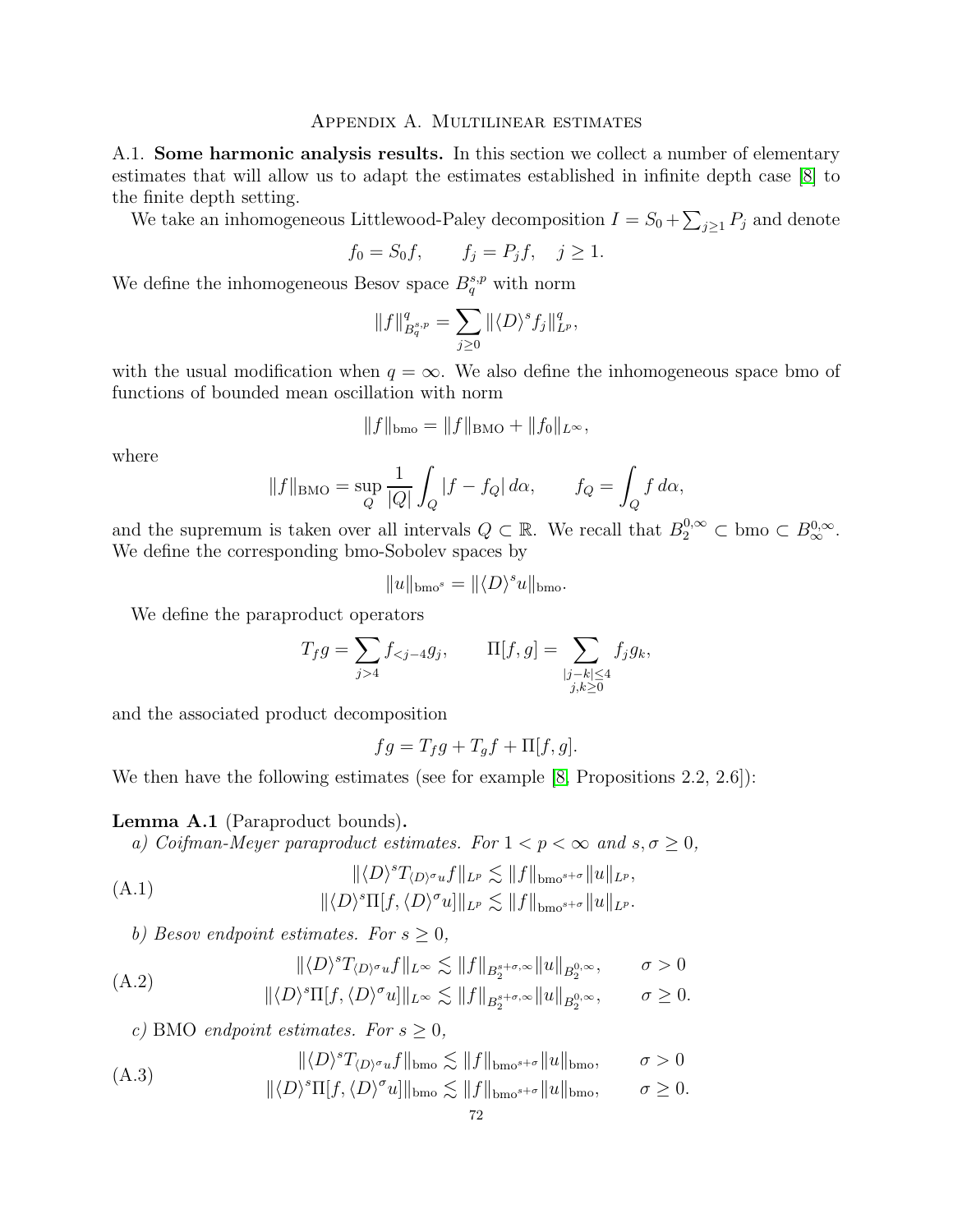# Appendix A. Multilinear estimates

A.1. **Some harmonic analysis results.** In this section we collect a number of elementary estimates that will allow us to adapt the estimates established in infinite depth case [8] to the finite depth setting.

We take an inhomogeneous Littlewood-Paley decomposition $I = S_0 + \sum_{j\geq 1} P_j$ and denote

$$f_0 = S_0 f, \qquad f_j = P_j f, \quad j \geq 1.$$

We define the inhomogeneous Besov space $B^{s,p}_q$ with norm

$$\|f\|^q_{B^{s,p}_q} = \sum_{j\geq 0} \|\langle D\rangle^s f_j\|^q_{L^p},$$

with the usual modification when $q = \infty$. We also define the inhomogeneous space bmo of functions of bounded mean oscillation with norm

$$\|f\|_{\text{bmo}} = \|f\|_{\text{BMO}} + \|f_0\|_{L^\infty},$$

where

$$\|f\|_{\text{BMO}} = \sup_Q \frac{1}{|Q|}\int_Q |f - f_Q|\, d\alpha, \qquad f_Q = \int_Q f\, d\alpha,$$

and the supremum is taken over all intervals $Q \subset \mathbb{R}$. We recall that $B^{0,\infty}_2 \subset \text{bmo} \subset B^{0,\infty}_\infty$. We define the corresponding bmo-Sobolev spaces by

$$\|u\|_{\text{bmo}^s} = \|\langle D\rangle^s u\|_{\text{bmo}}.$$

We define the paraproduct operators

$$T_f g = \sum_{j>4} f_{<j-4} g_j, \qquad \Pi[f,g] = \sum_{\substack{|j-k|\leq 4\\ j,k\geq 0}} f_j g_k,$$

and the associated product decomposition

$$fg = T_f g + T_g f + \Pi[f,g].$$

We then have the following estimates (see for example [8, Propositions 2.2, 2.6]):

**Lemma A.1** (Paraproduct bounds)**.**

*a) Coifman-Meyer paraproduct estimates. For $1 < p < \infty$ and $s, \sigma \geq 0$,*

$$\begin{aligned}
&\|\langle D\rangle^s T_{\langle D\rangle^\sigma u} f\|_{L^p} \lesssim \|f\|_{\text{bmo}^{s+\sigma}} \|u\|_{L^p},\\
&\|\langle D\rangle^s \Pi[f, \langle D\rangle^\sigma u]\|_{L^p} \lesssim \|f\|_{\text{bmo}^{s+\sigma}} \|u\|_{L^p}.
\end{aligned} \tag{A.1}$$

*b) Besov endpoint estimates. For $s \geq 0$,*

$$\begin{aligned}
&\|\langle D\rangle^s T_{\langle D\rangle^\sigma u} f\|_{L^\infty} \lesssim \|f\|_{B^{s+\sigma,\infty}_2} \|u\|_{B^{0,\infty}_2}, \qquad \sigma > 0\\
&\|\langle D\rangle^s \Pi[f, \langle D\rangle^\sigma u]\|_{L^\infty} \lesssim \|f\|_{B^{s+\sigma,\infty}_2} \|u\|_{B^{0,\infty}_2}, \qquad \sigma \geq 0.
\end{aligned} \tag{A.2}$$

*c)* BMO *endpoint estimates. For $s \geq 0$,*

$$\begin{aligned}
&\|\langle D\rangle^s T_{\langle D\rangle^\sigma u} f\|_{\text{bmo}} \lesssim \|f\|_{\text{bmo}^{s+\sigma}} \|u\|_{\text{bmo}}, \qquad \sigma > 0\\
&\|\langle D\rangle^s \Pi[f, \langle D\rangle^\sigma u]\|_{\text{bmo}} \lesssim \|f\|_{\text{bmo}^{s+\sigma}} \|u\|_{\text{bmo}}, \qquad \sigma \geq 0.
\end{aligned} \tag{A.3}$$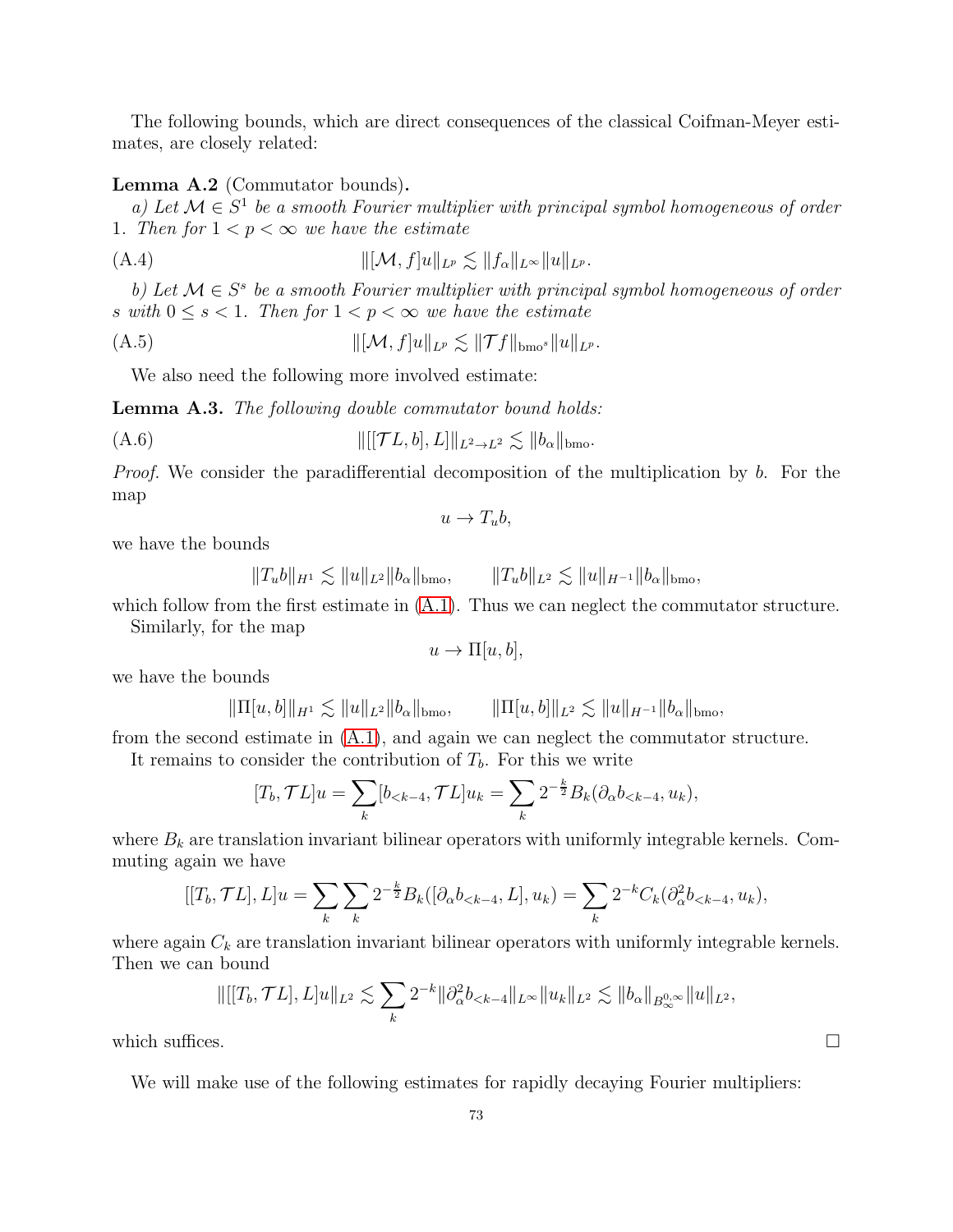The following bounds, which are direct consequences of the classical Coifman-Meyer estimates, are closely related:

**Lemma A.2** (Commutator bounds)**.**
*a) Let $\mathcal{M} \in S^1$ be a smooth Fourier multiplier with principal symbol homogeneous of order 1. Then for $1 < p < \infty$ we have the estimate*

$$\|[\mathcal{M}, f]u\|_{L^p} \lesssim \|f_\alpha\|_{L^\infty}\|u\|_{L^p}. \tag{A.4}$$

*b) Let $\mathcal{M} \in S^s$ be a smooth Fourier multiplier with principal symbol homogeneous of order $s$ with $0 \leq s < 1$. Then for $1 < p < \infty$ we have the estimate*

$$\|[\mathcal{M}, f]u\|_{L^p} \lesssim \|\mathcal{T} f\|_{\mathrm{bmo}^s}\|u\|_{L^p}. \tag{A.5}$$

We also need the following more involved estimate:

**Lemma A.3.** *The following double commutator bound holds:*

$$\|[[\mathcal{T} L, b], L]\|_{L^2 \to L^2} \lesssim \|b_\alpha\|_{\mathrm{bmo}}. \tag{A.6}$$

*Proof.* We consider the paradifferential decomposition of the multiplication by $b$. For the map

$$u \to T_u b,$$

we have the bounds

$$\|T_u b\|_{H^1} \lesssim \|u\|_{L^2}\|b_\alpha\|_{\mathrm{bmo}}, \qquad \|T_u b\|_{L^2} \lesssim \|u\|_{H^{-1}}\|b_\alpha\|_{\mathrm{bmo}},$$

which follow from the first estimate in (A.1). Thus we can neglect the commutator structure.

Similarly, for the map

$$u \to \Pi[u, b],$$

we have the bounds

$$\|\Pi[u, b]\|_{H^1} \lesssim \|u\|_{L^2}\|b_\alpha\|_{\mathrm{bmo}}, \qquad \|\Pi[u, b]\|_{L^2} \lesssim \|u\|_{H^{-1}}\|b_\alpha\|_{\mathrm{bmo}},$$

from the second estimate in (A.1), and again we can neglect the commutator structure.

It remains to consider the contribution of $T_b$. For this we write

$$[T_b, \mathcal{T} L]u = \sum_k [b_{<k-4}, \mathcal{T} L]u_k = \sum_k 2^{-\frac{k}{2}} B_k(\partial_\alpha b_{<k-4}, u_k),$$

where $B_k$ are translation invariant bilinear operators with uniformly integrable kernels. Commuting again we have

$$[[T_b, \mathcal{T} L], L]u = \sum_k \sum_k 2^{-\frac{k}{2}} B_k([\partial_\alpha b_{<k-4}, L], u_k) = \sum_k 2^{-k} C_k(\partial_\alpha^2 b_{<k-4}, u_k),$$

where again $C_k$ are translation invariant bilinear operators with uniformly integrable kernels. Then we can bound

$$\|[[T_b, \mathcal{T} L], L]u\|_{L^2} \lesssim \sum_k 2^{-k}\|\partial_\alpha^2 b_{<k-4}\|_{L^\infty}\|u_k\|_{L^2} \lesssim \|b_\alpha\|_{B^{0,\infty}_\infty}\|u\|_{L^2},$$

which suffices. $\square$

We will make use of the following estimates for rapidly decaying Fourier multipliers: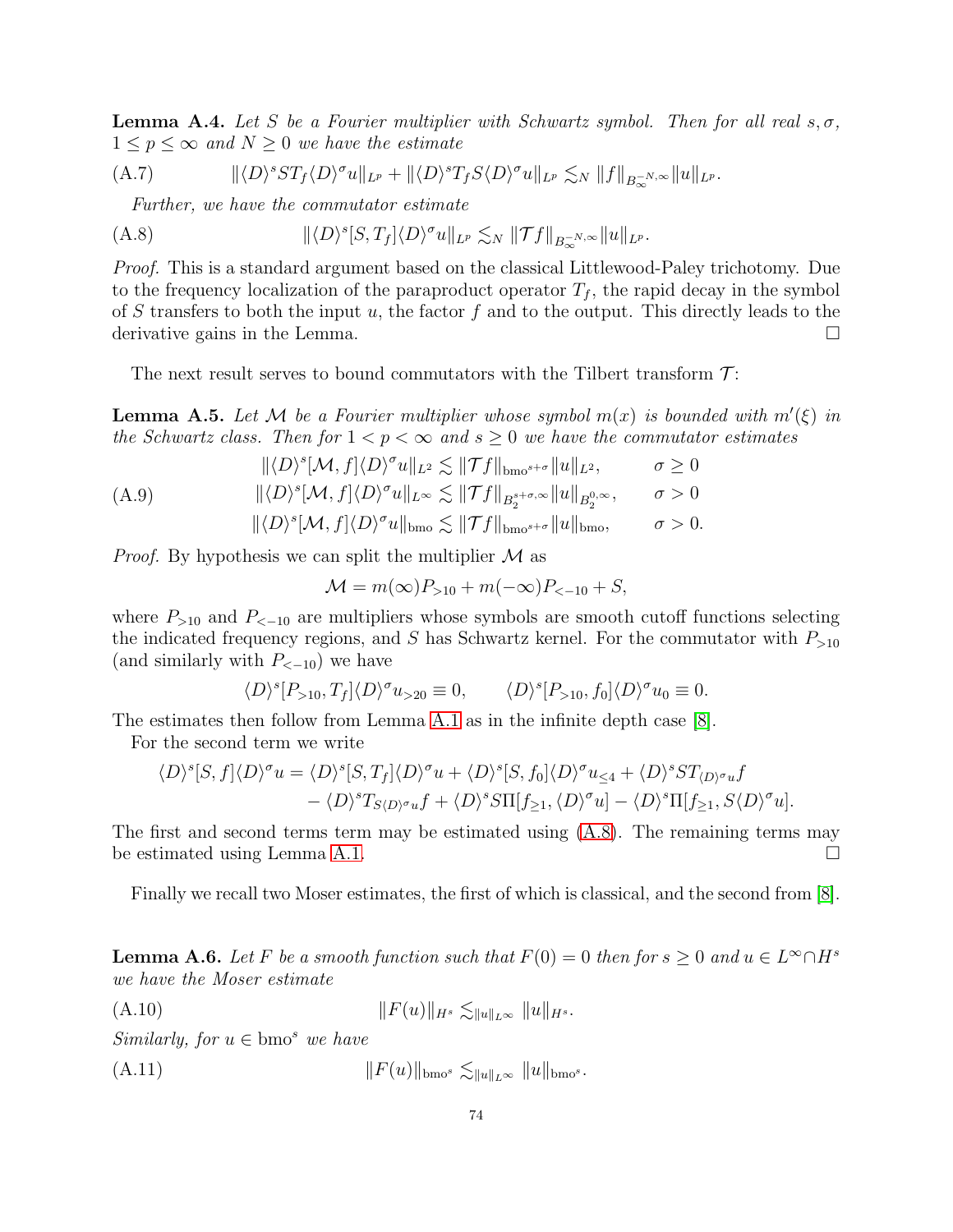**Lemma A.4.** *Let $S$ be a Fourier multiplier with Schwartz symbol. Then for all real $s, \sigma$, $1 \leq p \leq \infty$ and $N \geq 0$ we have the estimate*

$$\|\langle D\rangle^s S T_f \langle D\rangle^\sigma u\|_{L^p} + \|\langle D\rangle^s T_f S \langle D\rangle^\sigma u\|_{L^p} \lesssim_N \|f\|_{B^{-N,\infty}_\infty} \|u\|_{L^p}. \tag{A.7}$$

*Further, we have the commutator estimate*

$$\|\langle D\rangle^s [S, T_f] \langle D\rangle^\sigma u\|_{L^p} \lesssim_N \|\mathcal{T} f\|_{B^{-N,\infty}_\infty} \|u\|_{L^p}. \tag{A.8}$$

*Proof.* This is a standard argument based on the classical Littlewood-Paley trichotomy. Due to the frequency localization of the paraproduct operator $T_f$, the rapid decay in the symbol of $S$ transfers to both the input $u$, the factor $f$ and to the output. This directly leads to the derivative gains in the Lemma. $\square$

The next result serves to bound commutators with the Tilbert transform $\mathcal{T}$:

**Lemma A.5.** *Let $\mathcal{M}$ be a Fourier multiplier whose symbol $m(x)$ is bounded with $m'(\xi)$ in the Schwartz class. Then for $1 < p < \infty$ and $s \geq 0$ we have the commutator estimates*

$$\begin{aligned}
&\|\langle D\rangle^s [\mathcal{M}, f] \langle D\rangle^\sigma u\|_{L^2} \lesssim \|\mathcal{T} f\|_{\mathrm{bmo}^{s+\sigma}} \|u\|_{L^2}, && \sigma \geq 0 \\
&\|\langle D\rangle^s [\mathcal{M}, f] \langle D\rangle^\sigma u\|_{L^\infty} \lesssim \|\mathcal{T} f\|_{B^{s+\sigma,\infty}_2} \|u\|_{B^{0,\infty}_2}, && \sigma > 0 \\
&\|\langle D\rangle^s [\mathcal{M}, f] \langle D\rangle^\sigma u\|_{\mathrm{bmo}} \lesssim \|\mathcal{T} f\|_{\mathrm{bmo}^{s+\sigma}} \|u\|_{\mathrm{bmo}}, && \sigma > 0.
\end{aligned} \tag{A.9}$$

*Proof.* By hypothesis we can split the multiplier $\mathcal{M}$ as

$$\mathcal{M} = m(\infty) P_{>10} + m(-\infty) P_{<-10} + S,$$

where $P_{>10}$ and $P_{<-10}$ are multipliers whose symbols are smooth cutoff functions selecting the indicated frequency regions, and $S$ has Schwartz kernel. For the commutator with $P_{>10}$ (and similarly with $P_{<-10}$) we have

$$\langle D\rangle^s [P_{>10}, T_f] \langle D\rangle^\sigma u_{>20} \equiv 0, \qquad \langle D\rangle^s [P_{>10}, f_0] \langle D\rangle^\sigma u_0 \equiv 0.$$

The estimates then follow from Lemma A.1 as in the infinite depth case [8].

For the second term we write

$$\begin{aligned}
\langle D\rangle^s [S, f] \langle D\rangle^\sigma u = {} & \langle D\rangle^s [S, T_f] \langle D\rangle^\sigma u + \langle D\rangle^s [S, f_0] \langle D\rangle^\sigma u_{\leq 4} + \langle D\rangle^s S T_{\langle D\rangle^\sigma u} f \\
& - \langle D\rangle^s T_{S\langle D\rangle^\sigma u} f + \langle D\rangle^s S \Pi[f_{\geq 1}, \langle D\rangle^\sigma u] - \langle D\rangle^s \Pi[f_{\geq 1}, S\langle D\rangle^\sigma u].
\end{aligned}$$

The first and second terms term may be estimated using (A.8). The remaining terms may be estimated using Lemma A.1. $\square$

Finally we recall two Moser estimates, the first of which is classical, and the second from [8].

**Lemma A.6.** *Let $F$ be a smooth function such that $F(0) = 0$ then for $s \geq 0$ and $u \in L^\infty \cap H^s$ we have the Moser estimate*

$$\|F(u)\|_{H^s} \lesssim_{\|u\|_{L^\infty}} \|u\|_{H^s}. \tag{A.10}$$

*Similarly, for $u \in \mathrm{bmo}^s$ we have*

$$\|F(u)\|_{\mathrm{bmo}^s} \lesssim_{\|u\|_{L^\infty}} \|u\|_{\mathrm{bmo}^s}. \tag{A.11}$$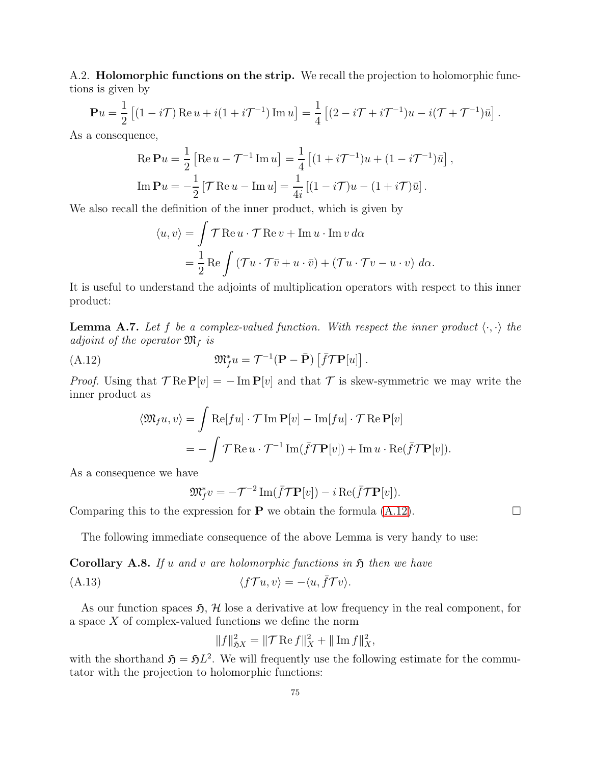A.2. **Holomorphic functions on the strip.** We recall the projection to holomorphic functions is given by

$$\mathbf{P}u = \frac{1}{2}\left[(1 - i\mathcal{T})\operatorname{Re} u + i(1 + i\mathcal{T}^{-1})\operatorname{Im} u\right] = \frac{1}{4}\left[(2 - i\mathcal{T} + i\mathcal{T}^{-1})u - i(\mathcal{T} + \mathcal{T}^{-1})\bar{u}\right].$$

As a consequence,

$$\operatorname{Re}\mathbf{P}u = \frac{1}{2}\left[\operatorname{Re} u - \mathcal{T}^{-1}\operatorname{Im} u\right] = \frac{1}{4}\left[(1 + i\mathcal{T}^{-1})u + (1 - i\mathcal{T}^{-1})\bar{u}\right],$$

$$\operatorname{Im}\mathbf{P}u = -\frac{1}{2}\left[\mathcal{T}\operatorname{Re} u - \operatorname{Im} u\right] = \frac{1}{4i}\left[(1 - i\mathcal{T})u - (1 + i\mathcal{T})\bar{u}\right].$$

We also recall the definition of the inner product, which is given by

$$\begin{aligned}\langle u, v\rangle &= \int \mathcal{T}\operatorname{Re} u \cdot \mathcal{T}\operatorname{Re} v + \operatorname{Im} u \cdot \operatorname{Im} v \, d\alpha \\ &= \frac{1}{2}\operatorname{Re}\int \left(\mathcal{T}u \cdot \mathcal{T}\bar{v} + u \cdot \bar{v}\right) + \left(\mathcal{T}u \cdot \mathcal{T}v - u \cdot v\right)\, d\alpha.\end{aligned}$$

It is useful to understand the adjoints of multiplication operators with respect to this inner product:

**Lemma A.7.** *Let $f$ be a complex-valued function. With respect the inner product $\langle\cdot,\cdot\rangle$ the adjoint of the operator $\mathfrak{M}_f$ is*

$$\mathfrak{M}_f^* u = \mathcal{T}^{-1}(\mathbf{P} - \bar{\mathbf{P}})\left[\bar{f}\mathcal{T}\mathbf{P}[u]\right]. \tag{A.12}$$

*Proof.* Using that $\mathcal{T}\operatorname{Re}\mathbf{P}[v] = -\operatorname{Im}\mathbf{P}[v]$ and that $\mathcal{T}$ is skew-symmetric we may write the inner product as

$$\begin{aligned}\langle\mathfrak{M}_f u, v\rangle &= \int \operatorname{Re}[fu]\cdot\mathcal{T}\operatorname{Im}\mathbf{P}[v] - \operatorname{Im}[fu]\cdot\mathcal{T}\operatorname{Re}\mathbf{P}[v] \\ &= -\int \mathcal{T}\operatorname{Re} u \cdot \mathcal{T}^{-1}\operatorname{Im}(\bar{f}\mathcal{T}\mathbf{P}[v]) + \operatorname{Im} u \cdot \operatorname{Re}(\bar{f}\mathcal{T}\mathbf{P}[v]).\end{aligned}$$

As a consequence we have

$$\mathfrak{M}_f^* v = -\mathcal{T}^{-2}\operatorname{Im}(\bar{f}\mathcal{T}\mathbf{P}[v]) - i\operatorname{Re}(\bar{f}\mathcal{T}\mathbf{P}[v]).$$

Comparing this to the expression for $\mathbf{P}$ we obtain the formula (A.12). $\square$

The following immediate consequence of the above Lemma is very handy to use:

**Corollary A.8.** *If $u$ and $v$ are holomorphic functions in $\mathfrak{H}$ then we have*

$$\langle f\mathcal{T}u, v\rangle = -\langle u, \bar{f}\mathcal{T}v\rangle. \tag{A.13}$$

As our function spaces $\mathfrak{H}$, $\mathcal{H}$ lose a derivative at low frequency in the real component, for a space $X$ of complex-valued functions we define the norm

$$\|f\|_{\mathfrak{H}X}^2 = \|\mathcal{T}\operatorname{Re} f\|_X^2 + \|\operatorname{Im} f\|_X^2,$$

with the shorthand $\mathfrak{H} = \mathfrak{H}L^2$. We will frequently use the following estimate for the commutator with the projection to holomorphic functions: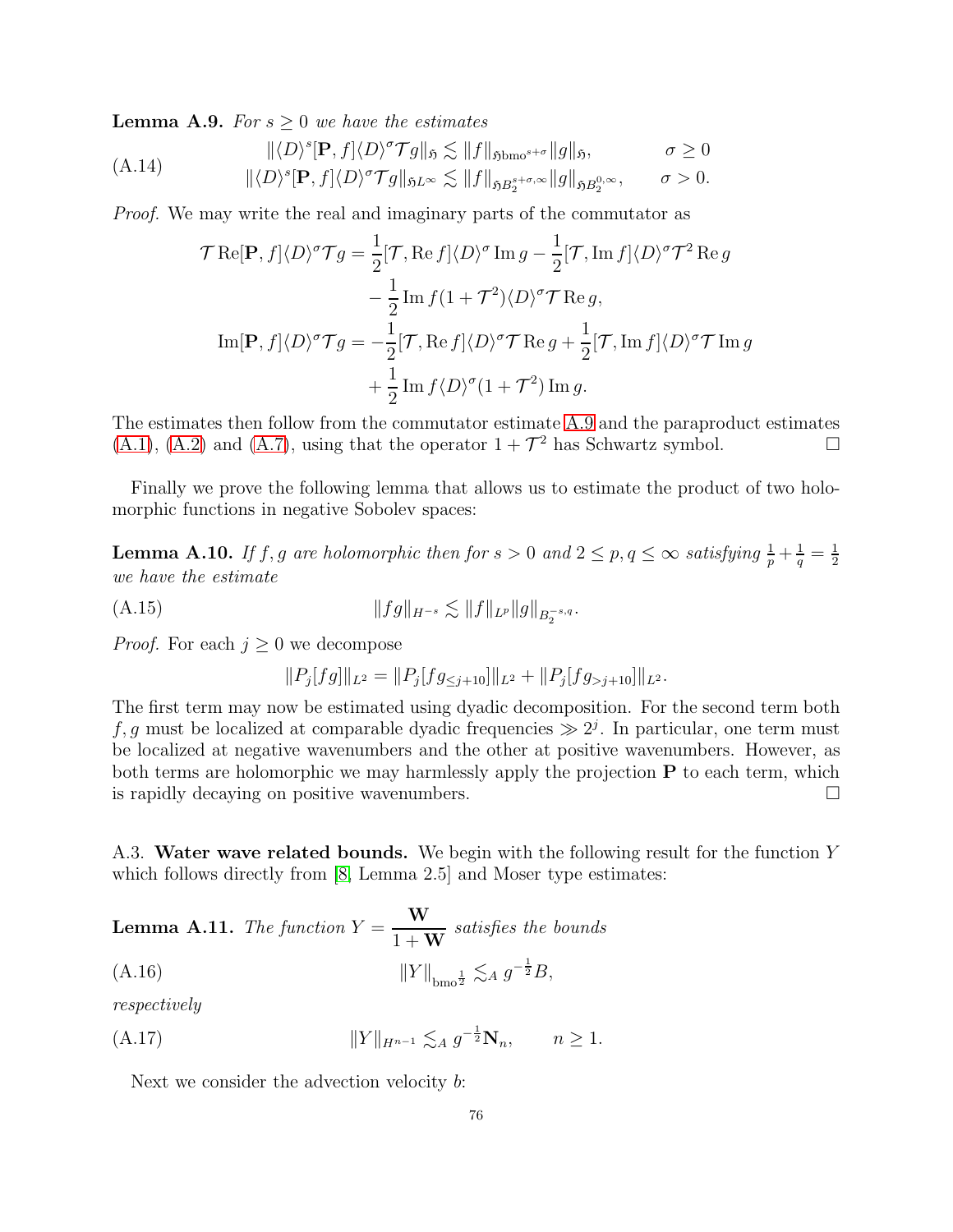**Lemma A.9.** *For $s \geq 0$ we have the estimates*

$$
\begin{aligned}
&\|\langle D\rangle^s [\mathbf{P}, f]\langle D\rangle^\sigma \mathcal{T} g\|_{\mathfrak{H}} \lesssim \|f\|_{\mathfrak{H}\mathrm{bmo}^{s+\sigma}} \|g\|_{\mathfrak{H}}, \qquad && \sigma \geq 0 \\
&\|\langle D\rangle^s [\mathbf{P}, f]\langle D\rangle^\sigma \mathcal{T} g\|_{\mathfrak{H}L^\infty} \lesssim \|f\|_{\mathfrak{H}B^{s+\sigma,\infty}_2} \|g\|_{\mathfrak{H}B^{0,\infty}_2}, \qquad && \sigma > 0.
\end{aligned} \tag{A.14}
$$

*Proof.* We may write the real and imaginary parts of the commutator as

$$
\begin{aligned}
\mathcal{T}\,\mathrm{Re}[\mathbf{P}, f]\langle D\rangle^\sigma \mathcal{T} g &= \frac{1}{2}[\mathcal{T}, \mathrm{Re}\, f]\langle D\rangle^\sigma \,\mathrm{Im}\, g - \frac{1}{2}[\mathcal{T}, \mathrm{Im}\, f]\langle D\rangle^\sigma \mathcal{T}^2 \,\mathrm{Re}\, g \\
&\quad - \frac{1}{2}\mathrm{Im}\, f(1+\mathcal{T}^2)\langle D\rangle^\sigma \mathcal{T}\,\mathrm{Re}\, g, \\
\mathrm{Im}[\mathbf{P}, f]\langle D\rangle^\sigma \mathcal{T} g &= -\frac{1}{2}[\mathcal{T}, \mathrm{Re}\, f]\langle D\rangle^\sigma \mathcal{T}\,\mathrm{Re}\, g + \frac{1}{2}[\mathcal{T}, \mathrm{Im}\, f]\langle D\rangle^\sigma \mathcal{T}\,\mathrm{Im}\, g \\
&\quad + \frac{1}{2}\mathrm{Im}\, f\langle D\rangle^\sigma (1+\mathcal{T}^2)\,\mathrm{Im}\, g.
\end{aligned}
$$

The estimates then follow from the commutator estimate A.9 and the paraproduct estimates (A.1), (A.2) and (A.7), using that the operator $1+\mathcal{T}^2$ has Schwartz symbol. ☐

Finally we prove the following lemma that allows us to estimate the product of two holomorphic functions in negative Sobolev spaces:

**Lemma A.10.** *If $f, g$ are holomorphic then for $s > 0$ and $2 \leq p, q \leq \infty$ satisfying $\frac{1}{p} + \frac{1}{q} = \frac{1}{2}$ we have the estimate*

$$
\|fg\|_{H^{-s}} \lesssim \|f\|_{L^p} \|g\|_{B^{-s,q}_2}. \tag{A.15}
$$

*Proof.* For each $j \geq 0$ we decompose

$$
\|P_j[fg]\|_{L^2} = \|P_j[f g_{\leq j+10}]\|_{L^2} + \|P_j[f g_{>j+10}]\|_{L^2}.
$$

The first term may now be estimated using dyadic decomposition. For the second term both $f, g$ must be localized at comparable dyadic frequencies $\gg 2^j$. In particular, one term must be localized at negative wavenumbers and the other at positive wavenumbers. However, as both terms are holomorphic we may harmlessly apply the projection $\mathbf{P}$ to each term, which is rapidly decaying on positive wavenumbers. ☐

A.3. **Water wave related bounds.** We begin with the following result for the function $Y$ which follows directly from [8, Lemma 2.5] and Moser type estimates:

**Lemma A.11.** *The function $Y = \dfrac{\mathbf{W}}{1+\mathbf{W}}$ satisfies the bounds*

$$
\|Y\|_{\mathrm{bmo}^{\frac{1}{2}}} \lesssim_A g^{-\frac{1}{2}} B, \tag{A.16}
$$

*respectively*

$$
\|Y\|_{H^{n-1}} \lesssim_A g^{-\frac{1}{2}} \mathbf{N}_n, \qquad n \geq 1. \tag{A.17}
$$

Next we consider the advection velocity $b$: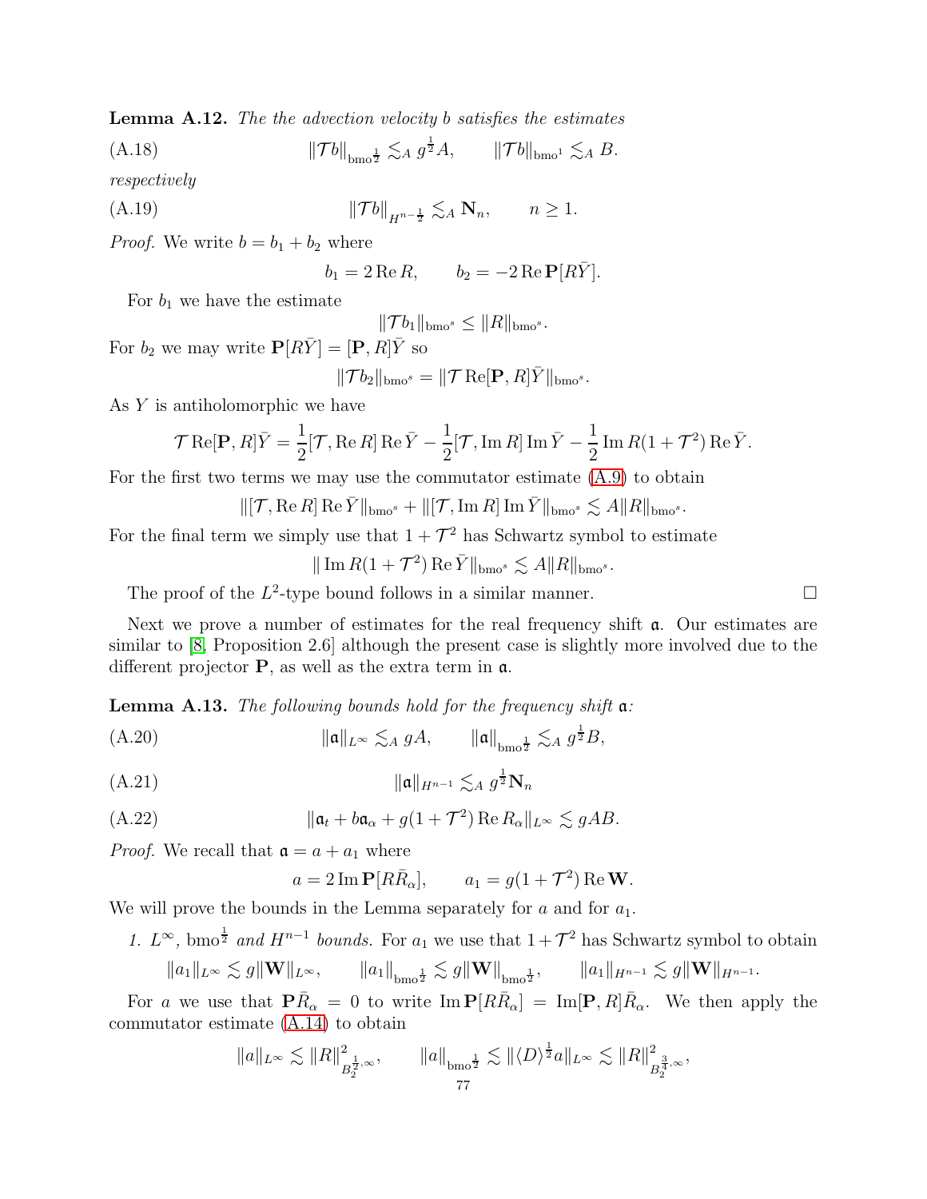**Lemma A.12.** *The the advection velocity $b$ satisfies the estimates*

$$\|\mathcal{T}b\|_{\mathrm{bmo}^{\frac{1}{2}}} \lesssim_A g^{\frac{1}{2}}A, \qquad \|\mathcal{T}b\|_{\mathrm{bmo}^1} \lesssim_A B. \tag{A.18}$$

*respectively*

$$\|\mathcal{T}b\|_{H^{n-\frac{1}{2}}} \lesssim_A \mathbf{N}_n, \qquad n \geq 1. \tag{A.19}$$

*Proof.* We write $b = b_1 + b_2$ where

$$b_1 = 2\operatorname{Re} R, \qquad b_2 = -2\operatorname{Re}\mathbf{P}[R\bar{Y}].$$

For $b_1$ we have the estimate

$$\|\mathcal{T}b_1\|_{\mathrm{bmo}^s} \leq \|R\|_{\mathrm{bmo}^s}.$$

For $b_2$ we may write $\mathbf{P}[R\bar{Y}] = [\mathbf{P}, R]\bar{Y}$ so

$$\|\mathcal{T}b_2\|_{\mathrm{bmo}^s} = \|\mathcal{T}\operatorname{Re}[\mathbf{P}, R]\bar{Y}\|_{\mathrm{bmo}^s}.$$

As $Y$ is antiholomorphic we have

$$\mathcal{T}\operatorname{Re}[\mathbf{P}, R]\bar{Y} = \frac{1}{2}[\mathcal{T}, \operatorname{Re} R]\operatorname{Re}\bar{Y} - \frac{1}{2}[\mathcal{T}, \operatorname{Im} R]\operatorname{Im}\bar{Y} - \frac{1}{2}\operatorname{Im} R(1+\mathcal{T}^2)\operatorname{Re}\bar{Y}.$$

For the first two terms we may use the commutator estimate (A.9) to obtain

$$\|[\mathcal{T}, \operatorname{Re} R]\operatorname{Re}\bar{Y}\|_{\mathrm{bmo}^s} + \|[\mathcal{T}, \operatorname{Im} R]\operatorname{Im}\bar{Y}\|_{\mathrm{bmo}^s} \lesssim A\|R\|_{\mathrm{bmo}^s}.$$

For the final term we simply use that $1+\mathcal{T}^2$ has Schwartz symbol to estimate

$$\|\operatorname{Im} R(1+\mathcal{T}^2)\operatorname{Re}\bar{Y}\|_{\mathrm{bmo}^s} \lesssim A\|R\|_{\mathrm{bmo}^s}.$$

The proof of the $L^2$-type bound follows in a similar manner. □

Next we prove a number of estimates for the real frequency shift $\mathfrak{a}$. Our estimates are similar to [8, Proposition 2.6] although the present case is slightly more involved due to the different projector $\mathbf{P}$, as well as the extra term in $\mathfrak{a}$.

**Lemma A.13.** *The following bounds hold for the frequency shift $\mathfrak{a}$:*

$$\|\mathfrak{a}\|_{L^\infty} \lesssim_A gA, \qquad \|\mathfrak{a}\|_{\mathrm{bmo}^{\frac{1}{2}}} \lesssim_A g^{\frac{1}{2}}B, \tag{A.20}$$

$$\|\mathfrak{a}\|_{H^{n-1}} \lesssim_A g^{\frac{1}{2}}\mathbf{N}_n \tag{A.21}$$

$$\|\mathfrak{a}_t + b\mathfrak{a}_\alpha + g(1+\mathcal{T}^2)\operatorname{Re} R_\alpha\|_{L^\infty} \lesssim gAB. \tag{A.22}$$

*Proof.* We recall that $\mathfrak{a} = a + a_1$ where

$$a = 2\operatorname{Im}\mathbf{P}[R\bar{R}_\alpha], \qquad a_1 = g(1+\mathcal{T}^2)\operatorname{Re}\mathbf{W}.$$

We will prove the bounds in the Lemma separately for $a$ and for $a_1$.

*1. $L^\infty$, $\mathrm{bmo}^{\frac{1}{2}}$ and $H^{n-1}$ bounds.* For $a_1$ we use that $1+\mathcal{T}^2$ has Schwartz symbol to obtain

$$\|a_1\|_{L^\infty} \lesssim g\|\mathbf{W}\|_{L^\infty}, \qquad \|a_1\|_{\mathrm{bmo}^{\frac{1}{2}}} \lesssim g\|\mathbf{W}\|_{\mathrm{bmo}^{\frac{1}{2}}}, \qquad \|a_1\|_{H^{n-1}} \lesssim g\|\mathbf{W}\|_{H^{n-1}}.$$

For $a$ we use that $\mathbf{P}\bar{R}_\alpha = 0$ to write $\operatorname{Im}\mathbf{P}[R\bar{R}_\alpha] = \operatorname{Im}[\mathbf{P}, R]\bar{R}_\alpha$. We then apply the commutator estimate (A.14) to obtain

$$\|a\|_{L^\infty} \lesssim \|R\|^2_{B_2^{\frac{1}{2},\infty}}, \qquad \|a\|_{\mathrm{bmo}^{\frac{1}{2}}} \lesssim \|\langle D\rangle^{\frac{1}{2}}a\|_{L^\infty} \lesssim \|R\|^2_{B_2^{\frac{3}{4},\infty}},$$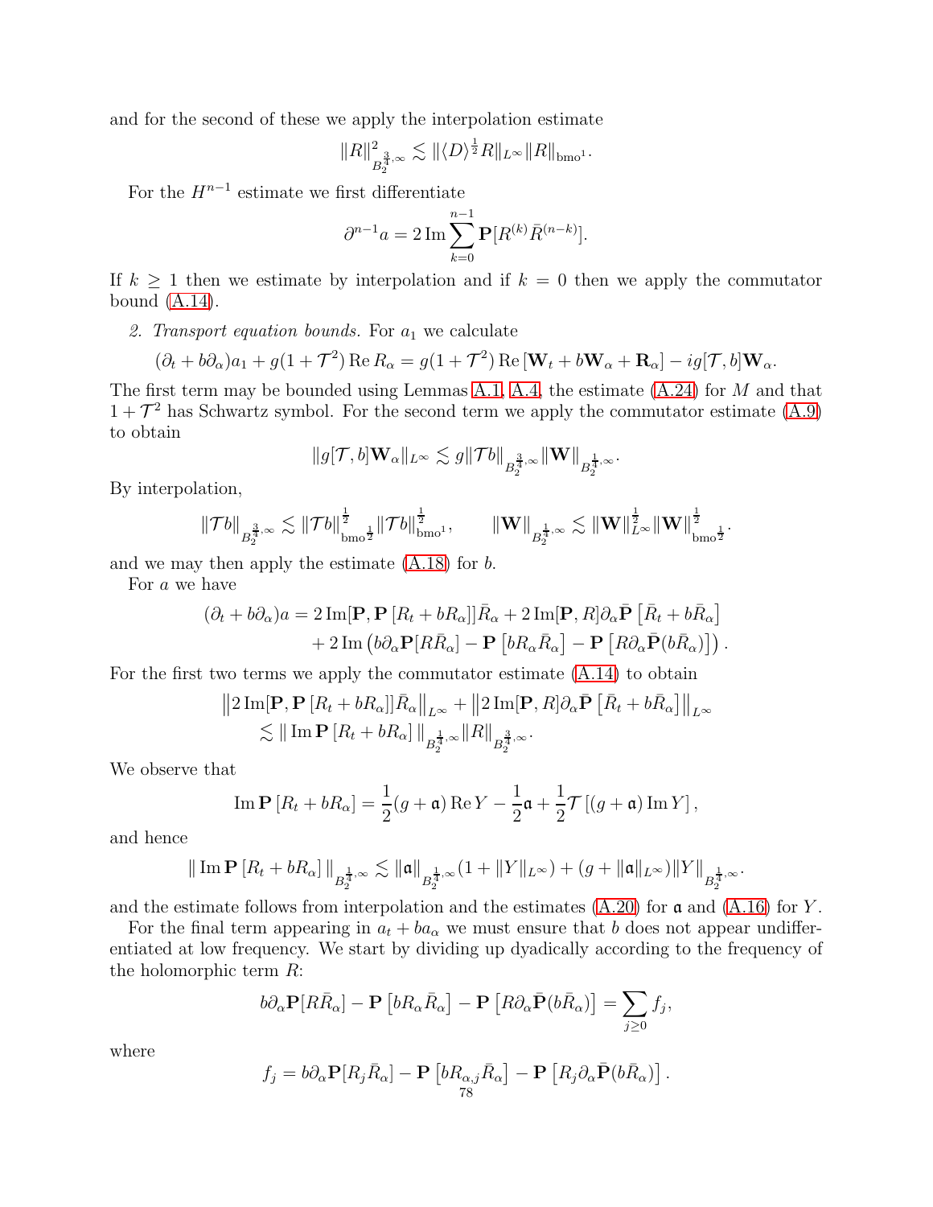and for the second of these we apply the interpolation estimate

$$\|R\|_{B_2^{\frac{3}{4},\infty}}^2 \lesssim \|\langle D\rangle^{\frac{1}{2}} R\|_{L^\infty} \|R\|_{\mathrm{bmo}^1}.$$

For the $H^{n-1}$ estimate we first differentiate

$$\partial^{n-1} a = 2\,\mathrm{Im} \sum_{k=0}^{n-1} \mathbf{P}[R^{(k)} \bar{R}^{(n-k)}].$$

If $k \geq 1$ then we estimate by interpolation and if $k = 0$ then we apply the commutator bound (A.14).

*2. Transport equation bounds.* For $a_1$ we calculate

$$(\partial_t + b\partial_\alpha) a_1 + g(1+\mathcal{T}^2)\,\mathrm{Re}\, R_\alpha = g(1+\mathcal{T}^2)\,\mathrm{Re}\left[\mathbf{W}_t + b\mathbf{W}_\alpha + \mathbf{R}_\alpha\right] - ig[\mathcal{T}, b]\mathbf{W}_\alpha.$$

The first term may be bounded using Lemmas A.1, A.4, the estimate (A.24) for $M$ and that $1+\mathcal{T}^2$ has Schwartz symbol. For the second term we apply the commutator estimate (A.9) to obtain

$$\|g[\mathcal{T}, b]\mathbf{W}_\alpha\|_{L^\infty} \lesssim g\|\mathcal{T} b\|_{B_2^{\frac{3}{4},\infty}} \|\mathbf{W}\|_{B_2^{\frac{1}{4},\infty}}.$$

By interpolation,

$$\|\mathcal{T} b\|_{B_2^{\frac{3}{4},\infty}} \lesssim \|\mathcal{T} b\|_{\mathrm{bmo}^{\frac{1}{2}}}^{\frac{1}{2}} \|\mathcal{T} b\|_{\mathrm{bmo}^1}^{\frac{1}{2}}, \qquad \|\mathbf{W}\|_{B_2^{\frac{1}{4},\infty}} \lesssim \|\mathbf{W}\|_{L^\infty}^{\frac{1}{2}} \|\mathbf{W}\|_{\mathrm{bmo}^{\frac{1}{2}}}^{\frac{1}{2}}.$$

and we may then apply the estimate (A.18) for $b$.

For $a$ we have

$$\begin{aligned}
(\partial_t + b\partial_\alpha) a = {} & 2\,\mathrm{Im}[\mathbf{P}, \mathbf{P}\left[R_t + bR_\alpha\right]]\bar{R}_\alpha + 2\,\mathrm{Im}[\mathbf{P}, R]\partial_\alpha \bar{\mathbf{P}}\left[\bar{R}_t + b\bar{R}_\alpha\right] \\
& + 2\,\mathrm{Im}\left(b\partial_\alpha \mathbf{P}[R\bar{R}_\alpha] - \mathbf{P}\left[bR_\alpha \bar{R}_\alpha\right] - \mathbf{P}\left[R\partial_\alpha \bar{\mathbf{P}}(b\bar{R}_\alpha)\right]\right).
\end{aligned}$$

For the first two terms we apply the commutator estimate (A.14) to obtain

$$\begin{aligned}
&\left\|2\,\mathrm{Im}[\mathbf{P}, \mathbf{P}\left[R_t + bR_\alpha\right]]\bar{R}_\alpha\right\|_{L^\infty} + \left\|2\,\mathrm{Im}[\mathbf{P}, R]\partial_\alpha \bar{\mathbf{P}}\left[\bar{R}_t + b\bar{R}_\alpha\right]\right\|_{L^\infty} \\
&\quad \lesssim \|\,\mathrm{Im}\,\mathbf{P}\left[R_t + bR_\alpha\right]\|_{B_2^{\frac{1}{4},\infty}} \|R\|_{B_2^{\frac{3}{4},\infty}}.
\end{aligned}$$

We observe that

$$\mathrm{Im}\,\mathbf{P}\left[R_t + bR_\alpha\right] = \frac{1}{2}(g + \mathfrak{a})\,\mathrm{Re}\, Y - \frac{1}{2}\mathfrak{a} + \frac{1}{2}\mathcal{T}\left[(g+\mathfrak{a})\,\mathrm{Im}\, Y\right],$$

and hence

$$\|\,\mathrm{Im}\,\mathbf{P}\left[R_t + bR_\alpha\right]\|_{B_2^{\frac{1}{4},\infty}} \lesssim \|\mathfrak{a}\|_{B_2^{\frac{1}{4},\infty}}(1 + \|Y\|_{L^\infty}) + (g + \|\mathfrak{a}\|_{L^\infty})\|Y\|_{B_2^{\frac{1}{4},\infty}}.$$

and the estimate follows from interpolation and the estimates (A.20) for $\mathfrak{a}$ and (A.16) for $Y$.

For the final term appearing in $a_t + ba_\alpha$ we must ensure that $b$ does not appear undifferentiated at low frequency. We start by dividing up dyadically according to the frequency of the holomorphic term $R$:

$$b\partial_\alpha \mathbf{P}[R\bar{R}_\alpha] - \mathbf{P}\left[bR_\alpha \bar{R}_\alpha\right] - \mathbf{P}\left[R\partial_\alpha \bar{\mathbf{P}}(b\bar{R}_\alpha)\right] = \sum_{j\geq 0} f_j,$$

where

$$f_j = b\partial_\alpha \mathbf{P}[R_j \bar{R}_\alpha] - \mathbf{P}\left[bR_{\alpha,j}\bar{R}_\alpha\right] - \mathbf{P}\left[R_j \partial_\alpha \bar{\mathbf{P}}(b\bar{R}_\alpha)\right].$$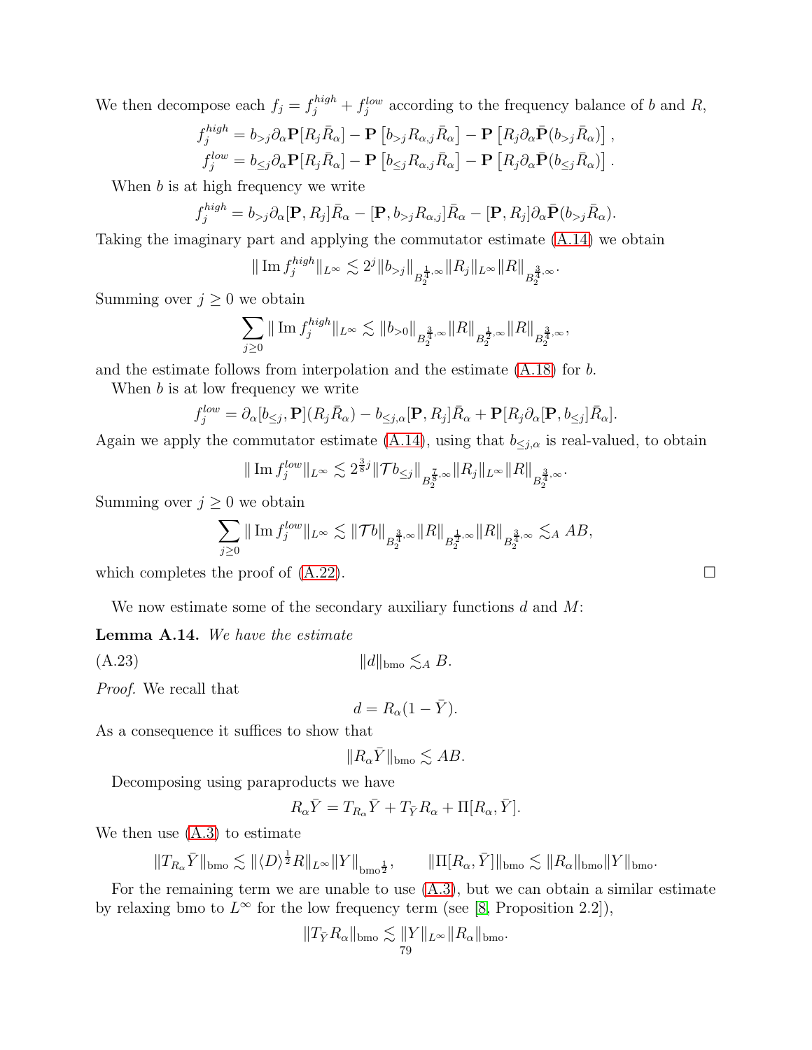We then decompose each $f_j = f_j^{high} + f_j^{low}$ according to the frequency balance of $b$ and $R$,

$$
\begin{aligned}
f_j^{high} &= b_{>j}\partial_\alpha \mathbf{P}[R_j \bar{R}_\alpha] - \mathbf{P}\left[b_{>j} R_{\alpha,j}\bar{R}_\alpha\right] - \mathbf{P}\left[R_j \partial_\alpha \bar{\mathbf{P}}(b_{>j}\bar{R}_\alpha)\right], \\
f_j^{low} &= b_{\leq j}\partial_\alpha \mathbf{P}[R_j \bar{R}_\alpha] - \mathbf{P}\left[b_{\leq j} R_{\alpha,j}\bar{R}_\alpha\right] - \mathbf{P}\left[R_j \partial_\alpha \bar{\mathbf{P}}(b_{\leq j}\bar{R}_\alpha)\right].
\end{aligned}
$$

When $b$ is at high frequency we write

$$
f_j^{high} = b_{>j}\partial_\alpha [\mathbf{P}, R_j]\bar{R}_\alpha - [\mathbf{P}, b_{>j} R_{\alpha,j}]\bar{R}_\alpha - [\mathbf{P}, R_j]\partial_\alpha \bar{\mathbf{P}}(b_{>j}\bar{R}_\alpha).
$$

Taking the imaginary part and applying the commutator estimate (A.14) we obtain

$$
\| \operatorname{Im} f_j^{high} \|_{L^\infty} \lesssim 2^j \|b_{>j}\|_{B_2^{\frac{1}{4},\infty}} \|R_j\|_{L^\infty} \|R\|_{B_2^{\frac{3}{4},\infty}}.
$$

Summing over $j \geq 0$ we obtain

$$
\sum_{j\geq 0} \| \operatorname{Im} f_j^{high} \|_{L^\infty} \lesssim \|b_{>0}\|_{B_2^{\frac{3}{4},\infty}} \|R\|_{B_2^{\frac{1}{2},\infty}} \|R\|_{B_2^{\frac{3}{4},\infty}},
$$

and the estimate follows from interpolation and the estimate (A.18) for $b$.

When $b$ is at low frequency we write

$$
f_j^{low} = \partial_\alpha [b_{\leq j}, \mathbf{P}](R_j \bar{R}_\alpha) - b_{\leq j,\alpha}[\mathbf{P}, R_j]\bar{R}_\alpha + \mathbf{P}[R_j \partial_\alpha [\mathbf{P}, b_{\leq j}]\bar{R}_\alpha].
$$

Again we apply the commutator estimate (A.14), using that $b_{\leq j,\alpha}$ is real-valued, to obtain

$$
\| \operatorname{Im} f_j^{low} \|_{L^\infty} \lesssim 2^{\frac{3}{8}j} \|\mathcal{T} b_{\leq j}\|_{B_2^{\frac{7}{8},\infty}} \|R_j\|_{L^\infty} \|R\|_{B_2^{\frac{3}{4},\infty}}.
$$

Summing over $j \geq 0$ we obtain

$$
\sum_{j\geq 0} \| \operatorname{Im} f_j^{low} \|_{L^\infty} \lesssim \|\mathcal{T} b\|_{B_2^{\frac{3}{4},\infty}} \|R\|_{B_2^{\frac{1}{2},\infty}} \|R\|_{B_2^{\frac{3}{4},\infty}} \lesssim_A AB,
$$

which completes the proof of (A.22). $\square$

We now estimate some of the secondary auxiliary functions $d$ and $M$:

**Lemma A.14.** *We have the estimate*

$$
\|d\|_{\mathrm{bmo}} \lesssim_A B. \tag{A.23}
$$

*Proof.* We recall that

$$
d = R_\alpha (1 - \bar{Y}).
$$

As a consequence it suffices to show that

$$
\|R_\alpha \bar{Y}\|_{\mathrm{bmo}} \lesssim AB.
$$

Decomposing using paraproducts we have

$$
R_\alpha \bar{Y} = T_{R_\alpha}\bar{Y} + T_{\bar{Y}} R_\alpha + \Pi[R_\alpha, \bar{Y}].
$$

We then use (A.3) to estimate

$$
\|T_{R_\alpha}\bar{Y}\|_{\mathrm{bmo}} \lesssim \|\langle D\rangle^{\frac{1}{2}} R\|_{L^\infty} \|Y\|_{\mathrm{bmo}^{\frac{1}{2}}}, \qquad \|\Pi[R_\alpha, \bar{Y}]\|_{\mathrm{bmo}} \lesssim \|R_\alpha\|_{\mathrm{bmo}} \|Y\|_{\mathrm{bmo}}.
$$

For the remaining term we are unable to use (A.3), but we can obtain a similar estimate by relaxing bmo to $L^\infty$ for the low frequency term (see [8, Proposition 2.2]),

$$
\|T_{\bar{Y}} R_\alpha\|_{\mathrm{bmo}} \lesssim \|Y\|_{L^\infty} \|R_\alpha\|_{\mathrm{bmo}}.
$$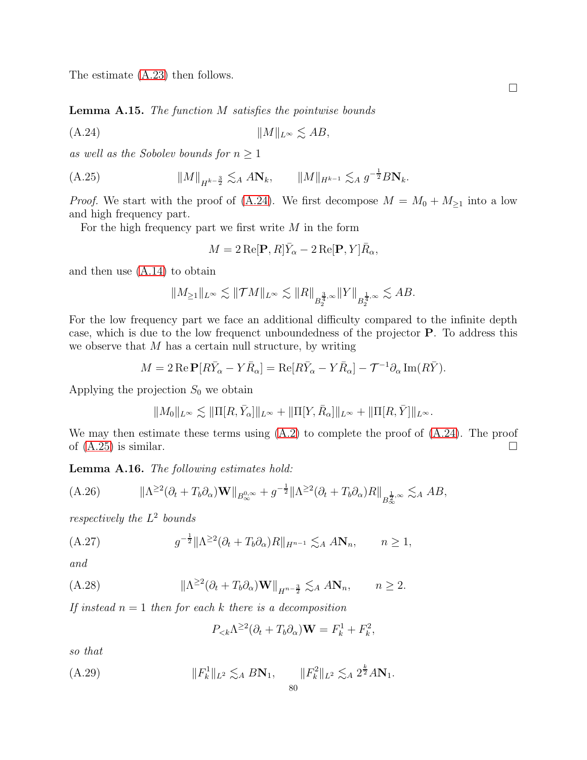The estimate (A.23) then follows.

∎

**Lemma A.15.** *The function $M$ satisfies the pointwise bounds*

$$\|M\|_{L^\infty} \lesssim AB, \tag{A.24}$$

*as well as the Sobolev bounds for $n \geq 1$*

$$\|M\|_{H^{k-\frac{3}{2}}} \lesssim_A A\mathbf{N}_k, \qquad \|M\|_{H^{k-1}} \lesssim_A g^{-\frac{1}{2}} B\mathbf{N}_k. \tag{A.25}$$

*Proof.* We start with the proof of (A.24). We first decompose $M = M_0 + M_{\geq 1}$ into a low and high frequency part.

For the high frequency part we first write $M$ in the form

$$M = 2\operatorname{Re}[\mathbf{P}, R]\bar{Y}_\alpha - 2\operatorname{Re}[\mathbf{P}, Y]\bar{R}_\alpha,$$

and then use (A.14) to obtain

$$\|M_{\geq 1}\|_{L^\infty} \lesssim \|\mathcal{T} M\|_{L^\infty} \lesssim \|R\|_{B_2^{\frac{3}{4},\infty}} \|Y\|_{B_2^{\frac{1}{4},\infty}} \lesssim AB.$$

For the low frequency part we face an additional difficulty compared to the infinite depth case, which is due to the low frequenct unboundedness of the projector $\mathbf{P}$. To address this we observe that $M$ has a certain null structure, by writing

$$M = 2\operatorname{Re}\mathbf{P}[R\bar{Y}_\alpha - Y\bar{R}_\alpha] = \operatorname{Re}[R\bar{Y}_\alpha - Y\bar{R}_\alpha] - \mathcal{T}^{-1}\partial_\alpha \operatorname{Im}(R\bar{Y}).$$

Applying the projection $S_0$ we obtain

$$\|M_0\|_{L^\infty} \lesssim \|\Pi[R, \bar{Y}_\alpha]\|_{L^\infty} + \|\Pi[Y, \bar{R}_\alpha]\|_{L^\infty} + \|\Pi[R, \bar{Y}]\|_{L^\infty}.$$

We may then estimate these terms using (A.2) to complete the proof of (A.24). The proof of (A.25) is similar. ∎

**Lemma A.16.** *The following estimates hold:*

$$\|\Lambda^{\geq 2}(\partial_t + T_b\partial_\alpha)\mathbf{W}\|_{B^{0,\infty}_\infty} + g^{-\frac{1}{2}}\|\Lambda^{\geq 2}(\partial_t + T_b\partial_\alpha)R\|_{B^{\frac{1}{2},\infty}_\infty} \lesssim_A AB, \tag{A.26}$$

*respectively the $L^2$ bounds*

$$g^{-\frac{1}{2}}\|\Lambda^{\geq 2}(\partial_t + T_b\partial_\alpha)R\|_{H^{n-1}} \lesssim_A A\mathbf{N}_n, \qquad n \geq 1, \tag{A.27}$$

*and*

$$\|\Lambda^{\geq 2}(\partial_t + T_b\partial_\alpha)\mathbf{W}\|_{H^{n-\frac{3}{2}}} \lesssim_A A\mathbf{N}_n, \qquad n \geq 2. \tag{A.28}$$

*If instead $n = 1$ then for each $k$ there is a decomposition*

$$P_{<k}\Lambda^{\geq 2}(\partial_t + T_b\partial_\alpha)\mathbf{W} = F^1_k + F^2_k,$$

*so that*

$$\|F^1_k\|_{L^2} \lesssim_A B\mathbf{N}_1, \qquad \|F^2_k\|_{L^2} \lesssim_A 2^{\frac{k}{2}} A\mathbf{N}_1. \tag{A.29}$$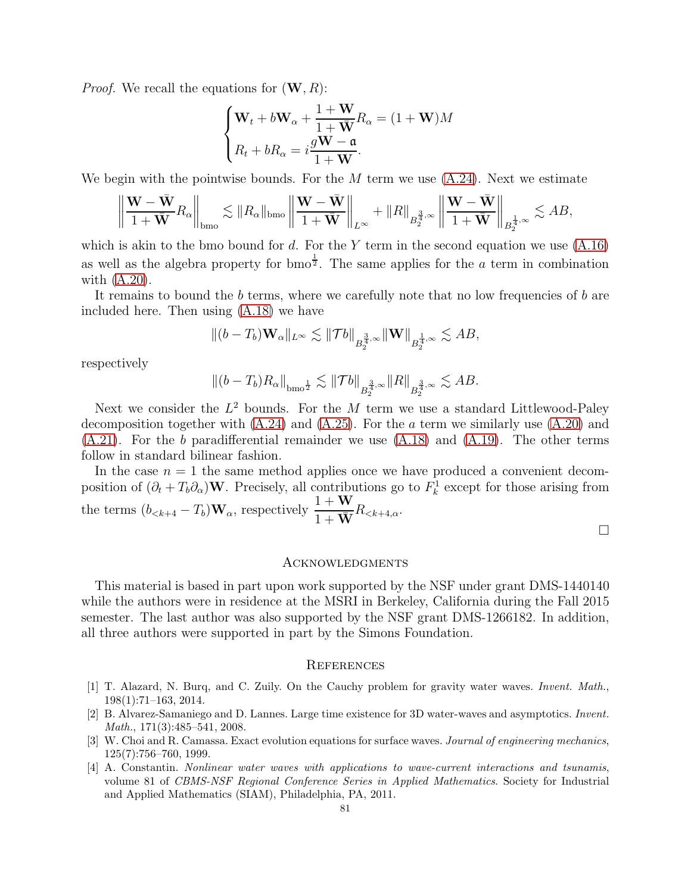*Proof.* We recall the equations for $(\mathbf{W}, R)$:

$$\begin{cases} \mathbf{W}_t + b\mathbf{W}_\alpha + \dfrac{1+\mathbf{W}}{1+\bar{\mathbf{W}}} R_\alpha = (1+\mathbf{W})M \\ R_t + bR_\alpha = i\dfrac{g\mathbf{W} - \mathfrak{a}}{1+\mathbf{W}}. \end{cases}$$

We begin with the pointwise bounds. For the $M$ term we use (A.24). Next we estimate

$$\left\| \frac{\mathbf{W} - \bar{\mathbf{W}}}{1+\bar{\mathbf{W}}} R_\alpha \right\|_{\mathrm{bmo}} \lesssim \|R_\alpha\|_{\mathrm{bmo}} \left\| \frac{\mathbf{W} - \bar{\mathbf{W}}}{1+\bar{\mathbf{W}}} \right\|_{L^\infty} + \|R\|_{B_2^{\frac{3}{4},\infty}} \left\| \frac{\mathbf{W} - \bar{\mathbf{W}}}{1+\bar{\mathbf{W}}} \right\|_{B_2^{\frac{1}{4},\infty}} \lesssim AB,$$

which is akin to the bmo bound for $d$. For the $Y$ term in the second equation we use (A.16) as well as the algebra property for $\mathrm{bmo}^{\frac{1}{2}}$. The same applies for the $a$ term in combination with (A.20).

It remains to bound the $b$ terms, where we carefully note that no low frequencies of $b$ are included here. Then using (A.18) we have

$$\|(b - T_b)\mathbf{W}_\alpha\|_{L^\infty} \lesssim \|\mathcal{T}b\|_{B_2^{\frac{3}{4},\infty}} \|\mathbf{W}\|_{B_2^{\frac{1}{4},\infty}} \lesssim AB,$$

respectively

$$\|(b - T_b)R_\alpha\|_{\mathrm{bmo}^{\frac{1}{2}}} \lesssim \|\mathcal{T}b\|_{B_2^{\frac{3}{4},\infty}} \|R\|_{B_2^{\frac{3}{4},\infty}} \lesssim AB.$$

Next we consider the $L^2$ bounds. For the $M$ term we use a standard Littlewood-Paley decomposition together with (A.24) and (A.25). For the $a$ term we similarly use (A.20) and (A.21). For the $b$ paradifferential remainder we use (A.18) and (A.19). The other terms follow in standard bilinear fashion.

In the case $n = 1$ the same method applies once we have produced a convenient decomposition of $(\partial_t + T_b\partial_\alpha)\mathbf{W}$. Precisely, all contributions go to $F_k^1$ except for those arising from the terms $(b_{<k+4} - T_b)\mathbf{W}_\alpha$, respectively $\dfrac{1+\mathbf{W}}{1+\bar{\mathbf{W}}} R_{<k+4,\alpha}$. □

## Acknowledgments

This material is based in part upon work supported by the NSF under grant DMS-1440140 while the authors were in residence at the MSRI in Berkeley, California during the Fall 2015 semester. The last author was also supported by the NSF grant DMS-1266182. In addition, all three authors were supported in part by the Simons Foundation.

## References

[1] T. Alazard, N. Burq, and C. Zuily. On the Cauchy problem for gravity water waves. *Invent. Math.*, 198(1):71–163, 2014.

[2] B. Alvarez-Samaniego and D. Lannes. Large time existence for 3D water-waves and asymptotics. *Invent. Math.*, 171(3):485–541, 2008.

[3] W. Choi and R. Camassa. Exact evolution equations for surface waves. *Journal of engineering mechanics*, 125(7):756–760, 1999.

[4] A. Constantin. *Nonlinear water waves with applications to wave-current interactions and tsunamis*, volume 81 of *CBMS-NSF Regional Conference Series in Applied Mathematics*. Society for Industrial and Applied Mathematics (SIAM), Philadelphia, PA, 2011.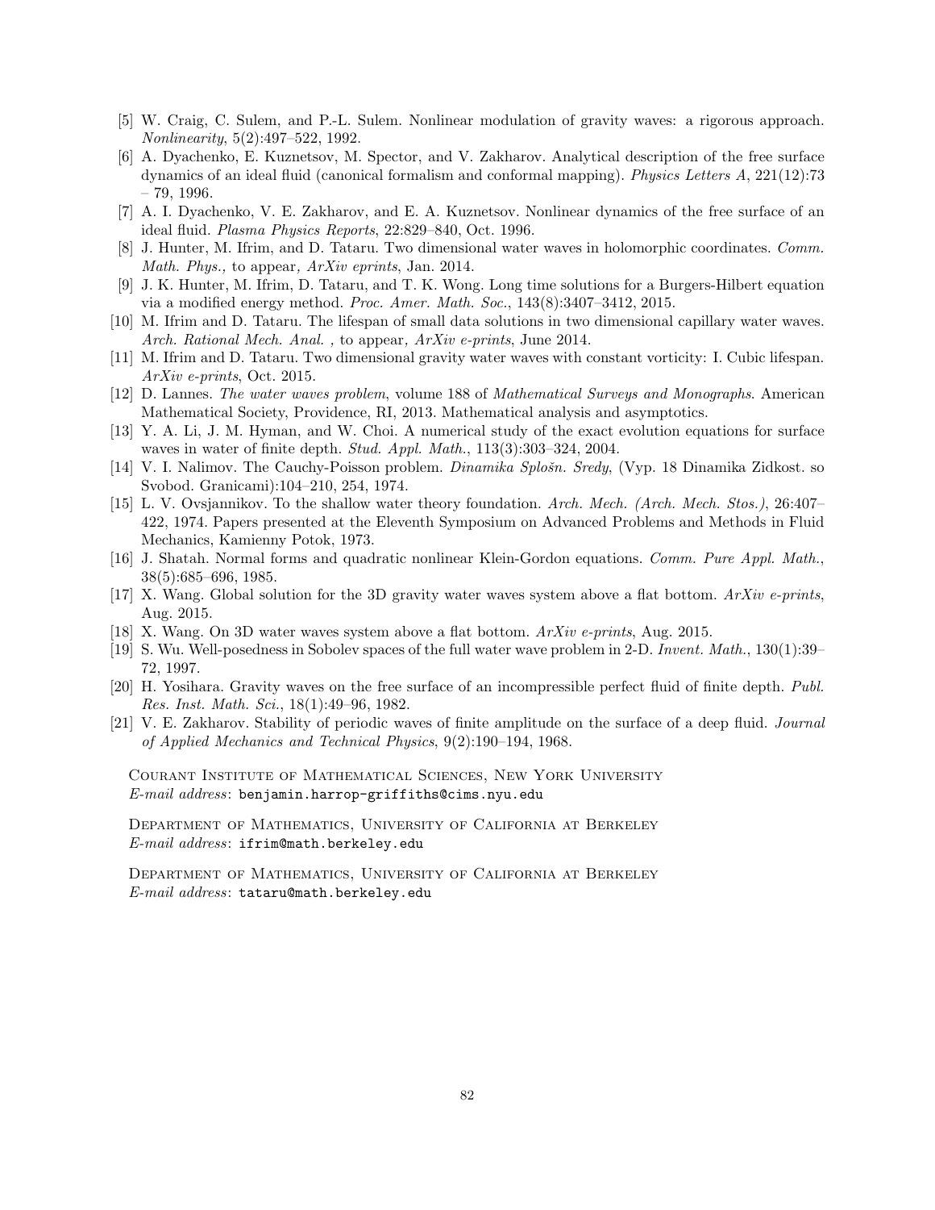[5] W. Craig, C. Sulem, and P.-L. Sulem. Nonlinear modulation of gravity waves: a rigorous approach. *Nonlinearity*, 5(2):497–522, 1992.

[6] A. Dyachenko, E. Kuznetsov, M. Spector, and V. Zakharov. Analytical description of the free surface dynamics of an ideal fluid (canonical formalism and conformal mapping). *Physics Letters A*, 221(12):73 – 79, 1996.

[7] A. I. Dyachenko, V. E. Zakharov, and E. A. Kuznetsov. Nonlinear dynamics of the free surface of an ideal fluid. *Plasma Physics Reports*, 22:829–840, Oct. 1996.

[8] J. Hunter, M. Ifrim, and D. Tataru. Two dimensional water waves in holomorphic coordinates. *Comm. Math. Phys.*, to appear*, ArXiv eprints*, Jan. 2014.

[9] J. K. Hunter, M. Ifrim, D. Tataru, and T. K. Wong. Long time solutions for a Burgers-Hilbert equation via a modified energy method. *Proc. Amer. Math. Soc.*, 143(8):3407–3412, 2015.

[10] M. Ifrim and D. Tataru. The lifespan of small data solutions in two dimensional capillary water waves. *Arch. Rational Mech. Anal.* , to appear*, ArXiv e-prints*, June 2014.

[11] M. Ifrim and D. Tataru. Two dimensional gravity water waves with constant vorticity: I. Cubic lifespan. *ArXiv e-prints*, Oct. 2015.

[12] D. Lannes. *The water waves problem*, volume 188 of *Mathematical Surveys and Monographs*. American Mathematical Society, Providence, RI, 2013. Mathematical analysis and asymptotics.

[13] Y. A. Li, J. M. Hyman, and W. Choi. A numerical study of the exact evolution equations for surface waves in water of finite depth. *Stud. Appl. Math.*, 113(3):303–324, 2004.

[14] V. I. Nalimov. The Cauchy-Poisson problem. *Dinamika Splošn. Sredy*, (Vyp. 18 Dinamika Zidkost. so Svobod. Granicami):104–210, 254, 1974.

[15] L. V. Ovsjannikov. To the shallow water theory foundation. *Arch. Mech. (Arch. Mech. Stos.)*, 26:407–422, 1974. Papers presented at the Eleventh Symposium on Advanced Problems and Methods in Fluid Mechanics, Kamienny Potok, 1973.

[16] J. Shatah. Normal forms and quadratic nonlinear Klein-Gordon equations. *Comm. Pure Appl. Math.*, 38(5):685–696, 1985.

[17] X. Wang. Global solution for the 3D gravity water waves system above a flat bottom. *ArXiv e-prints*, Aug. 2015.

[18] X. Wang. On 3D water waves system above a flat bottom. *ArXiv e-prints*, Aug. 2015.

[19] S. Wu. Well-posedness in Sobolev spaces of the full water wave problem in 2-D. *Invent. Math.*, 130(1):39–72, 1997.

[20] H. Yosihara. Gravity waves on the free surface of an incompressible perfect fluid of finite depth. *Publ. Res. Inst. Math. Sci.*, 18(1):49–96, 1982.

[21] V. E. Zakharov. Stability of periodic waves of finite amplitude on the surface of a deep fluid. *Journal of Applied Mechanics and Technical Physics*, 9(2):190–194, 1968.

Courant Institute of Mathematical Sciences, New York University
*E-mail address*: benjamin.harrop-griffiths@cims.nyu.edu

Department of Mathematics, University of California at Berkeley
*E-mail address*: ifrim@math.berkeley.edu

Department of Mathematics, University of California at Berkeley
*E-mail address*: tataru@math.berkeley.edu